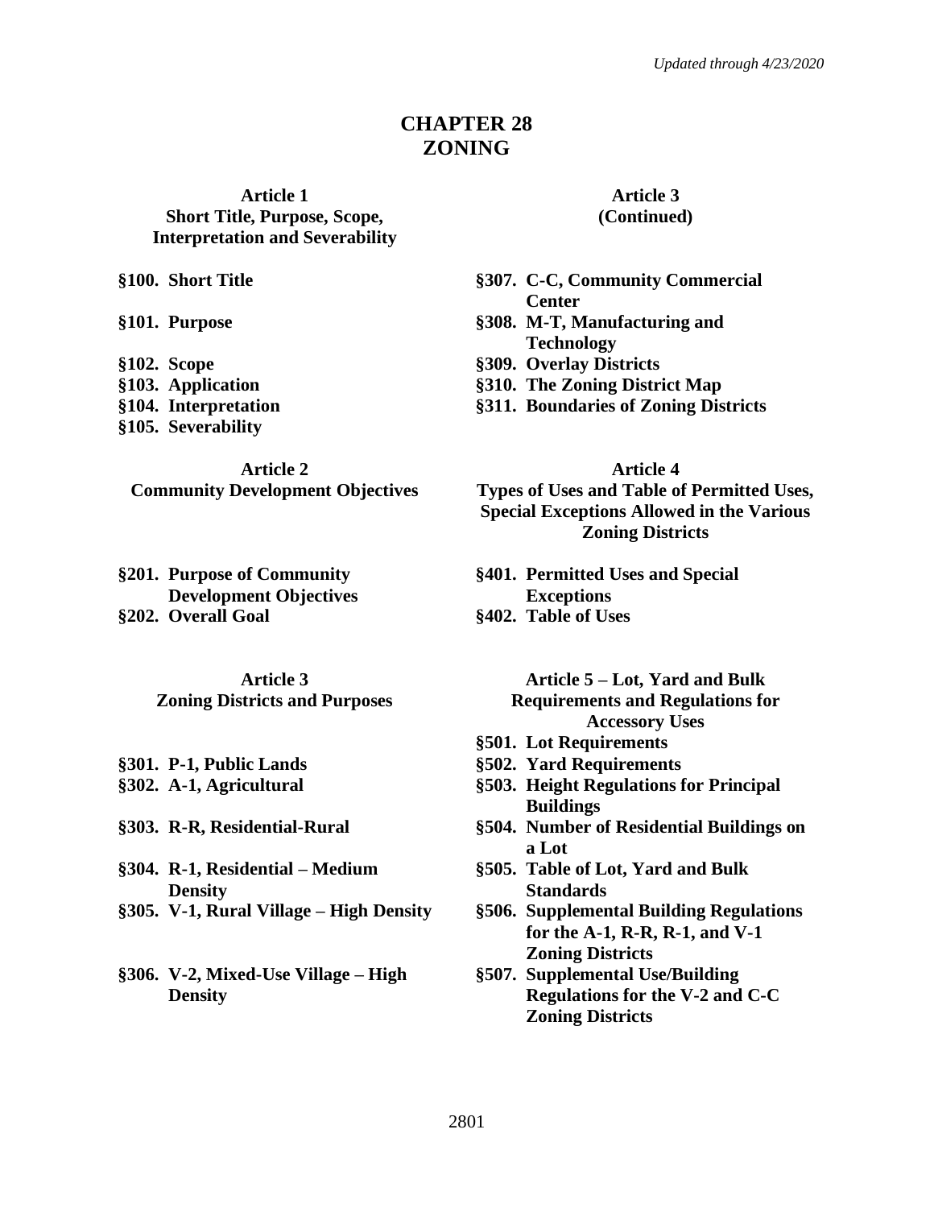*Updated through 4/23/2020*

# CHAPTER 28
# ZONING

**Article 1**
**Short Title, Purpose, Scope, Interpretation and Severability**

**§100. Short Title**

**§101. Purpose**

**§102. Scope**
**§103. Application**
**§104. Interpretation**
**§105. Severability**

**Article 2**
**Community Development Objectives**

**§201. Purpose of Community Development Objectives**
**§202. Overall Goal**

**Article 3**
**Zoning Districts and Purposes**

**§301. P-1, Public Lands**
**§302. A-1, Agricultural**

**§303. R-R, Residential-Rural**

**§304. R-1, Residential – Medium Density**
**§305. V-1, Rural Village – High Density**

**§306. V-2, Mixed-Use Village – High Density**

**Article 3**
**(Continued)**

**§307. C-C, Community Commercial Center**
**§308. M-T, Manufacturing and Technology**
**§309. Overlay Districts**
**§310. The Zoning District Map**
**§311. Boundaries of Zoning Districts**

**Article 4**
**Types of Uses and Table of Permitted Uses, Special Exceptions Allowed in the Various Zoning Districts**

**§401. Permitted Uses and Special Exceptions**
**§402. Table of Uses**

**Article 5 – Lot, Yard and Bulk Requirements and Regulations for Accessory Uses**

**§501. Lot Requirements**
**§502. Yard Requirements**
**§503. Height Regulations for Principal Buildings**
**§504. Number of Residential Buildings on a Lot**
**§505. Table of Lot, Yard and Bulk Standards**
**§506. Supplemental Building Regulations for the A-1, R-R, R-1, and V-1 Zoning Districts**
**§507. Supplemental Use/Building Regulations for the V-2 and C-C Zoning Districts**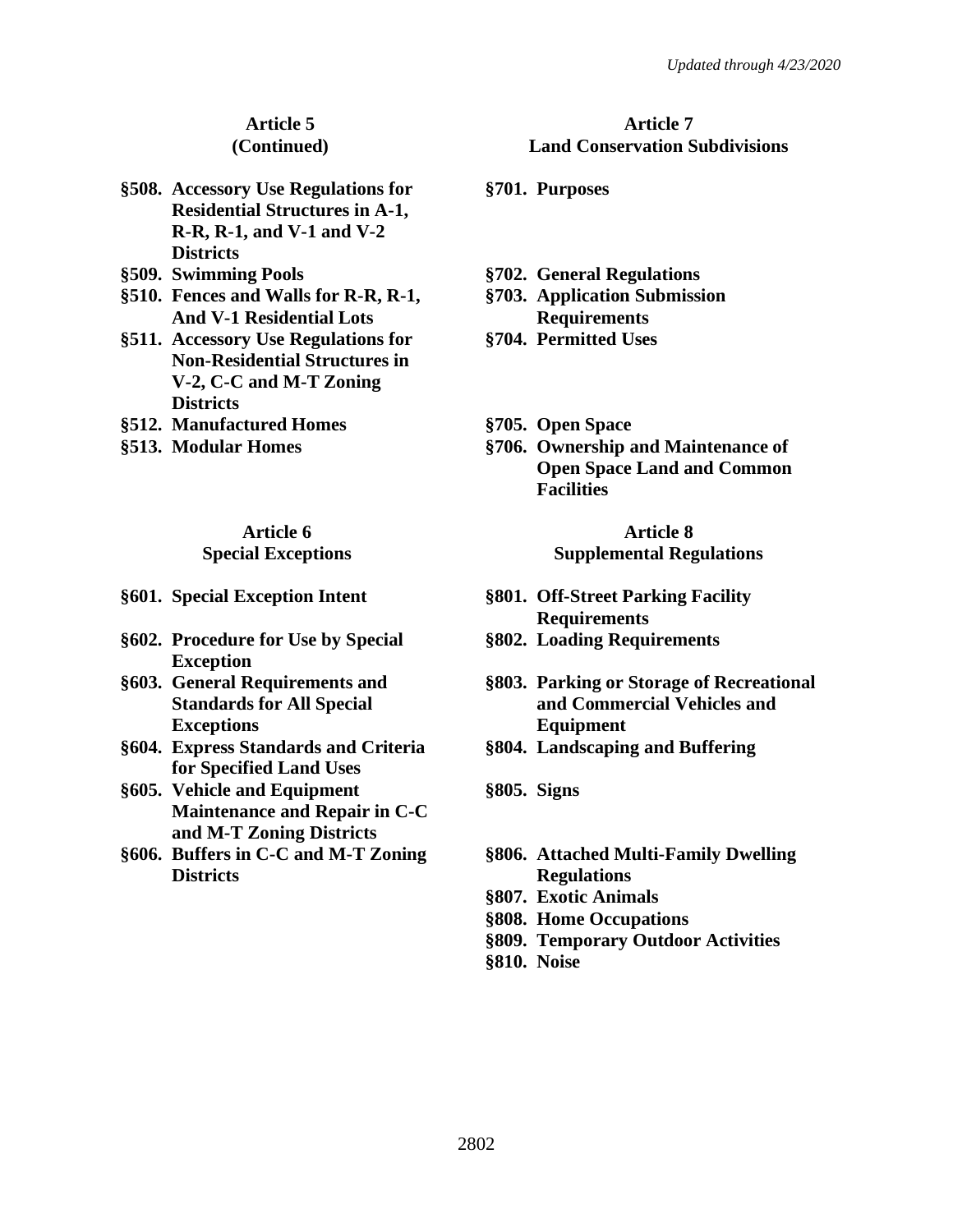## Article 5
## (Continued)

**§508. Accessory Use Regulations for Residential Structures in A-1, R-R, R-1, and V-1 and V-2 Districts**
**§509. Swimming Pools**
**§510. Fences and Walls for R-R, R-1, And V-1 Residential Lots**
**§511. Accessory Use Regulations for Non-Residential Structures in V-2, C-C and M-T Zoning Districts**
**§512. Manufactured Homes**
**§513. Modular Homes**

## Article 6
## Special Exceptions

**§601. Special Exception Intent**
**§602. Procedure for Use by Special Exception**
**§603. General Requirements and Standards for All Special Exceptions**
**§604. Express Standards and Criteria for Specified Land Uses**
**§605. Vehicle and Equipment Maintenance and Repair in C-C and M-T Zoning Districts**
**§606. Buffers in C-C and M-T Zoning Districts**

## Article 7
## Land Conservation Subdivisions

**§701. Purposes**
**§702. General Regulations**
**§703. Application Submission Requirements**
**§704. Permitted Uses**
**§705. Open Space**
**§706. Ownership and Maintenance of Open Space Land and Common Facilities**

## Article 8
## Supplemental Regulations

**§801. Off-Street Parking Facility Requirements**
**§802. Loading Requirements**
**§803. Parking or Storage of Recreational and Commercial Vehicles and Equipment**
**§804. Landscaping and Buffering**
**§805. Signs**
**§806. Attached Multi-Family Dwelling Regulations**
**§807. Exotic Animals**
**§808. Home Occupations**
**§809. Temporary Outdoor Activities**
**§810. Noise**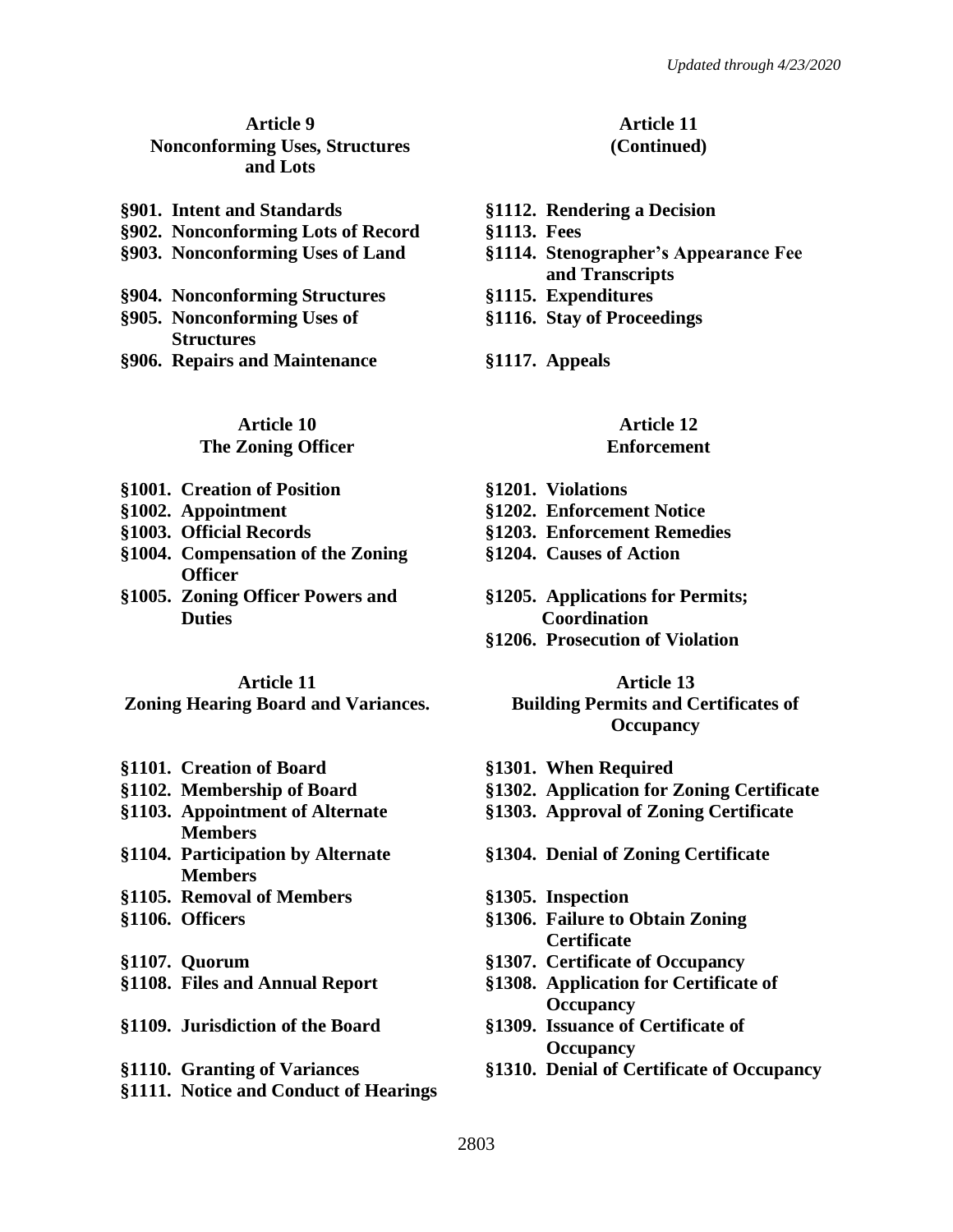**Article 9**
**Nonconforming Uses, Structures and Lots**

- **§901. Intent and Standards**
- **§902. Nonconforming Lots of Record**
- **§903. Nonconforming Uses of Land**
- **§904. Nonconforming Structures**
- **§905. Nonconforming Uses of Structures**
- **§906. Repairs and Maintenance**

**Article 10**
**The Zoning Officer**

- **§1001. Creation of Position**
- **§1002. Appointment**
- **§1003. Official Records**
- **§1004. Compensation of the Zoning Officer**
- **§1005. Zoning Officer Powers and Duties**

**Article 11**
**Zoning Hearing Board and Variances.**

- **§1101. Creation of Board**
- **§1102. Membership of Board**
- **§1103. Appointment of Alternate Members**
- **§1104. Participation by Alternate Members**
- **§1105. Removal of Members**
- **§1106. Officers**
- **§1107. Quorum**
- **§1108. Files and Annual Report**
- **§1109. Jurisdiction of the Board**
- **§1110. Granting of Variances**
- **§1111. Notice and Conduct of Hearings**

**Article 11**
**(Continued)**

- **§1112. Rendering a Decision**
- **§1113. Fees**
- **§1114. Stenographer's Appearance Fee and Transcripts**
- **§1115. Expenditures**
- **§1116. Stay of Proceedings**
- **§1117. Appeals**

**Article 12**
**Enforcement**

- **§1201. Violations**
- **§1202. Enforcement Notice**
- **§1203. Enforcement Remedies**
- **§1204. Causes of Action**
- **§1205. Applications for Permits; Coordination**
- **§1206. Prosecution of Violation**

**Article 13**
**Building Permits and Certificates of Occupancy**

- **§1301. When Required**
- **§1302. Application for Zoning Certificate**
- **§1303. Approval of Zoning Certificate**
- **§1304. Denial of Zoning Certificate**
- **§1305. Inspection**
- **§1306. Failure to Obtain Zoning Certificate**
- **§1307. Certificate of Occupancy**
- **§1308. Application for Certificate of Occupancy**
- **§1309. Issuance of Certificate of Occupancy**
- **§1310. Denial of Certificate of Occupancy**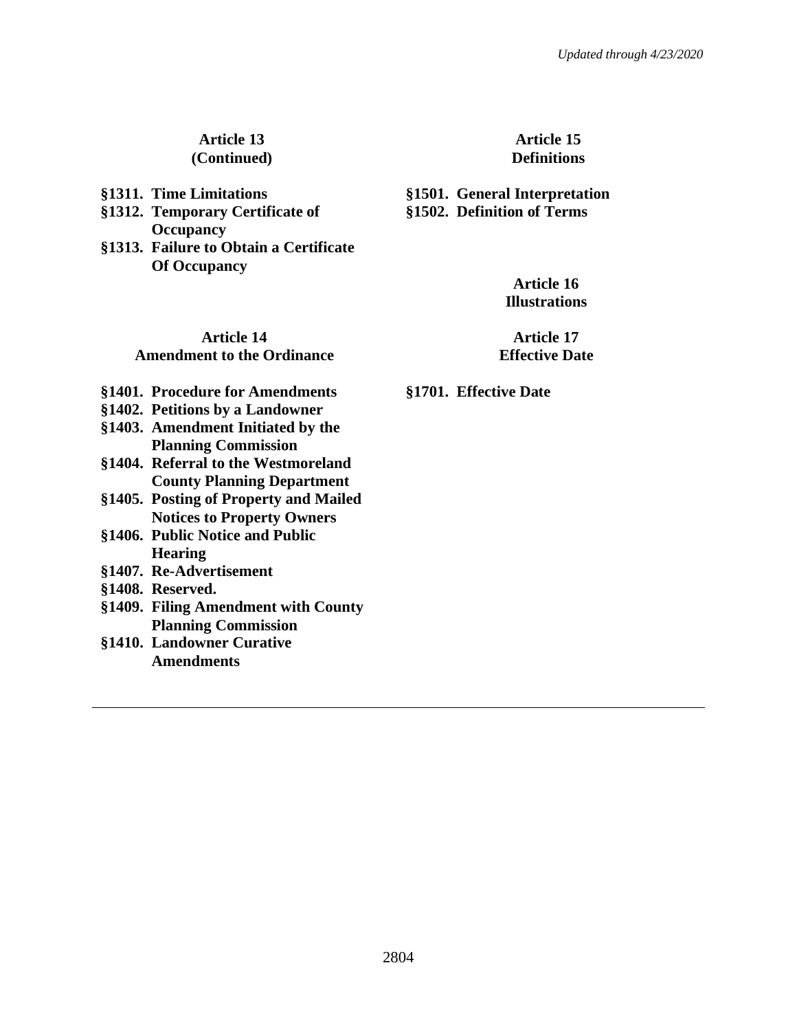**Article 13**
**(Continued)**

**§1311. Time Limitations**
**§1312. Temporary Certificate of Occupancy**
**§1313. Failure to Obtain a Certificate Of Occupancy**

**Article 14**
**Amendment to the Ordinance**

**§1401. Procedure for Amendments**
**§1402. Petitions by a Landowner**
**§1403. Amendment Initiated by the Planning Commission**
**§1404. Referral to the Westmoreland County Planning Department**
**§1405. Posting of Property and Mailed Notices to Property Owners**
**§1406. Public Notice and Public Hearing**
**§1407. Re-Advertisement**
**§1408. Reserved.**
**§1409. Filing Amendment with County Planning Commission**
**§1410. Landowner Curative Amendments**

**Article 15**
**Definitions**

**§1501. General Interpretation**
**§1502. Definition of Terms**

**Article 16**
**Illustrations**

**Article 17**
**Effective Date**

**§1701. Effective Date**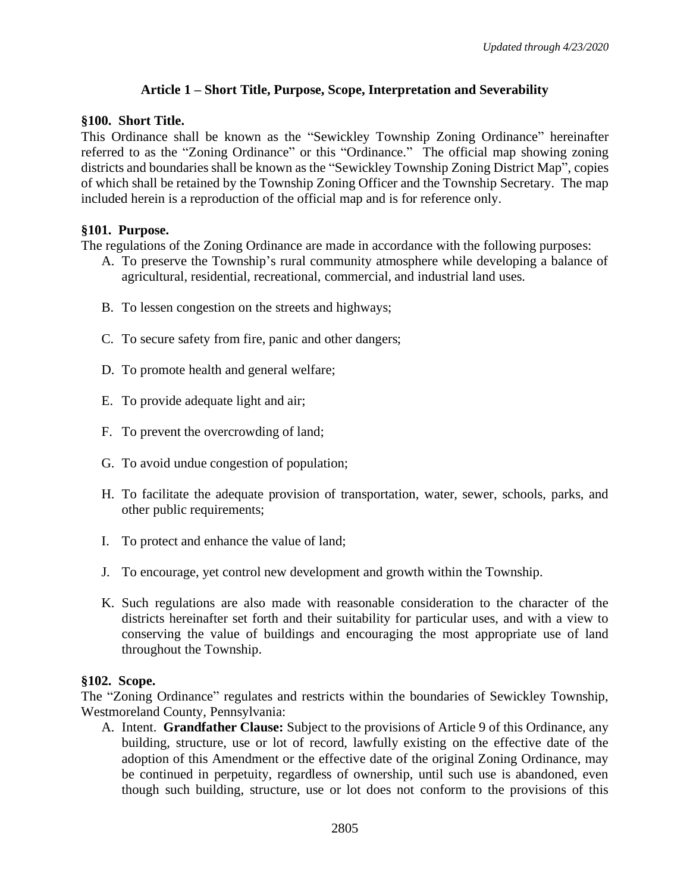## Article 1 – Short Title, Purpose, Scope, Interpretation and Severability

### §100. Short Title.

This Ordinance shall be known as the "Sewickley Township Zoning Ordinance" hereinafter referred to as the "Zoning Ordinance" or this "Ordinance." The official map showing zoning districts and boundaries shall be known as the "Sewickley Township Zoning District Map", copies of which shall be retained by the Township Zoning Officer and the Township Secretary. The map included herein is a reproduction of the official map and is for reference only.

### §101. Purpose.

The regulations of the Zoning Ordinance are made in accordance with the following purposes:

A. To preserve the Township's rural community atmosphere while developing a balance of agricultural, residential, recreational, commercial, and industrial land uses.

B. To lessen congestion on the streets and highways;

C. To secure safety from fire, panic and other dangers;

D. To promote health and general welfare;

E. To provide adequate light and air;

F. To prevent the overcrowding of land;

G. To avoid undue congestion of population;

H. To facilitate the adequate provision of transportation, water, sewer, schools, parks, and other public requirements;

I. To protect and enhance the value of land;

J. To encourage, yet control new development and growth within the Township.

K. Such regulations are also made with reasonable consideration to the character of the districts hereinafter set forth and their suitability for particular uses, and with a view to conserving the value of buildings and encouraging the most appropriate use of land throughout the Township.

### §102. Scope.

The "Zoning Ordinance" regulates and restricts within the boundaries of Sewickley Township, Westmoreland County, Pennsylvania:

A. Intent. **Grandfather Clause:** Subject to the provisions of Article 9 of this Ordinance, any building, structure, use or lot of record, lawfully existing on the effective date of the adoption of this Amendment or the effective date of the original Zoning Ordinance, may be continued in perpetuity, regardless of ownership, until such use is abandoned, even though such building, structure, use or lot does not conform to the provisions of this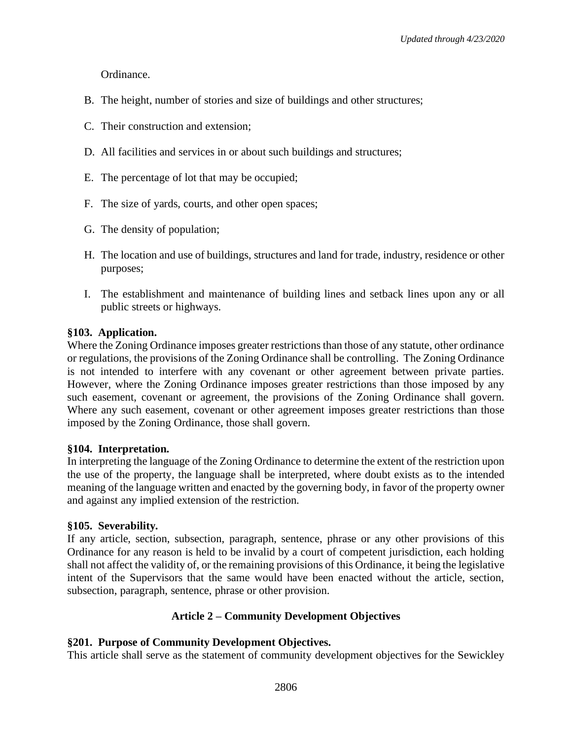Ordinance.

B. The height, number of stories and size of buildings and other structures;

C. Their construction and extension;

D. All facilities and services in or about such buildings and structures;

E. The percentage of lot that may be occupied;

F. The size of yards, courts, and other open spaces;

G. The density of population;

H. The location and use of buildings, structures and land for trade, industry, residence or other purposes;

I. The establishment and maintenance of building lines and setback lines upon any or all public streets or highways.

**§103. Application.**
Where the Zoning Ordinance imposes greater restrictions than those of any statute, other ordinance or regulations, the provisions of the Zoning Ordinance shall be controlling. The Zoning Ordinance is not intended to interfere with any covenant or other agreement between private parties. However, where the Zoning Ordinance imposes greater restrictions than those imposed by any such easement, covenant or agreement, the provisions of the Zoning Ordinance shall govern. Where any such easement, covenant or other agreement imposes greater restrictions than those imposed by the Zoning Ordinance, those shall govern.

**§104. Interpretation.**
In interpreting the language of the Zoning Ordinance to determine the extent of the restriction upon the use of the property, the language shall be interpreted, where doubt exists as to the intended meaning of the language written and enacted by the governing body, in favor of the property owner and against any implied extension of the restriction.

**§105. Severability.**
If any article, section, subsection, paragraph, sentence, phrase or any other provisions of this Ordinance for any reason is held to be invalid by a court of competent jurisdiction, each holding shall not affect the validity of, or the remaining provisions of this Ordinance, it being the legislative intent of the Supervisors that the same would have been enacted without the article, section, subsection, paragraph, sentence, phrase or other provision.

## Article 2 – Community Development Objectives

**§201. Purpose of Community Development Objectives.**
This article shall serve as the statement of community development objectives for the Sewickley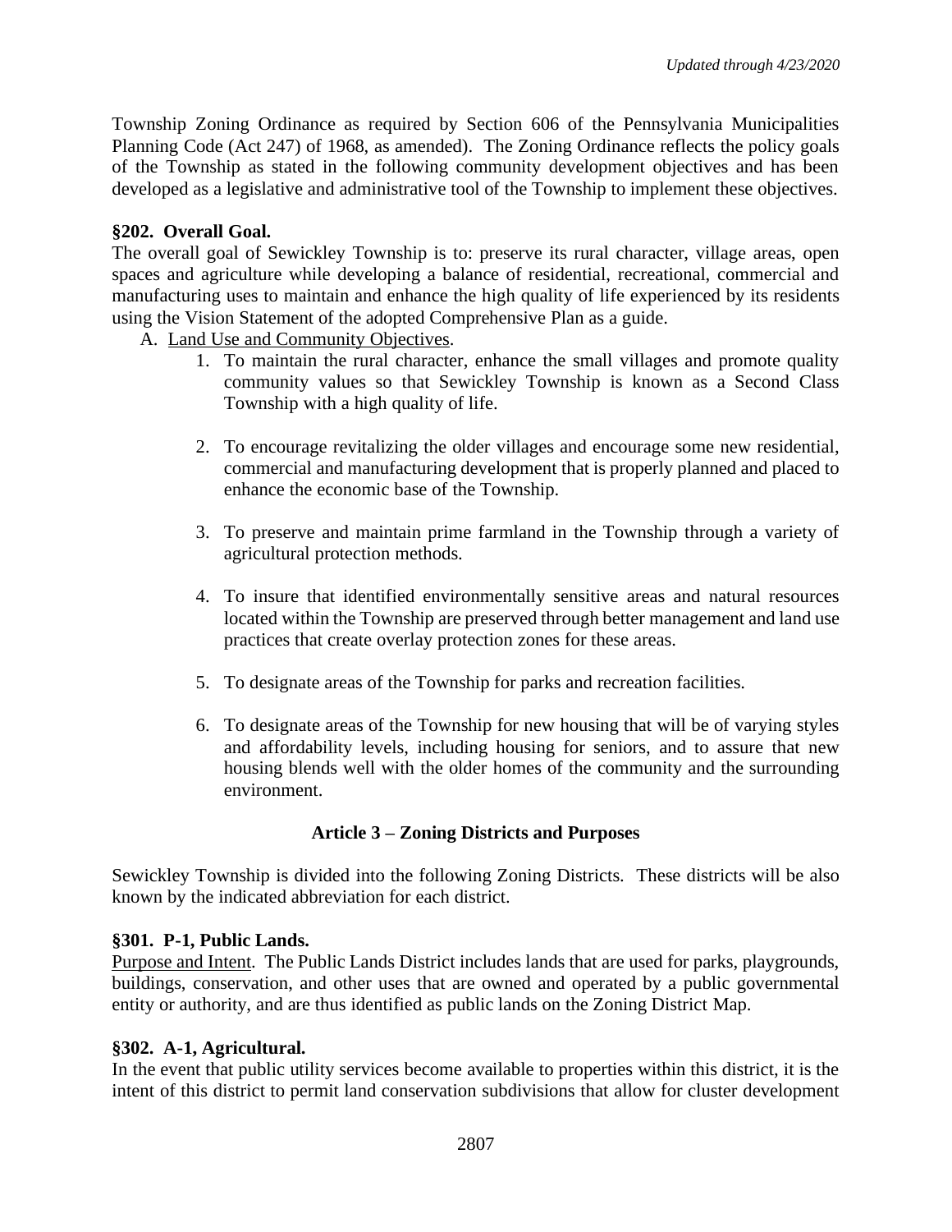Township Zoning Ordinance as required by Section 606 of the Pennsylvania Municipalities Planning Code (Act 247) of 1968, as amended). The Zoning Ordinance reflects the policy goals of the Township as stated in the following community development objectives and has been developed as a legislative and administrative tool of the Township to implement these objectives.

### §202. Overall Goal.

The overall goal of Sewickley Township is to: preserve its rural character, village areas, open spaces and agriculture while developing a balance of residential, recreational, commercial and manufacturing uses to maintain and enhance the high quality of life experienced by its residents using the Vision Statement of the adopted Comprehensive Plan as a guide.

A. Land Use and Community Objectives.

1. To maintain the rural character, enhance the small villages and promote quality community values so that Sewickley Township is known as a Second Class Township with a high quality of life.

2. To encourage revitalizing the older villages and encourage some new residential, commercial and manufacturing development that is properly planned and placed to enhance the economic base of the Township.

3. To preserve and maintain prime farmland in the Township through a variety of agricultural protection methods.

4. To insure that identified environmentally sensitive areas and natural resources located within the Township are preserved through better management and land use practices that create overlay protection zones for these areas.

5. To designate areas of the Township for parks and recreation facilities.

6. To designate areas of the Township for new housing that will be of varying styles and affordability levels, including housing for seniors, and to assure that new housing blends well with the older homes of the community and the surrounding environment.

## Article 3 – Zoning Districts and Purposes

Sewickley Township is divided into the following Zoning Districts. These districts will be also known by the indicated abbreviation for each district.

### §301. P-1, Public Lands.

Purpose and Intent. The Public Lands District includes lands that are used for parks, playgrounds, buildings, conservation, and other uses that are owned and operated by a public governmental entity or authority, and are thus identified as public lands on the Zoning District Map.

### §302. A-1, Agricultural.

In the event that public utility services become available to properties within this district, it is the intent of this district to permit land conservation subdivisions that allow for cluster development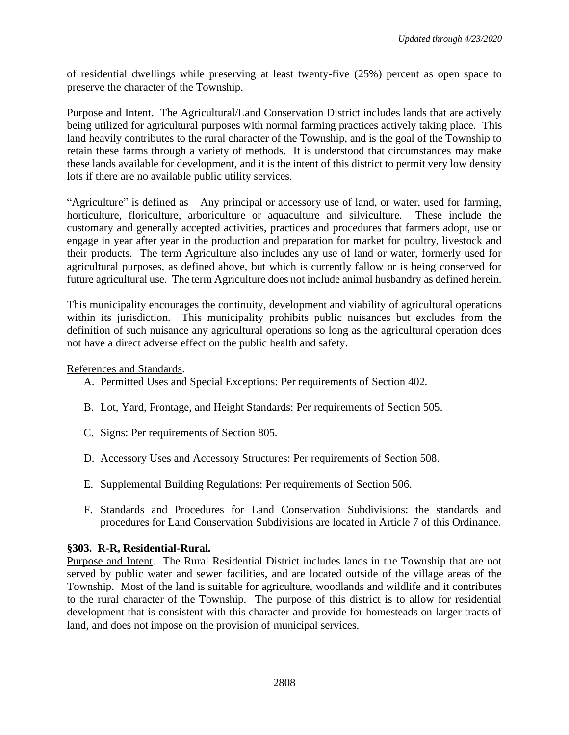of residential dwellings while preserving at least twenty-five (25%) percent as open space to preserve the character of the Township.

Purpose and Intent. The Agricultural/Land Conservation District includes lands that are actively being utilized for agricultural purposes with normal farming practices actively taking place. This land heavily contributes to the rural character of the Township, and is the goal of the Township to retain these farms through a variety of methods. It is understood that circumstances may make these lands available for development, and it is the intent of this district to permit very low density lots if there are no available public utility services.

"Agriculture" is defined as – Any principal or accessory use of land, or water, used for farming, horticulture, floriculture, arboriculture or aquaculture and silviculture. These include the customary and generally accepted activities, practices and procedures that farmers adopt, use or engage in year after year in the production and preparation for market for poultry, livestock and their products. The term Agriculture also includes any use of land or water, formerly used for agricultural purposes, as defined above, but which is currently fallow or is being conserved for future agricultural use. The term Agriculture does not include animal husbandry as defined herein.

This municipality encourages the continuity, development and viability of agricultural operations within its jurisdiction. This municipality prohibits public nuisances but excludes from the definition of such nuisance any agricultural operations so long as the agricultural operation does not have a direct adverse effect on the public health and safety.

References and Standards.

A. Permitted Uses and Special Exceptions: Per requirements of Section 402.

B. Lot, Yard, Frontage, and Height Standards: Per requirements of Section 505.

C. Signs: Per requirements of Section 805.

D. Accessory Uses and Accessory Structures: Per requirements of Section 508.

E. Supplemental Building Regulations: Per requirements of Section 506.

F. Standards and Procedures for Land Conservation Subdivisions: the standards and procedures for Land Conservation Subdivisions are located in Article 7 of this Ordinance.

### §303. R-R, Residential-Rural.

Purpose and Intent. The Rural Residential District includes lands in the Township that are not served by public water and sewer facilities, and are located outside of the village areas of the Township. Most of the land is suitable for agriculture, woodlands and wildlife and it contributes to the rural character of the Township. The purpose of this district is to allow for residential development that is consistent with this character and provide for homesteads on larger tracts of land, and does not impose on the provision of municipal services.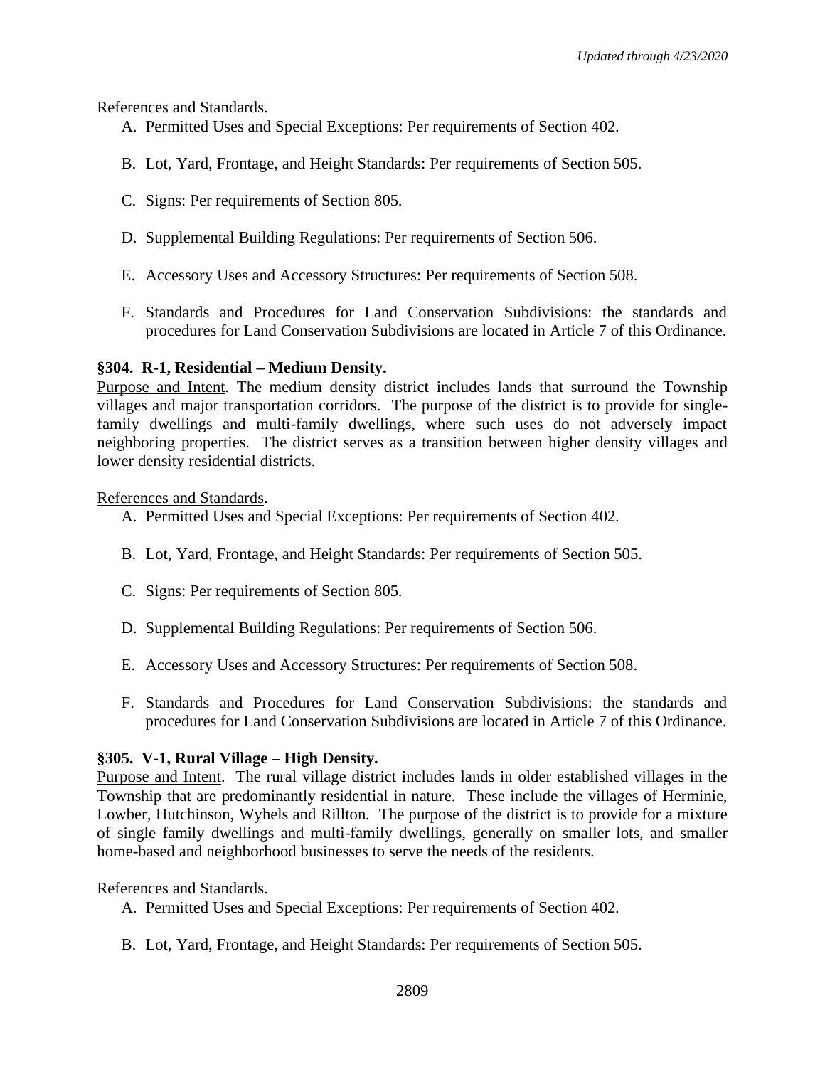References and Standards.

A. Permitted Uses and Special Exceptions: Per requirements of Section 402.

B. Lot, Yard, Frontage, and Height Standards: Per requirements of Section 505.

C. Signs: Per requirements of Section 805.

D. Supplemental Building Regulations: Per requirements of Section 506.

E. Accessory Uses and Accessory Structures: Per requirements of Section 508.

F. Standards and Procedures for Land Conservation Subdivisions: the standards and procedures for Land Conservation Subdivisions are located in Article 7 of this Ordinance.

**§304. R-1, Residential – Medium Density.**

Purpose and Intent. The medium density district includes lands that surround the Township villages and major transportation corridors. The purpose of the district is to provide for single-family dwellings and multi-family dwellings, where such uses do not adversely impact neighboring properties. The district serves as a transition between higher density villages and lower density residential districts.

References and Standards.

A. Permitted Uses and Special Exceptions: Per requirements of Section 402.

B. Lot, Yard, Frontage, and Height Standards: Per requirements of Section 505.

C. Signs: Per requirements of Section 805.

D. Supplemental Building Regulations: Per requirements of Section 506.

E. Accessory Uses and Accessory Structures: Per requirements of Section 508.

F. Standards and Procedures for Land Conservation Subdivisions: the standards and procedures for Land Conservation Subdivisions are located in Article 7 of this Ordinance.

**§305. V-1, Rural Village – High Density.**

Purpose and Intent. The rural village district includes lands in older established villages in the Township that are predominantly residential in nature. These include the villages of Herminie, Lowber, Hutchinson, Wyhels and Rillton. The purpose of the district is to provide for a mixture of single family dwellings and multi-family dwellings, generally on smaller lots, and smaller home-based and neighborhood businesses to serve the needs of the residents.

References and Standards.

A. Permitted Uses and Special Exceptions: Per requirements of Section 402.

B. Lot, Yard, Frontage, and Height Standards: Per requirements of Section 505.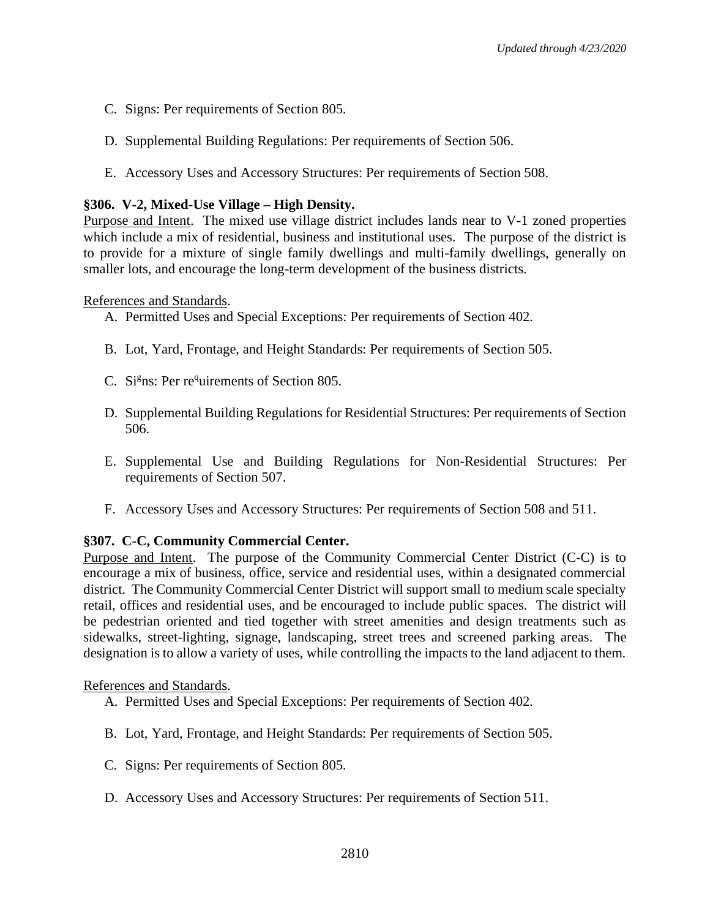C. Signs: Per requirements of Section 805.

D. Supplemental Building Regulations: Per requirements of Section 506.

E. Accessory Uses and Accessory Structures: Per requirements of Section 508.

### §306. V-2, Mixed-Use Village – High Density.

Purpose and Intent. The mixed use village district includes lands near to V-1 zoned properties which include a mix of residential, business and institutional uses. The purpose of the district is to provide for a mixture of single family dwellings and multi-family dwellings, generally on smaller lots, and encourage the long-term development of the business districts.

References and Standards.

A. Permitted Uses and Special Exceptions: Per requirements of Section 402.

B. Lot, Yard, Frontage, and Height Standards: Per requirements of Section 505.

C. Signs: Per requirements of Section 805.

D. Supplemental Building Regulations for Residential Structures: Per requirements of Section 506.

E. Supplemental Use and Building Regulations for Non-Residential Structures: Per requirements of Section 507.

F. Accessory Uses and Accessory Structures: Per requirements of Section 508 and 511.

### §307. C-C, Community Commercial Center.

Purpose and Intent. The purpose of the Community Commercial Center District (C-C) is to encourage a mix of business, office, service and residential uses, within a designated commercial district. The Community Commercial Center District will support small to medium scale specialty retail, offices and residential uses, and be encouraged to include public spaces. The district will be pedestrian oriented and tied together with street amenities and design treatments such as sidewalks, street-lighting, signage, landscaping, street trees and screened parking areas. The designation is to allow a variety of uses, while controlling the impacts to the land adjacent to them.

References and Standards.

A. Permitted Uses and Special Exceptions: Per requirements of Section 402.

B. Lot, Yard, Frontage, and Height Standards: Per requirements of Section 505.

C. Signs: Per requirements of Section 805.

D. Accessory Uses and Accessory Structures: Per requirements of Section 511.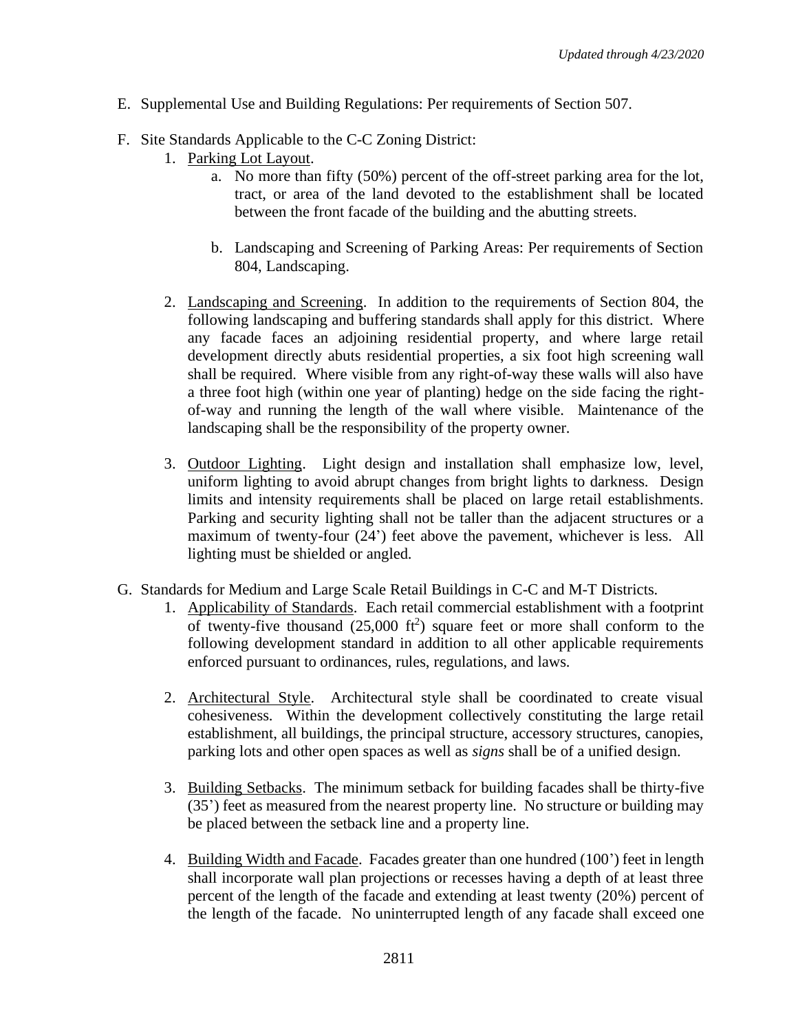E. Supplemental Use and Building Regulations: Per requirements of Section 507.

F. Site Standards Applicable to the C-C Zoning District:

1. Parking Lot Layout.

   a. No more than fifty (50%) percent of the off-street parking area for the lot, tract, or area of the land devoted to the establishment shall be located between the front facade of the building and the abutting streets.

   b. Landscaping and Screening of Parking Areas: Per requirements of Section 804, Landscaping.

2. Landscaping and Screening. In addition to the requirements of Section 804, the following landscaping and buffering standards shall apply for this district. Where any facade faces an adjoining residential property, and where large retail development directly abuts residential properties, a six foot high screening wall shall be required. Where visible from any right-of-way these walls will also have a three foot high (within one year of planting) hedge on the side facing the right-of-way and running the length of the wall where visible. Maintenance of the landscaping shall be the responsibility of the property owner.

3. Outdoor Lighting. Light design and installation shall emphasize low, level, uniform lighting to avoid abrupt changes from bright lights to darkness. Design limits and intensity requirements shall be placed on large retail establishments. Parking and security lighting shall not be taller than the adjacent structures or a maximum of twenty-four (24') feet above the pavement, whichever is less. All lighting must be shielded or angled.

G. Standards for Medium and Large Scale Retail Buildings in C-C and M-T Districts.

1. Applicability of Standards. Each retail commercial establishment with a footprint of twenty-five thousand (25,000 $ft^2$) square feet or more shall conform to the following development standard in addition to all other applicable requirements enforced pursuant to ordinances, rules, regulations, and laws.

2. Architectural Style. Architectural style shall be coordinated to create visual cohesiveness. Within the development collectively constituting the large retail establishment, all buildings, the principal structure, accessory structures, canopies, parking lots and other open spaces as well as *signs* shall be of a unified design.

3. Building Setbacks. The minimum setback for building facades shall be thirty-five (35') feet as measured from the nearest property line. No structure or building may be placed between the setback line and a property line.

4. Building Width and Facade. Facades greater than one hundred (100') feet in length shall incorporate wall plan projections or recesses having a depth of at least three percent of the length of the facade and extending at least twenty (20%) percent of the length of the facade. No uninterrupted length of any facade shall exceed one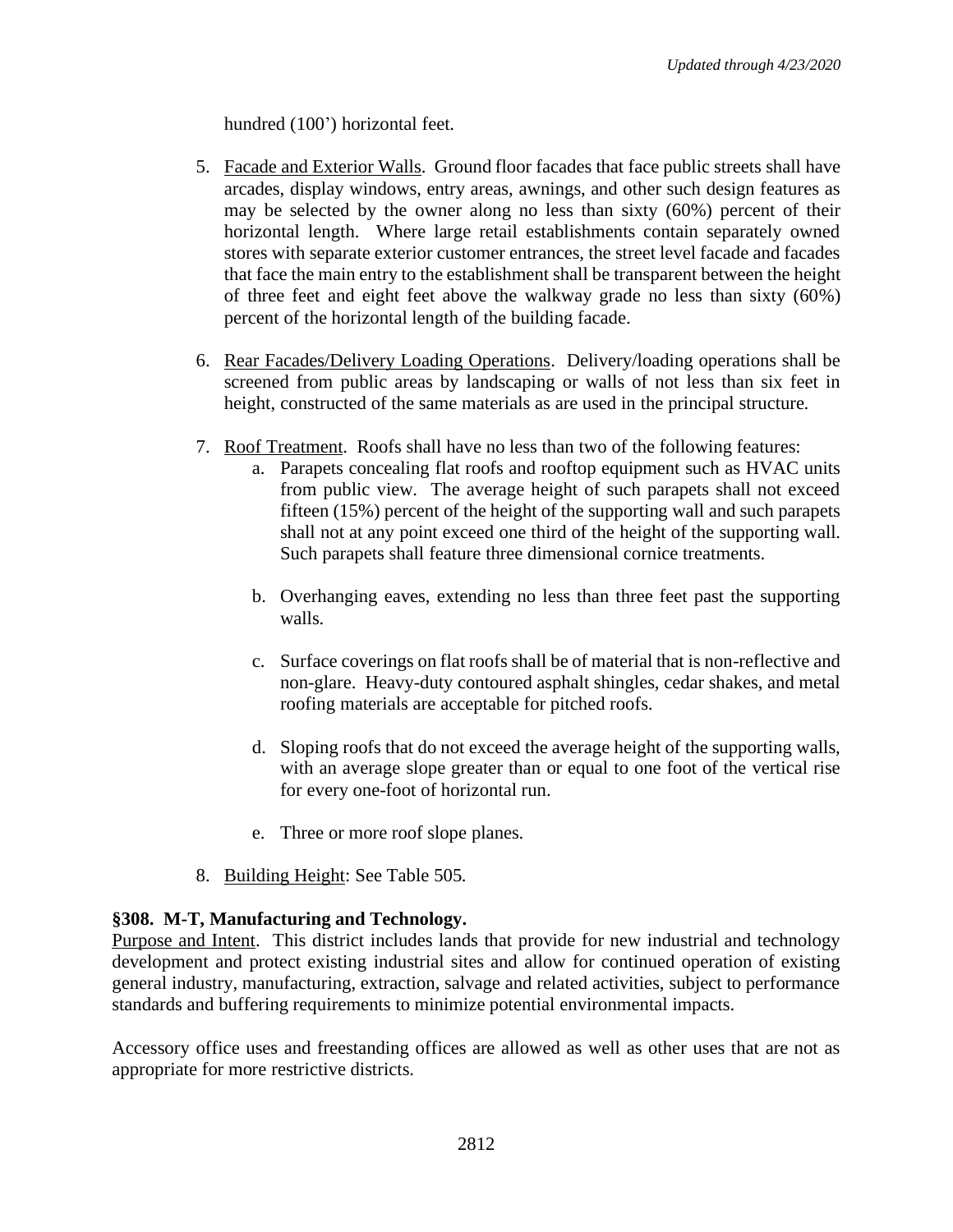hundred (100') horizontal feet.

5. Facade and Exterior Walls. Ground floor facades that face public streets shall have arcades, display windows, entry areas, awnings, and other such design features as may be selected by the owner along no less than sixty (60%) percent of their horizontal length. Where large retail establishments contain separately owned stores with separate exterior customer entrances, the street level facade and facades that face the main entry to the establishment shall be transparent between the height of three feet and eight feet above the walkway grade no less than sixty (60%) percent of the horizontal length of the building facade.

6. Rear Facades/Delivery Loading Operations. Delivery/loading operations shall be screened from public areas by landscaping or walls of not less than six feet in height, constructed of the same materials as are used in the principal structure.

7. Roof Treatment. Roofs shall have no less than two of the following features:
   a. Parapets concealing flat roofs and rooftop equipment such as HVAC units from public view. The average height of such parapets shall not exceed fifteen (15%) percent of the height of the supporting wall and such parapets shall not at any point exceed one third of the height of the supporting wall. Such parapets shall feature three dimensional cornice treatments.

   b. Overhanging eaves, extending no less than three feet past the supporting walls.

   c. Surface coverings on flat roofs shall be of material that is non-reflective and non-glare. Heavy-duty contoured asphalt shingles, cedar shakes, and metal roofing materials are acceptable for pitched roofs.

   d. Sloping roofs that do not exceed the average height of the supporting walls, with an average slope greater than or equal to one foot of the vertical rise for every one-foot of horizontal run.

   e. Three or more roof slope planes.

8. Building Height: See Table 505.

**§308. M-T, Manufacturing and Technology.**

Purpose and Intent. This district includes lands that provide for new industrial and technology development and protect existing industrial sites and allow for continued operation of existing general industry, manufacturing, extraction, salvage and related activities, subject to performance standards and buffering requirements to minimize potential environmental impacts.

Accessory office uses and freestanding offices are allowed as well as other uses that are not as appropriate for more restrictive districts.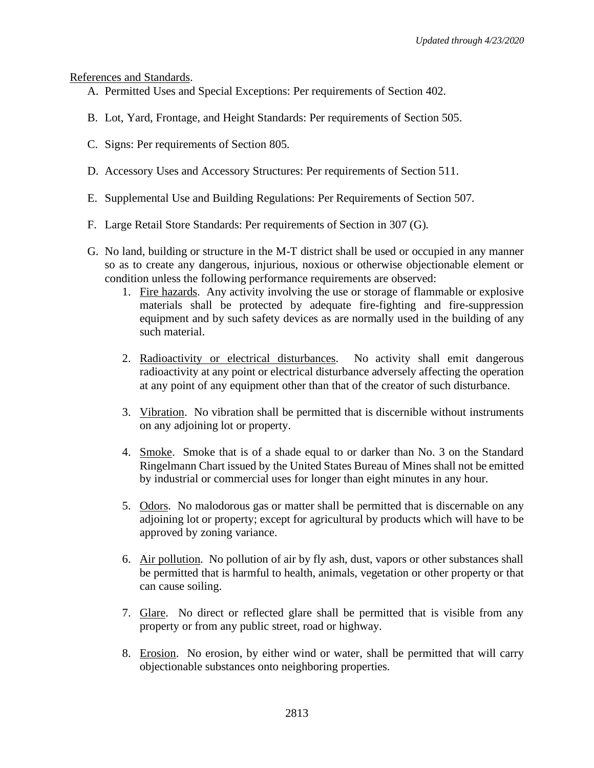References and Standards.

A. Permitted Uses and Special Exceptions: Per requirements of Section 402.

B. Lot, Yard, Frontage, and Height Standards: Per requirements of Section 505.

C. Signs: Per requirements of Section 805.

D. Accessory Uses and Accessory Structures: Per requirements of Section 511.

E. Supplemental Use and Building Regulations: Per Requirements of Section 507.

F. Large Retail Store Standards: Per requirements of Section in 307 (G).

G. No land, building or structure in the M-T district shall be used or occupied in any manner so as to create any dangerous, injurious, noxious or otherwise objectionable element or condition unless the following performance requirements are observed:

   1. Fire hazards. Any activity involving the use or storage of flammable or explosive materials shall be protected by adequate fire-fighting and fire-suppression equipment and by such safety devices as are normally used in the building of any such material.

   2. Radioactivity or electrical disturbances. No activity shall emit dangerous radioactivity at any point or electrical disturbance adversely affecting the operation at any point of any equipment other than that of the creator of such disturbance.

   3. Vibration. No vibration shall be permitted that is discernible without instruments on any adjoining lot or property.

   4. Smoke. Smoke that is of a shade equal to or darker than No. 3 on the Standard Ringelmann Chart issued by the United States Bureau of Mines shall not be emitted by industrial or commercial uses for longer than eight minutes in any hour.

   5. Odors. No malodorous gas or matter shall be permitted that is discernable on any adjoining lot or property; except for agricultural by products which will have to be approved by zoning variance.

   6. Air pollution. No pollution of air by fly ash, dust, vapors or other substances shall be permitted that is harmful to health, animals, vegetation or other property or that can cause soiling.

   7. Glare. No direct or reflected glare shall be permitted that is visible from any property or from any public street, road or highway.

   8. Erosion. No erosion, by either wind or water, shall be permitted that will carry objectionable substances onto neighboring properties.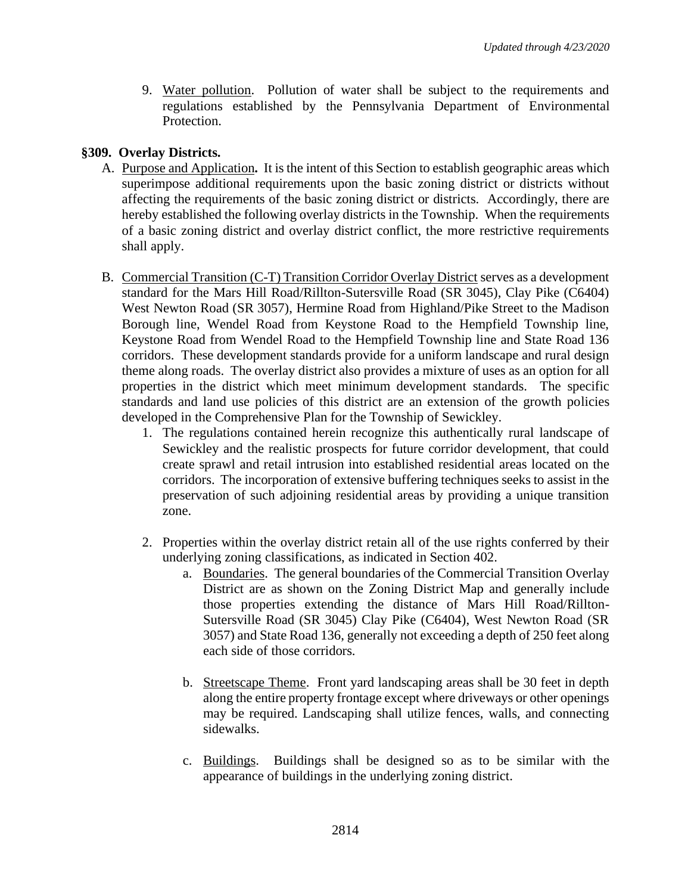9. Water pollution. Pollution of water shall be subject to the requirements and regulations established by the Pennsylvania Department of Environmental Protection.

## §309. Overlay Districts.

A. Purpose and Application**.** It is the intent of this Section to establish geographic areas which superimpose additional requirements upon the basic zoning district or districts without affecting the requirements of the basic zoning district or districts. Accordingly, there are hereby established the following overlay districts in the Township. When the requirements of a basic zoning district and overlay district conflict, the more restrictive requirements shall apply.

B. Commercial Transition (C-T) Transition Corridor Overlay District serves as a development standard for the Mars Hill Road/Rillton-Sutersville Road (SR 3045), Clay Pike (C6404) West Newton Road (SR 3057), Hermine Road from Highland/Pike Street to the Madison Borough line, Wendel Road from Keystone Road to the Hempfield Township line, Keystone Road from Wendel Road to the Hempfield Township line and State Road 136 corridors. These development standards provide for a uniform landscape and rural design theme along roads. The overlay district also provides a mixture of uses as an option for all properties in the district which meet minimum development standards. The specific standards and land use policies of this district are an extension of the growth policies developed in the Comprehensive Plan for the Township of Sewickley.

   1. The regulations contained herein recognize this authentically rural landscape of Sewickley and the realistic prospects for future corridor development, that could create sprawl and retail intrusion into established residential areas located on the corridors. The incorporation of extensive buffering techniques seeks to assist in the preservation of such adjoining residential areas by providing a unique transition zone.

   2. Properties within the overlay district retain all of the use rights conferred by their underlying zoning classifications, as indicated in Section 402.

      a. Boundaries. The general boundaries of the Commercial Transition Overlay District are as shown on the Zoning District Map and generally include those properties extending the distance of Mars Hill Road/Rillton-Sutersville Road (SR 3045) Clay Pike (C6404), West Newton Road (SR 3057) and State Road 136, generally not exceeding a depth of 250 feet along each side of those corridors.

      b. Streetscape Theme. Front yard landscaping areas shall be 30 feet in depth along the entire property frontage except where driveways or other openings may be required. Landscaping shall utilize fences, walls, and connecting sidewalks.

      c. Buildings. Buildings shall be designed so as to be similar with the appearance of buildings in the underlying zoning district.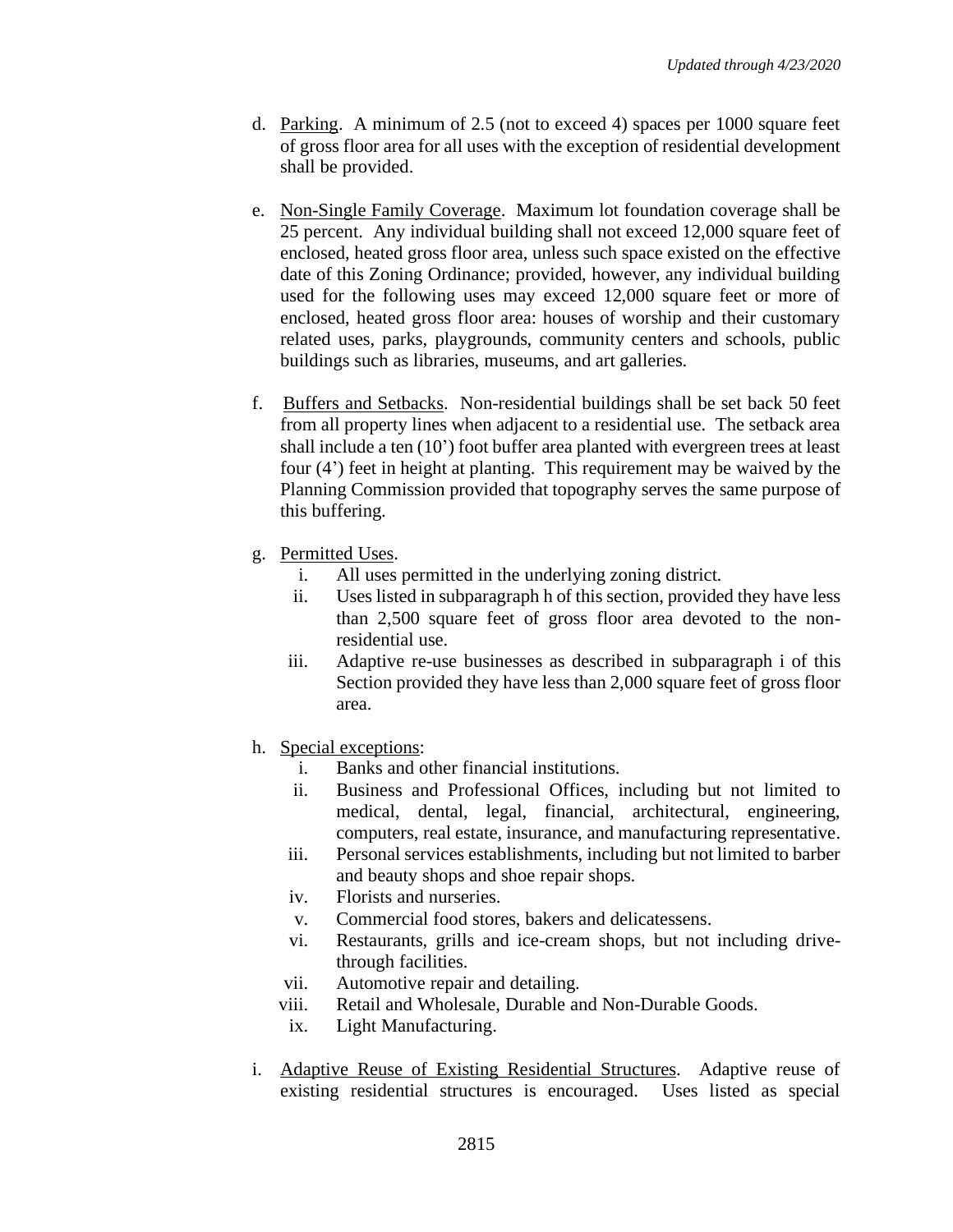d. <u>Parking</u>. A minimum of 2.5 (not to exceed 4) spaces per 1000 square feet of gross floor area for all uses with the exception of residential development shall be provided.

e. <u>Non-Single Family Coverage</u>. Maximum lot foundation coverage shall be 25 percent. Any individual building shall not exceed 12,000 square feet of enclosed, heated gross floor area, unless such space existed on the effective date of this Zoning Ordinance; provided, however, any individual building used for the following uses may exceed 12,000 square feet or more of enclosed, heated gross floor area: houses of worship and their customary related uses, parks, playgrounds, community centers and schools, public buildings such as libraries, museums, and art galleries.

f. <u>Buffers and Setbacks</u>. Non-residential buildings shall be set back 50 feet from all property lines when adjacent to a residential use. The setback area shall include a ten (10') foot buffer area planted with evergreen trees at least four (4') feet in height at planting. This requirement may be waived by the Planning Commission provided that topography serves the same purpose of this buffering.

g. <u>Permitted Uses</u>.
   i. All uses permitted in the underlying zoning district.
   ii. Uses listed in subparagraph h of this section, provided they have less than 2,500 square feet of gross floor area devoted to the non-residential use.
   iii. Adaptive re-use businesses as described in subparagraph i of this Section provided they have less than 2,000 square feet of gross floor area.

h. <u>Special exceptions</u>:
   i. Banks and other financial institutions.
   ii. Business and Professional Offices, including but not limited to medical, dental, legal, financial, architectural, engineering, computers, real estate, insurance, and manufacturing representative.
   iii. Personal services establishments, including but not limited to barber and beauty shops and shoe repair shops.
   iv. Florists and nurseries.
   v. Commercial food stores, bakers and delicatessens.
   vi. Restaurants, grills and ice-cream shops, but not including drive-through facilities.
   vii. Automotive repair and detailing.
   viii. Retail and Wholesale, Durable and Non-Durable Goods.
   ix. Light Manufacturing.

i. <u>Adaptive Reuse of Existing Residential Structures</u>. Adaptive reuse of existing residential structures is encouraged. Uses listed as special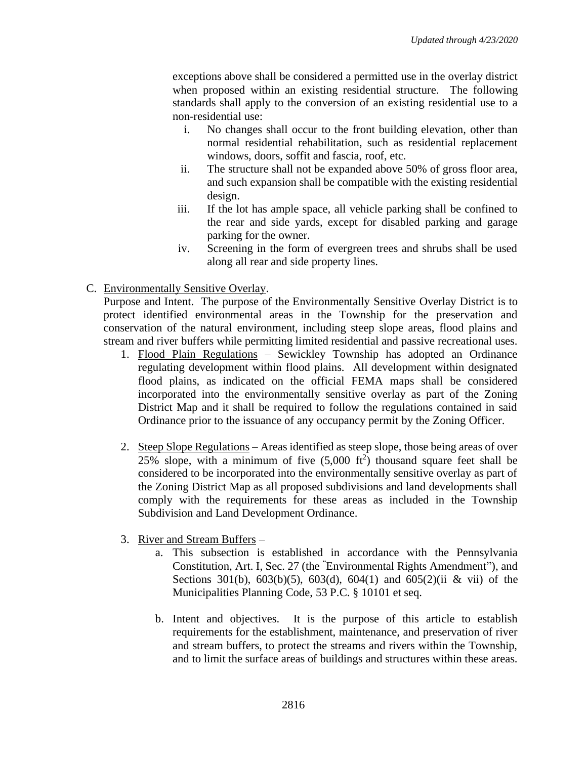exceptions above shall be considered a permitted use in the overlay district when proposed within an existing residential structure. The following standards shall apply to the conversion of an existing residential use to a non-residential use:

i. No changes shall occur to the front building elevation, other than normal residential rehabilitation, such as residential replacement windows, doors, soffit and fascia, roof, etc.
ii. The structure shall not be expanded above 50% of gross floor area, and such expansion shall be compatible with the existing residential design.
iii. If the lot has ample space, all vehicle parking shall be confined to the rear and side yards, except for disabled parking and garage parking for the owner.
iv. Screening in the form of evergreen trees and shrubs shall be used along all rear and side property lines.

C. Environmentally Sensitive Overlay.

Purpose and Intent. The purpose of the Environmentally Sensitive Overlay District is to protect identified environmental areas in the Township for the preservation and conservation of the natural environment, including steep slope areas, flood plains and stream and river buffers while permitting limited residential and passive recreational uses.

1. Flood Plain Regulations – Sewickley Township has adopted an Ordinance regulating development within flood plains. All development within designated flood plains, as indicated on the official FEMA maps shall be considered incorporated into the environmentally sensitive overlay as part of the Zoning District Map and it shall be required to follow the regulations contained in said Ordinance prior to the issuance of any occupancy permit by the Zoning Officer.

2. Steep Slope Regulations – Areas identified as steep slope, those being areas of over 25% slope, with a minimum of five (5,000 $ft^2$) thousand square feet shall be considered to be incorporated into the environmentally sensitive overlay as part of the Zoning District Map as all proposed subdivisions and land developments shall comply with the requirements for these areas as included in the Township Subdivision and Land Development Ordinance.

3. River and Stream Buffers –

   a. This subsection is established in accordance with the Pennsylvania Constitution, Art. I, Sec. 27 (the "Environmental Rights Amendment"), and Sections 301(b), 603(b)(5), 603(d), 604(1) and 605(2)(ii & vii) of the Municipalities Planning Code, 53 P.C. § 10101 et seq.

   b. Intent and objectives. It is the purpose of this article to establish requirements for the establishment, maintenance, and preservation of river and stream buffers, to protect the streams and rivers within the Township, and to limit the surface areas of buildings and structures within these areas.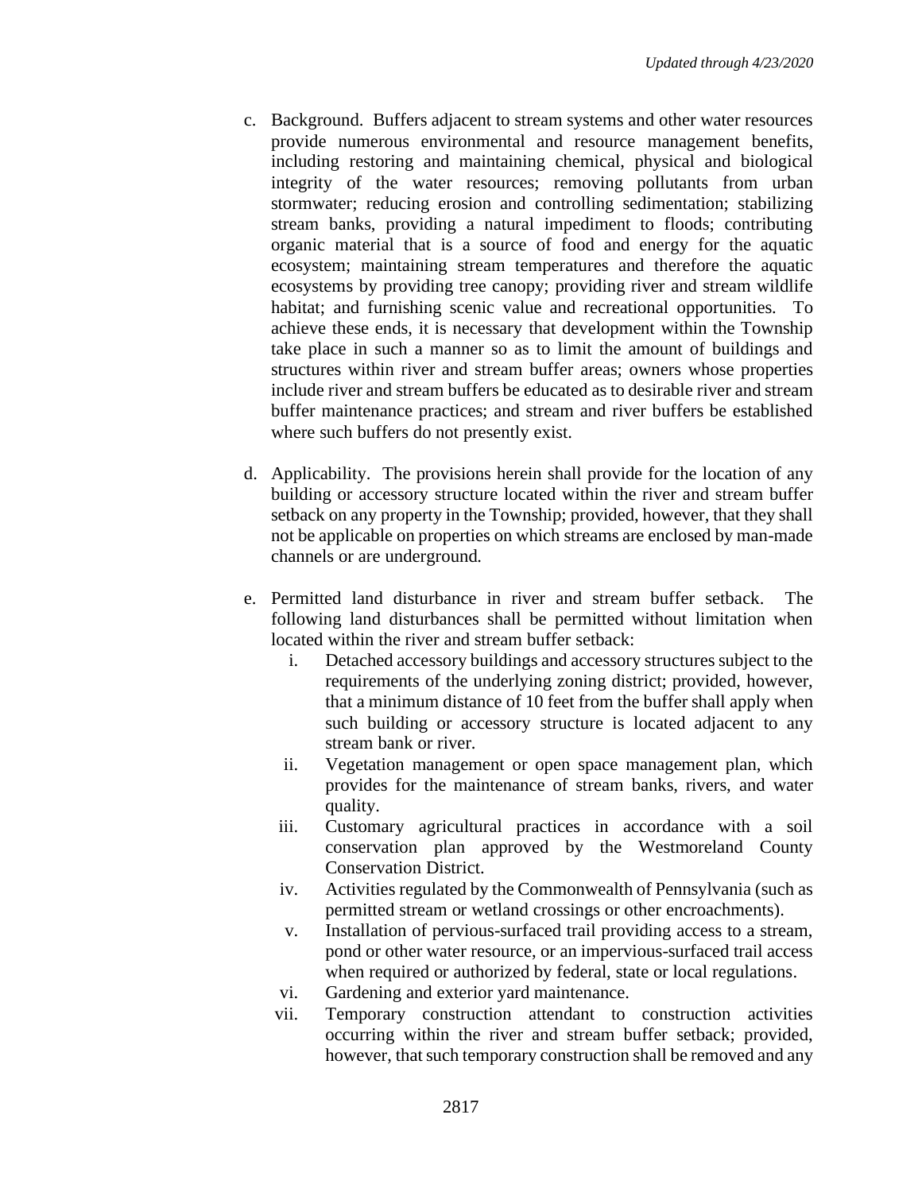c. Background. Buffers adjacent to stream systems and other water resources provide numerous environmental and resource management benefits, including restoring and maintaining chemical, physical and biological integrity of the water resources; removing pollutants from urban stormwater; reducing erosion and controlling sedimentation; stabilizing stream banks, providing a natural impediment to floods; contributing organic material that is a source of food and energy for the aquatic ecosystem; maintaining stream temperatures and therefore the aquatic ecosystems by providing tree canopy; providing river and stream wildlife habitat; and furnishing scenic value and recreational opportunities. To achieve these ends, it is necessary that development within the Township take place in such a manner so as to limit the amount of buildings and structures within river and stream buffer areas; owners whose properties include river and stream buffers be educated as to desirable river and stream buffer maintenance practices; and stream and river buffers be established where such buffers do not presently exist.

d. Applicability. The provisions herein shall provide for the location of any building or accessory structure located within the river and stream buffer setback on any property in the Township; provided, however, that they shall not be applicable on properties on which streams are enclosed by man-made channels or are underground.

e. Permitted land disturbance in river and stream buffer setback. The following land disturbances shall be permitted without limitation when located within the river and stream buffer setback:

   i. Detached accessory buildings and accessory structures subject to the requirements of the underlying zoning district; provided, however, that a minimum distance of 10 feet from the buffer shall apply when such building or accessory structure is located adjacent to any stream bank or river.
   ii. Vegetation management or open space management plan, which provides for the maintenance of stream banks, rivers, and water quality.
   iii. Customary agricultural practices in accordance with a soil conservation plan approved by the Westmoreland County Conservation District.
   iv. Activities regulated by the Commonwealth of Pennsylvania (such as permitted stream or wetland crossings or other encroachments).
   v. Installation of pervious-surfaced trail providing access to a stream, pond or other water resource, or an impervious-surfaced trail access when required or authorized by federal, state or local regulations.
   vi. Gardening and exterior yard maintenance.
   vii. Temporary construction attendant to construction activities occurring within the river and stream buffer setback; provided, however, that such temporary construction shall be removed and any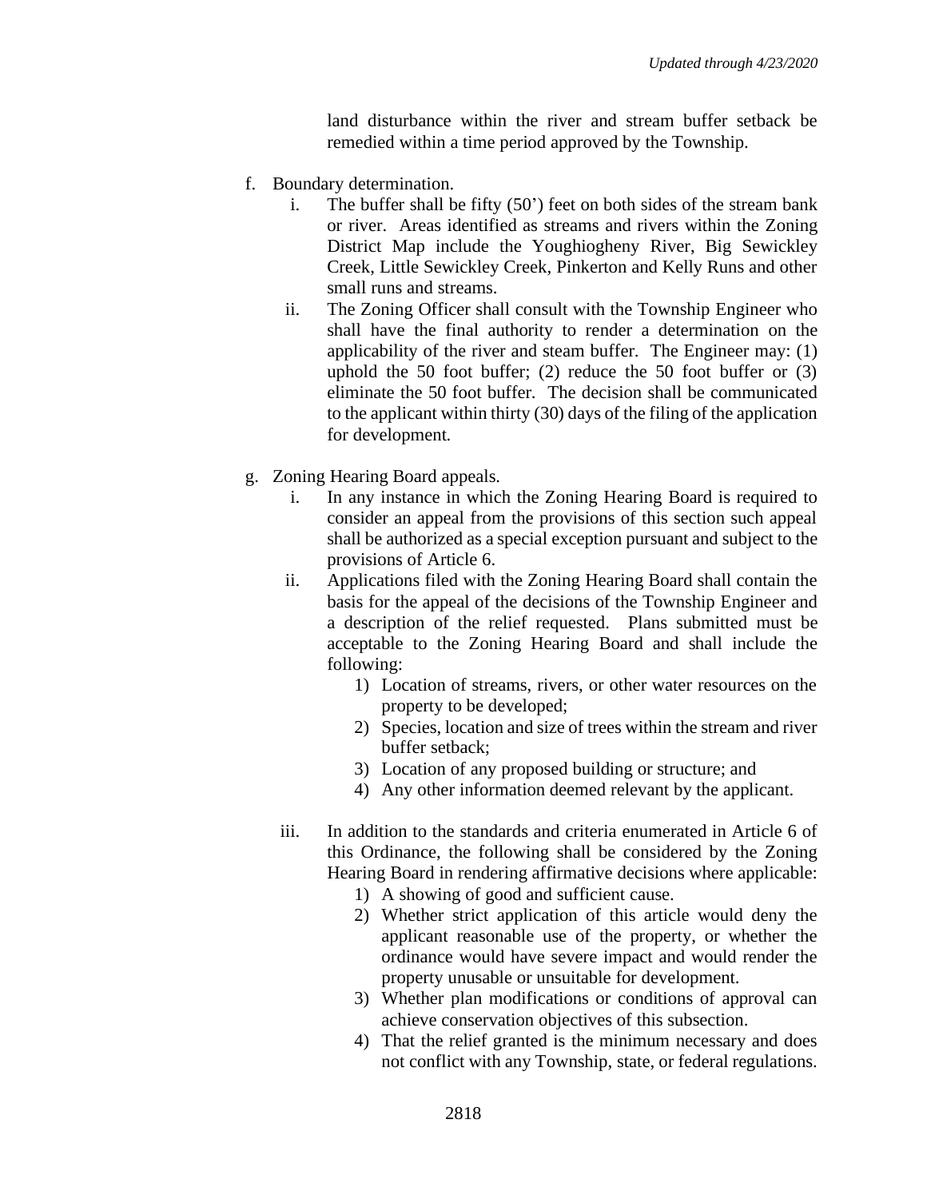land disturbance within the river and stream buffer setback be remedied within a time period approved by the Township.

f. Boundary determination.
   i. The buffer shall be fifty (50') feet on both sides of the stream bank or river. Areas identified as streams and rivers within the Zoning District Map include the Youghiogheny River, Big Sewickley Creek, Little Sewickley Creek, Pinkerton and Kelly Runs and other small runs and streams.
   ii. The Zoning Officer shall consult with the Township Engineer who shall have the final authority to render a determination on the applicability of the river and steam buffer. The Engineer may: (1) uphold the 50 foot buffer; (2) reduce the 50 foot buffer or (3) eliminate the 50 foot buffer. The decision shall be communicated to the applicant within thirty (30) days of the filing of the application for development.

g. Zoning Hearing Board appeals.
   i. In any instance in which the Zoning Hearing Board is required to consider an appeal from the provisions of this section such appeal shall be authorized as a special exception pursuant and subject to the provisions of Article 6.
   ii. Applications filed with the Zoning Hearing Board shall contain the basis for the appeal of the decisions of the Township Engineer and a description of the relief requested. Plans submitted must be acceptable to the Zoning Hearing Board and shall include the following:
      1) Location of streams, rivers, or other water resources on the property to be developed;
      2) Species, location and size of trees within the stream and river buffer setback;
      3) Location of any proposed building or structure; and
      4) Any other information deemed relevant by the applicant.
   iii. In addition to the standards and criteria enumerated in Article 6 of this Ordinance, the following shall be considered by the Zoning Hearing Board in rendering affirmative decisions where applicable:
      1) A showing of good and sufficient cause.
      2) Whether strict application of this article would deny the applicant reasonable use of the property, or whether the ordinance would have severe impact and would render the property unusable or unsuitable for development.
      3) Whether plan modifications or conditions of approval can achieve conservation objectives of this subsection.
      4) That the relief granted is the minimum necessary and does not conflict with any Township, state, or federal regulations.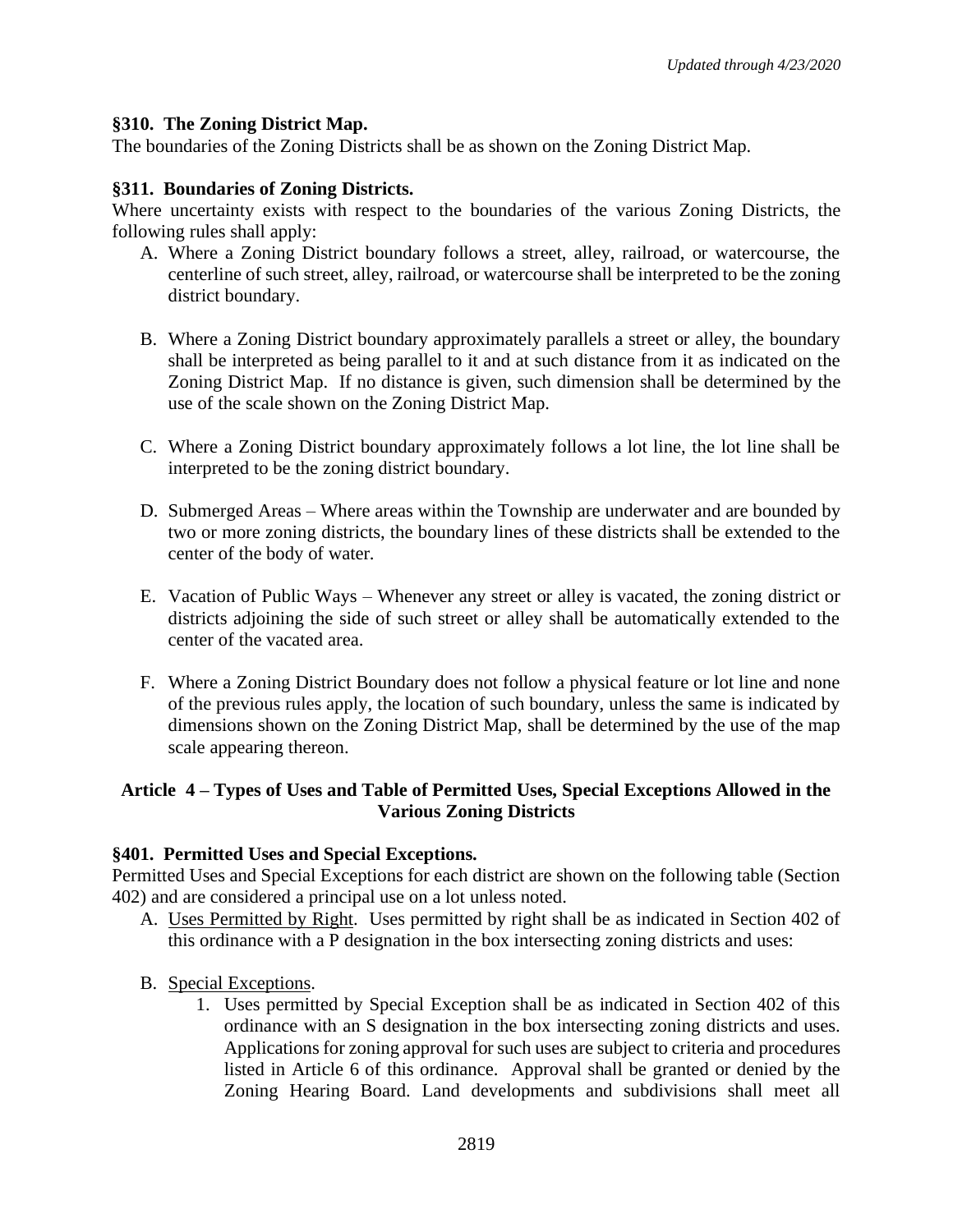### §310. The Zoning District Map.

The boundaries of the Zoning Districts shall be as shown on the Zoning District Map.

### §311. Boundaries of Zoning Districts.

Where uncertainty exists with respect to the boundaries of the various Zoning Districts, the following rules shall apply:

A. Where a Zoning District boundary follows a street, alley, railroad, or watercourse, the centerline of such street, alley, railroad, or watercourse shall be interpreted to be the zoning district boundary.

B. Where a Zoning District boundary approximately parallels a street or alley, the boundary shall be interpreted as being parallel to it and at such distance from it as indicated on the Zoning District Map. If no distance is given, such dimension shall be determined by the use of the scale shown on the Zoning District Map.

C. Where a Zoning District boundary approximately follows a lot line, the lot line shall be interpreted to be the zoning district boundary.

D. Submerged Areas – Where areas within the Township are underwater and are bounded by two or more zoning districts, the boundary lines of these districts shall be extended to the center of the body of water.

E. Vacation of Public Ways – Whenever any street or alley is vacated, the zoning district or districts adjoining the side of such street or alley shall be automatically extended to the center of the vacated area.

F. Where a Zoning District Boundary does not follow a physical feature or lot line and none of the previous rules apply, the location of such boundary, unless the same is indicated by dimensions shown on the Zoning District Map, shall be determined by the use of the map scale appearing thereon.

## Article 4 – Types of Uses and Table of Permitted Uses, Special Exceptions Allowed in the Various Zoning Districts

### §401. Permitted Uses and Special Exceptions.

Permitted Uses and Special Exceptions for each district are shown on the following table (Section 402) and are considered a principal use on a lot unless noted.

A. Uses Permitted by Right. Uses permitted by right shall be as indicated in Section 402 of this ordinance with a P designation in the box intersecting zoning districts and uses:

B. Special Exceptions.

1. Uses permitted by Special Exception shall be as indicated in Section 402 of this ordinance with an S designation in the box intersecting zoning districts and uses. Applications for zoning approval for such uses are subject to criteria and procedures listed in Article 6 of this ordinance. Approval shall be granted or denied by the Zoning Hearing Board. Land developments and subdivisions shall meet all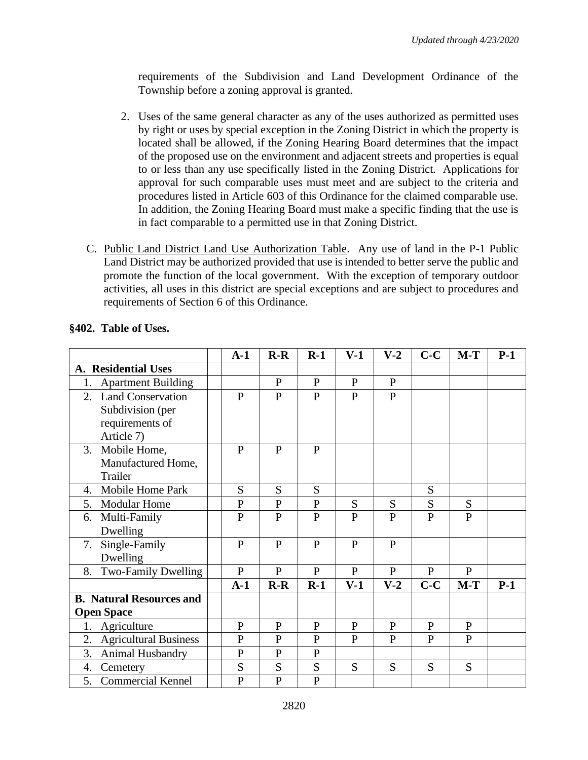requirements of the Subdivision and Land Development Ordinance of the Township before a zoning approval is granted.

2. Uses of the same general character as any of the uses authorized as permitted uses by right or uses by special exception in the Zoning District in which the property is located shall be allowed, if the Zoning Hearing Board determines that the impact of the proposed use on the environment and adjacent streets and properties is equal to or less than any use specifically listed in the Zoning District. Applications for approval for such comparable uses must meet and are subject to the criteria and procedures listed in Article 603 of this Ordinance for the claimed comparable use. In addition, the Zoning Hearing Board must make a specific finding that the use is in fact comparable to a permitted use in that Zoning District.

C. Public Land District Land Use Authorization Table. Any use of land in the P-1 Public Land District may be authorized provided that use is intended to better serve the public and promote the function of the local government. With the exception of temporary outdoor activities, all uses in this district are special exceptions and are subject to procedures and requirements of Section 6 of this Ordinance.

**§402. Table of Uses.**

| | | A-1 | R-R | R-1 | V-1 | V-2 | C-C | M-T | P-1 |
|---|---|---|---|---|---|---|---|---|---|
| **A. Residential Uses** | | | | | | | | | |
| 1. Apartment Building | | | P | P | P | P | | | |
| 2. Land Conservation Subdivision (per requirements of Article 7) | | P | P | P | P | P | | | |
| 3. Mobile Home, Manufactured Home, Trailer | | P | P | P | | | | | |
| 4. Mobile Home Park | | S | S | S | | | S | | |
| 5. Modular Home | | P | P | P | S | S | S | S | |
| 6. Multi-Family Dwelling | | P | P | P | P | P | P | P | |
| 7. Single-Family Dwelling | | P | P | P | P | P | | | |
| 8. Two-Family Dwelling | | P | P | P | P | P | P | P | |
| | | **A-1** | **R-R** | **R-1** | **V-1** | **V-2** | **C-C** | **M-T** | **P-1** |
| **B. Natural Resources and Open Space** | | | | | | | | | |
| 1. Agriculture | | P | P | P | P | P | P | P | |
| 2. Agricultural Business | | P | P | P | P | P | P | P | |
| 3. Animal Husbandry | | P | P | P | | | | | |
| 4. Cemetery | | S | S | S | S | S | S | S | |
| 5. Commercial Kennel | | P | P | P | | | | | |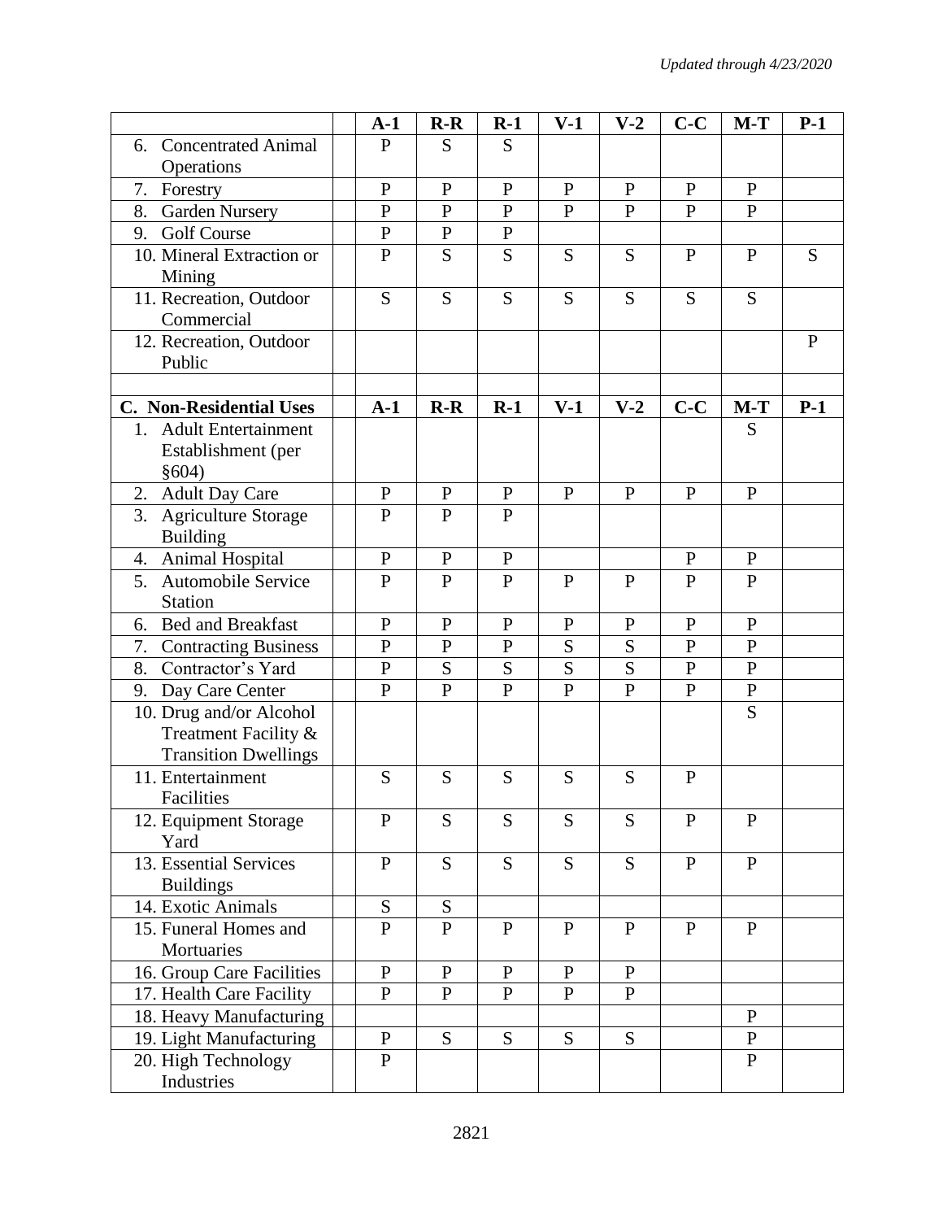*Updated through 4/23/2020*

| | | A-1 | R-R | R-1 | V-1 | V-2 | C-C | M-T | P-1 |
|---|---|---|---|---|---|---|---|---|---|
| 6. Concentrated Animal Operations | | P | S | S | | | | | |
| 7. Forestry | | P | P | P | P | P | P | P | |
| 8. Garden Nursery | | P | P | P | P | P | P | P | |
| 9. Golf Course | | P | P | P | | | | | |
| 10. Mineral Extraction or Mining | | P | S | S | S | S | P | P | S |
| 11. Recreation, Outdoor Commercial | | S | S | S | S | S | S | S | |
| 12. Recreation, Outdoor Public | | | | | | | | | P |
| | | | | | | | | | |
| **C. Non-Residential Uses** | | **A-1** | **R-R** | **R-1** | **V-1** | **V-2** | **C-C** | **M-T** | **P-1** |
| 1. Adult Entertainment Establishment (per §604) | | | | | | | | S | |
| 2. Adult Day Care | | P | P | P | P | P | P | P | |
| 3. Agriculture Storage Building | | P | P | P | | | | | |
| 4. Animal Hospital | | P | P | P | | | P | P | |
| 5. Automobile Service Station | | P | P | P | P | P | P | P | |
| 6. Bed and Breakfast | | P | P | P | P | P | P | P | |
| 7. Contracting Business | | P | P | P | S | S | P | P | |
| 8. Contractor's Yard | | P | S | S | S | S | P | P | |
| 9. Day Care Center | | P | P | P | P | P | P | P | |
| 10. Drug and/or Alcohol Treatment Facility & Transition Dwellings | | | | | | | | S | |
| 11. Entertainment Facilities | | S | S | S | S | S | P | | |
| 12. Equipment Storage Yard | | P | S | S | S | S | P | P | |
| 13. Essential Services Buildings | | P | S | S | S | S | P | P | |
| 14. Exotic Animals | | S | S | | | | | | |
| 15. Funeral Homes and Mortuaries | | P | P | P | P | P | P | P | |
| 16. Group Care Facilities | | P | P | P | P | P | | | |
| 17. Health Care Facility | | P | P | P | P | P | | | |
| 18. Heavy Manufacturing | | | | | | | | P | |
| 19. Light Manufacturing | | P | S | S | S | S | | P | |
| 20. High Technology Industries | | P | | | | | | P | |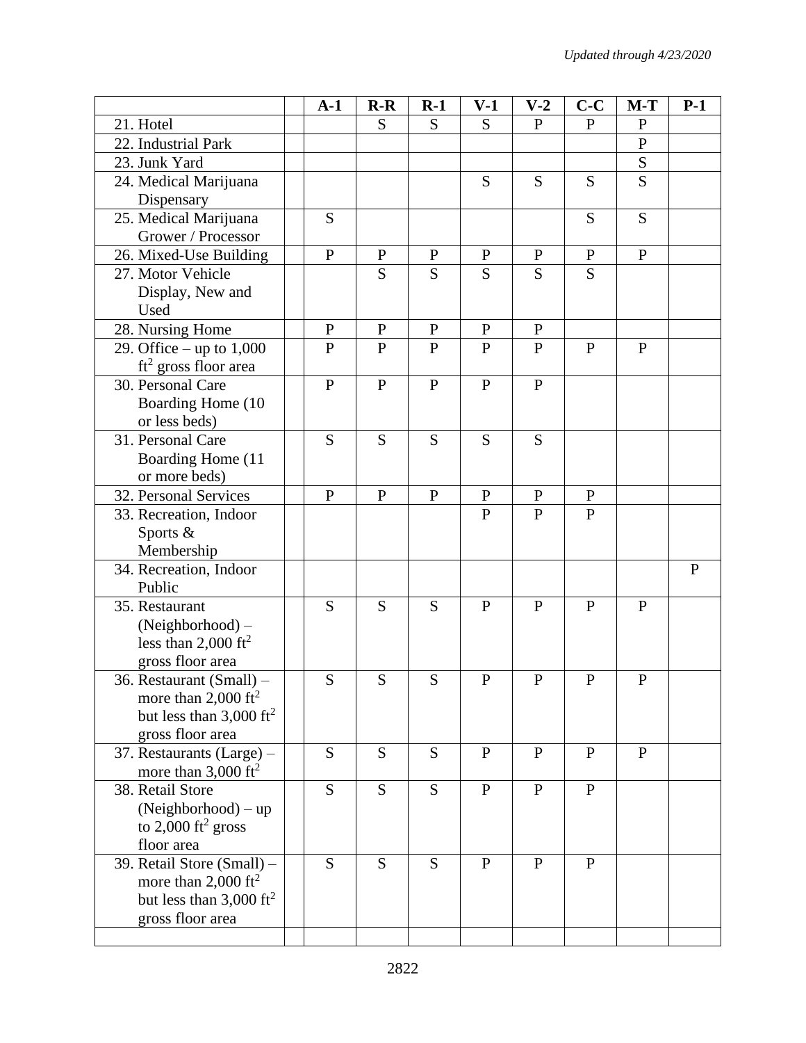*Updated through 4/23/2020*

| | | A-1 | R-R | R-1 | V-1 | V-2 | C-C | M-T | P-1 |
|---|---|---|---|---|---|---|---|---|---|
| 21. Hotel | | | S | S | S | P | P | P | |
| 22. Industrial Park | | | | | | | | P | |
| 23. Junk Yard | | | | | | | | S | |
| 24. Medical Marijuana Dispensary | | | | | S | S | S | S | |
| 25. Medical Marijuana Grower / Processor | | S | | | | | S | S | |
| 26. Mixed-Use Building | | P | P | P | P | P | P | P | |
| 27. Motor Vehicle Display, New and Used | | | S | S | S | S | S | | |
| 28. Nursing Home | | P | P | P | P | P | | | |
| 29. Office – up to 1,000 $ft^2$ gross floor area | | P | P | P | P | P | P | P | |
| 30. Personal Care Boarding Home (10 or less beds) | | P | P | P | P | P | | | |
| 31. Personal Care Boarding Home (11 or more beds) | | S | S | S | S | S | | | |
| 32. Personal Services | | P | P | P | P | P | P | | |
| 33. Recreation, Indoor Sports & Membership | | | | | P | P | P | | |
| 34. Recreation, Indoor Public | | | | | | | | | P |
| 35. Restaurant (Neighborhood) – less than 2,000 $ft^2$ gross floor area | | S | S | S | P | P | P | P | |
| 36. Restaurant (Small) – more than 2,000 $ft^2$ but less than 3,000 $ft^2$ gross floor area | | S | S | S | P | P | P | P | |
| 37. Restaurants (Large) – more than 3,000 $ft^2$ | | S | S | S | P | P | P | P | |
| 38. Retail Store (Neighborhood) – up to 2,000 $ft^2$ gross floor area | | S | S | S | P | P | P | | |
| 39. Retail Store (Small) – more than 2,000 $ft^2$ but less than 3,000 $ft^2$ gross floor area | | S | S | S | P | P | P | | |
| | | | | | | | | | |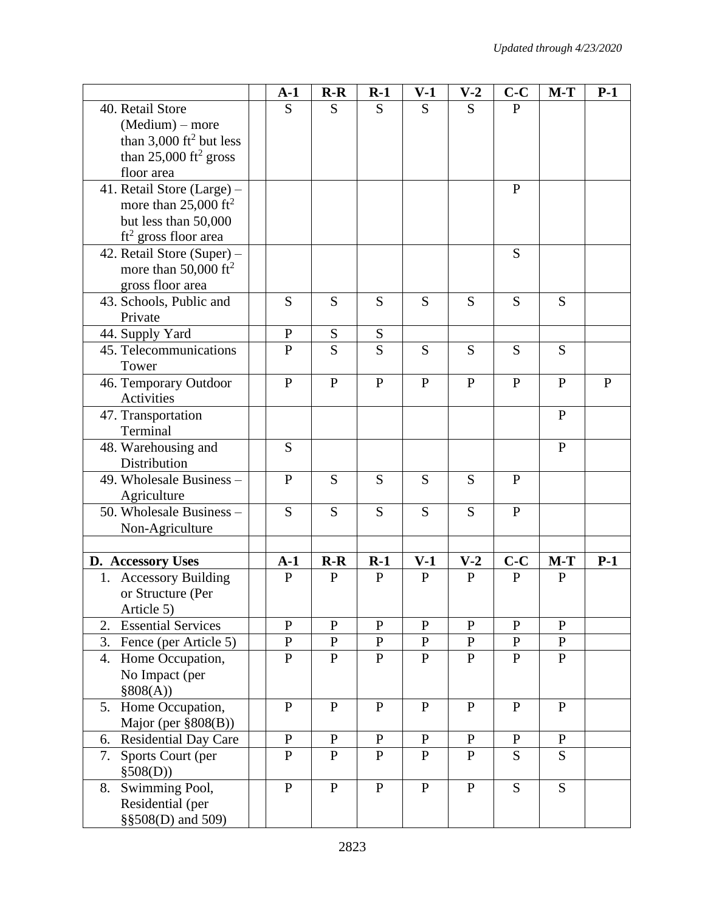*Updated through 4/23/2020*

| | | A-1 | R-R | R-1 | V-1 | V-2 | C-C | M-T | P-1 |
|---|---|---|---|---|---|---|---|---|---|
| 40. Retail Store (Medium) – more than 3,000 ft$^2$ but less than 25,000 ft$^2$ gross floor area | | S | S | S | S | S | P | | |
| 41. Retail Store (Large) – more than 25,000 ft$^2$ but less than 50,000 ft$^2$ gross floor area | | | | | | | P | | |
| 42. Retail Store (Super) – more than 50,000 ft$^2$ gross floor area | | | | | | | S | | |
| 43. Schools, Public and Private | | S | S | S | S | S | S | S | |
| 44. Supply Yard | | P | S | S | | | | | |
| 45. Telecommunications Tower | | P | S | S | S | S | S | S | |
| 46. Temporary Outdoor Activities | | P | P | P | P | P | P | P | P |
| 47. Transportation Terminal | | | | | | | | P | |
| 48. Warehousing and Distribution | | S | | | | | | P | |
| 49. Wholesale Business – Agriculture | | P | S | S | S | S | P | | |
| 50. Wholesale Business – Non-Agriculture | | S | S | S | S | S | P | | |
| | | | | | | | | | |
| **D. Accessory Uses** | | **A-1** | **R-R** | **R-1** | **V-1** | **V-2** | **C-C** | **M-T** | **P-1** |
| 1. Accessory Building or Structure (Per Article 5) | | P | P | P | P | P | P | P | |
| 2. Essential Services | | P | P | P | P | P | P | P | |
| 3. Fence (per Article 5) | | P | P | P | P | P | P | P | |
| 4. Home Occupation, No Impact (per §808(A)) | | P | P | P | P | P | P | P | |
| 5. Home Occupation, Major (per §808(B)) | | P | P | P | P | P | P | P | |
| 6. Residential Day Care | | P | P | P | P | P | P | P | |
| 7. Sports Court (per §508(D)) | | P | P | P | P | P | S | S | |
| 8. Swimming Pool, Residential (per §§508(D) and 509) | | P | P | P | P | P | S | S | |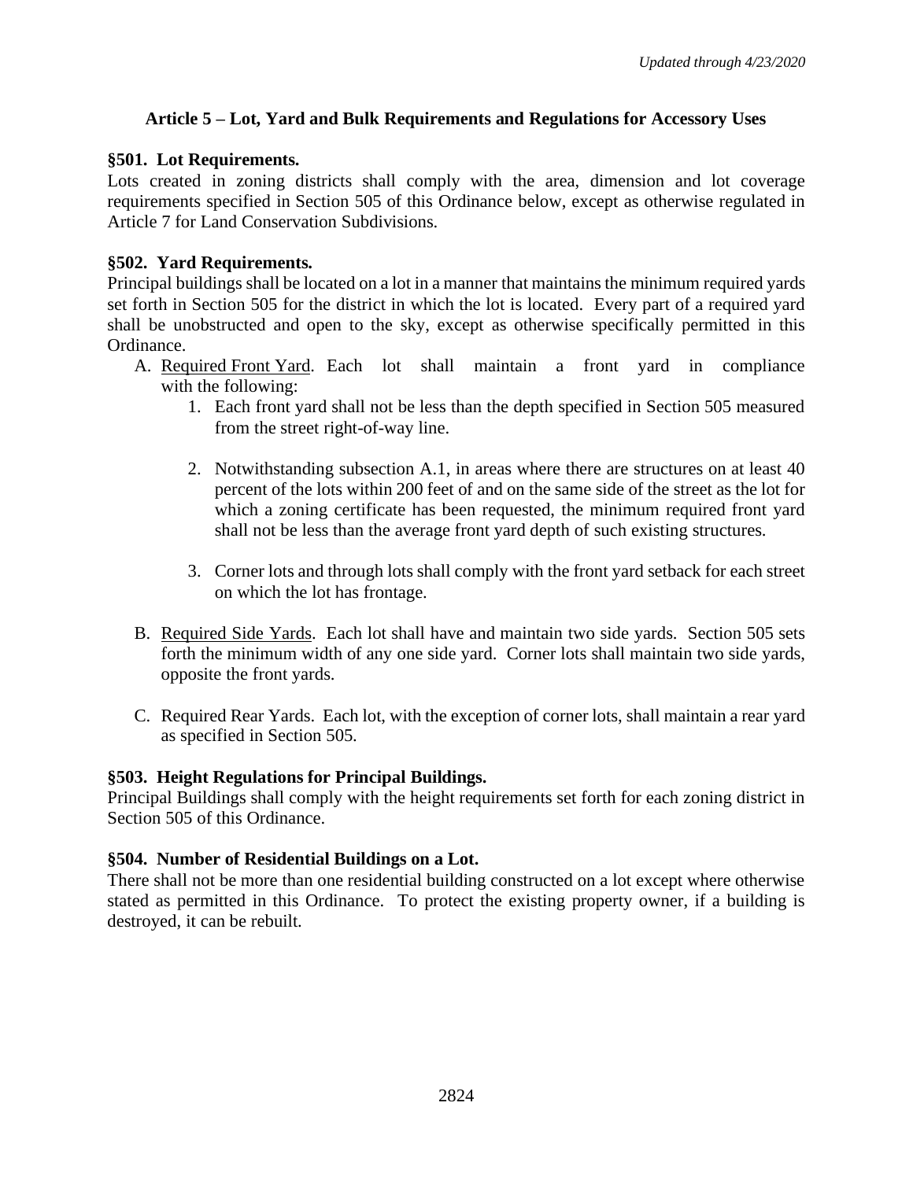## Article 5 – Lot, Yard and Bulk Requirements and Regulations for Accessory Uses

### §501. Lot Requirements.

Lots created in zoning districts shall comply with the area, dimension and lot coverage requirements specified in Section 505 of this Ordinance below, except as otherwise regulated in Article 7 for Land Conservation Subdivisions.

### §502. Yard Requirements.

Principal buildings shall be located on a lot in a manner that maintains the minimum required yards set forth in Section 505 for the district in which the lot is located. Every part of a required yard shall be unobstructed and open to the sky, except as otherwise specifically permitted in this Ordinance.

A. Required Front Yard. Each lot shall maintain a front yard in compliance with the following:

   1. Each front yard shall not be less than the depth specified in Section 505 measured from the street right-of-way line.

   2. Notwithstanding subsection A.1, in areas where there are structures on at least 40 percent of the lots within 200 feet of and on the same side of the street as the lot for which a zoning certificate has been requested, the minimum required front yard shall not be less than the average front yard depth of such existing structures.

   3. Corner lots and through lots shall comply with the front yard setback for each street on which the lot has frontage.

B. Required Side Yards. Each lot shall have and maintain two side yards. Section 505 sets forth the minimum width of any one side yard. Corner lots shall maintain two side yards, opposite the front yards.

C. Required Rear Yards. Each lot, with the exception of corner lots, shall maintain a rear yard as specified in Section 505.

### §503. Height Regulations for Principal Buildings.

Principal Buildings shall comply with the height requirements set forth for each zoning district in Section 505 of this Ordinance.

### §504. Number of Residential Buildings on a Lot.

There shall not be more than one residential building constructed on a lot except where otherwise stated as permitted in this Ordinance. To protect the existing property owner, if a building is destroyed, it can be rebuilt.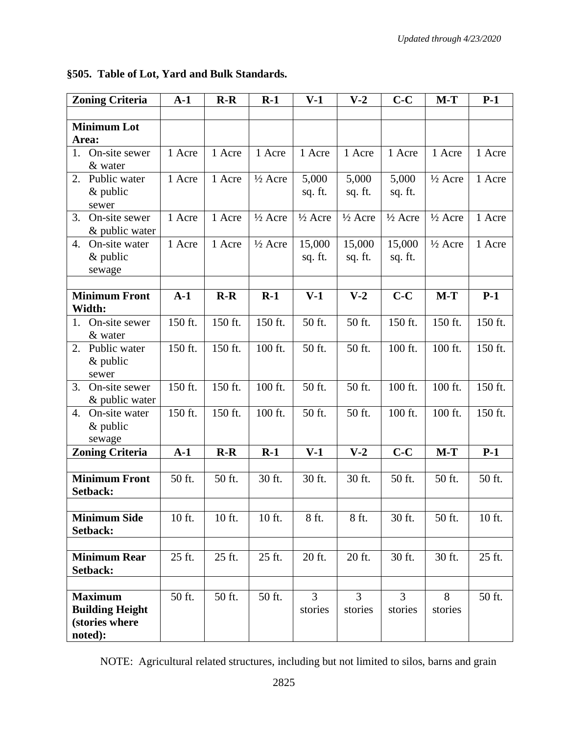## §505. Table of Lot, Yard and Bulk Standards.

| Zoning Criteria | A-1 | R-R | R-1 | V-1 | V-2 | C-C | M-T | P-1 |
|---|---|---|---|---|---|---|---|---|
| | | | | | | | | |
| **Minimum Lot Area:** | | | | | | | | |
| 1. On-site sewer & water | 1 Acre | 1 Acre | 1 Acre | 1 Acre | 1 Acre | 1 Acre | 1 Acre | 1 Acre |
| 2. Public water & public sewer | 1 Acre | 1 Acre | ½ Acre | 5,000 sq. ft. | 5,000 sq. ft. | 5,000 sq. ft. | ½ Acre | 1 Acre |
| 3. On-site sewer & public water | 1 Acre | 1 Acre | ½ Acre | ½ Acre | ½ Acre | ½ Acre | ½ Acre | 1 Acre |
| 4. On-site water & public sewage | 1 Acre | 1 Acre | ½ Acre | 15,000 sq. ft. | 15,000 sq. ft. | 15,000 sq. ft. | ½ Acre | 1 Acre |
| | | | | | | | | |
| **Minimum Front Width:** | **A-1** | **R-R** | **R-1** | **V-1** | **V-2** | **C-C** | **M-T** | **P-1** |
| 1. On-site sewer & water | 150 ft. | 150 ft. | 150 ft. | 50 ft. | 50 ft. | 150 ft. | 150 ft. | 150 ft. |
| 2. Public water & public sewer | 150 ft. | 150 ft. | 100 ft. | 50 ft. | 50 ft. | 100 ft. | 100 ft. | 150 ft. |
| 3. On-site sewer & public water | 150 ft. | 150 ft. | 100 ft. | 50 ft. | 50 ft. | 100 ft. | 100 ft. | 150 ft. |
| 4. On-site water & public sewage | 150 ft. | 150 ft. | 100 ft. | 50 ft. | 50 ft. | 100 ft. | 100 ft. | 150 ft. |
| **Zoning Criteria** | **A-1** | **R-R** | **R-1** | **V-1** | **V-2** | **C-C** | **M-T** | **P-1** |
| | | | | | | | | |
| **Minimum Front Setback:** | 50 ft. | 50 ft. | 30 ft. | 30 ft. | 30 ft. | 50 ft. | 50 ft. | 50 ft. |
| | | | | | | | | |
| **Minimum Side Setback:** | 10 ft. | 10 ft. | 10 ft. | 8 ft. | 8 ft. | 30 ft. | 50 ft. | 10 ft. |
| | | | | | | | | |
| **Minimum Rear Setback:** | 25 ft. | 25 ft. | 25 ft. | 20 ft. | 20 ft. | 30 ft. | 30 ft. | 25 ft. |
| | | | | | | | | |
| **Maximum Building Height (stories where noted):** | 50 ft. | 50 ft. | 50 ft. | 3 stories | 3 stories | 3 stories | 8 stories | 50 ft. |

NOTE: Agricultural related structures, including but not limited to silos, barns and grain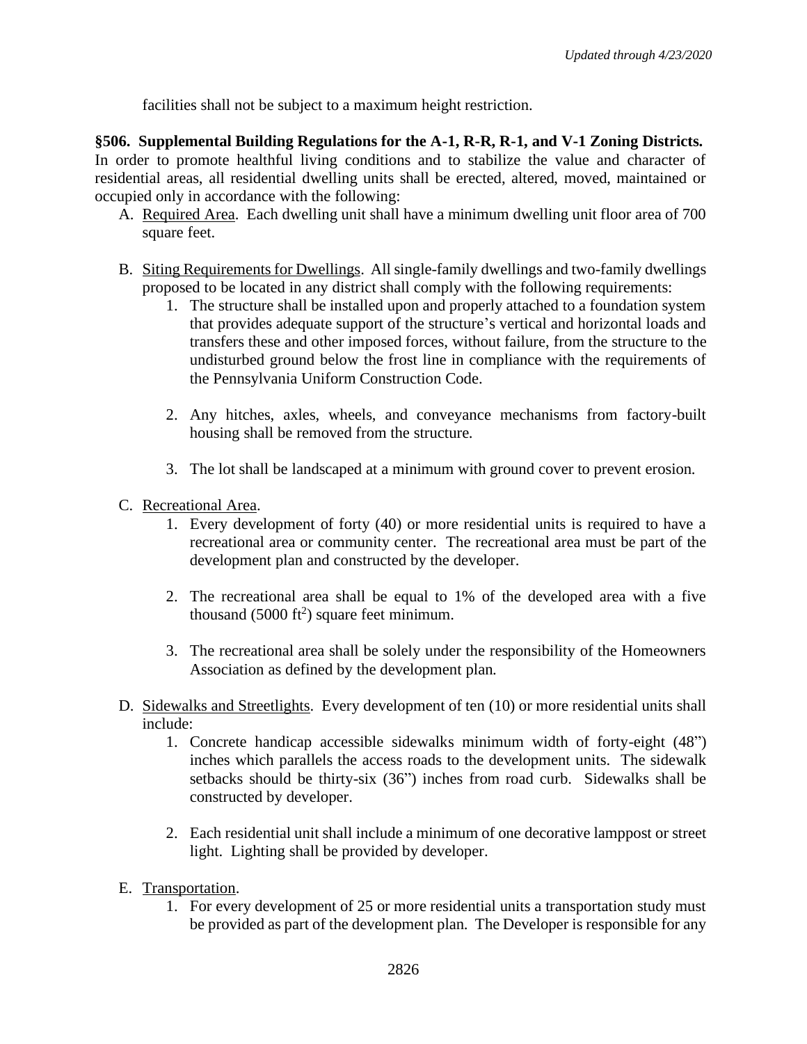facilities shall not be subject to a maximum height restriction.

**§506. Supplemental Building Regulations for the A-1, R-R, R-1, and V-1 Zoning Districts.** In order to promote healthful living conditions and to stabilize the value and character of residential areas, all residential dwelling units shall be erected, altered, moved, maintained or occupied only in accordance with the following:

A. Required Area. Each dwelling unit shall have a minimum dwelling unit floor area of 700 square feet.

B. Siting Requirements for Dwellings. All single-family dwellings and two-family dwellings proposed to be located in any district shall comply with the following requirements:

   1. The structure shall be installed upon and properly attached to a foundation system that provides adequate support of the structure's vertical and horizontal loads and transfers these and other imposed forces, without failure, from the structure to the undisturbed ground below the frost line in compliance with the requirements of the Pennsylvania Uniform Construction Code.

   2. Any hitches, axles, wheels, and conveyance mechanisms from factory-built housing shall be removed from the structure.

   3. The lot shall be landscaped at a minimum with ground cover to prevent erosion.

C. Recreational Area.

   1. Every development of forty (40) or more residential units is required to have a recreational area or community center. The recreational area must be part of the development plan and constructed by the developer.

   2. The recreational area shall be equal to 1% of the developed area with a five thousand (5000 $ft^2$) square feet minimum.

   3. The recreational area shall be solely under the responsibility of the Homeowners Association as defined by the development plan.

D. Sidewalks and Streetlights. Every development of ten (10) or more residential units shall include:

   1. Concrete handicap accessible sidewalks minimum width of forty-eight (48") inches which parallels the access roads to the development units. The sidewalk setbacks should be thirty-six (36") inches from road curb. Sidewalks shall be constructed by developer.

   2. Each residential unit shall include a minimum of one decorative lamppost or street light. Lighting shall be provided by developer.

E. Transportation.

   1. For every development of 25 or more residential units a transportation study must be provided as part of the development plan. The Developer is responsible for any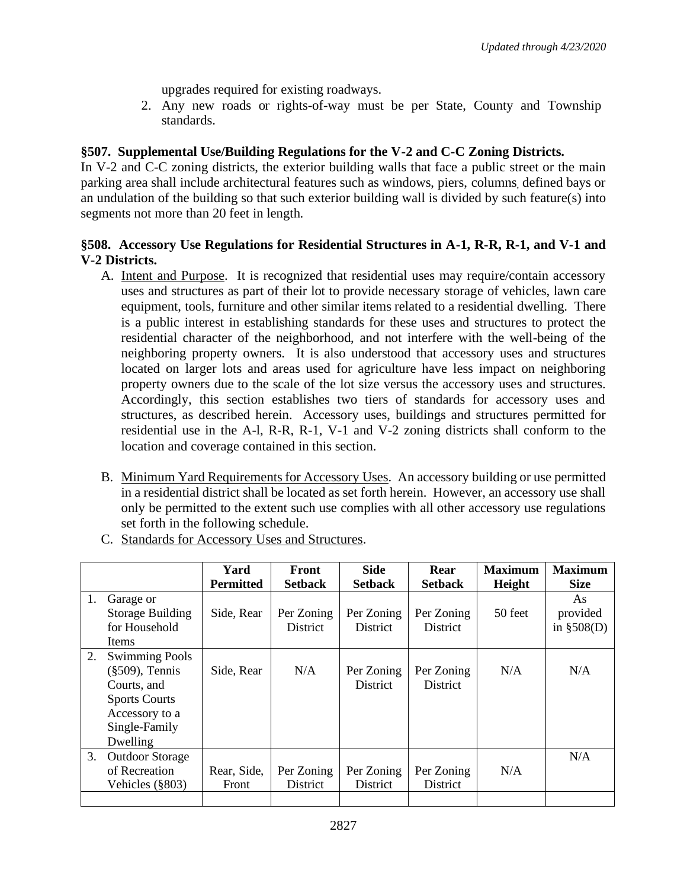upgrades required for existing roadways.

2. Any new roads or rights-of-way must be per State, County and Township standards.

**§507. Supplemental Use/Building Regulations for the V-2 and C-C Zoning Districts.**

In V-2 and C-C zoning districts, the exterior building walls that face a public street or the main parking area shall include architectural features such as windows, piers, columns, defined bays or an undulation of the building so that such exterior building wall is divided by such feature(s) into segments not more than 20 feet in length.

**§508. Accessory Use Regulations for Residential Structures in A-1, R-R, R-1, and V-1 and V-2 Districts.**

A. Intent and Purpose. It is recognized that residential uses may require/contain accessory uses and structures as part of their lot to provide necessary storage of vehicles, lawn care equipment, tools, furniture and other similar items related to a residential dwelling. There is a public interest in establishing standards for these uses and structures to protect the residential character of the neighborhood, and not interfere with the well-being of the neighboring property owners. It is also understood that accessory uses and structures located on larger lots and areas used for agriculture have less impact on neighboring property owners due to the scale of the lot size versus the accessory uses and structures. Accordingly, this section establishes two tiers of standards for accessory uses and structures, as described herein. Accessory uses, buildings and structures permitted for residential use in the A-l, R-R, R-1, V-1 and V-2 zoning districts shall conform to the location and coverage contained in this section.

B. Minimum Yard Requirements for Accessory Uses. An accessory building or use permitted in a residential district shall be located as set forth herein. However, an accessory use shall only be permitted to the extent such use complies with all other accessory use regulations set forth in the following schedule.

C. Standards for Accessory Uses and Structures.

| | Yard Permitted | Front Setback | Side Setback | Rear Setback | Maximum Height | Maximum Size |
|---|---|---|---|---|---|---|
| 1. Garage or Storage Building for Household Items | Side, Rear | Per Zoning District | Per Zoning District | Per Zoning District | 50 feet | As provided in §508(D) |
| 2. Swimming Pools (§509), Tennis Courts, and Sports Courts Accessory to a Single-Family Dwelling | Side, Rear | N/A | Per Zoning District | Per Zoning District | N/A | N/A |
| 3. Outdoor Storage of Recreation Vehicles (§803) | Rear, Side, Front | Per Zoning District | Per Zoning District | Per Zoning District | N/A | N/A |
| | | | | | | |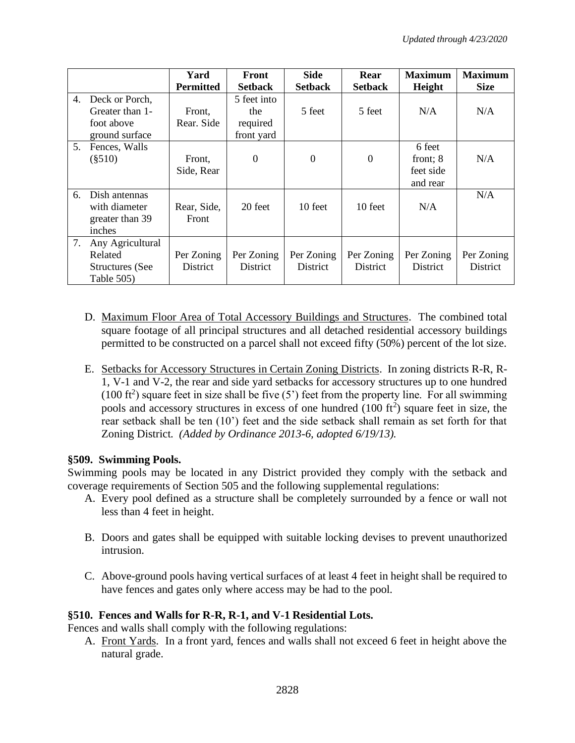| | Yard Permitted | Front Setback | Side Setback | Rear Setback | Maximum Height | Maximum Size |
|---|---|---|---|---|---|---|
| 4. Deck or Porch, Greater than 1-foot above ground surface | Front, Rear. Side | 5 feet into the required front yard | 5 feet | 5 feet | N/A | N/A |
| 5. Fences, Walls (§510) | Front, Side, Rear | 0 | 0 | 0 | 6 feet front; 8 feet side and rear | N/A |
| 6. Dish antennas with diameter greater than 39 inches | Rear, Side, Front | 20 feet | 10 feet | 10 feet | N/A | N/A |
| 7. Any Agricultural Related Structures (See Table 505) | Per Zoning District | Per Zoning District | Per Zoning District | Per Zoning District | Per Zoning District | Per Zoning District |

D. Maximum Floor Area of Total Accessory Buildings and Structures. The combined total square footage of all principal structures and all detached residential accessory buildings permitted to be constructed on a parcel shall not exceed fifty (50%) percent of the lot size.

E. Setbacks for Accessory Structures in Certain Zoning Districts. In zoning districts R-R, R-1, V-1 and V-2, the rear and side yard setbacks for accessory structures up to one hundred (100 $ft^2$) square feet in size shall be five (5') feet from the property line. For all swimming pools and accessory structures in excess of one hundred (100 $ft^2$) square feet in size, the rear setback shall be ten (10') feet and the side setback shall remain as set forth for that Zoning District. *(Added by Ordinance 2013-6, adopted 6/19/13).*

**§509. Swimming Pools.**

Swimming pools may be located in any District provided they comply with the setback and coverage requirements of Section 505 and the following supplemental regulations:

A. Every pool defined as a structure shall be completely surrounded by a fence or wall not less than 4 feet in height.

B. Doors and gates shall be equipped with suitable locking devises to prevent unauthorized intrusion.

C. Above-ground pools having vertical surfaces of at least 4 feet in height shall be required to have fences and gates only where access may be had to the pool.

**§510. Fences and Walls for R-R, R-1, and V-1 Residential Lots.**

Fences and walls shall comply with the following regulations:

A. Front Yards. In a front yard, fences and walls shall not exceed 6 feet in height above the natural grade.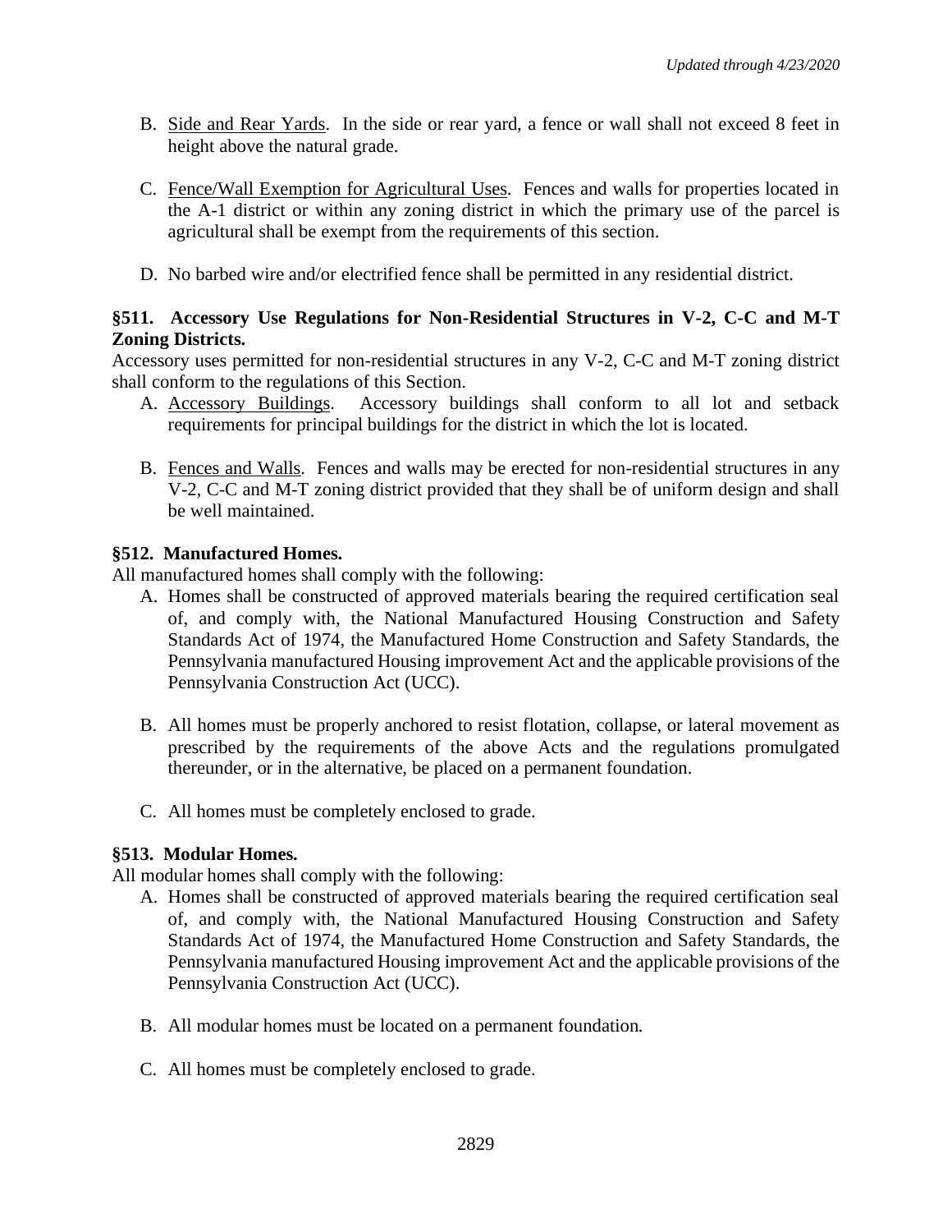B. Side and Rear Yards. In the side or rear yard, a fence or wall shall not exceed 8 feet in height above the natural grade.

C. Fence/Wall Exemption for Agricultural Uses. Fences and walls for properties located in the A-1 district or within any zoning district in which the primary use of the parcel is agricultural shall be exempt from the requirements of this section.

D. No barbed wire and/or electrified fence shall be permitted in any residential district.

### §511. Accessory Use Regulations for Non-Residential Structures in V-2, C-C and M-T Zoning Districts.

Accessory uses permitted for non-residential structures in any V-2, C-C and M-T zoning district shall conform to the regulations of this Section.

A. Accessory Buildings. Accessory buildings shall conform to all lot and setback requirements for principal buildings for the district in which the lot is located.

B. Fences and Walls. Fences and walls may be erected for non-residential structures in any V-2, C-C and M-T zoning district provided that they shall be of uniform design and shall be well maintained.

### §512. Manufactured Homes.

All manufactured homes shall comply with the following:

A. Homes shall be constructed of approved materials bearing the required certification seal of, and comply with, the National Manufactured Housing Construction and Safety Standards Act of 1974, the Manufactured Home Construction and Safety Standards, the Pennsylvania manufactured Housing improvement Act and the applicable provisions of the Pennsylvania Construction Act (UCC).

B. All homes must be properly anchored to resist flotation, collapse, or lateral movement as prescribed by the requirements of the above Acts and the regulations promulgated thereunder, or in the alternative, be placed on a permanent foundation.

C. All homes must be completely enclosed to grade.

### §513. Modular Homes.

All modular homes shall comply with the following:

A. Homes shall be constructed of approved materials bearing the required certification seal of, and comply with, the National Manufactured Housing Construction and Safety Standards Act of 1974, the Manufactured Home Construction and Safety Standards, the Pennsylvania manufactured Housing improvement Act and the applicable provisions of the Pennsylvania Construction Act (UCC).

B. All modular homes must be located on a permanent foundation.

C. All homes must be completely enclosed to grade.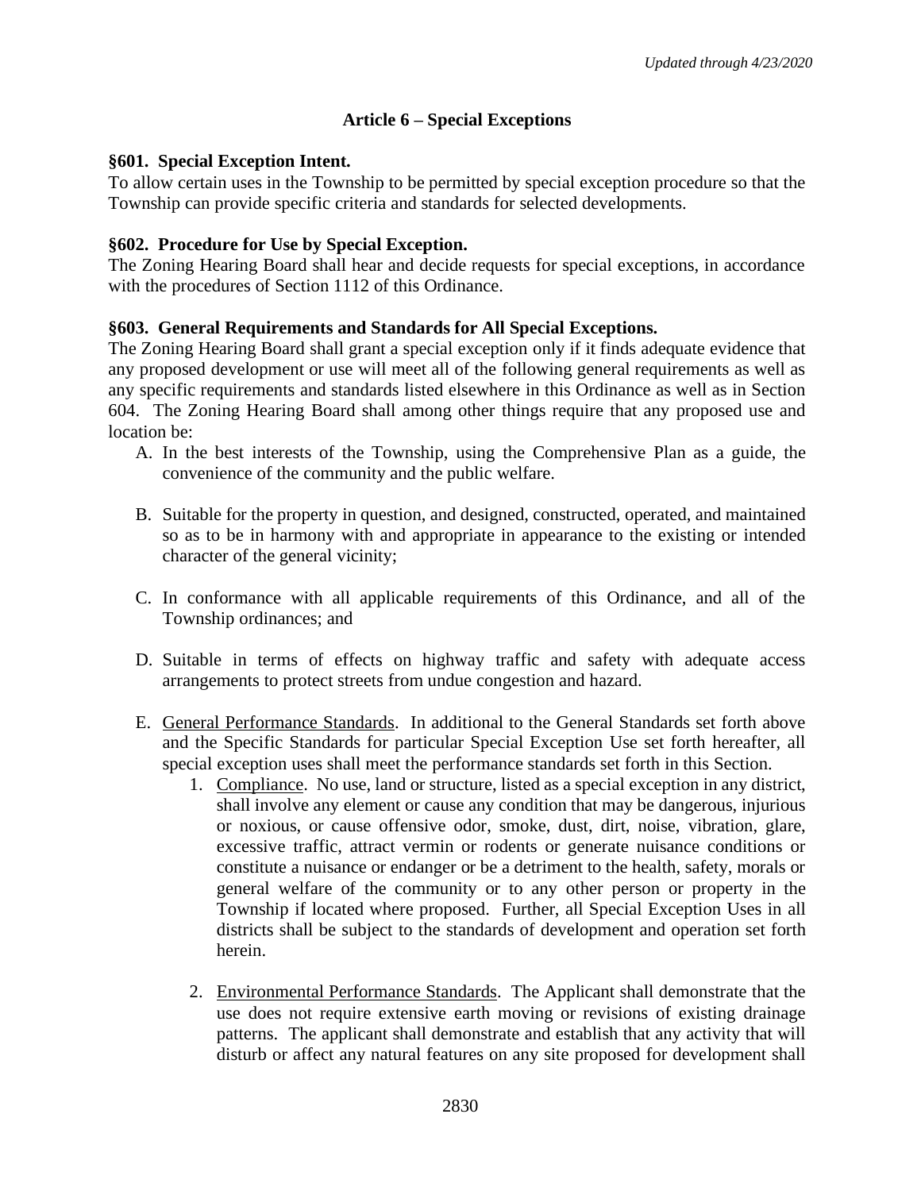## Article 6 – Special Exceptions

### §601. Special Exception Intent.

To allow certain uses in the Township to be permitted by special exception procedure so that the Township can provide specific criteria and standards for selected developments.

### §602. Procedure for Use by Special Exception.

The Zoning Hearing Board shall hear and decide requests for special exceptions, in accordance with the procedures of Section 1112 of this Ordinance.

### §603. General Requirements and Standards for All Special Exceptions.

The Zoning Hearing Board shall grant a special exception only if it finds adequate evidence that any proposed development or use will meet all of the following general requirements as well as any specific requirements and standards listed elsewhere in this Ordinance as well as in Section 604. The Zoning Hearing Board shall among other things require that any proposed use and location be:

A. In the best interests of the Township, using the Comprehensive Plan as a guide, the convenience of the community and the public welfare.

B. Suitable for the property in question, and designed, constructed, operated, and maintained so as to be in harmony with and appropriate in appearance to the existing or intended character of the general vicinity;

C. In conformance with all applicable requirements of this Ordinance, and all of the Township ordinances; and

D. Suitable in terms of effects on highway traffic and safety with adequate access arrangements to protect streets from undue congestion and hazard.

E. General Performance Standards. In additional to the General Standards set forth above and the Specific Standards for particular Special Exception Use set forth hereafter, all special exception uses shall meet the performance standards set forth in this Section.

   1. Compliance. No use, land or structure, listed as a special exception in any district, shall involve any element or cause any condition that may be dangerous, injurious or noxious, or cause offensive odor, smoke, dust, dirt, noise, vibration, glare, excessive traffic, attract vermin or rodents or generate nuisance conditions or constitute a nuisance or endanger or be a detriment to the health, safety, morals or general welfare of the community or to any other person or property in the Township if located where proposed. Further, all Special Exception Uses in all districts shall be subject to the standards of development and operation set forth herein.

   2. Environmental Performance Standards. The Applicant shall demonstrate that the use does not require extensive earth moving or revisions of existing drainage patterns. The applicant shall demonstrate and establish that any activity that will disturb or affect any natural features on any site proposed for development shall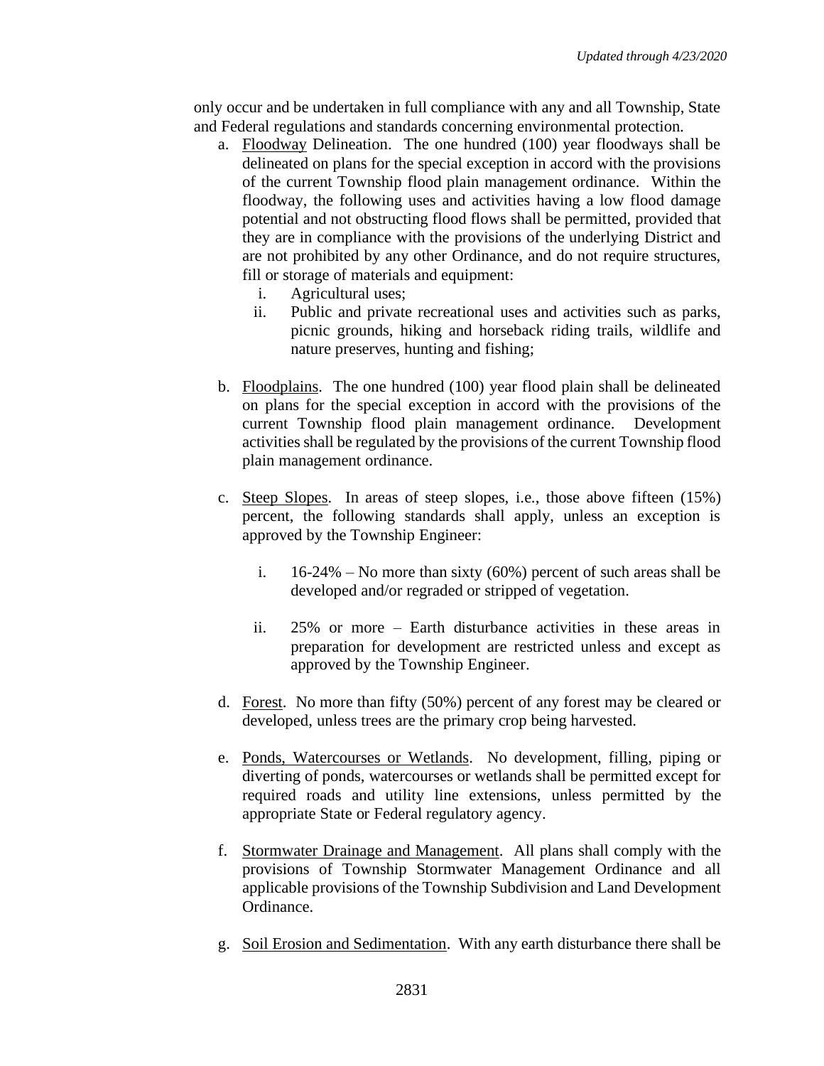only occur and be undertaken in full compliance with any and all Township, State and Federal regulations and standards concerning environmental protection.

a. Floodway Delineation. The one hundred (100) year floodways shall be delineated on plans for the special exception in accord with the provisions of the current Township flood plain management ordinance. Within the floodway, the following uses and activities having a low flood damage potential and not obstructing flood flows shall be permitted, provided that they are in compliance with the provisions of the underlying District and are not prohibited by any other Ordinance, and do not require structures, fill or storage of materials and equipment:
   i. Agricultural uses;
   ii. Public and private recreational uses and activities such as parks, picnic grounds, hiking and horseback riding trails, wildlife and nature preserves, hunting and fishing;

b. Floodplains. The one hundred (100) year flood plain shall be delineated on plans for the special exception in accord with the provisions of the current Township flood plain management ordinance. Development activities shall be regulated by the provisions of the current Township flood plain management ordinance.

c. Steep Slopes. In areas of steep slopes, i.e., those above fifteen (15%) percent, the following standards shall apply, unless an exception is approved by the Township Engineer:

   i. 16-24% – No more than sixty (60%) percent of such areas shall be developed and/or regraded or stripped of vegetation.

   ii. 25% or more – Earth disturbance activities in these areas in preparation for development are restricted unless and except as approved by the Township Engineer.

d. Forest. No more than fifty (50%) percent of any forest may be cleared or developed, unless trees are the primary crop being harvested.

e. Ponds, Watercourses or Wetlands. No development, filling, piping or diverting of ponds, watercourses or wetlands shall be permitted except for required roads and utility line extensions, unless permitted by the appropriate State or Federal regulatory agency.

f. Stormwater Drainage and Management. All plans shall comply with the provisions of Township Stormwater Management Ordinance and all applicable provisions of the Township Subdivision and Land Development Ordinance.

g. Soil Erosion and Sedimentation. With any earth disturbance there shall be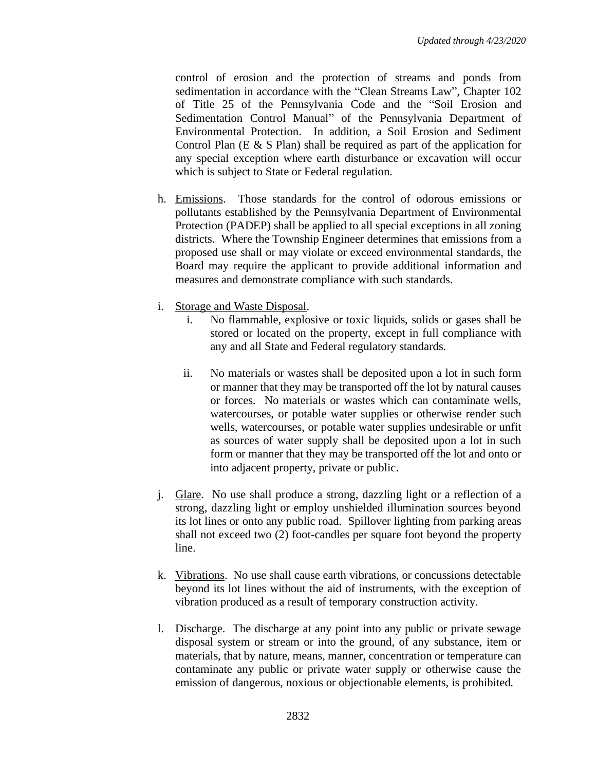control of erosion and the protection of streams and ponds from sedimentation in accordance with the "Clean Streams Law", Chapter 102 of Title 25 of the Pennsylvania Code and the "Soil Erosion and Sedimentation Control Manual" of the Pennsylvania Department of Environmental Protection. In addition, a Soil Erosion and Sediment Control Plan (E & S Plan) shall be required as part of the application for any special exception where earth disturbance or excavation will occur which is subject to State or Federal regulation.

h. Emissions. Those standards for the control of odorous emissions or pollutants established by the Pennsylvania Department of Environmental Protection (PADEP) shall be applied to all special exceptions in all zoning districts. Where the Township Engineer determines that emissions from a proposed use shall or may violate or exceed environmental standards, the Board may require the applicant to provide additional information and measures and demonstrate compliance with such standards.

i. Storage and Waste Disposal.

   i. No flammable, explosive or toxic liquids, solids or gases shall be stored or located on the property, except in full compliance with any and all State and Federal regulatory standards.

   ii. No materials or wastes shall be deposited upon a lot in such form or manner that they may be transported off the lot by natural causes or forces. No materials or wastes which can contaminate wells, watercourses, or potable water supplies or otherwise render such wells, watercourses, or potable water supplies undesirable or unfit as sources of water supply shall be deposited upon a lot in such form or manner that they may be transported off the lot and onto or into adjacent property, private or public.

j. Glare. No use shall produce a strong, dazzling light or a reflection of a strong, dazzling light or employ unshielded illumination sources beyond its lot lines or onto any public road. Spillover lighting from parking areas shall not exceed two (2) foot-candles per square foot beyond the property line.

k. Vibrations. No use shall cause earth vibrations, or concussions detectable beyond its lot lines without the aid of instruments, with the exception of vibration produced as a result of temporary construction activity.

l. Discharge. The discharge at any point into any public or private sewage disposal system or stream or into the ground, of any substance, item or materials, that by nature, means, manner, concentration or temperature can contaminate any public or private water supply or otherwise cause the emission of dangerous, noxious or objectionable elements, is prohibited.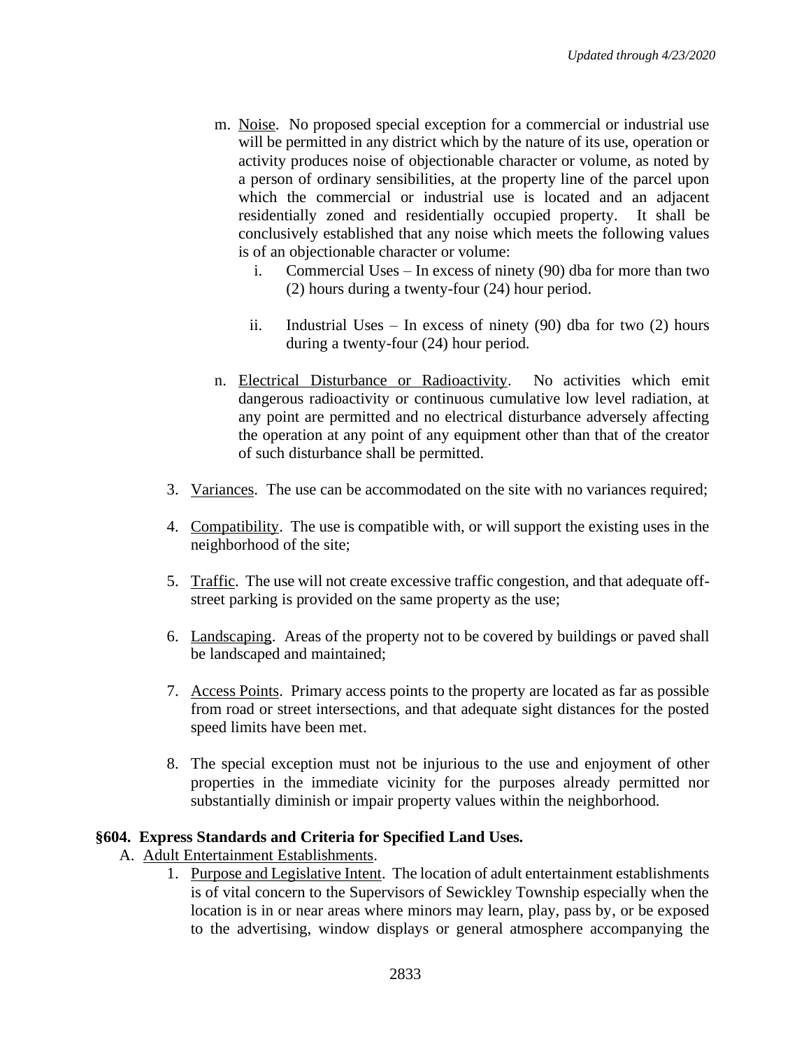m. Noise. No proposed special exception for a commercial or industrial use will be permitted in any district which by the nature of its use, operation or activity produces noise of objectionable character or volume, as noted by a person of ordinary sensibilities, at the property line of the parcel upon which the commercial or industrial use is located and an adjacent residentially zoned and residentially occupied property. It shall be conclusively established that any noise which meets the following values is of an objectionable character or volume:

   i. Commercial Uses – In excess of ninety (90) dba for more than two (2) hours during a twenty-four (24) hour period.

   ii. Industrial Uses – In excess of ninety (90) dba for two (2) hours during a twenty-four (24) hour period.

n. Electrical Disturbance or Radioactivity. No activities which emit dangerous radioactivity or continuous cumulative low level radiation, at any point are permitted and no electrical disturbance adversely affecting the operation at any point of any equipment other than that of the creator of such disturbance shall be permitted.

3. Variances. The use can be accommodated on the site with no variances required;

4. Compatibility. The use is compatible with, or will support the existing uses in the neighborhood of the site;

5. Traffic. The use will not create excessive traffic congestion, and that adequate off-street parking is provided on the same property as the use;

6. Landscaping. Areas of the property not to be covered by buildings or paved shall be landscaped and maintained;

7. Access Points. Primary access points to the property are located as far as possible from road or street intersections, and that adequate sight distances for the posted speed limits have been met.

8. The special exception must not be injurious to the use and enjoyment of other properties in the immediate vicinity for the purposes already permitted nor substantially diminish or impair property values within the neighborhood.

### §604. Express Standards and Criteria for Specified Land Uses.

A. Adult Entertainment Establishments.

1. Purpose and Legislative Intent. The location of adult entertainment establishments is of vital concern to the Supervisors of Sewickley Township especially when the location is in or near areas where minors may learn, play, pass by, or be exposed to the advertising, window displays or general atmosphere accompanying the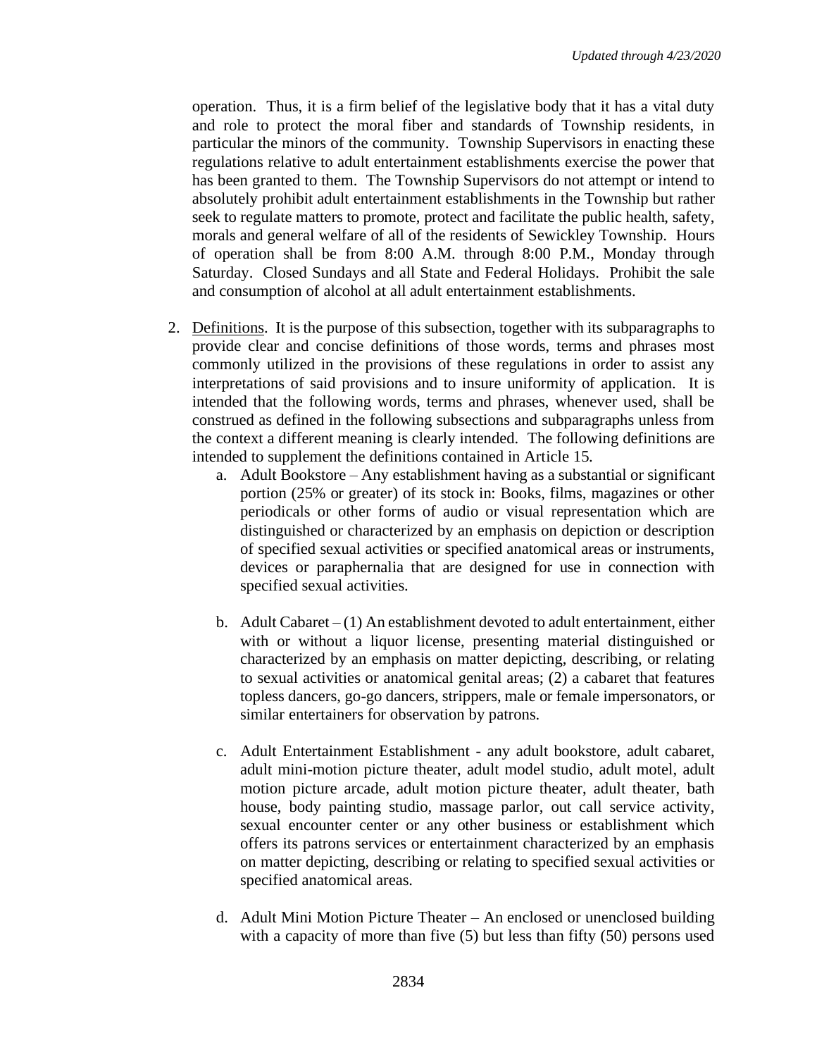operation. Thus, it is a firm belief of the legislative body that it has a vital duty and role to protect the moral fiber and standards of Township residents, in particular the minors of the community. Township Supervisors in enacting these regulations relative to adult entertainment establishments exercise the power that has been granted to them. The Township Supervisors do not attempt or intend to absolutely prohibit adult entertainment establishments in the Township but rather seek to regulate matters to promote, protect and facilitate the public health, safety, morals and general welfare of all of the residents of Sewickley Township. Hours of operation shall be from 8:00 A.M. through 8:00 P.M., Monday through Saturday. Closed Sundays and all State and Federal Holidays. Prohibit the sale and consumption of alcohol at all adult entertainment establishments.

2. Definitions. It is the purpose of this subsection, together with its subparagraphs to provide clear and concise definitions of those words, terms and phrases most commonly utilized in the provisions of these regulations in order to assist any interpretations of said provisions and to insure uniformity of application. It is intended that the following words, terms and phrases, whenever used, shall be construed as defined in the following subsections and subparagraphs unless from the context a different meaning is clearly intended. The following definitions are intended to supplement the definitions contained in Article 15.

   a. Adult Bookstore – Any establishment having as a substantial or significant portion (25% or greater) of its stock in: Books, films, magazines or other periodicals or other forms of audio or visual representation which are distinguished or characterized by an emphasis on depiction or description of specified sexual activities or specified anatomical areas or instruments, devices or paraphernalia that are designed for use in connection with specified sexual activities.

   b. Adult Cabaret – (1) An establishment devoted to adult entertainment, either with or without a liquor license, presenting material distinguished or characterized by an emphasis on matter depicting, describing, or relating to sexual activities or anatomical genital areas; (2) a cabaret that features topless dancers, go-go dancers, strippers, male or female impersonators, or similar entertainers for observation by patrons.

   c. Adult Entertainment Establishment - any adult bookstore, adult cabaret, adult mini-motion picture theater, adult model studio, adult motel, adult motion picture arcade, adult motion picture theater, adult theater, bath house, body painting studio, massage parlor, out call service activity, sexual encounter center or any other business or establishment which offers its patrons services or entertainment characterized by an emphasis on matter depicting, describing or relating to specified sexual activities or specified anatomical areas.

   d. Adult Mini Motion Picture Theater – An enclosed or unenclosed building with a capacity of more than five (5) but less than fifty (50) persons used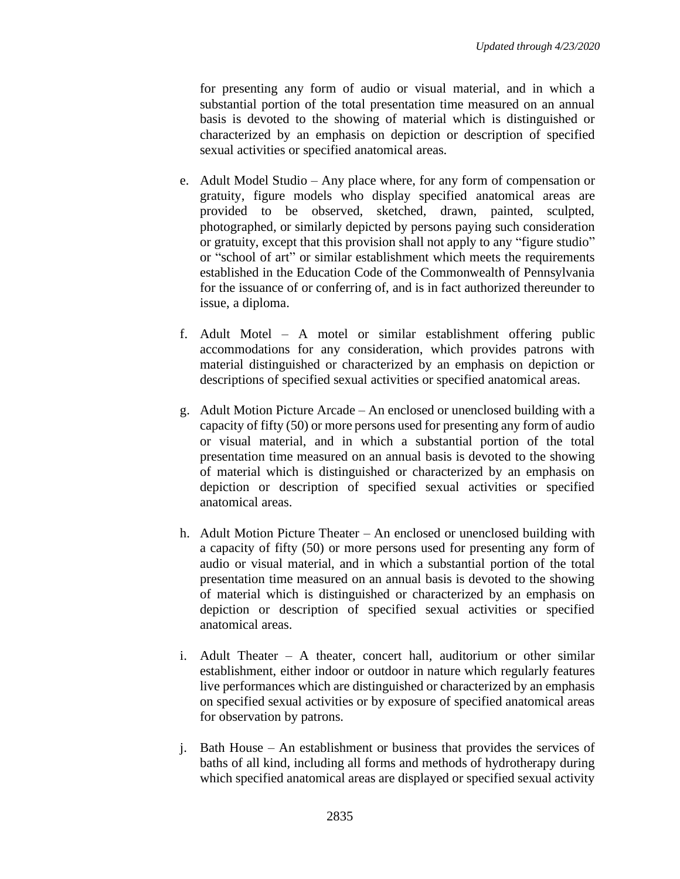for presenting any form of audio or visual material, and in which a substantial portion of the total presentation time measured on an annual basis is devoted to the showing of material which is distinguished or characterized by an emphasis on depiction or description of specified sexual activities or specified anatomical areas.

e. Adult Model Studio – Any place where, for any form of compensation or gratuity, figure models who display specified anatomical areas are provided to be observed, sketched, drawn, painted, sculpted, photographed, or similarly depicted by persons paying such consideration or gratuity, except that this provision shall not apply to any "figure studio" or "school of art" or similar establishment which meets the requirements established in the Education Code of the Commonwealth of Pennsylvania for the issuance of or conferring of, and is in fact authorized thereunder to issue, a diploma.

f. Adult Motel – A motel or similar establishment offering public accommodations for any consideration, which provides patrons with material distinguished or characterized by an emphasis on depiction or descriptions of specified sexual activities or specified anatomical areas.

g. Adult Motion Picture Arcade – An enclosed or unenclosed building with a capacity of fifty (50) or more persons used for presenting any form of audio or visual material, and in which a substantial portion of the total presentation time measured on an annual basis is devoted to the showing of material which is distinguished or characterized by an emphasis on depiction or description of specified sexual activities or specified anatomical areas.

h. Adult Motion Picture Theater – An enclosed or unenclosed building with a capacity of fifty (50) or more persons used for presenting any form of audio or visual material, and in which a substantial portion of the total presentation time measured on an annual basis is devoted to the showing of material which is distinguished or characterized by an emphasis on depiction or description of specified sexual activities or specified anatomical areas.

i. Adult Theater – A theater, concert hall, auditorium or other similar establishment, either indoor or outdoor in nature which regularly features live performances which are distinguished or characterized by an emphasis on specified sexual activities or by exposure of specified anatomical areas for observation by patrons.

j. Bath House – An establishment or business that provides the services of baths of all kind, including all forms and methods of hydrotherapy during which specified anatomical areas are displayed or specified sexual activity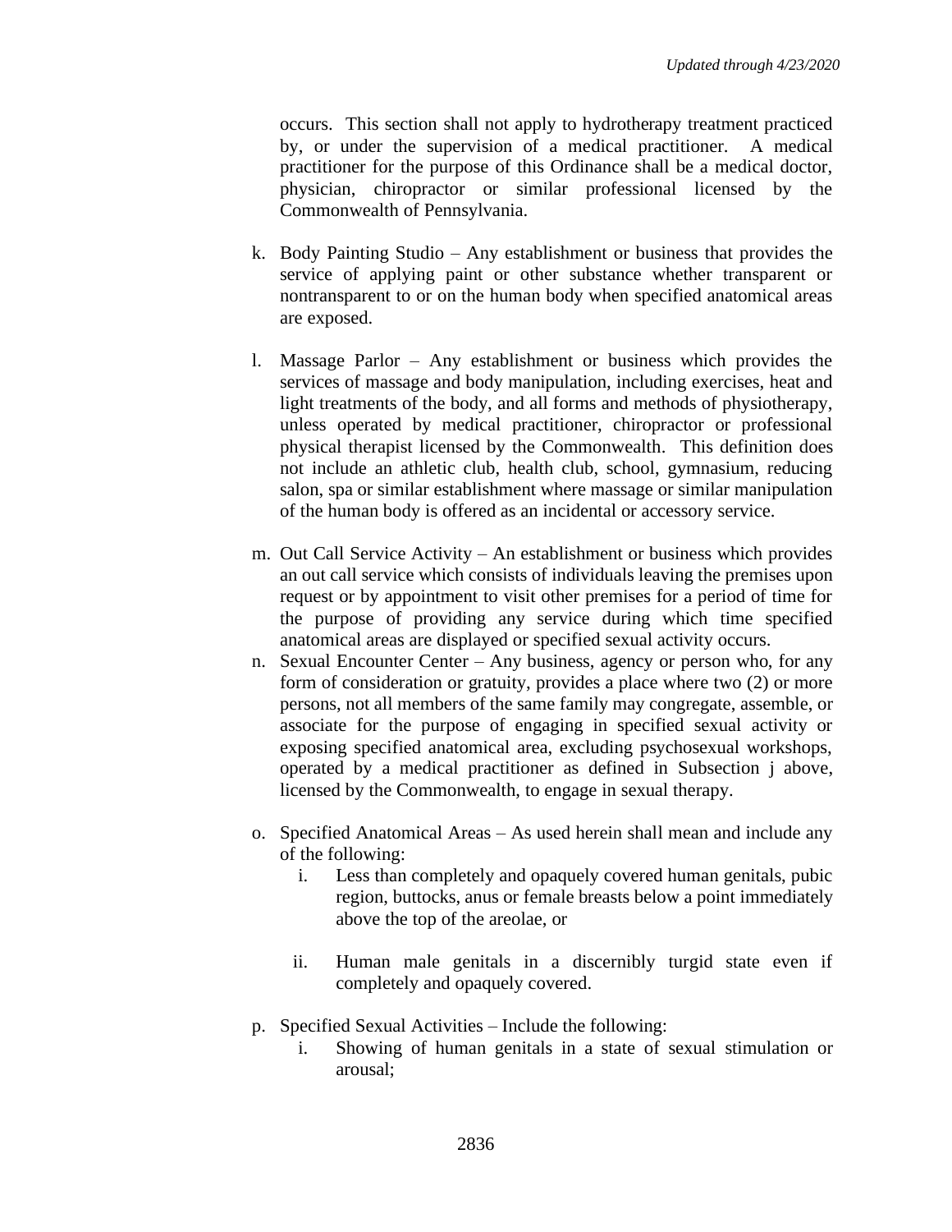occurs. This section shall not apply to hydrotherapy treatment practiced by, or under the supervision of a medical practitioner. A medical practitioner for the purpose of this Ordinance shall be a medical doctor, physician, chiropractor or similar professional licensed by the Commonwealth of Pennsylvania.

k. Body Painting Studio – Any establishment or business that provides the service of applying paint or other substance whether transparent or nontransparent to or on the human body when specified anatomical areas are exposed.

l. Massage Parlor – Any establishment or business which provides the services of massage and body manipulation, including exercises, heat and light treatments of the body, and all forms and methods of physiotherapy, unless operated by medical practitioner, chiropractor or professional physical therapist licensed by the Commonwealth. This definition does not include an athletic club, health club, school, gymnasium, reducing salon, spa or similar establishment where massage or similar manipulation of the human body is offered as an incidental or accessory service.

m. Out Call Service Activity – An establishment or business which provides an out call service which consists of individuals leaving the premises upon request or by appointment to visit other premises for a period of time for the purpose of providing any service during which time specified anatomical areas are displayed or specified sexual activity occurs.

n. Sexual Encounter Center – Any business, agency or person who, for any form of consideration or gratuity, provides a place where two (2) or more persons, not all members of the same family may congregate, assemble, or associate for the purpose of engaging in specified sexual activity or exposing specified anatomical area, excluding psychosexual workshops, operated by a medical practitioner as defined in Subsection j above, licensed by the Commonwealth, to engage in sexual therapy.

o. Specified Anatomical Areas – As used herein shall mean and include any of the following:
   i. Less than completely and opaquely covered human genitals, pubic region, buttocks, anus or female breasts below a point immediately above the top of the areolae, or

   ii. Human male genitals in a discernibly turgid state even if completely and opaquely covered.

p. Specified Sexual Activities – Include the following:
   i. Showing of human genitals in a state of sexual stimulation or arousal;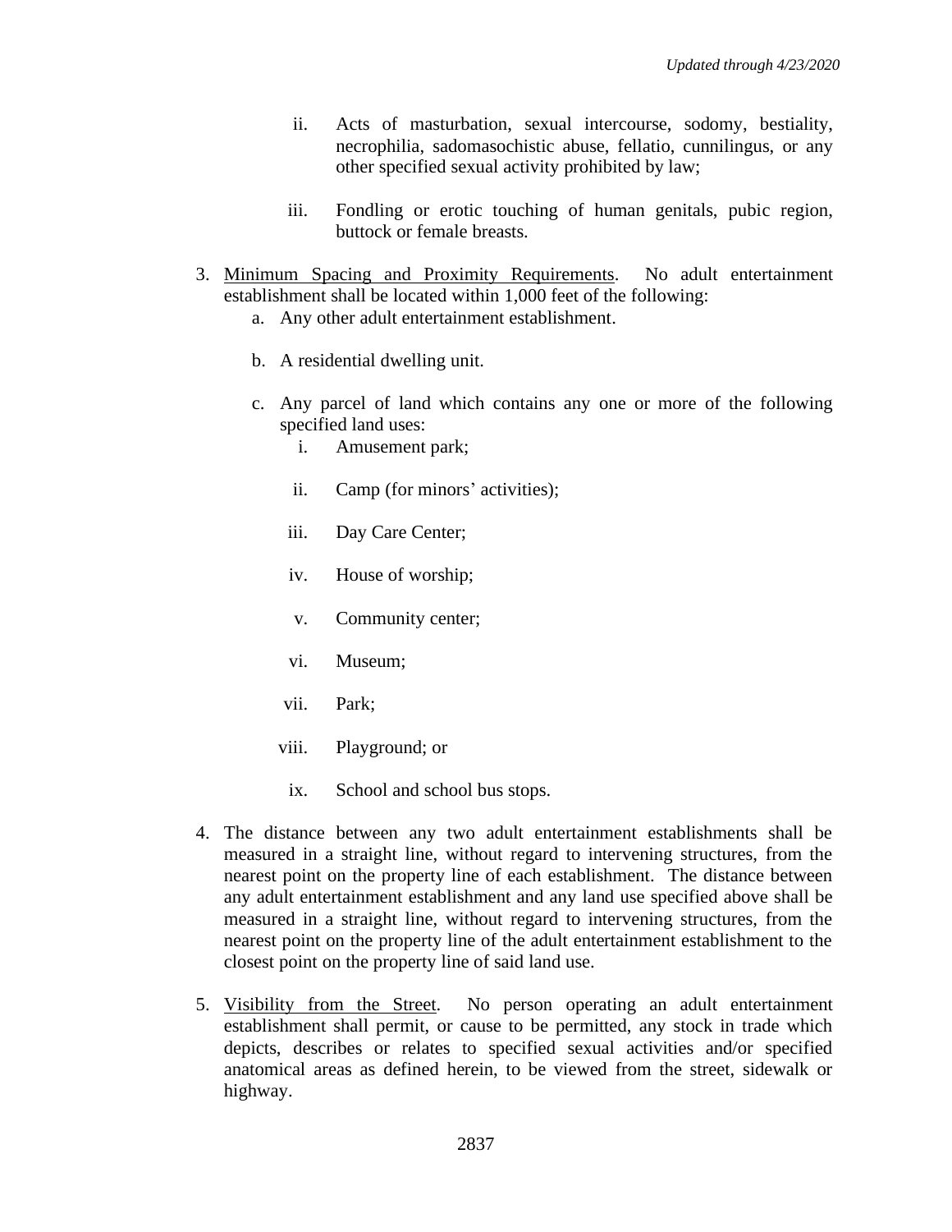ii. Acts of masturbation, sexual intercourse, sodomy, bestiality, necrophilia, sadomasochistic abuse, fellatio, cunnilingus, or any other specified sexual activity prohibited by law;

iii. Fondling or erotic touching of human genitals, pubic region, buttock or female breasts.

3. <u>Minimum Spacing and Proximity Requirements</u>. No adult entertainment establishment shall be located within 1,000 feet of the following:
   a. Any other adult entertainment establishment.

   b. A residential dwelling unit.

   c. Any parcel of land which contains any one or more of the following specified land uses:
      i. Amusement park;

      ii. Camp (for minors' activities);

      iii. Day Care Center;

      iv. House of worship;

      v. Community center;

      vi. Museum;

      vii. Park;

      viii. Playground; or

      ix. School and school bus stops.

4. The distance between any two adult entertainment establishments shall be measured in a straight line, without regard to intervening structures, from the nearest point on the property line of each establishment. The distance between any adult entertainment establishment and any land use specified above shall be measured in a straight line, without regard to intervening structures, from the nearest point on the property line of the adult entertainment establishment to the closest point on the property line of said land use.

5. <u>Visibility from the Street</u>. No person operating an adult entertainment establishment shall permit, or cause to be permitted, any stock in trade which depicts, describes or relates to specified sexual activities and/or specified anatomical areas as defined herein, to be viewed from the street, sidewalk or highway.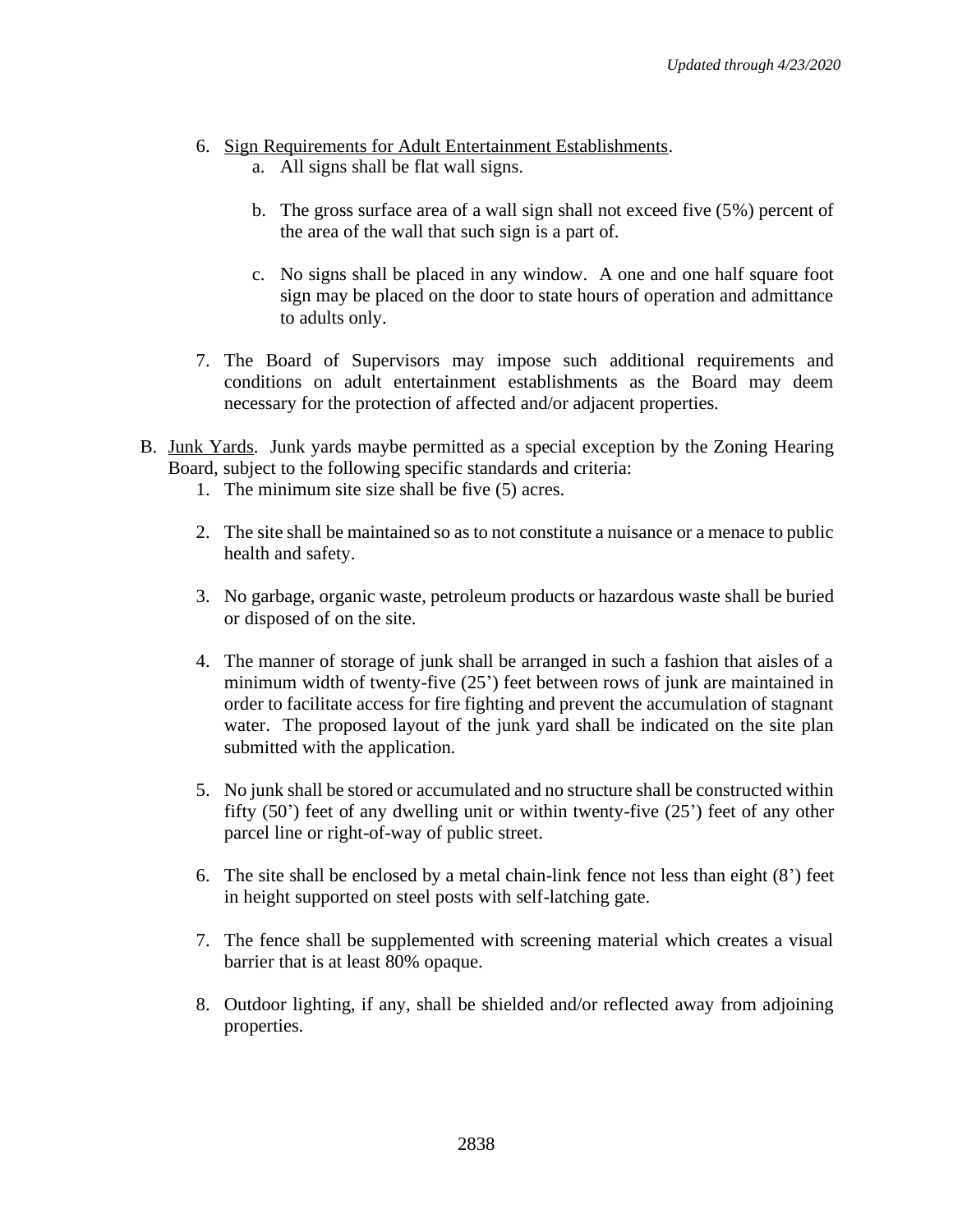6. <u>Sign Requirements for Adult Entertainment Establishments</u>.
   a. All signs shall be flat wall signs.

   b. The gross surface area of a wall sign shall not exceed five (5%) percent of the area of the wall that such sign is a part of.

   c. No signs shall be placed in any window. A one and one half square foot sign may be placed on the door to state hours of operation and admittance to adults only.

7. The Board of Supervisors may impose such additional requirements and conditions on adult entertainment establishments as the Board may deem necessary for the protection of affected and/or adjacent properties.

B. <u>Junk Yards</u>. Junk yards maybe permitted as a special exception by the Zoning Hearing Board, subject to the following specific standards and criteria:
   1. The minimum site size shall be five (5) acres.

   2. The site shall be maintained so as to not constitute a nuisance or a menace to public health and safety.

   3. No garbage, organic waste, petroleum products or hazardous waste shall be buried or disposed of on the site.

   4. The manner of storage of junk shall be arranged in such a fashion that aisles of a minimum width of twenty-five (25') feet between rows of junk are maintained in order to facilitate access for fire fighting and prevent the accumulation of stagnant water. The proposed layout of the junk yard shall be indicated on the site plan submitted with the application.

   5. No junk shall be stored or accumulated and no structure shall be constructed within fifty (50') feet of any dwelling unit or within twenty-five (25') feet of any other parcel line or right-of-way of public street.

   6. The site shall be enclosed by a metal chain-link fence not less than eight (8') feet in height supported on steel posts with self-latching gate.

   7. The fence shall be supplemented with screening material which creates a visual barrier that is at least 80% opaque.

   8. Outdoor lighting, if any, shall be shielded and/or reflected away from adjoining properties.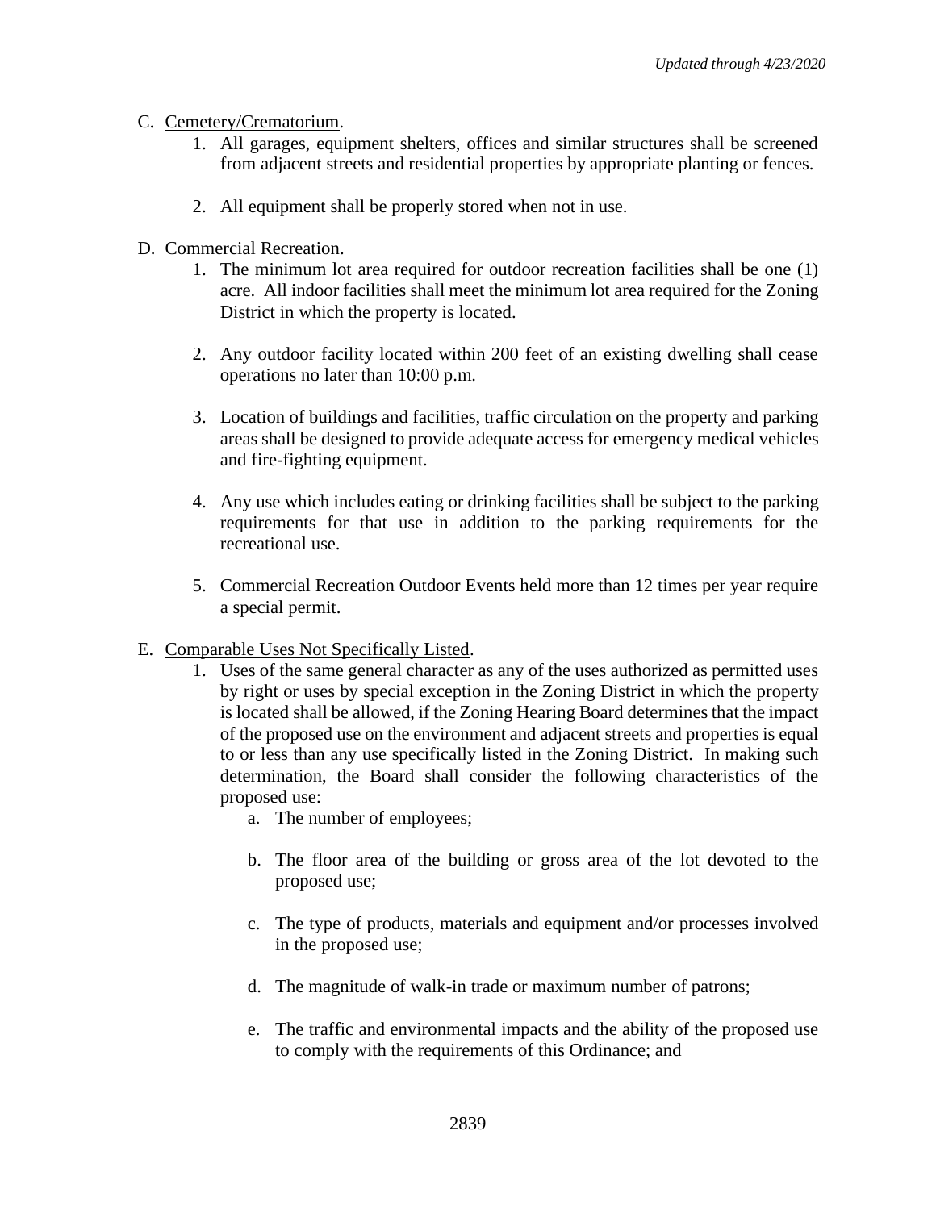C. <u>Cemetery/Crematorium</u>.

1. All garages, equipment shelters, offices and similar structures shall be screened from adjacent streets and residential properties by appropriate planting or fences.

2. All equipment shall be properly stored when not in use.

D. <u>Commercial Recreation</u>.

1. The minimum lot area required for outdoor recreation facilities shall be one (1) acre. All indoor facilities shall meet the minimum lot area required for the Zoning District in which the property is located.

2. Any outdoor facility located within 200 feet of an existing dwelling shall cease operations no later than 10:00 p.m.

3. Location of buildings and facilities, traffic circulation on the property and parking areas shall be designed to provide adequate access for emergency medical vehicles and fire-fighting equipment.

4. Any use which includes eating or drinking facilities shall be subject to the parking requirements for that use in addition to the parking requirements for the recreational use.

5. Commercial Recreation Outdoor Events held more than 12 times per year require a special permit.

E. <u>Comparable Uses Not Specifically Listed</u>.

1. Uses of the same general character as any of the uses authorized as permitted uses by right or uses by special exception in the Zoning District in which the property is located shall be allowed, if the Zoning Hearing Board determines that the impact of the proposed use on the environment and adjacent streets and properties is equal to or less than any use specifically listed in the Zoning District. In making such determination, the Board shall consider the following characteristics of the proposed use:

   a. The number of employees;

   b. The floor area of the building or gross area of the lot devoted to the proposed use;

   c. The type of products, materials and equipment and/or processes involved in the proposed use;

   d. The magnitude of walk-in trade or maximum number of patrons;

   e. The traffic and environmental impacts and the ability of the proposed use to comply with the requirements of this Ordinance; and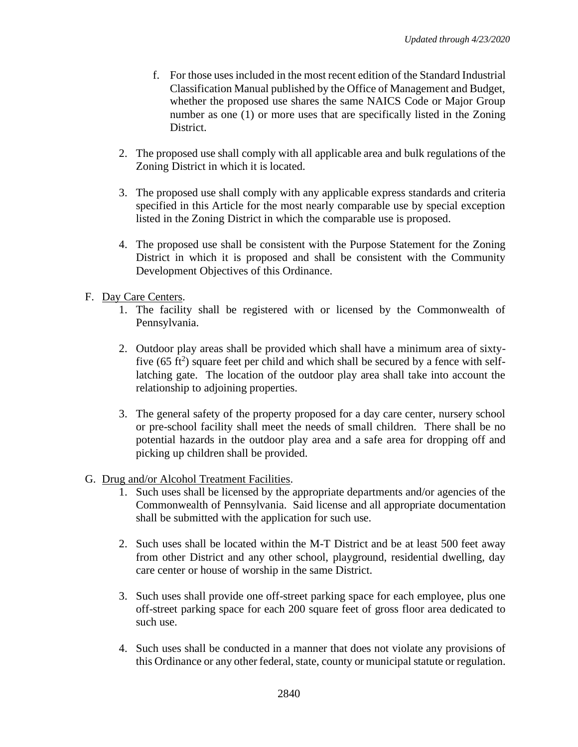f. For those uses included in the most recent edition of the Standard Industrial Classification Manual published by the Office of Management and Budget, whether the proposed use shares the same NAICS Code or Major Group number as one (1) or more uses that are specifically listed in the Zoning District.

2. The proposed use shall comply with all applicable area and bulk regulations of the Zoning District in which it is located.

3. The proposed use shall comply with any applicable express standards and criteria specified in this Article for the most nearly comparable use by special exception listed in the Zoning District in which the comparable use is proposed.

4. The proposed use shall be consistent with the Purpose Statement for the Zoning District in which it is proposed and shall be consistent with the Community Development Objectives of this Ordinance.

F. Day Care Centers.

1. The facility shall be registered with or licensed by the Commonwealth of Pennsylvania.

2. Outdoor play areas shall be provided which shall have a minimum area of sixty-five (65 $ft^2$) square feet per child and which shall be secured by a fence with self-latching gate. The location of the outdoor play area shall take into account the relationship to adjoining properties.

3. The general safety of the property proposed for a day care center, nursery school or pre-school facility shall meet the needs of small children. There shall be no potential hazards in the outdoor play area and a safe area for dropping off and picking up children shall be provided.

G. Drug and/or Alcohol Treatment Facilities.

1. Such uses shall be licensed by the appropriate departments and/or agencies of the Commonwealth of Pennsylvania. Said license and all appropriate documentation shall be submitted with the application for such use.

2. Such uses shall be located within the M-T District and be at least 500 feet away from other District and any other school, playground, residential dwelling, day care center or house of worship in the same District.

3. Such uses shall provide one off-street parking space for each employee, plus one off-street parking space for each 200 square feet of gross floor area dedicated to such use.

4. Such uses shall be conducted in a manner that does not violate any provisions of this Ordinance or any other federal, state, county or municipal statute or regulation.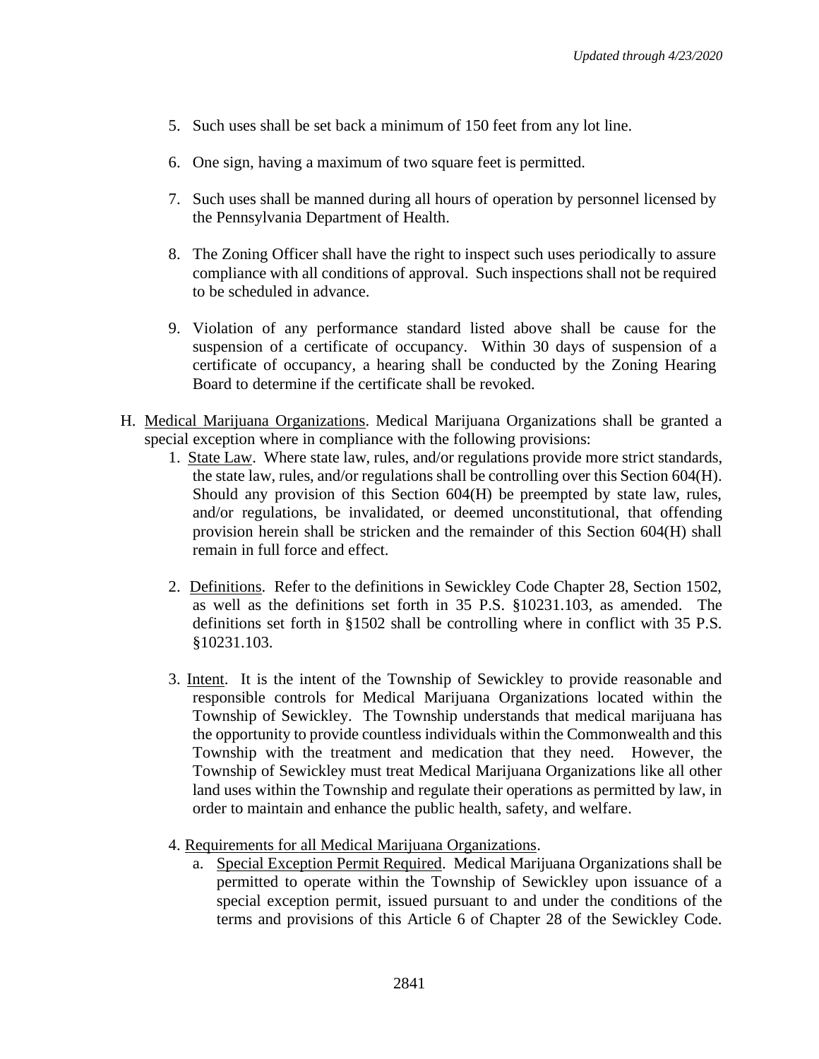5. Such uses shall be set back a minimum of 150 feet from any lot line.

6. One sign, having a maximum of two square feet is permitted.

7. Such uses shall be manned during all hours of operation by personnel licensed by the Pennsylvania Department of Health.

8. The Zoning Officer shall have the right to inspect such uses periodically to assure compliance with all conditions of approval. Such inspections shall not be required to be scheduled in advance.

9. Violation of any performance standard listed above shall be cause for the suspension of a certificate of occupancy. Within 30 days of suspension of a certificate of occupancy, a hearing shall be conducted by the Zoning Hearing Board to determine if the certificate shall be revoked.

H. <u>Medical Marijuana Organizations</u>. Medical Marijuana Organizations shall be granted a special exception where in compliance with the following provisions:

1. <u>State Law</u>. Where state law, rules, and/or regulations provide more strict standards, the state law, rules, and/or regulations shall be controlling over this Section 604(H). Should any provision of this Section 604(H) be preempted by state law, rules, and/or regulations, be invalidated, or deemed unconstitutional, that offending provision herein shall be stricken and the remainder of this Section 604(H) shall remain in full force and effect.

2. <u>Definitions</u>. Refer to the definitions in Sewickley Code Chapter 28, Section 1502, as well as the definitions set forth in 35 P.S. §10231.103, as amended. The definitions set forth in §1502 shall be controlling where in conflict with 35 P.S. §10231.103.

3. <u>Intent</u>. It is the intent of the Township of Sewickley to provide reasonable and responsible controls for Medical Marijuana Organizations located within the Township of Sewickley. The Township understands that medical marijuana has the opportunity to provide countless individuals within the Commonwealth and this Township with the treatment and medication that they need. However, the Township of Sewickley must treat Medical Marijuana Organizations like all other land uses within the Township and regulate their operations as permitted by law, in order to maintain and enhance the public health, safety, and welfare.

4. <u>Requirements for all Medical Marijuana Organizations</u>.

   a. <u>Special Exception Permit Required</u>. Medical Marijuana Organizations shall be permitted to operate within the Township of Sewickley upon issuance of a special exception permit, issued pursuant to and under the conditions of the terms and provisions of this Article 6 of Chapter 28 of the Sewickley Code.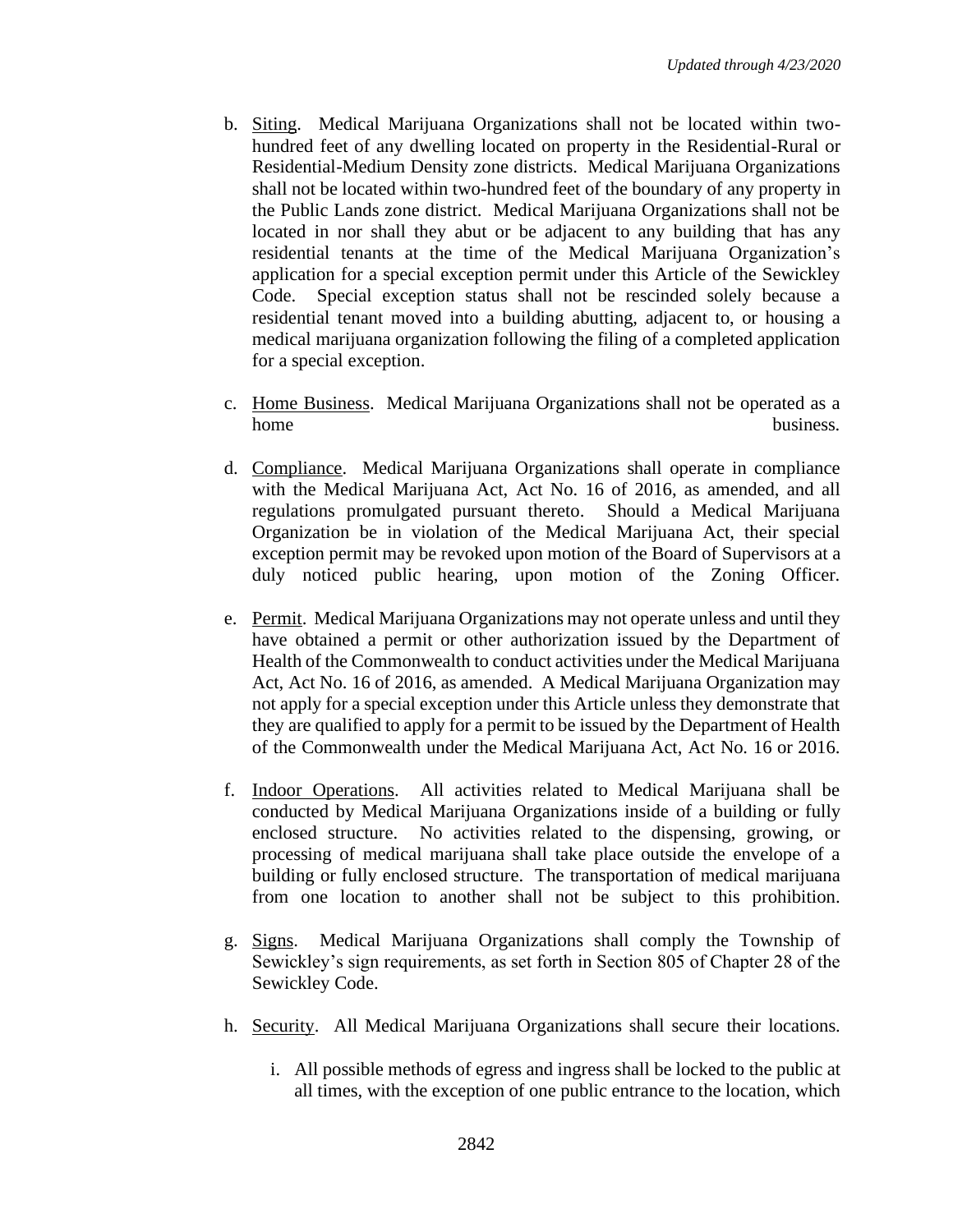b. <u>Siting</u>. Medical Marijuana Organizations shall not be located within two-hundred feet of any dwelling located on property in the Residential-Rural or Residential-Medium Density zone districts. Medical Marijuana Organizations shall not be located within two-hundred feet of the boundary of any property in the Public Lands zone district. Medical Marijuana Organizations shall not be located in nor shall they abut or be adjacent to any building that has any residential tenants at the time of the Medical Marijuana Organization's application for a special exception permit under this Article of the Sewickley Code. Special exception status shall not be rescinded solely because a residential tenant moved into a building abutting, adjacent to, or housing a medical marijuana organization following the filing of a completed application for a special exception.

c. <u>Home Business</u>. Medical Marijuana Organizations shall not be operated as a home business.

d. <u>Compliance</u>. Medical Marijuana Organizations shall operate in compliance with the Medical Marijuana Act, Act No. 16 of 2016, as amended, and all regulations promulgated pursuant thereto. Should a Medical Marijuana Organization be in violation of the Medical Marijuana Act, their special exception permit may be revoked upon motion of the Board of Supervisors at a duly noticed public hearing, upon motion of the Zoning Officer.

e. <u>Permit</u>. Medical Marijuana Organizations may not operate unless and until they have obtained a permit or other authorization issued by the Department of Health of the Commonwealth to conduct activities under the Medical Marijuana Act, Act No. 16 of 2016, as amended. A Medical Marijuana Organization may not apply for a special exception under this Article unless they demonstrate that they are qualified to apply for a permit to be issued by the Department of Health of the Commonwealth under the Medical Marijuana Act, Act No. 16 or 2016.

f. <u>Indoor Operations</u>. All activities related to Medical Marijuana shall be conducted by Medical Marijuana Organizations inside of a building or fully enclosed structure. No activities related to the dispensing, growing, or processing of medical marijuana shall take place outside the envelope of a building or fully enclosed structure. The transportation of medical marijuana from one location to another shall not be subject to this prohibition.

g. <u>Signs</u>. Medical Marijuana Organizations shall comply the Township of Sewickley's sign requirements, as set forth in Section 805 of Chapter 28 of the Sewickley Code.

h. <u>Security</u>. All Medical Marijuana Organizations shall secure their locations.

   i. All possible methods of egress and ingress shall be locked to the public at all times, with the exception of one public entrance to the location, which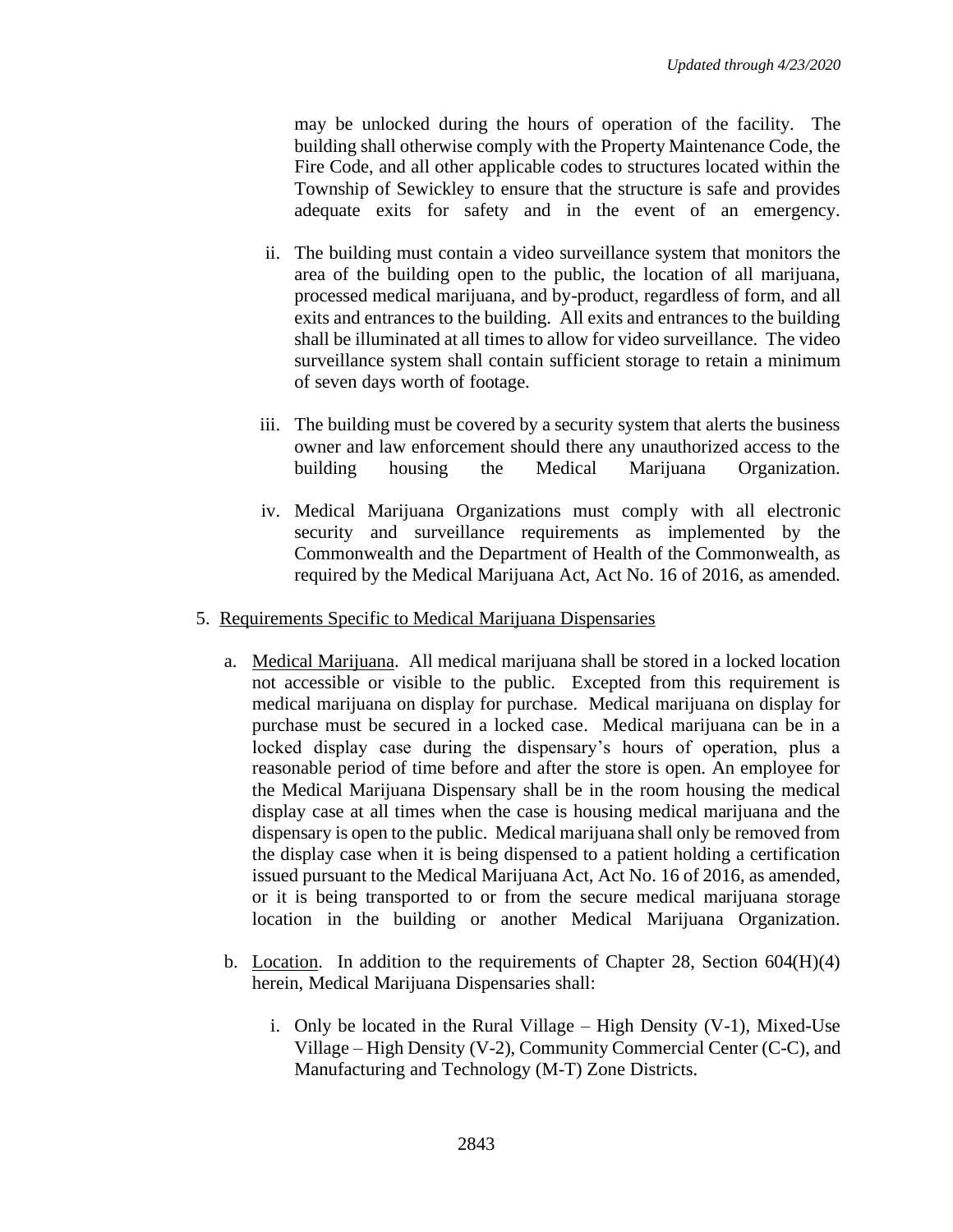may be unlocked during the hours of operation of the facility. The building shall otherwise comply with the Property Maintenance Code, the Fire Code, and all other applicable codes to structures located within the Township of Sewickley to ensure that the structure is safe and provides adequate exits for safety and in the event of an emergency.

ii. The building must contain a video surveillance system that monitors the area of the building open to the public, the location of all marijuana, processed medical marijuana, and by-product, regardless of form, and all exits and entrances to the building. All exits and entrances to the building shall be illuminated at all times to allow for video surveillance. The video surveillance system shall contain sufficient storage to retain a minimum of seven days worth of footage.

iii. The building must be covered by a security system that alerts the business owner and law enforcement should there any unauthorized access to the building housing the Medical Marijuana Organization.

iv. Medical Marijuana Organizations must comply with all electronic security and surveillance requirements as implemented by the Commonwealth and the Department of Health of the Commonwealth, as required by the Medical Marijuana Act, Act No. 16 of 2016, as amended.

5. Requirements Specific to Medical Marijuana Dispensaries

   a. Medical Marijuana. All medical marijuana shall be stored in a locked location not accessible or visible to the public. Excepted from this requirement is medical marijuana on display for purchase. Medical marijuana on display for purchase must be secured in a locked case. Medical marijuana can be in a locked display case during the dispensary's hours of operation, plus a reasonable period of time before and after the store is open. An employee for the Medical Marijuana Dispensary shall be in the room housing the medical display case at all times when the case is housing medical marijuana and the dispensary is open to the public. Medical marijuana shall only be removed from the display case when it is being dispensed to a patient holding a certification issued pursuant to the Medical Marijuana Act, Act No. 16 of 2016, as amended, or it is being transported to or from the secure medical marijuana storage location in the building or another Medical Marijuana Organization.

   b. Location. In addition to the requirements of Chapter 28, Section 604(H)(4) herein, Medical Marijuana Dispensaries shall:

      i. Only be located in the Rural Village – High Density (V-1), Mixed-Use Village – High Density (V-2), Community Commercial Center (C-C), and Manufacturing and Technology (M-T) Zone Districts.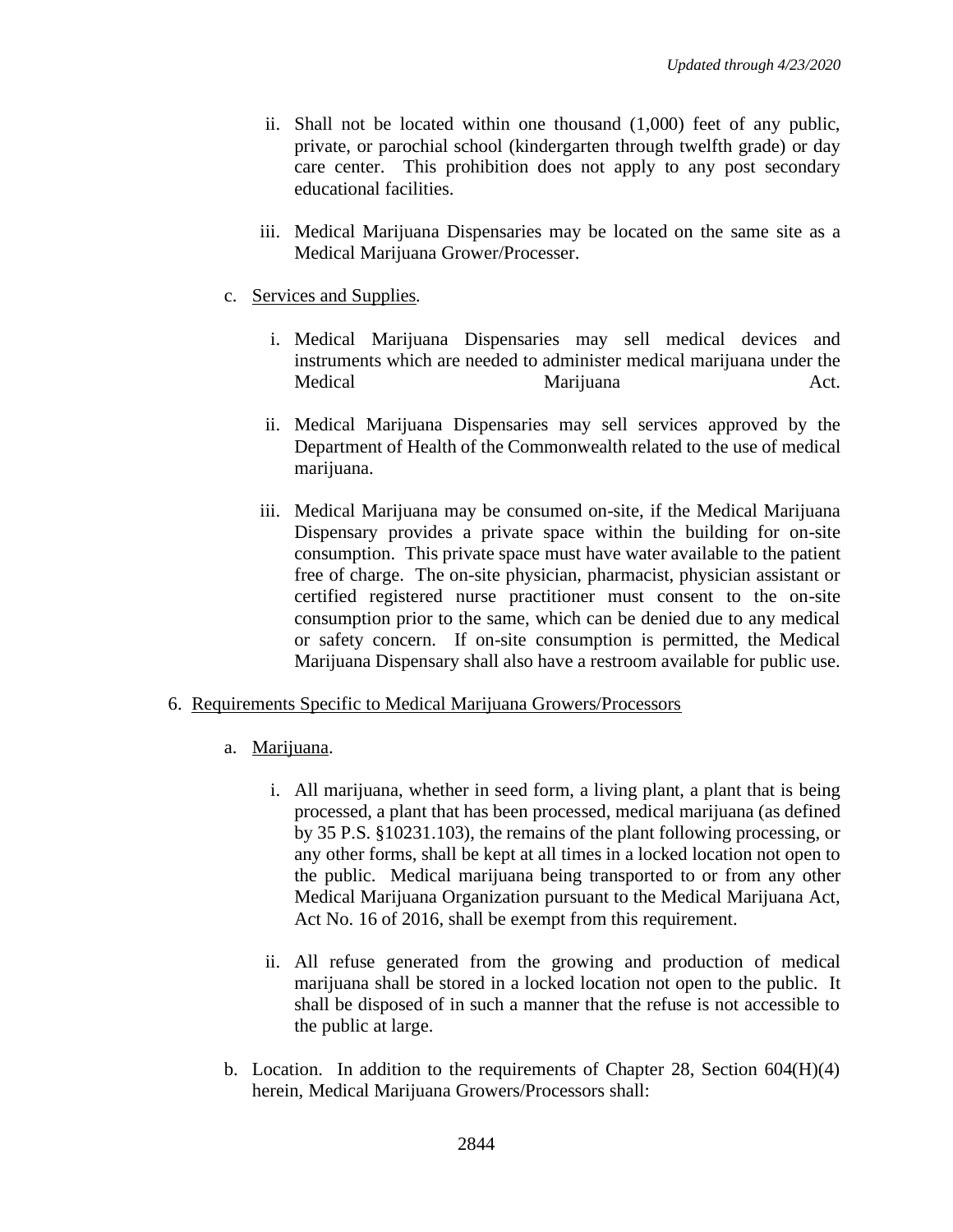ii. Shall not be located within one thousand (1,000) feet of any public, private, or parochial school (kindergarten through twelfth grade) or day care center. This prohibition does not apply to any post secondary educational facilities.

iii. Medical Marijuana Dispensaries may be located on the same site as a Medical Marijuana Grower/Processer.

c. <u>Services and Supplies</u>.

i. Medical Marijuana Dispensaries may sell medical devices and instruments which are needed to administer medical marijuana under the Medical Marijuana Act.

ii. Medical Marijuana Dispensaries may sell services approved by the Department of Health of the Commonwealth related to the use of medical marijuana.

iii. Medical Marijuana may be consumed on-site, if the Medical Marijuana Dispensary provides a private space within the building for on-site consumption. This private space must have water available to the patient free of charge. The on-site physician, pharmacist, physician assistant or certified registered nurse practitioner must consent to the on-site consumption prior to the same, which can be denied due to any medical or safety concern. If on-site consumption is permitted, the Medical Marijuana Dispensary shall also have a restroom available for public use.

6. <u>Requirements Specific to Medical Marijuana Growers/Processors</u>

a. <u>Marijuana</u>.

i. All marijuana, whether in seed form, a living plant, a plant that is being processed, a plant that has been processed, medical marijuana (as defined by 35 P.S. §10231.103), the remains of the plant following processing, or any other forms, shall be kept at all times in a locked location not open to the public. Medical marijuana being transported to or from any other Medical Marijuana Organization pursuant to the Medical Marijuana Act, Act No. 16 of 2016, shall be exempt from this requirement.

ii. All refuse generated from the growing and production of medical marijuana shall be stored in a locked location not open to the public. It shall be disposed of in such a manner that the refuse is not accessible to the public at large.

b. Location. In addition to the requirements of Chapter 28, Section 604(H)(4) herein, Medical Marijuana Growers/Processors shall: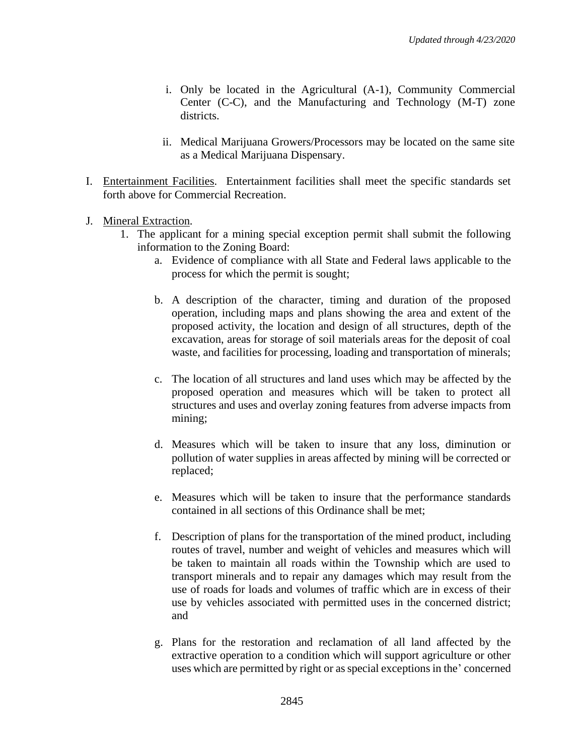i. Only be located in the Agricultural (A-1), Community Commercial Center (C-C), and the Manufacturing and Technology (M-T) zone districts.

ii. Medical Marijuana Growers/Processors may be located on the same site as a Medical Marijuana Dispensary.

I. Entertainment Facilities. Entertainment facilities shall meet the specific standards set forth above for Commercial Recreation.

J. Mineral Extraction.

1. The applicant for a mining special exception permit shall submit the following information to the Zoning Board:

   a. Evidence of compliance with all State and Federal laws applicable to the process for which the permit is sought;

   b. A description of the character, timing and duration of the proposed operation, including maps and plans showing the area and extent of the proposed activity, the location and design of all structures, depth of the excavation, areas for storage of soil materials areas for the deposit of coal waste, and facilities for processing, loading and transportation of minerals;

   c. The location of all structures and land uses which may be affected by the proposed operation and measures which will be taken to protect all structures and uses and overlay zoning features from adverse impacts from mining;

   d. Measures which will be taken to insure that any loss, diminution or pollution of water supplies in areas affected by mining will be corrected or replaced;

   e. Measures which will be taken to insure that the performance standards contained in all sections of this Ordinance shall be met;

   f. Description of plans for the transportation of the mined product, including routes of travel, number and weight of vehicles and measures which will be taken to maintain all roads within the Township which are used to transport minerals and to repair any damages which may result from the use of roads for loads and volumes of traffic which are in excess of their use by vehicles associated with permitted uses in the concerned district; and

   g. Plans for the restoration and reclamation of all land affected by the extractive operation to a condition which will support agriculture or other uses which are permitted by right or as special exceptions in the' concerned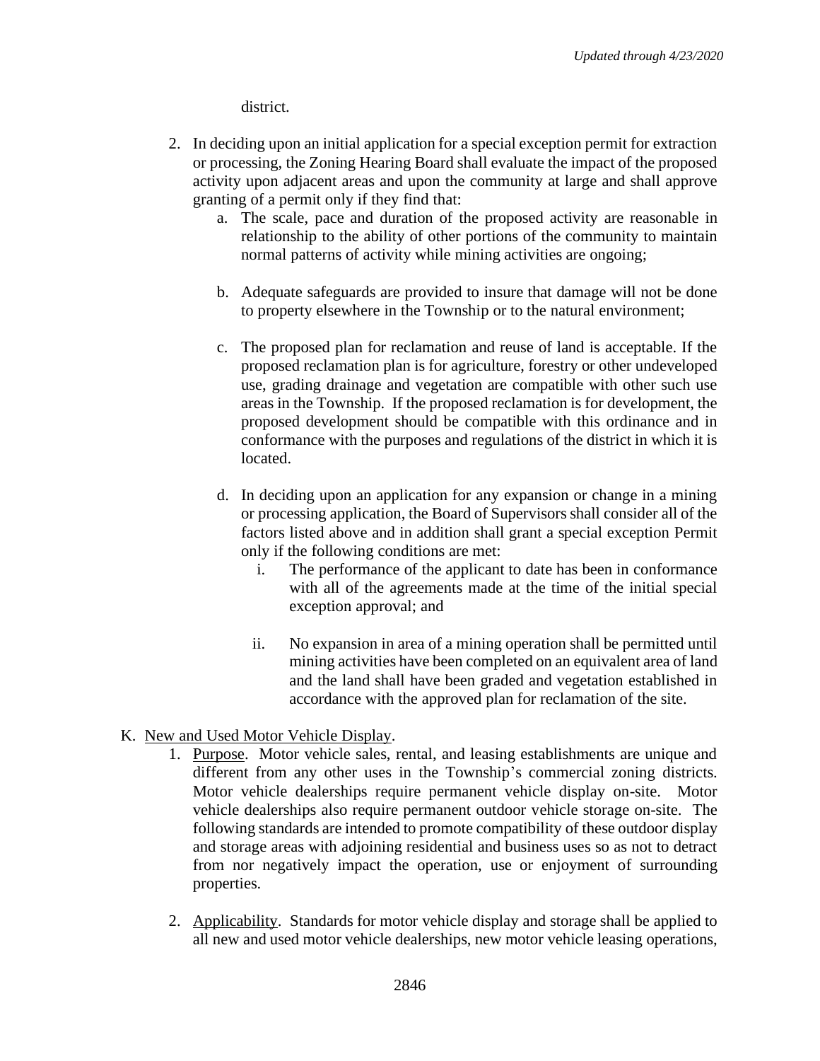district.

2. In deciding upon an initial application for a special exception permit for extraction or processing, the Zoning Hearing Board shall evaluate the impact of the proposed activity upon adjacent areas and upon the community at large and shall approve granting of a permit only if they find that:
   a. The scale, pace and duration of the proposed activity are reasonable in relationship to the ability of other portions of the community to maintain normal patterns of activity while mining activities are ongoing;

   b. Adequate safeguards are provided to insure that damage will not be done to property elsewhere in the Township or to the natural environment;

   c. The proposed plan for reclamation and reuse of land is acceptable. If the proposed reclamation plan is for agriculture, forestry or other undeveloped use, grading drainage and vegetation are compatible with other such use areas in the Township. If the proposed reclamation is for development, the proposed development should be compatible with this ordinance and in conformance with the purposes and regulations of the district in which it is located.

   d. In deciding upon an application for any expansion or change in a mining or processing application, the Board of Supervisors shall consider all of the factors listed above and in addition shall grant a special exception Permit only if the following conditions are met:
      i. The performance of the applicant to date has been in conformance with all of the agreements made at the time of the initial special exception approval; and

      ii. No expansion in area of a mining operation shall be permitted until mining activities have been completed on an equivalent area of land and the land shall have been graded and vegetation established in accordance with the approved plan for reclamation of the site.

K. New and Used Motor Vehicle Display.
   1. Purpose. Motor vehicle sales, rental, and leasing establishments are unique and different from any other uses in the Township's commercial zoning districts. Motor vehicle dealerships require permanent vehicle display on-site. Motor vehicle dealerships also require permanent outdoor vehicle storage on-site. The following standards are intended to promote compatibility of these outdoor display and storage areas with adjoining residential and business uses so as not to detract from nor negatively impact the operation, use or enjoyment of surrounding properties.

   2. Applicability. Standards for motor vehicle display and storage shall be applied to all new and used motor vehicle dealerships, new motor vehicle leasing operations,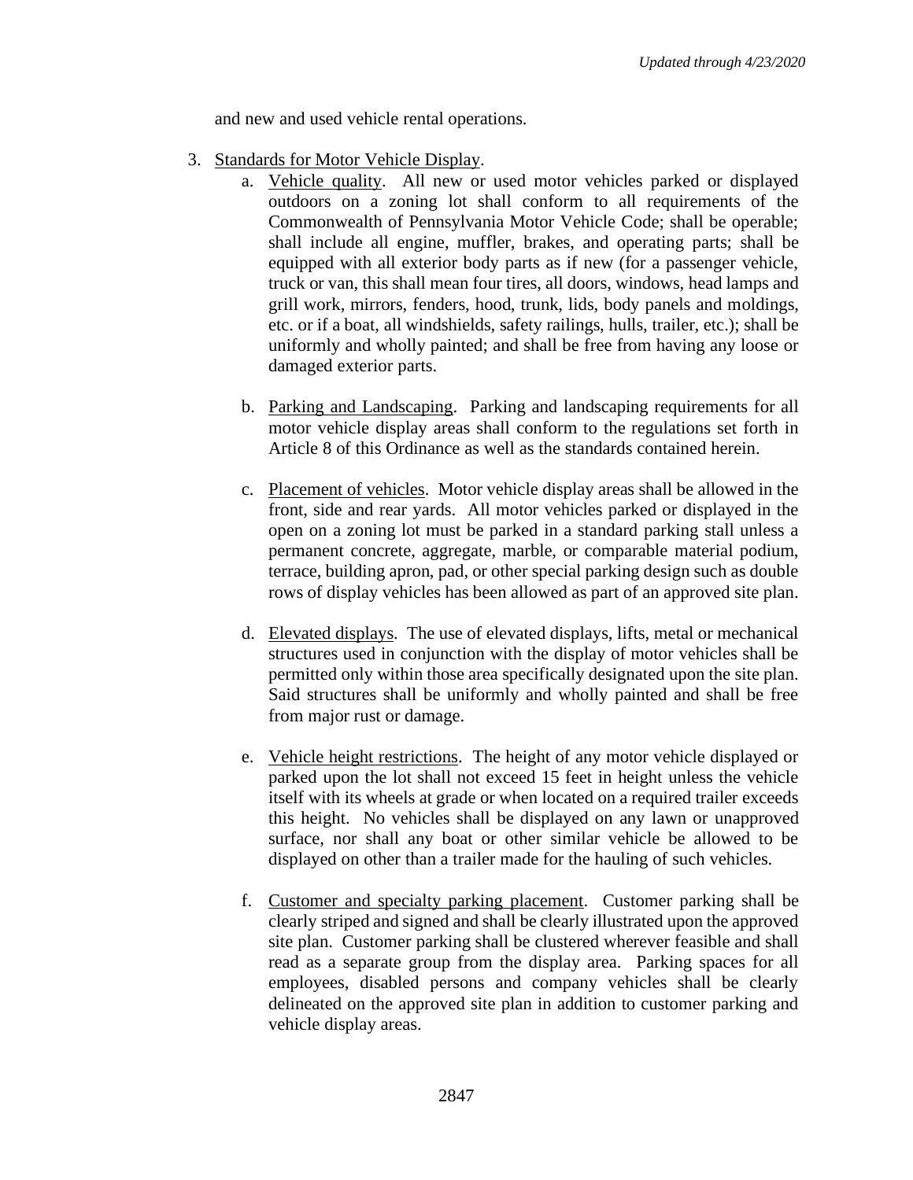and new and used vehicle rental operations.

3. Standards for Motor Vehicle Display.
   a. Vehicle quality. All new or used motor vehicles parked or displayed outdoors on a zoning lot shall conform to all requirements of the Commonwealth of Pennsylvania Motor Vehicle Code; shall be operable; shall include all engine, muffler, brakes, and operating parts; shall be equipped with all exterior body parts as if new (for a passenger vehicle, truck or van, this shall mean four tires, all doors, windows, head lamps and grill work, mirrors, fenders, hood, trunk, lids, body panels and moldings, etc. or if a boat, all windshields, safety railings, hulls, trailer, etc.); shall be uniformly and wholly painted; and shall be free from having any loose or damaged exterior parts.

   b. Parking and Landscaping. Parking and landscaping requirements for all motor vehicle display areas shall conform to the regulations set forth in Article 8 of this Ordinance as well as the standards contained herein.

   c. Placement of vehicles. Motor vehicle display areas shall be allowed in the front, side and rear yards. All motor vehicles parked or displayed in the open on a zoning lot must be parked in a standard parking stall unless a permanent concrete, aggregate, marble, or comparable material podium, terrace, building apron, pad, or other special parking design such as double rows of display vehicles has been allowed as part of an approved site plan.

   d. Elevated displays. The use of elevated displays, lifts, metal or mechanical structures used in conjunction with the display of motor vehicles shall be permitted only within those area specifically designated upon the site plan. Said structures shall be uniformly and wholly painted and shall be free from major rust or damage.

   e. Vehicle height restrictions. The height of any motor vehicle displayed or parked upon the lot shall not exceed 15 feet in height unless the vehicle itself with its wheels at grade or when located on a required trailer exceeds this height. No vehicles shall be displayed on any lawn or unapproved surface, nor shall any boat or other similar vehicle be allowed to be displayed on other than a trailer made for the hauling of such vehicles.

   f. Customer and specialty parking placement. Customer parking shall be clearly striped and signed and shall be clearly illustrated upon the approved site plan. Customer parking shall be clustered wherever feasible and shall read as a separate group from the display area. Parking spaces for all employees, disabled persons and company vehicles shall be clearly delineated on the approved site plan in addition to customer parking and vehicle display areas.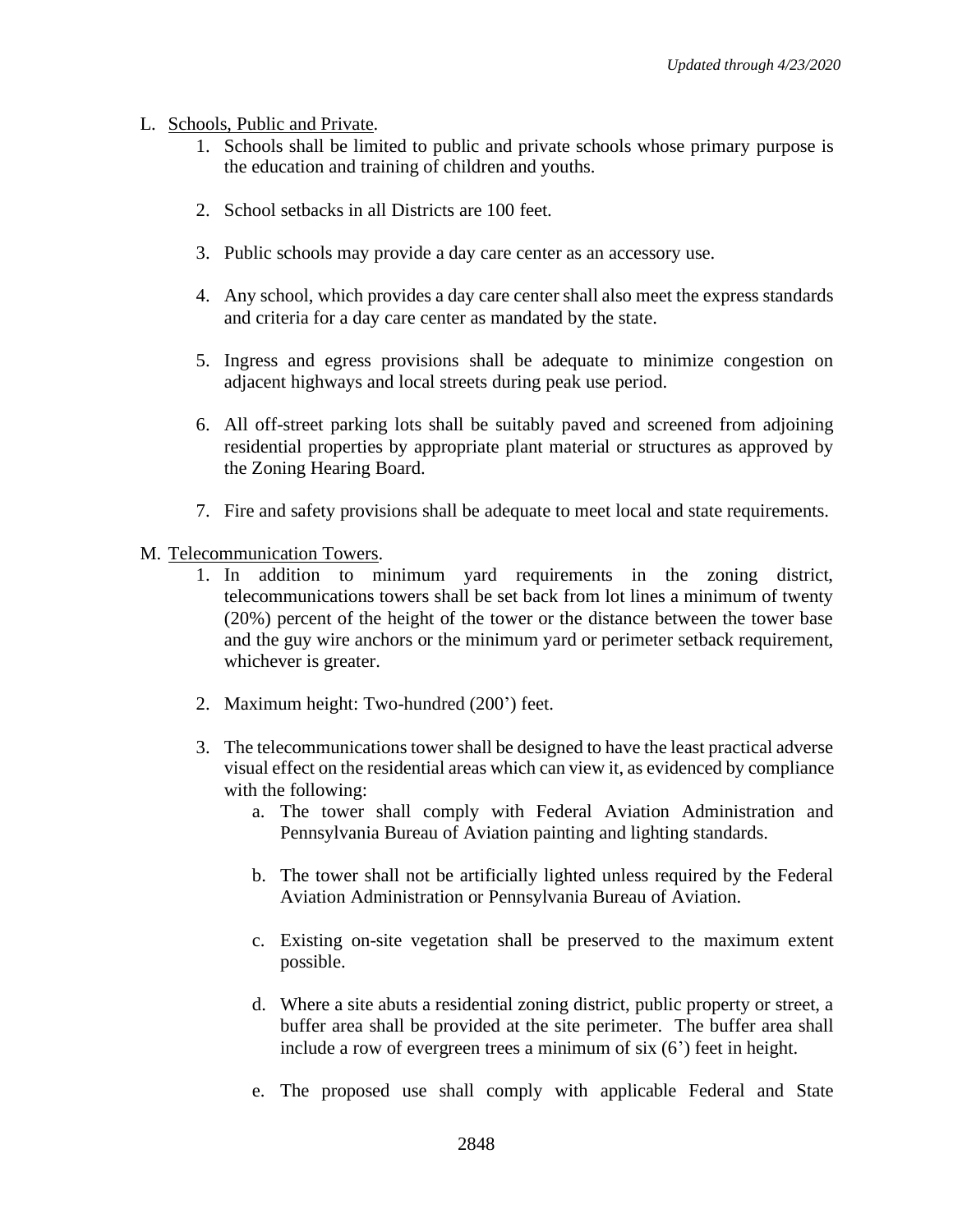L. Schools, Public and Private.

1. Schools shall be limited to public and private schools whose primary purpose is the education and training of children and youths.

2. School setbacks in all Districts are 100 feet.

3. Public schools may provide a day care center as an accessory use.

4. Any school, which provides a day care center shall also meet the express standards and criteria for a day care center as mandated by the state.

5. Ingress and egress provisions shall be adequate to minimize congestion on adjacent highways and local streets during peak use period.

6. All off-street parking lots shall be suitably paved and screened from adjoining residential properties by appropriate plant material or structures as approved by the Zoning Hearing Board.

7. Fire and safety provisions shall be adequate to meet local and state requirements.

M. Telecommunication Towers.

1. In addition to minimum yard requirements in the zoning district, telecommunications towers shall be set back from lot lines a minimum of twenty (20%) percent of the height of the tower or the distance between the tower base and the guy wire anchors or the minimum yard or perimeter setback requirement, whichever is greater.

2. Maximum height: Two-hundred (200') feet.

3. The telecommunications tower shall be designed to have the least practical adverse visual effect on the residential areas which can view it, as evidenced by compliance with the following:

   a. The tower shall comply with Federal Aviation Administration and Pennsylvania Bureau of Aviation painting and lighting standards.

   b. The tower shall not be artificially lighted unless required by the Federal Aviation Administration or Pennsylvania Bureau of Aviation.

   c. Existing on-site vegetation shall be preserved to the maximum extent possible.

   d. Where a site abuts a residential zoning district, public property or street, a buffer area shall be provided at the site perimeter. The buffer area shall include a row of evergreen trees a minimum of six (6') feet in height.

   e. The proposed use shall comply with applicable Federal and State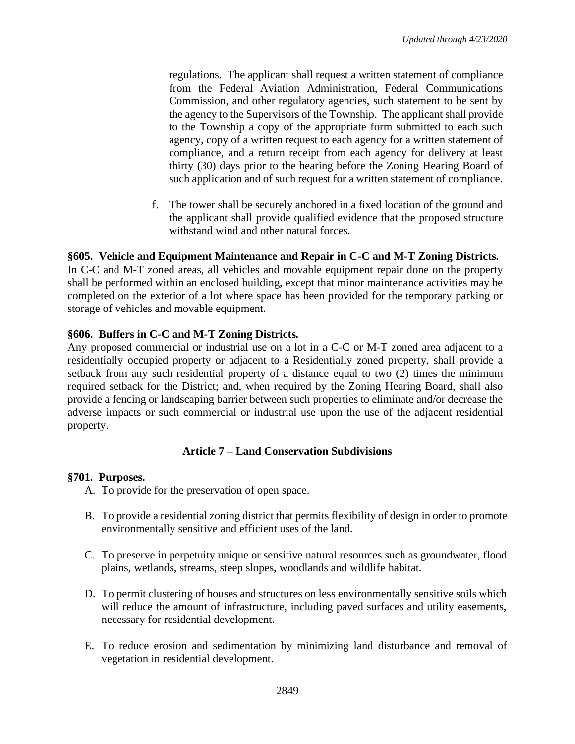regulations. The applicant shall request a written statement of compliance from the Federal Aviation Administration, Federal Communications Commission, and other regulatory agencies, such statement to be sent by the agency to the Supervisors of the Township. The applicant shall provide to the Township a copy of the appropriate form submitted to each such agency, copy of a written request to each agency for a written statement of compliance, and a return receipt from each agency for delivery at least thirty (30) days prior to the hearing before the Zoning Hearing Board of such application and of such request for a written statement of compliance.

f. The tower shall be securely anchored in a fixed location of the ground and the applicant shall provide qualified evidence that the proposed structure withstand wind and other natural forces.

**§605. Vehicle and Equipment Maintenance and Repair in C-C and M-T Zoning Districts.**
In C-C and M-T zoned areas, all vehicles and movable equipment repair done on the property shall be performed within an enclosed building, except that minor maintenance activities may be completed on the exterior of a lot where space has been provided for the temporary parking or storage of vehicles and movable equipment.

**§606. Buffers in C-C and M-T Zoning Districts.**
Any proposed commercial or industrial use on a lot in a C-C or M-T zoned area adjacent to a residentially occupied property or adjacent to a Residentially zoned property, shall provide a setback from any such residential property of a distance equal to two (2) times the minimum required setback for the District; and, when required by the Zoning Hearing Board, shall also provide a fencing or landscaping barrier between such properties to eliminate and/or decrease the adverse impacts or such commercial or industrial use upon the use of the adjacent residential property.

## Article 7 – Land Conservation Subdivisions

**§701. Purposes.**

A. To provide for the preservation of open space.

B. To provide a residential zoning district that permits flexibility of design in order to promote environmentally sensitive and efficient uses of the land.

C. To preserve in perpetuity unique or sensitive natural resources such as groundwater, flood plains, wetlands, streams, steep slopes, woodlands and wildlife habitat.

D. To permit clustering of houses and structures on less environmentally sensitive soils which will reduce the amount of infrastructure, including paved surfaces and utility easements, necessary for residential development.

E. To reduce erosion and sedimentation by minimizing land disturbance and removal of vegetation in residential development.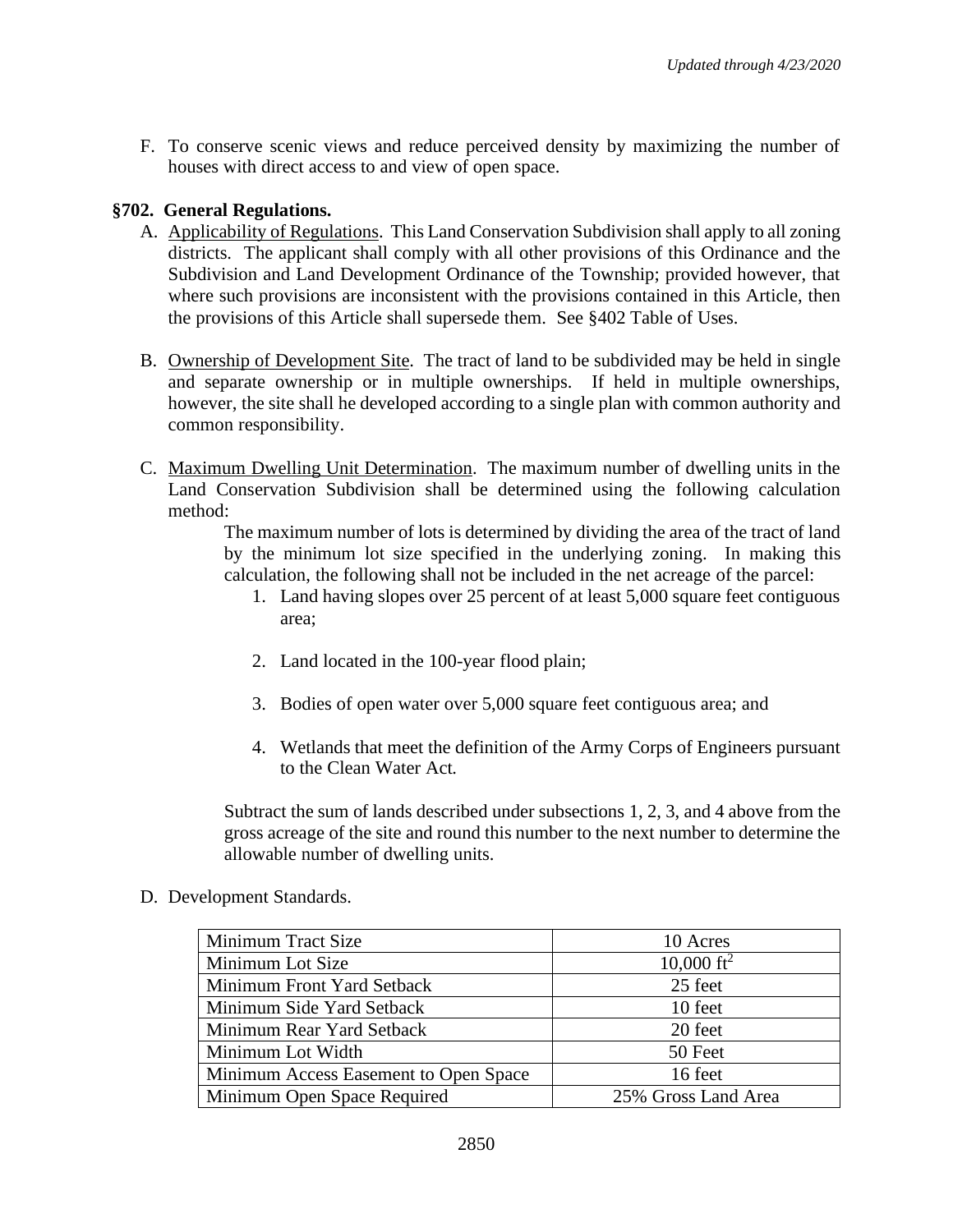F. To conserve scenic views and reduce perceived density by maximizing the number of houses with direct access to and view of open space.

**§702. General Regulations.**

A. Applicability of Regulations. This Land Conservation Subdivision shall apply to all zoning districts. The applicant shall comply with all other provisions of this Ordinance and the Subdivision and Land Development Ordinance of the Township; provided however, that where such provisions are inconsistent with the provisions contained in this Article, then the provisions of this Article shall supersede them. See §402 Table of Uses.

B. Ownership of Development Site. The tract of land to be subdivided may be held in single and separate ownership or in multiple ownerships. If held in multiple ownerships, however, the site shall he developed according to a single plan with common authority and common responsibility.

C. Maximum Dwelling Unit Determination. The maximum number of dwelling units in the Land Conservation Subdivision shall be determined using the following calculation method:

The maximum number of lots is determined by dividing the area of the tract of land by the minimum lot size specified in the underlying zoning. In making this calculation, the following shall not be included in the net acreage of the parcel:

1. Land having slopes over 25 percent of at least 5,000 square feet contiguous area;
2. Land located in the 100-year flood plain;
3. Bodies of open water over 5,000 square feet contiguous area; and
4. Wetlands that meet the definition of the Army Corps of Engineers pursuant to the Clean Water Act.

Subtract the sum of lands described under subsections 1, 2, 3, and 4 above from the gross acreage of the site and round this number to the next number to determine the allowable number of dwelling units.

D. Development Standards.

| Minimum Tract Size | 10 Acres |
|---|---|
| Minimum Lot Size | 10,000 $ft^2$ |
| Minimum Front Yard Setback | 25 feet |
| Minimum Side Yard Setback | 10 feet |
| Minimum Rear Yard Setback | 20 feet |
| Minimum Lot Width | 50 Feet |
| Minimum Access Easement to Open Space | 16 feet |
| Minimum Open Space Required | 25% Gross Land Area |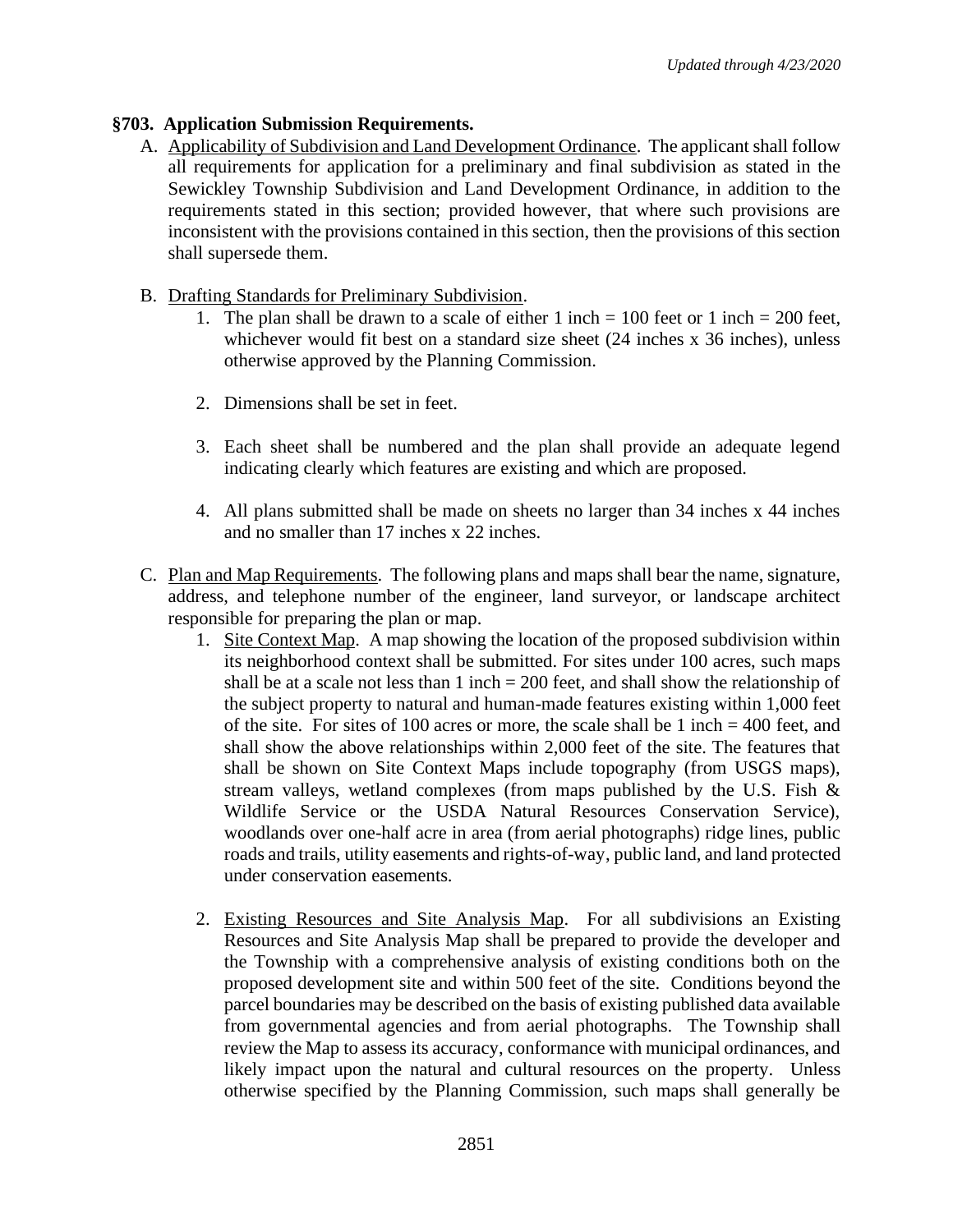## §703. Application Submission Requirements.

A. <u>Applicability of Subdivision and Land Development Ordinance</u>. The applicant shall follow all requirements for application for a preliminary and final subdivision as stated in the Sewickley Township Subdivision and Land Development Ordinance, in addition to the requirements stated in this section; provided however, that where such provisions are inconsistent with the provisions contained in this section, then the provisions of this section shall supersede them.

B. <u>Drafting Standards for Preliminary Subdivision</u>.

1. The plan shall be drawn to a scale of either 1 inch = 100 feet or 1 inch = 200 feet, whichever would fit best on a standard size sheet (24 inches x 36 inches), unless otherwise approved by the Planning Commission.

2. Dimensions shall be set in feet.

3. Each sheet shall be numbered and the plan shall provide an adequate legend indicating clearly which features are existing and which are proposed.

4. All plans submitted shall be made on sheets no larger than 34 inches x 44 inches and no smaller than 17 inches x 22 inches.

C. <u>Plan and Map Requirements</u>. The following plans and maps shall bear the name, signature, address, and telephone number of the engineer, land surveyor, or landscape architect responsible for preparing the plan or map.

1. <u>Site Context Map</u>. A map showing the location of the proposed subdivision within its neighborhood context shall be submitted. For sites under 100 acres, such maps shall be at a scale not less than 1 inch = 200 feet, and shall show the relationship of the subject property to natural and human-made features existing within 1,000 feet of the site. For sites of 100 acres or more, the scale shall be 1 inch = 400 feet, and shall show the above relationships within 2,000 feet of the site. The features that shall be shown on Site Context Maps include topography (from USGS maps), stream valleys, wetland complexes (from maps published by the U.S. Fish & Wildlife Service or the USDA Natural Resources Conservation Service), woodlands over one-half acre in area (from aerial photographs) ridge lines, public roads and trails, utility easements and rights-of-way, public land, and land protected under conservation easements.

2. <u>Existing Resources and Site Analysis Map</u>. For all subdivisions an Existing Resources and Site Analysis Map shall be prepared to provide the developer and the Township with a comprehensive analysis of existing conditions both on the proposed development site and within 500 feet of the site. Conditions beyond the parcel boundaries may be described on the basis of existing published data available from governmental agencies and from aerial photographs. The Township shall review the Map to assess its accuracy, conformance with municipal ordinances, and likely impact upon the natural and cultural resources on the property. Unless otherwise specified by the Planning Commission, such maps shall generally be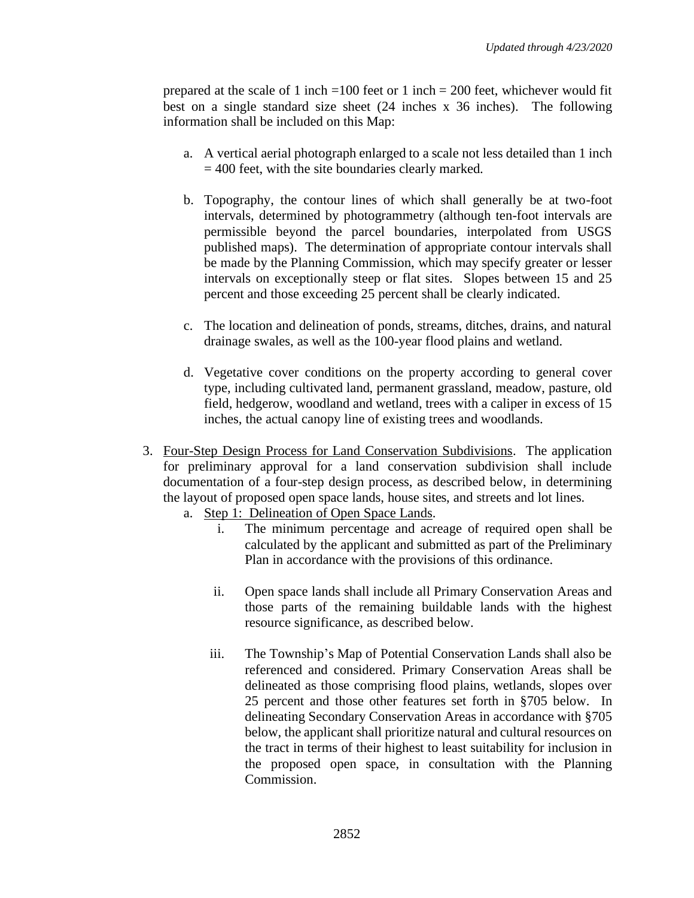prepared at the scale of 1 inch =100 feet or 1 inch = 200 feet, whichever would fit best on a single standard size sheet (24 inches x 36 inches). The following information shall be included on this Map:

a. A vertical aerial photograph enlarged to a scale not less detailed than 1 inch = 400 feet, with the site boundaries clearly marked.

b. Topography, the contour lines of which shall generally be at two-foot intervals, determined by photogrammetry (although ten-foot intervals are permissible beyond the parcel boundaries, interpolated from USGS published maps). The determination of appropriate contour intervals shall be made by the Planning Commission, which may specify greater or lesser intervals on exceptionally steep or flat sites. Slopes between 15 and 25 percent and those exceeding 25 percent shall be clearly indicated.

c. The location and delineation of ponds, streams, ditches, drains, and natural drainage swales, as well as the 100-year flood plains and wetland.

d. Vegetative cover conditions on the property according to general cover type, including cultivated land, permanent grassland, meadow, pasture, old field, hedgerow, woodland and wetland, trees with a caliper in excess of 15 inches, the actual canopy line of existing trees and woodlands.

3. <u>Four-Step Design Process for Land Conservation Subdivisions</u>. The application for preliminary approval for a land conservation subdivision shall include documentation of a four-step design process, as described below, in determining the layout of proposed open space lands, house sites, and streets and lot lines.

   a. <u>Step 1: Delineation of Open Space Lands</u>.

      i. The minimum percentage and acreage of required open shall be calculated by the applicant and submitted as part of the Preliminary Plan in accordance with the provisions of this ordinance.

      ii. Open space lands shall include all Primary Conservation Areas and those parts of the remaining buildable lands with the highest resource significance, as described below.

      iii. The Township's Map of Potential Conservation Lands shall also be referenced and considered. Primary Conservation Areas shall be delineated as those comprising flood plains, wetlands, slopes over 25 percent and those other features set forth in §705 below. In delineating Secondary Conservation Areas in accordance with §705 below, the applicant shall prioritize natural and cultural resources on the tract in terms of their highest to least suitability for inclusion in the proposed open space, in consultation with the Planning Commission.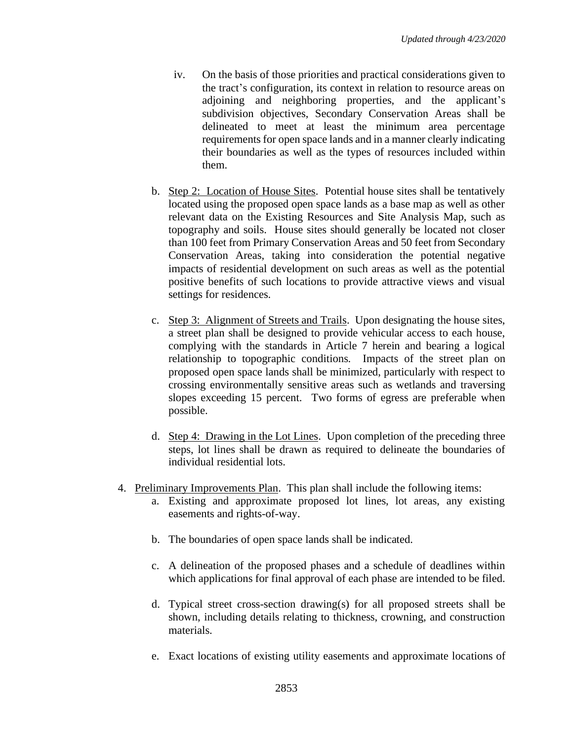iv. On the basis of those priorities and practical considerations given to the tract's configuration, its context in relation to resource areas on adjoining and neighboring properties, and the applicant's subdivision objectives, Secondary Conservation Areas shall be delineated to meet at least the minimum area percentage requirements for open space lands and in a manner clearly indicating their boundaries as well as the types of resources included within them.

b. Step 2: Location of House Sites. Potential house sites shall be tentatively located using the proposed open space lands as a base map as well as other relevant data on the Existing Resources and Site Analysis Map, such as topography and soils. House sites should generally be located not closer than 100 feet from Primary Conservation Areas and 50 feet from Secondary Conservation Areas, taking into consideration the potential negative impacts of residential development on such areas as well as the potential positive benefits of such locations to provide attractive views and visual settings for residences.

c. Step 3: Alignment of Streets and Trails. Upon designating the house sites, a street plan shall be designed to provide vehicular access to each house, complying with the standards in Article 7 herein and bearing a logical relationship to topographic conditions. Impacts of the street plan on proposed open space lands shall be minimized, particularly with respect to crossing environmentally sensitive areas such as wetlands and traversing slopes exceeding 15 percent. Two forms of egress are preferable when possible.

d. Step 4: Drawing in the Lot Lines. Upon completion of the preceding three steps, lot lines shall be drawn as required to delineate the boundaries of individual residential lots.

4. Preliminary Improvements Plan. This plan shall include the following items:
   a. Existing and approximate proposed lot lines, lot areas, any existing easements and rights-of-way.

   b. The boundaries of open space lands shall be indicated.

   c. A delineation of the proposed phases and a schedule of deadlines within which applications for final approval of each phase are intended to be filed.

   d. Typical street cross-section drawing(s) for all proposed streets shall be shown, including details relating to thickness, crowning, and construction materials.

   e. Exact locations of existing utility easements and approximate locations of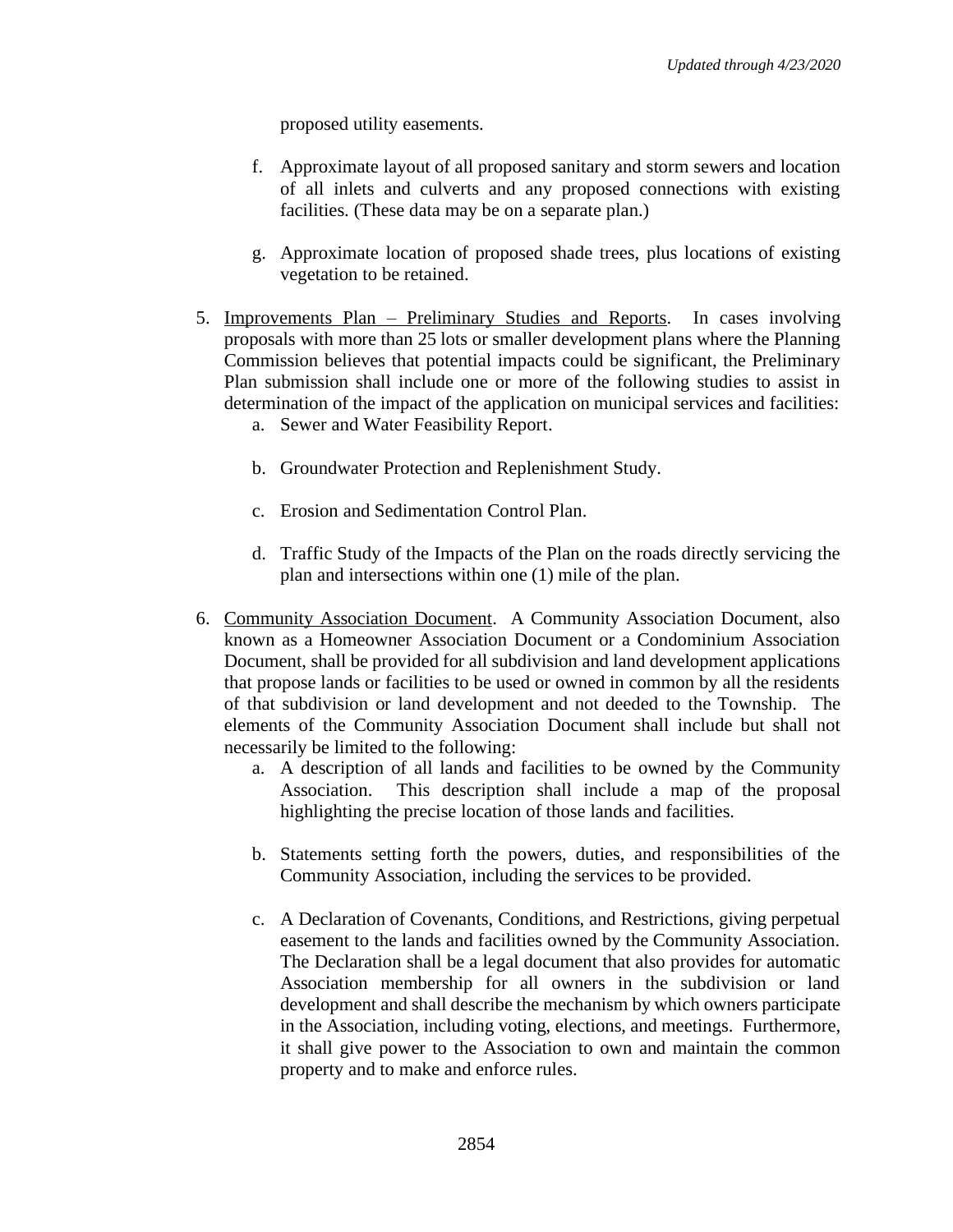proposed utility easements.

f. Approximate layout of all proposed sanitary and storm sewers and location of all inlets and culverts and any proposed connections with existing facilities. (These data may be on a separate plan.)

g. Approximate location of proposed shade trees, plus locations of existing vegetation to be retained.

5. Improvements Plan – Preliminary Studies and Reports. In cases involving proposals with more than 25 lots or smaller development plans where the Planning Commission believes that potential impacts could be significant, the Preliminary Plan submission shall include one or more of the following studies to assist in determination of the impact of the application on municipal services and facilities:
   a. Sewer and Water Feasibility Report.

   b. Groundwater Protection and Replenishment Study.

   c. Erosion and Sedimentation Control Plan.

   d. Traffic Study of the Impacts of the Plan on the roads directly servicing the plan and intersections within one (1) mile of the plan.

6. Community Association Document. A Community Association Document, also known as a Homeowner Association Document or a Condominium Association Document, shall be provided for all subdivision and land development applications that propose lands or facilities to be used or owned in common by all the residents of that subdivision or land development and not deeded to the Township. The elements of the Community Association Document shall include but shall not necessarily be limited to the following:
   a. A description of all lands and facilities to be owned by the Community Association. This description shall include a map of the proposal highlighting the precise location of those lands and facilities.

   b. Statements setting forth the powers, duties, and responsibilities of the Community Association, including the services to be provided.

   c. A Declaration of Covenants, Conditions, and Restrictions, giving perpetual easement to the lands and facilities owned by the Community Association. The Declaration shall be a legal document that also provides for automatic Association membership for all owners in the subdivision or land development and shall describe the mechanism by which owners participate in the Association, including voting, elections, and meetings. Furthermore, it shall give power to the Association to own and maintain the common property and to make and enforce rules.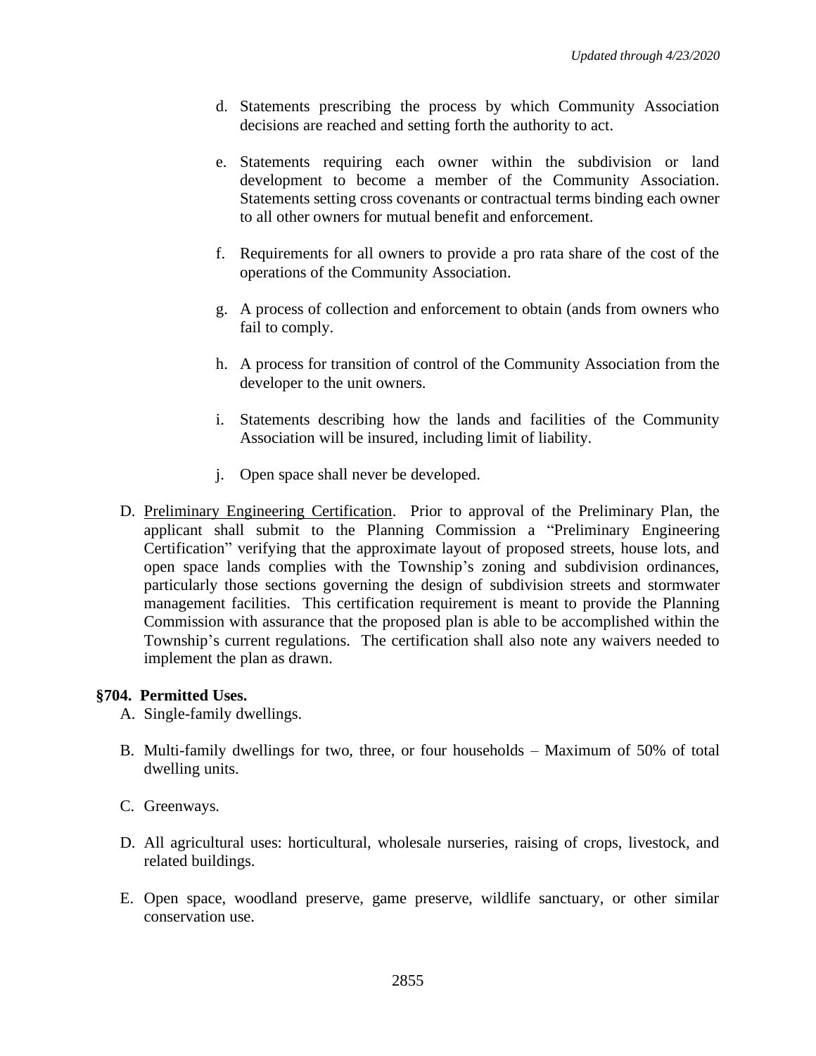d. Statements prescribing the process by which Community Association decisions are reached and setting forth the authority to act.

e. Statements requiring each owner within the subdivision or land development to become a member of the Community Association. Statements setting cross covenants or contractual terms binding each owner to all other owners for mutual benefit and enforcement.

f. Requirements for all owners to provide a pro rata share of the cost of the operations of the Community Association.

g. A process of collection and enforcement to obtain (ands from owners who fail to comply.

h. A process for transition of control of the Community Association from the developer to the unit owners.

i. Statements describing how the lands and facilities of the Community Association will be insured, including limit of liability.

j. Open space shall never be developed.

D. Preliminary Engineering Certification. Prior to approval of the Preliminary Plan, the applicant shall submit to the Planning Commission a "Preliminary Engineering Certification" verifying that the approximate layout of proposed streets, house lots, and open space lands complies with the Township's zoning and subdivision ordinances, particularly those sections governing the design of subdivision streets and stormwater management facilities. This certification requirement is meant to provide the Planning Commission with assurance that the proposed plan is able to be accomplished within the Township's current regulations. The certification shall also note any waivers needed to implement the plan as drawn.

**§704. Permitted Uses.**

A. Single-family dwellings.

B. Multi-family dwellings for two, three, or four households – Maximum of 50% of total dwelling units.

C. Greenways.

D. All agricultural uses: horticultural, wholesale nurseries, raising of crops, livestock, and related buildings.

E. Open space, woodland preserve, game preserve, wildlife sanctuary, or other similar conservation use.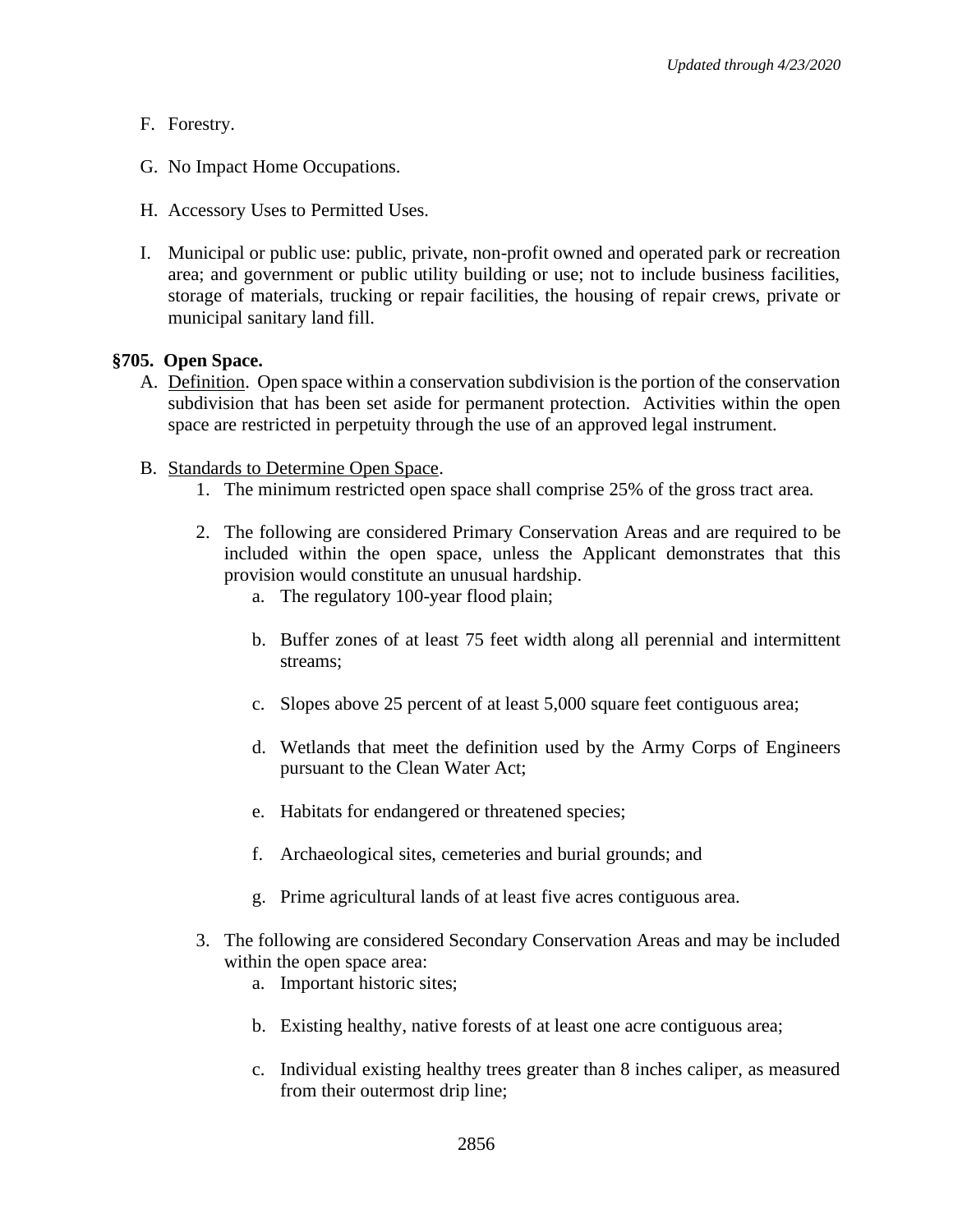F. Forestry.

G. No Impact Home Occupations.

H. Accessory Uses to Permitted Uses.

I. Municipal or public use: public, private, non-profit owned and operated park or recreation area; and government or public utility building or use; not to include business facilities, storage of materials, trucking or repair facilities, the housing of repair crews, private or municipal sanitary land fill.

**§705. Open Space.**

A. Definition. Open space within a conservation subdivision is the portion of the conservation subdivision that has been set aside for permanent protection. Activities within the open space are restricted in perpetuity through the use of an approved legal instrument.

B. Standards to Determine Open Space.

1. The minimum restricted open space shall comprise 25% of the gross tract area.

2. The following are considered Primary Conservation Areas and are required to be included within the open space, unless the Applicant demonstrates that this provision would constitute an unusual hardship.

   a. The regulatory 100-year flood plain;

   b. Buffer zones of at least 75 feet width along all perennial and intermittent streams;

   c. Slopes above 25 percent of at least 5,000 square feet contiguous area;

   d. Wetlands that meet the definition used by the Army Corps of Engineers pursuant to the Clean Water Act;

   e. Habitats for endangered or threatened species;

   f. Archaeological sites, cemeteries and burial grounds; and

   g. Prime agricultural lands of at least five acres contiguous area.

3. The following are considered Secondary Conservation Areas and may be included within the open space area:

   a. Important historic sites;

   b. Existing healthy, native forests of at least one acre contiguous area;

   c. Individual existing healthy trees greater than 8 inches caliper, as measured from their outermost drip line;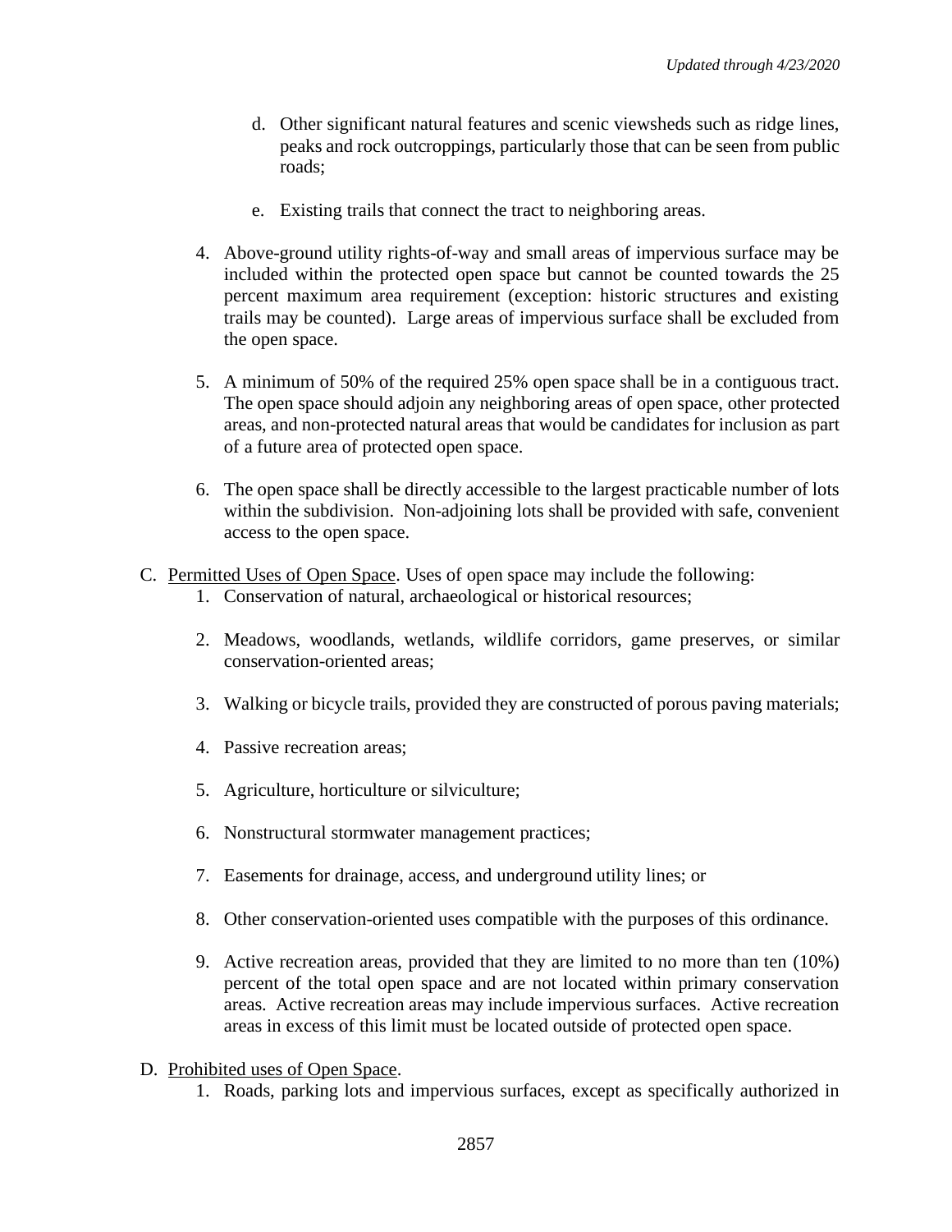d. Other significant natural features and scenic viewsheds such as ridge lines, peaks and rock outcroppings, particularly those that can be seen from public roads;

e. Existing trails that connect the tract to neighboring areas.

4. Above-ground utility rights-of-way and small areas of impervious surface may be included within the protected open space but cannot be counted towards the 25 percent maximum area requirement (exception: historic structures and existing trails may be counted). Large areas of impervious surface shall be excluded from the open space.

5. A minimum of 50% of the required 25% open space shall be in a contiguous tract. The open space should adjoin any neighboring areas of open space, other protected areas, and non-protected natural areas that would be candidates for inclusion as part of a future area of protected open space.

6. The open space shall be directly accessible to the largest practicable number of lots within the subdivision. Non-adjoining lots shall be provided with safe, convenient access to the open space.

C. Permitted Uses of Open Space. Uses of open space may include the following:

1. Conservation of natural, archaeological or historical resources;

2. Meadows, woodlands, wetlands, wildlife corridors, game preserves, or similar conservation-oriented areas;

3. Walking or bicycle trails, provided they are constructed of porous paving materials;

4. Passive recreation areas;

5. Agriculture, horticulture or silviculture;

6. Nonstructural stormwater management practices;

7. Easements for drainage, access, and underground utility lines; or

8. Other conservation-oriented uses compatible with the purposes of this ordinance.

9. Active recreation areas, provided that they are limited to no more than ten (10%) percent of the total open space and are not located within primary conservation areas. Active recreation areas may include impervious surfaces. Active recreation areas in excess of this limit must be located outside of protected open space.

D. Prohibited uses of Open Space.

1. Roads, parking lots and impervious surfaces, except as specifically authorized in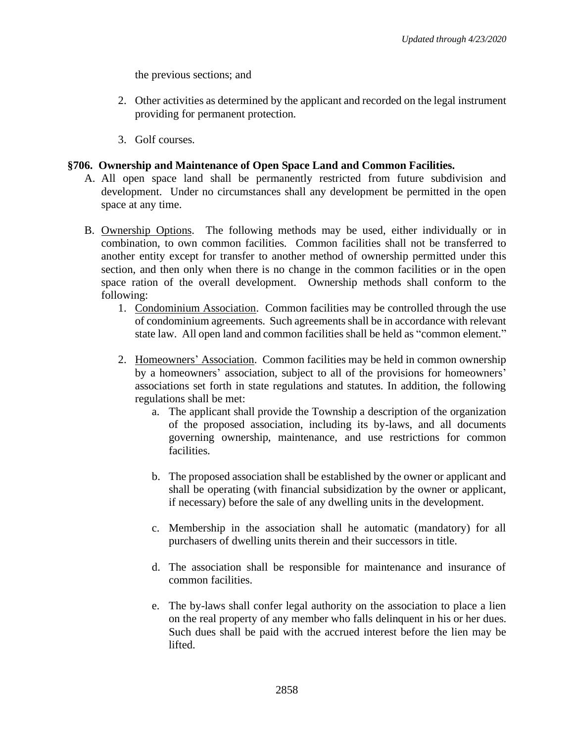the previous sections; and

2. Other activities as determined by the applicant and recorded on the legal instrument providing for permanent protection.

3. Golf courses.

### §706. Ownership and Maintenance of Open Space Land and Common Facilities.

A. All open space land shall be permanently restricted from future subdivision and development. Under no circumstances shall any development be permitted in the open space at any time.

B. Ownership Options. The following methods may be used, either individually or in combination, to own common facilities. Common facilities shall not be transferred to another entity except for transfer to another method of ownership permitted under this section, and then only when there is no change in the common facilities or in the open space ration of the overall development. Ownership methods shall conform to the following:

   1. Condominium Association. Common facilities may be controlled through the use of condominium agreements. Such agreements shall be in accordance with relevant state law. All open land and common facilities shall be held as "common element."

   2. Homeowners' Association. Common facilities may be held in common ownership by a homeowners' association, subject to all of the provisions for homeowners' associations set forth in state regulations and statutes. In addition, the following regulations shall be met:

      a. The applicant shall provide the Township a description of the organization of the proposed association, including its by-laws, and all documents governing ownership, maintenance, and use restrictions for common facilities.

      b. The proposed association shall be established by the owner or applicant and shall be operating (with financial subsidization by the owner or applicant, if necessary) before the sale of any dwelling units in the development.

      c. Membership in the association shall he automatic (mandatory) for all purchasers of dwelling units therein and their successors in title.

      d. The association shall be responsible for maintenance and insurance of common facilities.

      e. The by-laws shall confer legal authority on the association to place a lien on the real property of any member who falls delinquent in his or her dues. Such dues shall be paid with the accrued interest before the lien may be lifted.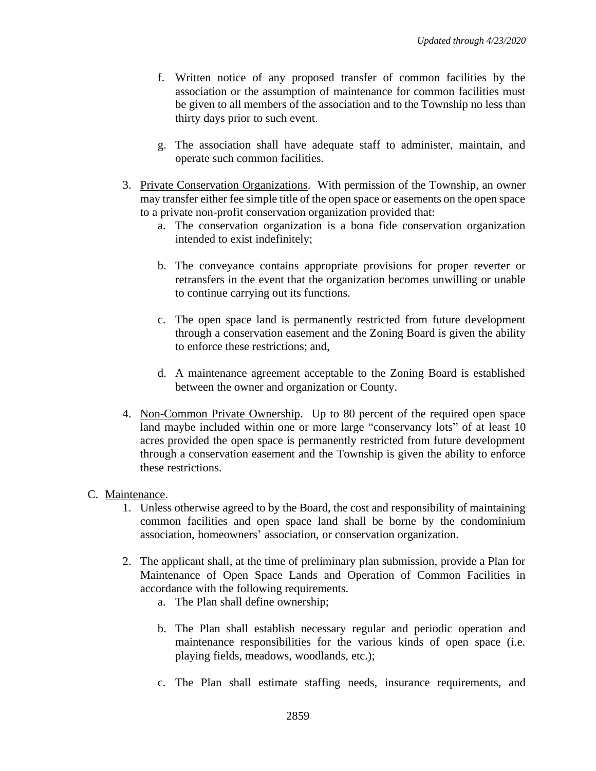f. Written notice of any proposed transfer of common facilities by the association or the assumption of maintenance for common facilities must be given to all members of the association and to the Township no less than thirty days prior to such event.

g. The association shall have adequate staff to administer, maintain, and operate such common facilities.

3. Private Conservation Organizations. With permission of the Township, an owner may transfer either fee simple title of the open space or easements on the open space to a private non-profit conservation organization provided that:

   a. The conservation organization is a bona fide conservation organization intended to exist indefinitely;

   b. The conveyance contains appropriate provisions for proper reverter or retransfers in the event that the organization becomes unwilling or unable to continue carrying out its functions.

   c. The open space land is permanently restricted from future development through a conservation easement and the Zoning Board is given the ability to enforce these restrictions; and,

   d. A maintenance agreement acceptable to the Zoning Board is established between the owner and organization or County.

4. Non-Common Private Ownership. Up to 80 percent of the required open space land maybe included within one or more large "conservancy lots" of at least 10 acres provided the open space is permanently restricted from future development through a conservation easement and the Township is given the ability to enforce these restrictions.

C. Maintenance.

1. Unless otherwise agreed to by the Board, the cost and responsibility of maintaining common facilities and open space land shall be borne by the condominium association, homeowners' association, or conservation organization.

2. The applicant shall, at the time of preliminary plan submission, provide a Plan for Maintenance of Open Space Lands and Operation of Common Facilities in accordance with the following requirements.

   a. The Plan shall define ownership;

   b. The Plan shall establish necessary regular and periodic operation and maintenance responsibilities for the various kinds of open space (i.e. playing fields, meadows, woodlands, etc.);

   c. The Plan shall estimate staffing needs, insurance requirements, and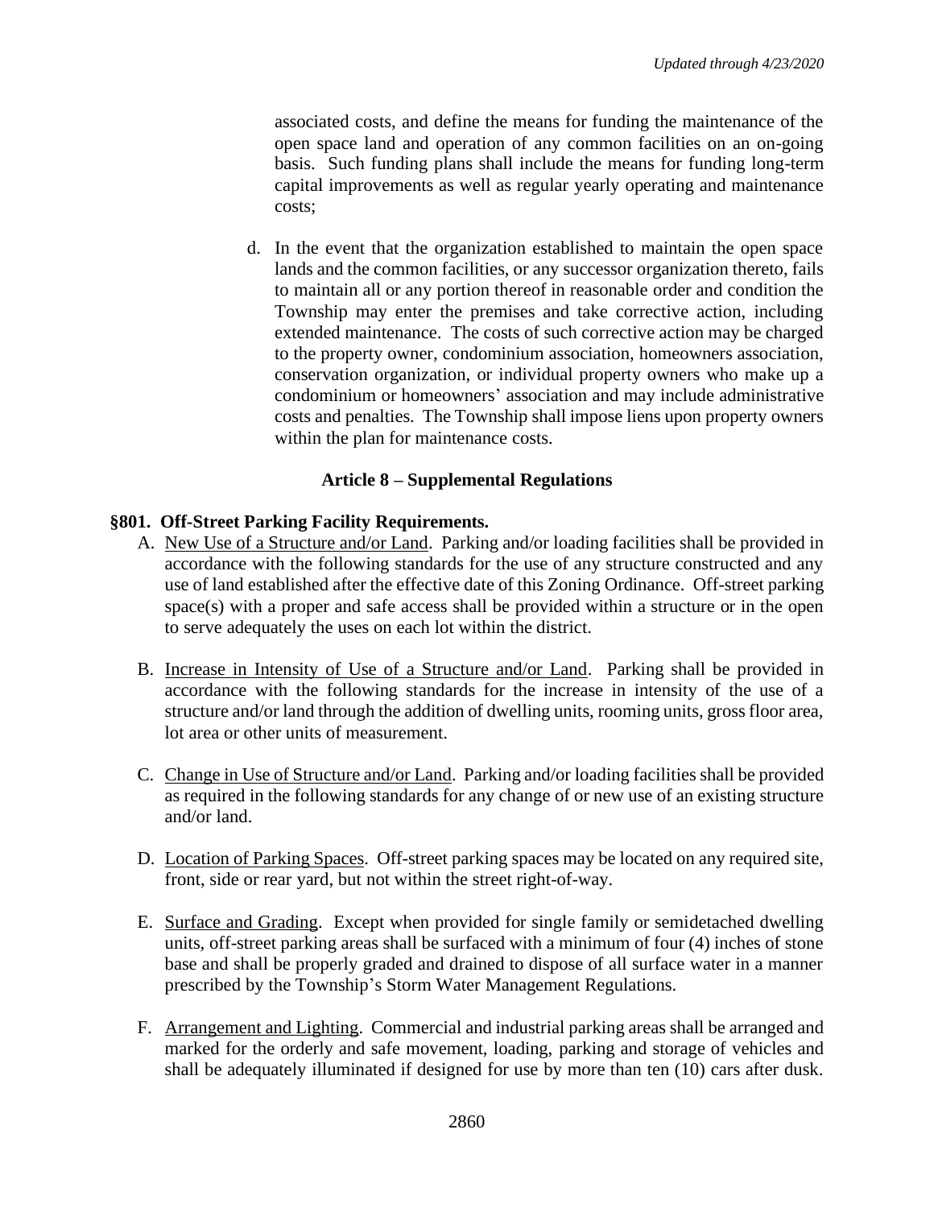associated costs, and define the means for funding the maintenance of the open space land and operation of any common facilities on an on-going basis. Such funding plans shall include the means for funding long-term capital improvements as well as regular yearly operating and maintenance costs;

d. In the event that the organization established to maintain the open space lands and the common facilities, or any successor organization thereto, fails to maintain all or any portion thereof in reasonable order and condition the Township may enter the premises and take corrective action, including extended maintenance. The costs of such corrective action may be charged to the property owner, condominium association, homeowners association, conservation organization, or individual property owners who make up a condominium or homeowners' association and may include administrative costs and penalties. The Township shall impose liens upon property owners within the plan for maintenance costs.

## Article 8 – Supplemental Regulations

### §801. Off-Street Parking Facility Requirements.

A. New Use of a Structure and/or Land. Parking and/or loading facilities shall be provided in accordance with the following standards for the use of any structure constructed and any use of land established after the effective date of this Zoning Ordinance. Off-street parking space(s) with a proper and safe access shall be provided within a structure or in the open to serve adequately the uses on each lot within the district.

B. Increase in Intensity of Use of a Structure and/or Land. Parking shall be provided in accordance with the following standards for the increase in intensity of the use of a structure and/or land through the addition of dwelling units, rooming units, gross floor area, lot area or other units of measurement.

C. Change in Use of Structure and/or Land. Parking and/or loading facilities shall be provided as required in the following standards for any change of or new use of an existing structure and/or land.

D. Location of Parking Spaces. Off-street parking spaces may be located on any required site, front, side or rear yard, but not within the street right-of-way.

E. Surface and Grading. Except when provided for single family or semidetached dwelling units, off-street parking areas shall be surfaced with a minimum of four (4) inches of stone base and shall be properly graded and drained to dispose of all surface water in a manner prescribed by the Township's Storm Water Management Regulations.

F. Arrangement and Lighting. Commercial and industrial parking areas shall be arranged and marked for the orderly and safe movement, loading, parking and storage of vehicles and shall be adequately illuminated if designed for use by more than ten (10) cars after dusk.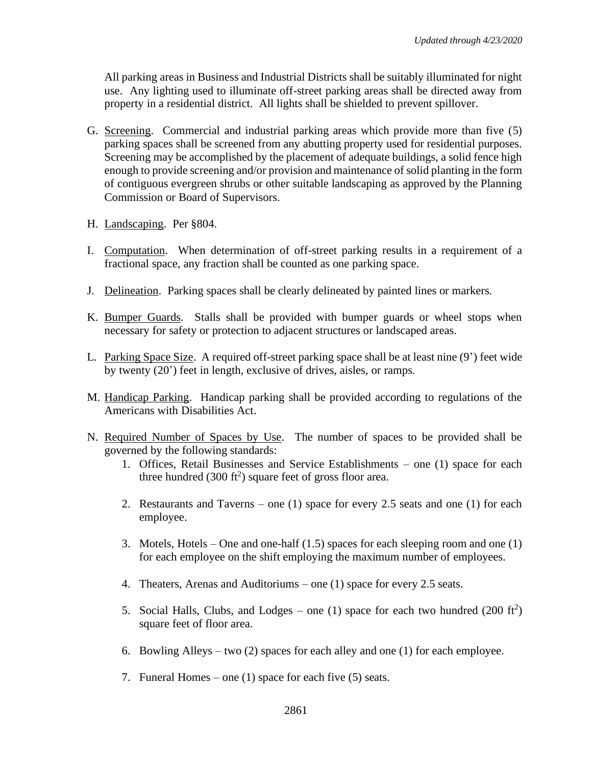All parking areas in Business and Industrial Districts shall be suitably illuminated for night use. Any lighting used to illuminate off-street parking areas shall be directed away from property in a residential district. All lights shall be shielded to prevent spillover.

G. Screening. Commercial and industrial parking areas which provide more than five (5) parking spaces shall be screened from any abutting property used for residential purposes. Screening may be accomplished by the placement of adequate buildings, a solid fence high enough to provide screening and/or provision and maintenance of solid planting in the form of contiguous evergreen shrubs or other suitable landscaping as approved by the Planning Commission or Board of Supervisors.

H. Landscaping. Per §804.

I. Computation. When determination of off-street parking results in a requirement of a fractional space, any fraction shall be counted as one parking space.

J. Delineation. Parking spaces shall be clearly delineated by painted lines or markers.

K. Bumper Guards. Stalls shall be provided with bumper guards or wheel stops when necessary for safety or protection to adjacent structures or landscaped areas.

L. Parking Space Size. A required off-street parking space shall be at least nine (9') feet wide by twenty (20') feet in length, exclusive of drives, aisles, or ramps.

M. Handicap Parking. Handicap parking shall be provided according to regulations of the Americans with Disabilities Act.

N. Required Number of Spaces by Use. The number of spaces to be provided shall be governed by the following standards:

1. Offices, Retail Businesses and Service Establishments – one (1) space for each three hundred (300 $ft^2$) square feet of gross floor area.

2. Restaurants and Taverns – one (1) space for every 2.5 seats and one (1) for each employee.

3. Motels, Hotels – One and one-half (1.5) spaces for each sleeping room and one (1) for each employee on the shift employing the maximum number of employees.

4. Theaters, Arenas and Auditoriums – one (1) space for every 2.5 seats.

5. Social Halls, Clubs, and Lodges – one (1) space for each two hundred (200 $ft^2$) square feet of floor area.

6. Bowling Alleys – two (2) spaces for each alley and one (1) for each employee.

7. Funeral Homes – one (1) space for each five (5) seats.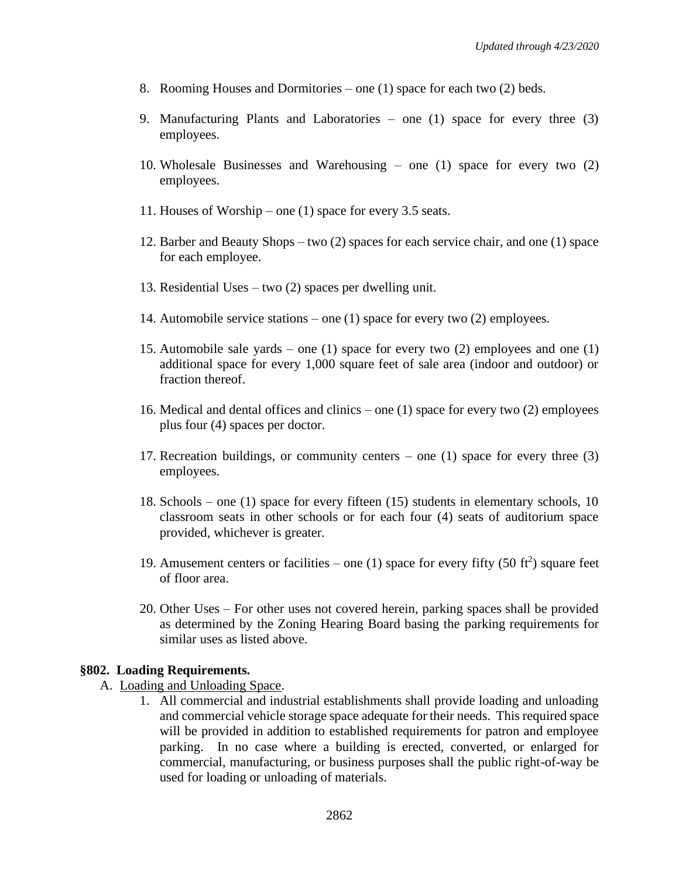8. Rooming Houses and Dormitories – one (1) space for each two (2) beds.

9. Manufacturing Plants and Laboratories – one (1) space for every three (3) employees.

10. Wholesale Businesses and Warehousing – one (1) space for every two (2) employees.

11. Houses of Worship – one (1) space for every 3.5 seats.

12. Barber and Beauty Shops – two (2) spaces for each service chair, and one (1) space for each employee.

13. Residential Uses – two (2) spaces per dwelling unit.

14. Automobile service stations – one (1) space for every two (2) employees.

15. Automobile sale yards – one (1) space for every two (2) employees and one (1) additional space for every 1,000 square feet of sale area (indoor and outdoor) or fraction thereof.

16. Medical and dental offices and clinics – one (1) space for every two (2) employees plus four (4) spaces per doctor.

17. Recreation buildings, or community centers – one (1) space for every three (3) employees.

18. Schools – one (1) space for every fifteen (15) students in elementary schools, 10 classroom seats in other schools or for each four (4) seats of auditorium space provided, whichever is greater.

19. Amusement centers or facilities – one (1) space for every fifty (50 $ft^2$) square feet of floor area.

20. Other Uses – For other uses not covered herein, parking spaces shall be provided as determined by the Zoning Hearing Board basing the parking requirements for similar uses as listed above.

### §802. Loading Requirements.

A. Loading and Unloading Space.

1. All commercial and industrial establishments shall provide loading and unloading and commercial vehicle storage space adequate for their needs. This required space will be provided in addition to established requirements for patron and employee parking. In no case where a building is erected, converted, or enlarged for commercial, manufacturing, or business purposes shall the public right-of-way be used for loading or unloading of materials.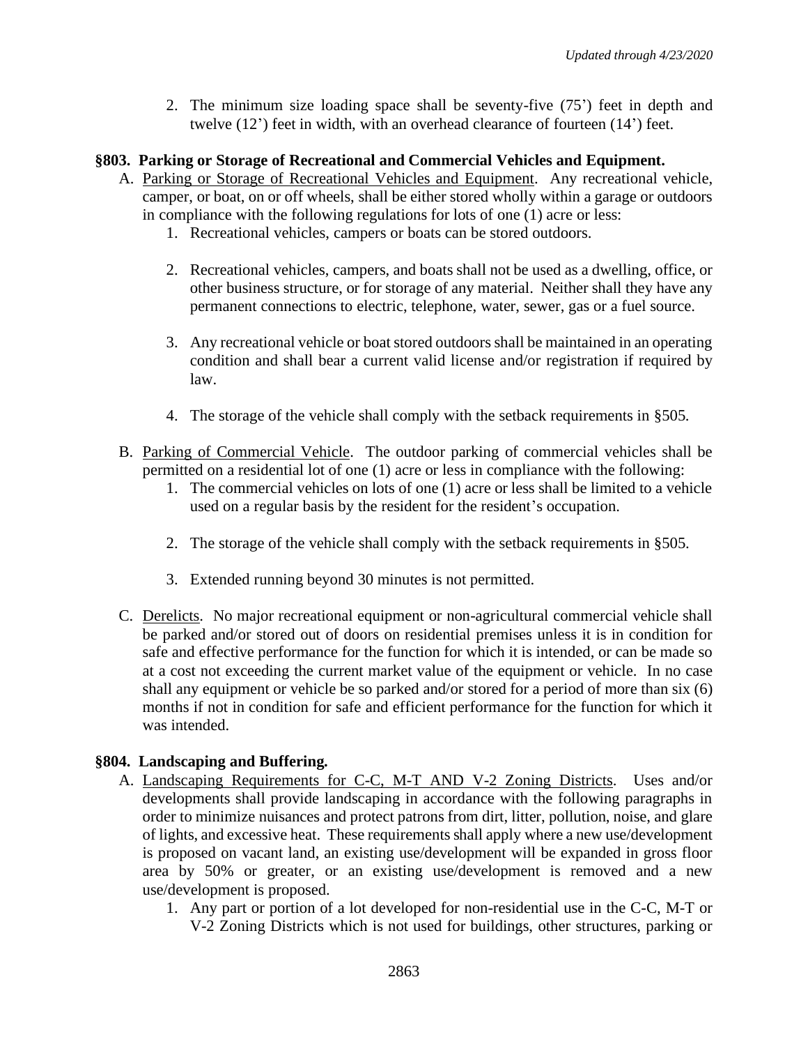2. The minimum size loading space shall be seventy-five (75') feet in depth and twelve (12') feet in width, with an overhead clearance of fourteen (14') feet.

### §803. Parking or Storage of Recreational and Commercial Vehicles and Equipment.

A. Parking or Storage of Recreational Vehicles and Equipment. Any recreational vehicle, camper, or boat, on or off wheels, shall be either stored wholly within a garage or outdoors in compliance with the following regulations for lots of one (1) acre or less:

1. Recreational vehicles, campers or boats can be stored outdoors.

2. Recreational vehicles, campers, and boats shall not be used as a dwelling, office, or other business structure, or for storage of any material. Neither shall they have any permanent connections to electric, telephone, water, sewer, gas or a fuel source.

3. Any recreational vehicle or boat stored outdoors shall be maintained in an operating condition and shall bear a current valid license and/or registration if required by law.

4. The storage of the vehicle shall comply with the setback requirements in §505.

B. Parking of Commercial Vehicle. The outdoor parking of commercial vehicles shall be permitted on a residential lot of one (1) acre or less in compliance with the following:

1. The commercial vehicles on lots of one (1) acre or less shall be limited to a vehicle used on a regular basis by the resident for the resident's occupation.

2. The storage of the vehicle shall comply with the setback requirements in §505.

3. Extended running beyond 30 minutes is not permitted.

C. Derelicts. No major recreational equipment or non-agricultural commercial vehicle shall be parked and/or stored out of doors on residential premises unless it is in condition for safe and effective performance for the function for which it is intended, or can be made so at a cost not exceeding the current market value of the equipment or vehicle. In no case shall any equipment or vehicle be so parked and/or stored for a period of more than six (6) months if not in condition for safe and efficient performance for the function for which it was intended.

### §804. Landscaping and Buffering.

A. Landscaping Requirements for C-C, M-T AND V-2 Zoning Districts. Uses and/or developments shall provide landscaping in accordance with the following paragraphs in order to minimize nuisances and protect patrons from dirt, litter, pollution, noise, and glare of lights, and excessive heat. These requirements shall apply where a new use/development is proposed on vacant land, an existing use/development will be expanded in gross floor area by 50% or greater, or an existing use/development is removed and a new use/development is proposed.

1. Any part or portion of a lot developed for non-residential use in the C-C, M-T or V-2 Zoning Districts which is not used for buildings, other structures, parking or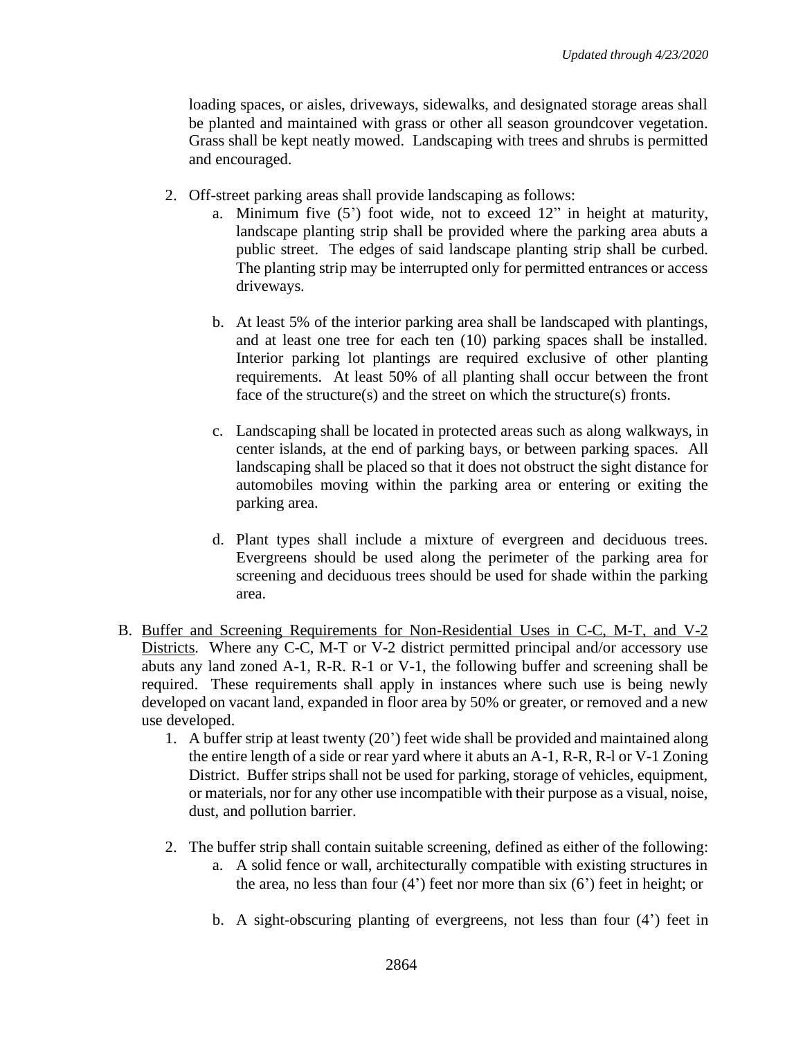loading spaces, or aisles, driveways, sidewalks, and designated storage areas shall be planted and maintained with grass or other all season groundcover vegetation. Grass shall be kept neatly mowed. Landscaping with trees and shrubs is permitted and encouraged.

2. Off-street parking areas shall provide landscaping as follows:
   a. Minimum five (5') foot wide, not to exceed 12" in height at maturity, landscape planting strip shall be provided where the parking area abuts a public street. The edges of said landscape planting strip shall be curbed. The planting strip may be interrupted only for permitted entrances or access driveways.

   b. At least 5% of the interior parking area shall be landscaped with plantings, and at least one tree for each ten (10) parking spaces shall be installed. Interior parking lot plantings are required exclusive of other planting requirements. At least 50% of all planting shall occur between the front face of the structure(s) and the street on which the structure(s) fronts.

   c. Landscaping shall be located in protected areas such as along walkways, in center islands, at the end of parking bays, or between parking spaces. All landscaping shall be placed so that it does not obstruct the sight distance for automobiles moving within the parking area or entering or exiting the parking area.

   d. Plant types shall include a mixture of evergreen and deciduous trees. Evergreens should be used along the perimeter of the parking area for screening and deciduous trees should be used for shade within the parking area.

B. Buffer and Screening Requirements for Non-Residential Uses in C-C, M-T, and V-2 Districts. Where any C-C, M-T or V-2 district permitted principal and/or accessory use abuts any land zoned A-1, R-R. R-1 or V-1, the following buffer and screening shall be required. These requirements shall apply in instances where such use is being newly developed on vacant land, expanded in floor area by 50% or greater, or removed and a new use developed.
   1. A buffer strip at least twenty (20') feet wide shall be provided and maintained along the entire length of a side or rear yard where it abuts an A-1, R-R, R-l or V-1 Zoning District. Buffer strips shall not be used for parking, storage of vehicles, equipment, or materials, nor for any other use incompatible with their purpose as a visual, noise, dust, and pollution barrier.

   2. The buffer strip shall contain suitable screening, defined as either of the following:
      a. A solid fence or wall, architecturally compatible with existing structures in the area, no less than four (4') feet nor more than six (6') feet in height; or

      b. A sight-obscuring planting of evergreens, not less than four (4') feet in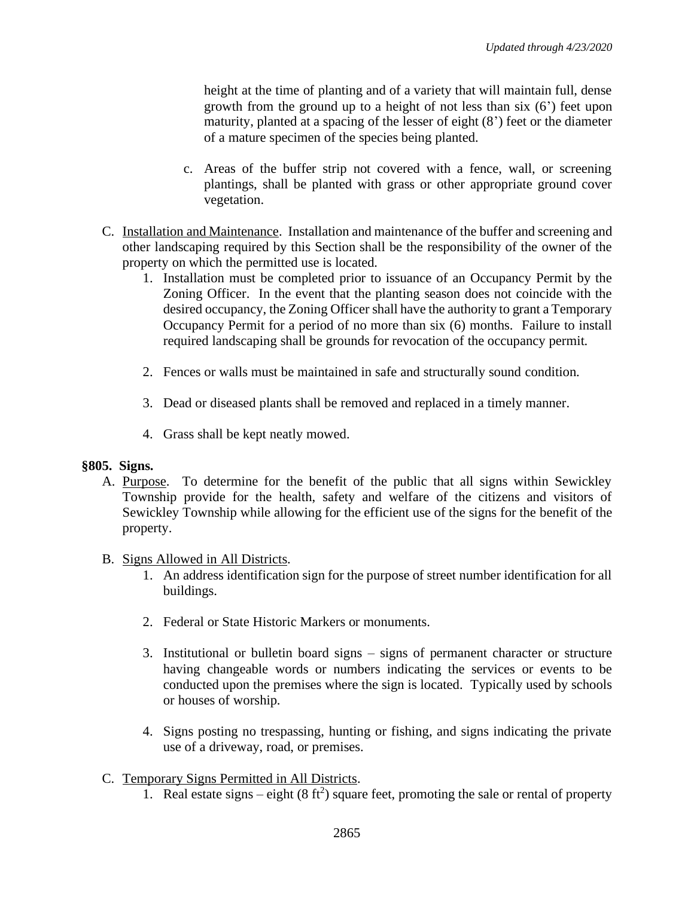height at the time of planting and of a variety that will maintain full, dense growth from the ground up to a height of not less than six (6') feet upon maturity, planted at a spacing of the lesser of eight (8') feet or the diameter of a mature specimen of the species being planted.

c. Areas of the buffer strip not covered with a fence, wall, or screening plantings, shall be planted with grass or other appropriate ground cover vegetation.

C. Installation and Maintenance. Installation and maintenance of the buffer and screening and other landscaping required by this Section shall be the responsibility of the owner of the property on which the permitted use is located.

1. Installation must be completed prior to issuance of an Occupancy Permit by the Zoning Officer. In the event that the planting season does not coincide with the desired occupancy, the Zoning Officer shall have the authority to grant a Temporary Occupancy Permit for a period of no more than six (6) months. Failure to install required landscaping shall be grounds for revocation of the occupancy permit.

2. Fences or walls must be maintained in safe and structurally sound condition.

3. Dead or diseased plants shall be removed and replaced in a timely manner.

4. Grass shall be kept neatly mowed.

**§805. Signs.**

A. Purpose. To determine for the benefit of the public that all signs within Sewickley Township provide for the health, safety and welfare of the citizens and visitors of Sewickley Township while allowing for the efficient use of the signs for the benefit of the property.

B. Signs Allowed in All Districts.

1. An address identification sign for the purpose of street number identification for all buildings.

2. Federal or State Historic Markers or monuments.

3. Institutional or bulletin board signs – signs of permanent character or structure having changeable words or numbers indicating the services or events to be conducted upon the premises where the sign is located. Typically used by schools or houses of worship.

4. Signs posting no trespassing, hunting or fishing, and signs indicating the private use of a driveway, road, or premises.

C. Temporary Signs Permitted in All Districts.

1. Real estate signs – eight ($8 \text{ ft}^2$) square feet, promoting the sale or rental of property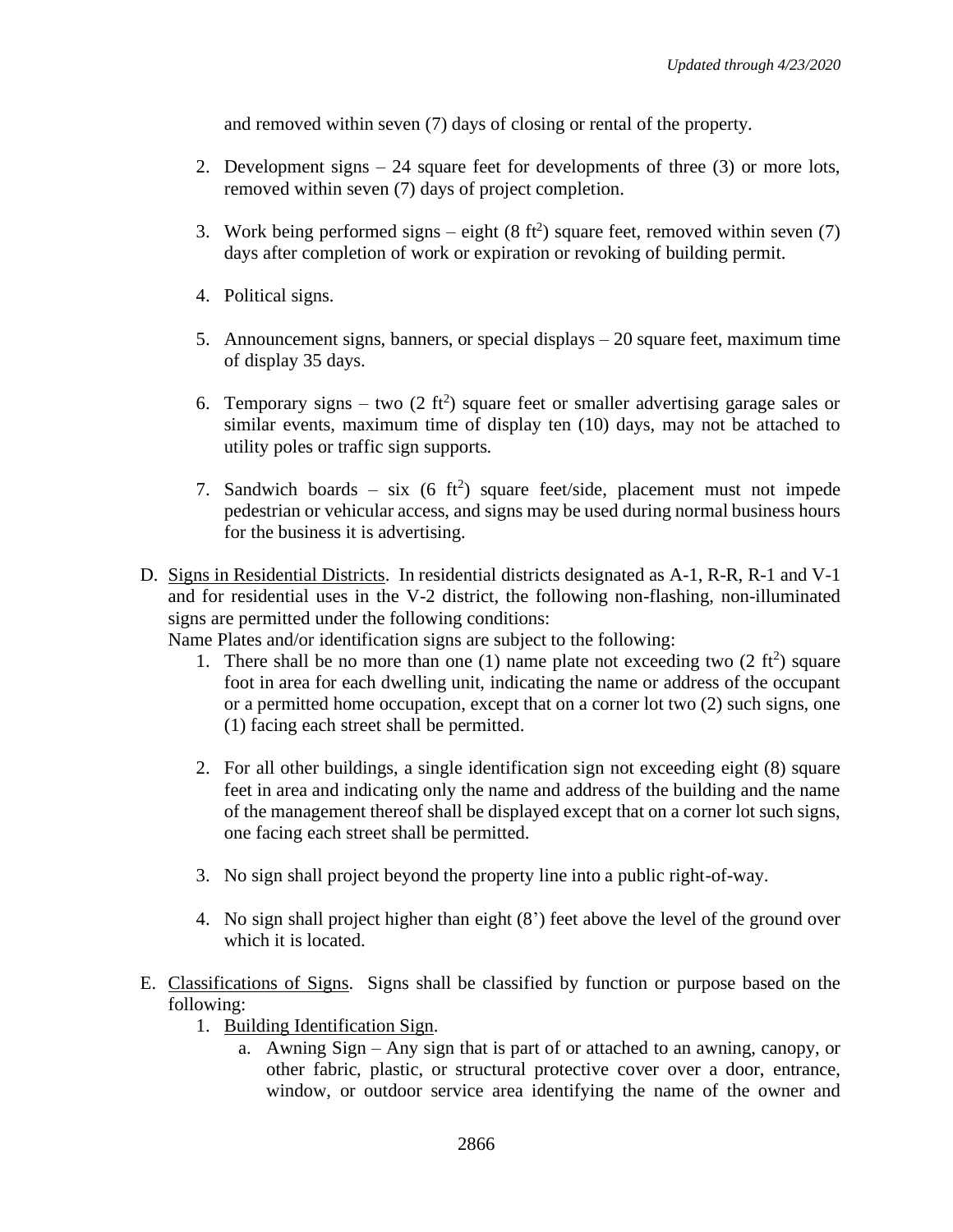and removed within seven (7) days of closing or rental of the property.

2. Development signs – 24 square feet for developments of three (3) or more lots, removed within seven (7) days of project completion.

3. Work being performed signs – eight (8 $ft^2$) square feet, removed within seven (7) days after completion of work or expiration or revoking of building permit.

4. Political signs.

5. Announcement signs, banners, or special displays – 20 square feet, maximum time of display 35 days.

6. Temporary signs – two (2 $ft^2$) square feet or smaller advertising garage sales or similar events, maximum time of display ten (10) days, may not be attached to utility poles or traffic sign supports.

7. Sandwich boards – six (6 $ft^2$) square feet/side, placement must not impede pedestrian or vehicular access, and signs may be used during normal business hours for the business it is advertising.

D. Signs in Residential Districts. In residential districts designated as A-1, R-R, R-1 and V-1 and for residential uses in the V-2 district, the following non-flashing, non-illuminated signs are permitted under the following conditions:

Name Plates and/or identification signs are subject to the following:

1. There shall be no more than one (1) name plate not exceeding two (2 $ft^2$) square foot in area for each dwelling unit, indicating the name or address of the occupant or a permitted home occupation, except that on a corner lot two (2) such signs, one (1) facing each street shall be permitted.

2. For all other buildings, a single identification sign not exceeding eight (8) square feet in area and indicating only the name and address of the building and the name of the management thereof shall be displayed except that on a corner lot such signs, one facing each street shall be permitted.

3. No sign shall project beyond the property line into a public right-of-way.

4. No sign shall project higher than eight (8') feet above the level of the ground over which it is located.

E. Classifications of Signs. Signs shall be classified by function or purpose based on the following:

1. Building Identification Sign.
   a. Awning Sign – Any sign that is part of or attached to an awning, canopy, or other fabric, plastic, or structural protective cover over a door, entrance, window, or outdoor service area identifying the name of the owner and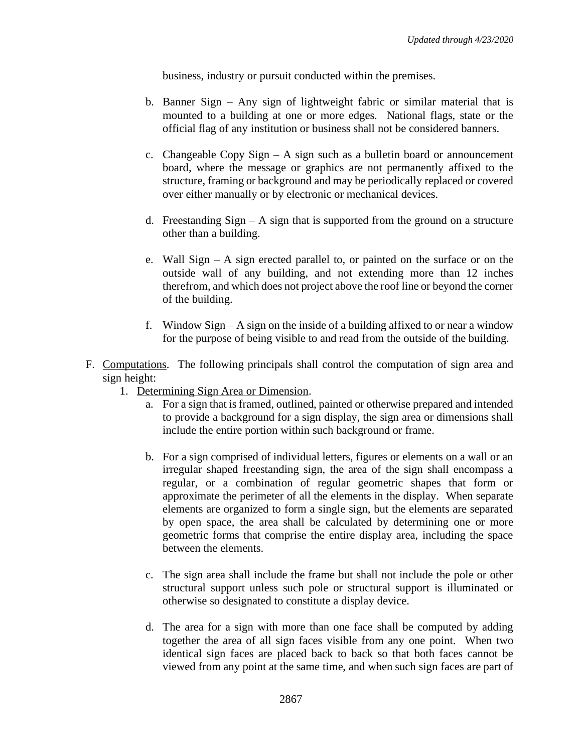business, industry or pursuit conducted within the premises.

b. Banner Sign – Any sign of lightweight fabric or similar material that is mounted to a building at one or more edges. National flags, state or the official flag of any institution or business shall not be considered banners.

c. Changeable Copy Sign – A sign such as a bulletin board or announcement board, where the message or graphics are not permanently affixed to the structure, framing or background and may be periodically replaced or covered over either manually or by electronic or mechanical devices.

d. Freestanding Sign – A sign that is supported from the ground on a structure other than a building.

e. Wall Sign – A sign erected parallel to, or painted on the surface or on the outside wall of any building, and not extending more than 12 inches therefrom, and which does not project above the roof line or beyond the corner of the building.

f. Window Sign – A sign on the inside of a building affixed to or near a window for the purpose of being visible to and read from the outside of the building.

F. Computations. The following principals shall control the computation of sign area and sign height:

1. Determining Sign Area or Dimension.

   a. For a sign that is framed, outlined, painted or otherwise prepared and intended to provide a background for a sign display, the sign area or dimensions shall include the entire portion within such background or frame.

   b. For a sign comprised of individual letters, figures or elements on a wall or an irregular shaped freestanding sign, the area of the sign shall encompass a regular, or a combination of regular geometric shapes that form or approximate the perimeter of all the elements in the display. When separate elements are organized to form a single sign, but the elements are separated by open space, the area shall be calculated by determining one or more geometric forms that comprise the entire display area, including the space between the elements.

   c. The sign area shall include the frame but shall not include the pole or other structural support unless such pole or structural support is illuminated or otherwise so designated to constitute a display device.

   d. The area for a sign with more than one face shall be computed by adding together the area of all sign faces visible from any one point. When two identical sign faces are placed back to back so that both faces cannot be viewed from any point at the same time, and when such sign faces are part of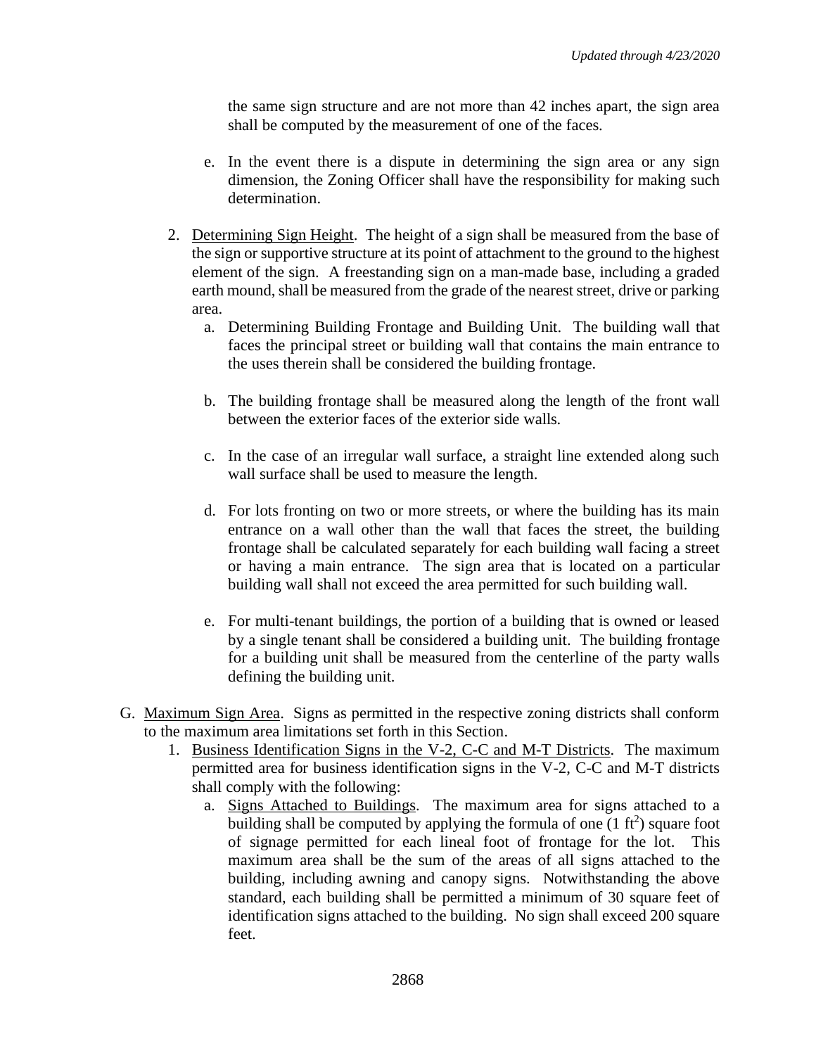the same sign structure and are not more than 42 inches apart, the sign area shall be computed by the measurement of one of the faces.

e. In the event there is a dispute in determining the sign area or any sign dimension, the Zoning Officer shall have the responsibility for making such determination.

2. Determining Sign Height. The height of a sign shall be measured from the base of the sign or supportive structure at its point of attachment to the ground to the highest element of the sign. A freestanding sign on a man-made base, including a graded earth mound, shall be measured from the grade of the nearest street, drive or parking area.

   a. Determining Building Frontage and Building Unit. The building wall that faces the principal street or building wall that contains the main entrance to the uses therein shall be considered the building frontage.

   b. The building frontage shall be measured along the length of the front wall between the exterior faces of the exterior side walls.

   c. In the case of an irregular wall surface, a straight line extended along such wall surface shall be used to measure the length.

   d. For lots fronting on two or more streets, or where the building has its main entrance on a wall other than the wall that faces the street, the building frontage shall be calculated separately for each building wall facing a street or having a main entrance. The sign area that is located on a particular building wall shall not exceed the area permitted for such building wall.

   e. For multi-tenant buildings, the portion of a building that is owned or leased by a single tenant shall be considered a building unit. The building frontage for a building unit shall be measured from the centerline of the party walls defining the building unit.

G. Maximum Sign Area. Signs as permitted in the respective zoning districts shall conform to the maximum area limitations set forth in this Section.

1. Business Identification Signs in the V-2, C-C and M-T Districts. The maximum permitted area for business identification signs in the V-2, C-C and M-T districts shall comply with the following:

   a. Signs Attached to Buildings. The maximum area for signs attached to a building shall be computed by applying the formula of one ($1\ ft^2$) square foot of signage permitted for each lineal foot of frontage for the lot. This maximum area shall be the sum of the areas of all signs attached to the building, including awning and canopy signs. Notwithstanding the above standard, each building shall be permitted a minimum of 30 square feet of identification signs attached to the building. No sign shall exceed 200 square feet.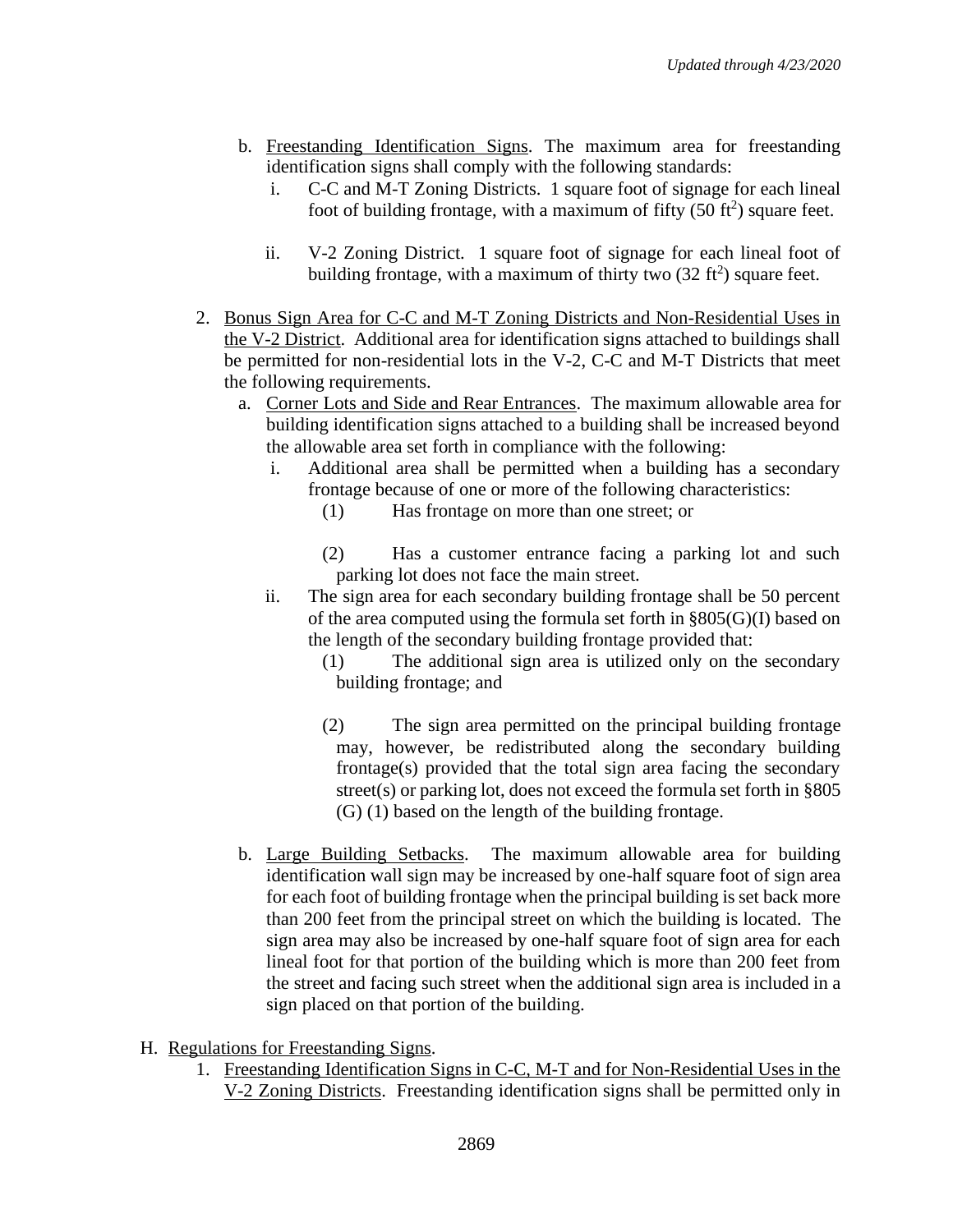b. Freestanding Identification Signs. The maximum area for freestanding identification signs shall comply with the following standards:
   i. C-C and M-T Zoning Districts. 1 square foot of signage for each lineal foot of building frontage, with a maximum of fifty (50 $ft^2$) square feet.

   ii. V-2 Zoning District. 1 square foot of signage for each lineal foot of building frontage, with a maximum of thirty two (32 $ft^2$) square feet.

2. Bonus Sign Area for C-C and M-T Zoning Districts and Non-Residential Uses in the V-2 District. Additional area for identification signs attached to buildings shall be permitted for non-residential lots in the V-2, C-C and M-T Districts that meet the following requirements.
   a. Corner Lots and Side and Rear Entrances. The maximum allowable area for building identification signs attached to a building shall be increased beyond the allowable area set forth in compliance with the following:
      i. Additional area shall be permitted when a building has a secondary frontage because of one or more of the following characteristics:
         (1) Has frontage on more than one street; or

         (2) Has a customer entrance facing a parking lot and such parking lot does not face the main street.
      ii. The sign area for each secondary building frontage shall be 50 percent of the area computed using the formula set forth in §805(G)(I) based on the length of the secondary building frontage provided that:
         (1) The additional sign area is utilized only on the secondary building frontage; and

         (2) The sign area permitted on the principal building frontage may, however, be redistributed along the secondary building frontage(s) provided that the total sign area facing the secondary street(s) or parking lot, does not exceed the formula set forth in §805 (G) (1) based on the length of the building frontage.

   b. Large Building Setbacks. The maximum allowable area for building identification wall sign may be increased by one-half square foot of sign area for each foot of building frontage when the principal building is set back more than 200 feet from the principal street on which the building is located. The sign area may also be increased by one-half square foot of sign area for each lineal foot for that portion of the building which is more than 200 feet from the street and facing such street when the additional sign area is included in a sign placed on that portion of the building.

H. Regulations for Freestanding Signs.
   1. Freestanding Identification Signs in C-C, M-T and for Non-Residential Uses in the V-2 Zoning Districts. Freestanding identification signs shall be permitted only in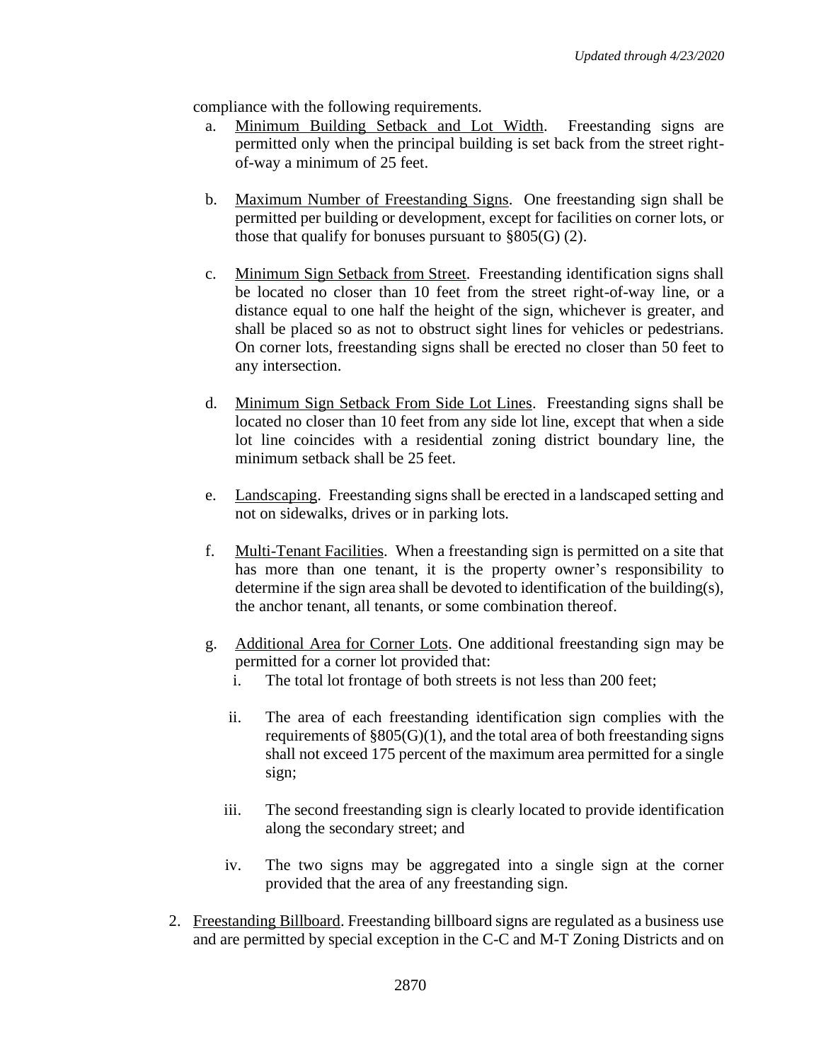compliance with the following requirements.

a. Minimum Building Setback and Lot Width. Freestanding signs are permitted only when the principal building is set back from the street right-of-way a minimum of 25 feet.

b. Maximum Number of Freestanding Signs. One freestanding sign shall be permitted per building or development, except for facilities on corner lots, or those that qualify for bonuses pursuant to §805(G) (2).

c. Minimum Sign Setback from Street. Freestanding identification signs shall be located no closer than 10 feet from the street right-of-way line, or a distance equal to one half the height of the sign, whichever is greater, and shall be placed so as not to obstruct sight lines for vehicles or pedestrians. On corner lots, freestanding signs shall be erected no closer than 50 feet to any intersection.

d. Minimum Sign Setback From Side Lot Lines. Freestanding signs shall be located no closer than 10 feet from any side lot line, except that when a side lot line coincides with a residential zoning district boundary line, the minimum setback shall be 25 feet.

e. Landscaping. Freestanding signs shall be erected in a landscaped setting and not on sidewalks, drives or in parking lots.

f. Multi-Tenant Facilities. When a freestanding sign is permitted on a site that has more than one tenant, it is the property owner's responsibility to determine if the sign area shall be devoted to identification of the building(s), the anchor tenant, all tenants, or some combination thereof.

g. Additional Area for Corner Lots. One additional freestanding sign may be permitted for a corner lot provided that:

   i. The total lot frontage of both streets is not less than 200 feet;

   ii. The area of each freestanding identification sign complies with the requirements of §805(G)(1), and the total area of both freestanding signs shall not exceed 175 percent of the maximum area permitted for a single sign;

   iii. The second freestanding sign is clearly located to provide identification along the secondary street; and

   iv. The two signs may be aggregated into a single sign at the corner provided that the area of any freestanding sign.

2. Freestanding Billboard. Freestanding billboard signs are regulated as a business use and are permitted by special exception in the C-C and M-T Zoning Districts and on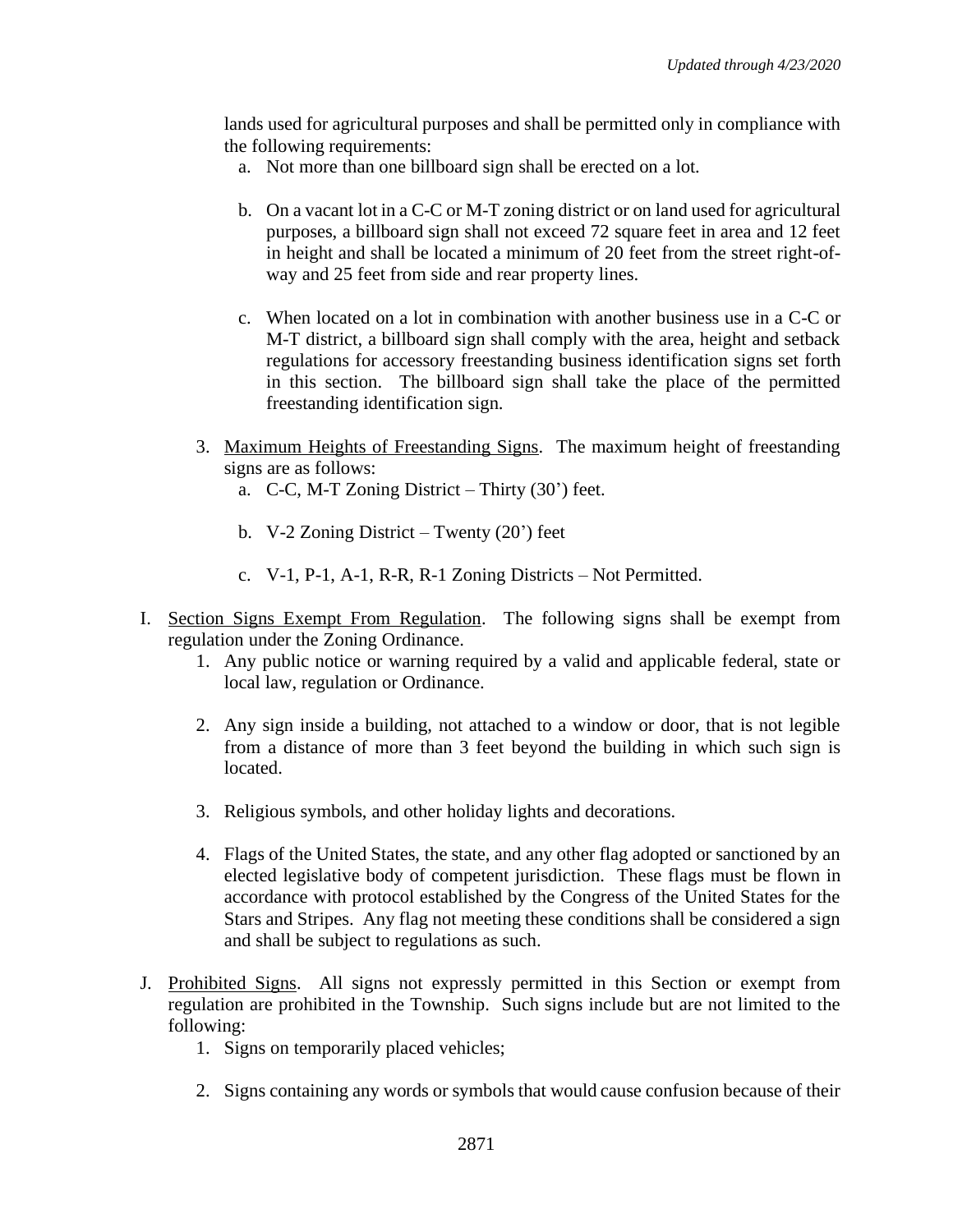lands used for agricultural purposes and shall be permitted only in compliance with the following requirements:

a. Not more than one billboard sign shall be erected on a lot.

b. On a vacant lot in a C-C or M-T zoning district or on land used for agricultural purposes, a billboard sign shall not exceed 72 square feet in area and 12 feet in height and shall be located a minimum of 20 feet from the street right-of-way and 25 feet from side and rear property lines.

c. When located on a lot in combination with another business use in a C-C or M-T district, a billboard sign shall comply with the area, height and setback regulations for accessory freestanding business identification signs set forth in this section. The billboard sign shall take the place of the permitted freestanding identification sign.

3. Maximum Heights of Freestanding Signs. The maximum height of freestanding signs are as follows:

a. C-C, M-T Zoning District – Thirty (30') feet.

b. V-2 Zoning District – Twenty (20') feet

c. V-1, P-1, A-1, R-R, R-1 Zoning Districts – Not Permitted.

I. Section Signs Exempt From Regulation. The following signs shall be exempt from regulation under the Zoning Ordinance.

1. Any public notice or warning required by a valid and applicable federal, state or local law, regulation or Ordinance.

2. Any sign inside a building, not attached to a window or door, that is not legible from a distance of more than 3 feet beyond the building in which such sign is located.

3. Religious symbols, and other holiday lights and decorations.

4. Flags of the United States, the state, and any other flag adopted or sanctioned by an elected legislative body of competent jurisdiction. These flags must be flown in accordance with protocol established by the Congress of the United States for the Stars and Stripes. Any flag not meeting these conditions shall be considered a sign and shall be subject to regulations as such.

J. Prohibited Signs. All signs not expressly permitted in this Section or exempt from regulation are prohibited in the Township. Such signs include but are not limited to the following:

1. Signs on temporarily placed vehicles;

2. Signs containing any words or symbols that would cause confusion because of their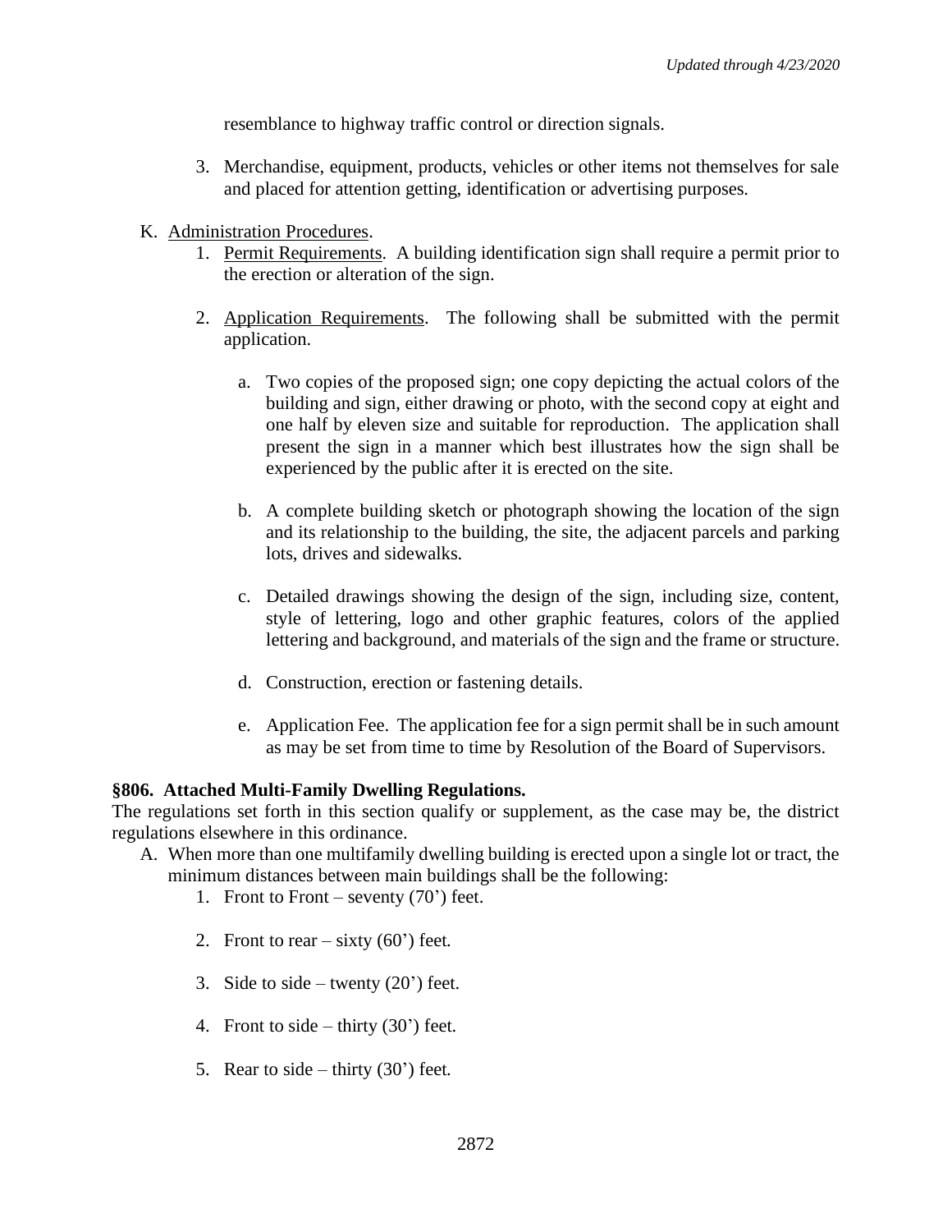resemblance to highway traffic control or direction signals.

3. Merchandise, equipment, products, vehicles or other items not themselves for sale and placed for attention getting, identification or advertising purposes.

K. Administration Procedures.
   1. Permit Requirements. A building identification sign shall require a permit prior to the erection or alteration of the sign.

   2. Application Requirements. The following shall be submitted with the permit application.

      a. Two copies of the proposed sign; one copy depicting the actual colors of the building and sign, either drawing or photo, with the second copy at eight and one half by eleven size and suitable for reproduction. The application shall present the sign in a manner which best illustrates how the sign shall be experienced by the public after it is erected on the site.

      b. A complete building sketch or photograph showing the location of the sign and its relationship to the building, the site, the adjacent parcels and parking lots, drives and sidewalks.

      c. Detailed drawings showing the design of the sign, including size, content, style of lettering, logo and other graphic features, colors of the applied lettering and background, and materials of the sign and the frame or structure.

      d. Construction, erection or fastening details.

      e. Application Fee. The application fee for a sign permit shall be in such amount as may be set from time to time by Resolution of the Board of Supervisors.

**§806. Attached Multi-Family Dwelling Regulations.**

The regulations set forth in this section qualify or supplement, as the case may be, the district regulations elsewhere in this ordinance.

A. When more than one multifamily dwelling building is erected upon a single lot or tract, the minimum distances between main buildings shall be the following:
   1. Front to Front – seventy (70') feet.

   2. Front to rear – sixty (60') feet.

   3. Side to side – twenty (20') feet.

   4. Front to side – thirty (30') feet.

   5. Rear to side – thirty (30') feet.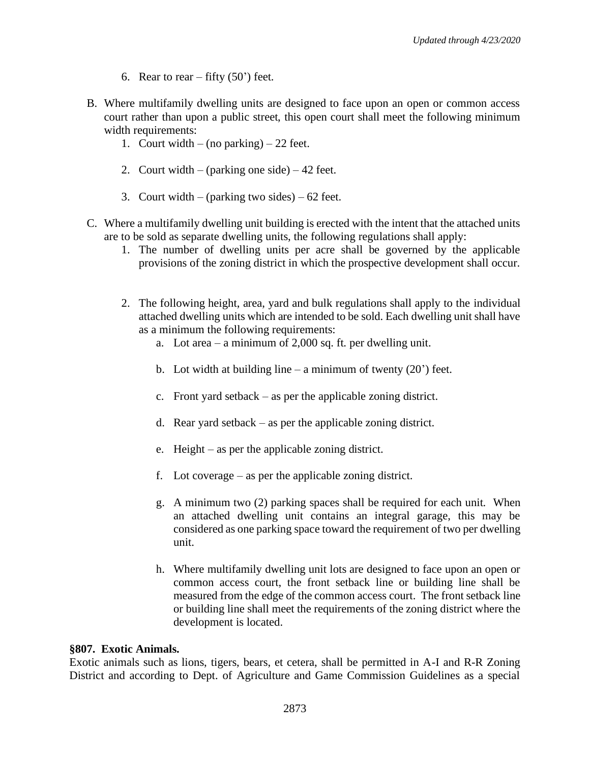6. Rear to rear – fifty (50') feet.

B. Where multifamily dwelling units are designed to face upon an open or common access court rather than upon a public street, this open court shall meet the following minimum width requirements:
   1. Court width – (no parking) – 22 feet.
   2. Court width – (parking one side) – 42 feet.
   3. Court width – (parking two sides) – 62 feet.

C. Where a multifamily dwelling unit building is erected with the intent that the attached units are to be sold as separate dwelling units, the following regulations shall apply:
   1. The number of dwelling units per acre shall be governed by the applicable provisions of the zoning district in which the prospective development shall occur.
   2. The following height, area, yard and bulk regulations shall apply to the individual attached dwelling units which are intended to be sold. Each dwelling unit shall have as a minimum the following requirements:
      a. Lot area – a minimum of 2,000 sq. ft. per dwelling unit.
      b. Lot width at building line – a minimum of twenty (20') feet.
      c. Front yard setback – as per the applicable zoning district.
      d. Rear yard setback – as per the applicable zoning district.
      e. Height – as per the applicable zoning district.
      f. Lot coverage – as per the applicable zoning district.
      g. A minimum two (2) parking spaces shall be required for each unit. When an attached dwelling unit contains an integral garage, this may be considered as one parking space toward the requirement of two per dwelling unit.
      h. Where multifamily dwelling unit lots are designed to face upon an open or common access court, the front setback line or building line shall be measured from the edge of the common access court. The front setback line or building line shall meet the requirements of the zoning district where the development is located.

### §807. Exotic Animals.

Exotic animals such as lions, tigers, bears, et cetera, shall be permitted in A-I and R-R Zoning District and according to Dept. of Agriculture and Game Commission Guidelines as a special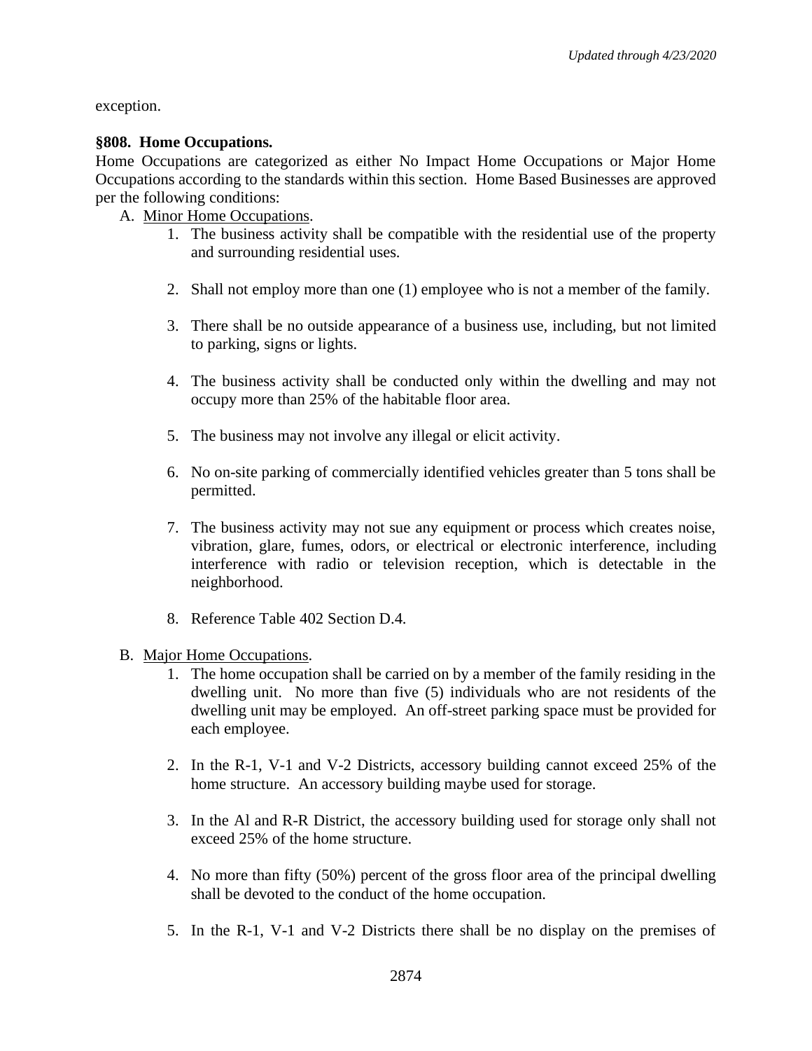exception.

**§808. Home Occupations.**

Home Occupations are categorized as either No Impact Home Occupations or Major Home Occupations according to the standards within this section. Home Based Businesses are approved per the following conditions:

A. Minor Home Occupations.

1. The business activity shall be compatible with the residential use of the property and surrounding residential uses.

2. Shall not employ more than one (1) employee who is not a member of the family.

3. There shall be no outside appearance of a business use, including, but not limited to parking, signs or lights.

4. The business activity shall be conducted only within the dwelling and may not occupy more than 25% of the habitable floor area.

5. The business may not involve any illegal or elicit activity.

6. No on-site parking of commercially identified vehicles greater than 5 tons shall be permitted.

7. The business activity may not sue any equipment or process which creates noise, vibration, glare, fumes, odors, or electrical or electronic interference, including interference with radio or television reception, which is detectable in the neighborhood.

8. Reference Table 402 Section D.4.

B. Major Home Occupations.

1. The home occupation shall be carried on by a member of the family residing in the dwelling unit. No more than five (5) individuals who are not residents of the dwelling unit may be employed. An off-street parking space must be provided for each employee.

2. In the R-1, V-1 and V-2 Districts, accessory building cannot exceed 25% of the home structure. An accessory building maybe used for storage.

3. In the Al and R-R District, the accessory building used for storage only shall not exceed 25% of the home structure.

4. No more than fifty (50%) percent of the gross floor area of the principal dwelling shall be devoted to the conduct of the home occupation.

5. In the R-1, V-1 and V-2 Districts there shall be no display on the premises of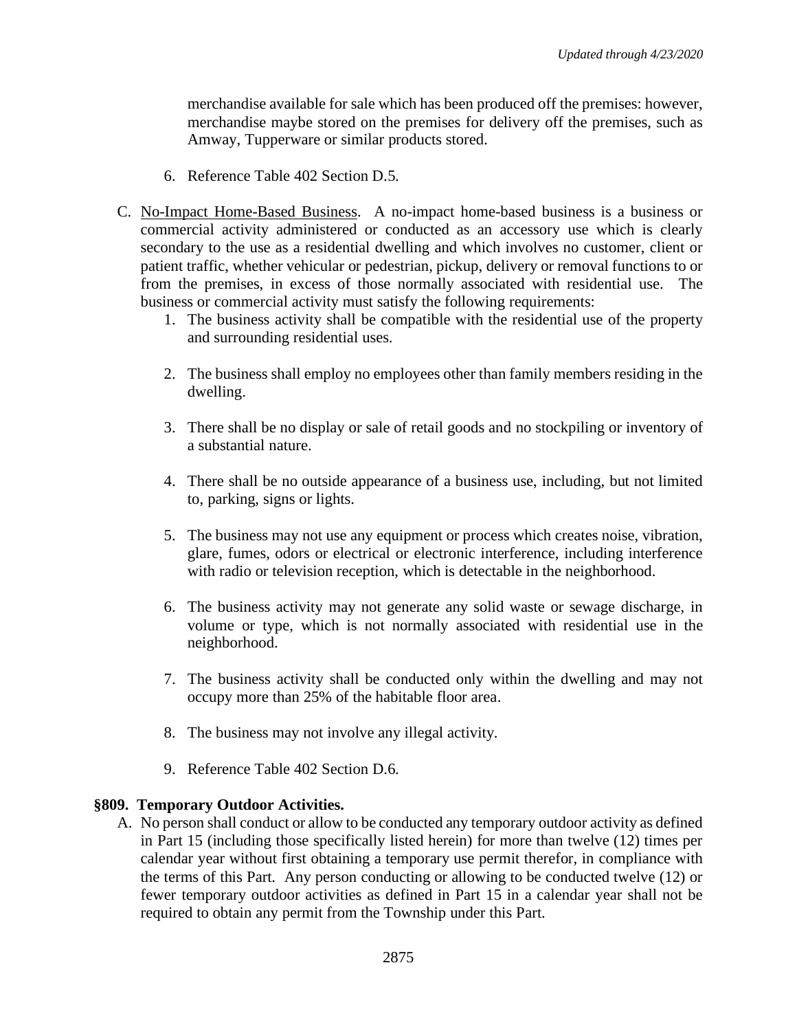merchandise available for sale which has been produced off the premises: however, merchandise maybe stored on the premises for delivery off the premises, such as Amway, Tupperware or similar products stored.

6. Reference Table 402 Section D.5.

C. No-Impact Home-Based Business. A no-impact home-based business is a business or commercial activity administered or conducted as an accessory use which is clearly secondary to the use as a residential dwelling and which involves no customer, client or patient traffic, whether vehicular or pedestrian, pickup, delivery or removal functions to or from the premises, in excess of those normally associated with residential use. The business or commercial activity must satisfy the following requirements:

   1. The business activity shall be compatible with the residential use of the property and surrounding residential uses.

   2. The business shall employ no employees other than family members residing in the dwelling.

   3. There shall be no display or sale of retail goods and no stockpiling or inventory of a substantial nature.

   4. There shall be no outside appearance of a business use, including, but not limited to, parking, signs or lights.

   5. The business may not use any equipment or process which creates noise, vibration, glare, fumes, odors or electrical or electronic interference, including interference with radio or television reception, which is detectable in the neighborhood.

   6. The business activity may not generate any solid waste or sewage discharge, in volume or type, which is not normally associated with residential use in the neighborhood.

   7. The business activity shall be conducted only within the dwelling and may not occupy more than 25% of the habitable floor area.

   8. The business may not involve any illegal activity.

   9. Reference Table 402 Section D.6.

**§809. Temporary Outdoor Activities.**

A. No person shall conduct or allow to be conducted any temporary outdoor activity as defined in Part 15 (including those specifically listed herein) for more than twelve (12) times per calendar year without first obtaining a temporary use permit therefor, in compliance with the terms of this Part. Any person conducting or allowing to be conducted twelve (12) or fewer temporary outdoor activities as defined in Part 15 in a calendar year shall not be required to obtain any permit from the Township under this Part.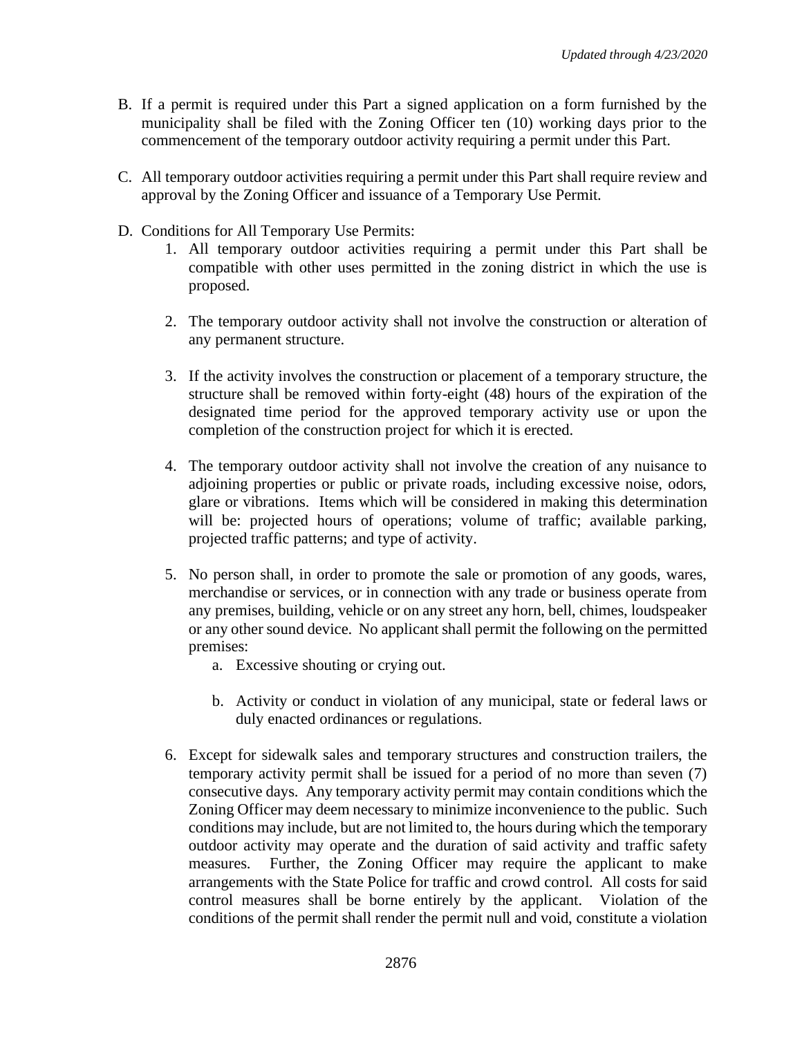B. If a permit is required under this Part a signed application on a form furnished by the municipality shall be filed with the Zoning Officer ten (10) working days prior to the commencement of the temporary outdoor activity requiring a permit under this Part.

C. All temporary outdoor activities requiring a permit under this Part shall require review and approval by the Zoning Officer and issuance of a Temporary Use Permit.

D. Conditions for All Temporary Use Permits:

   1. All temporary outdoor activities requiring a permit under this Part shall be compatible with other uses permitted in the zoning district in which the use is proposed.

   2. The temporary outdoor activity shall not involve the construction or alteration of any permanent structure.

   3. If the activity involves the construction or placement of a temporary structure, the structure shall be removed within forty-eight (48) hours of the expiration of the designated time period for the approved temporary activity use or upon the completion of the construction project for which it is erected.

   4. The temporary outdoor activity shall not involve the creation of any nuisance to adjoining properties or public or private roads, including excessive noise, odors, glare or vibrations. Items which will be considered in making this determination will be: projected hours of operations; volume of traffic; available parking, projected traffic patterns; and type of activity.

   5. No person shall, in order to promote the sale or promotion of any goods, wares, merchandise or services, or in connection with any trade or business operate from any premises, building, vehicle or on any street any horn, bell, chimes, loudspeaker or any other sound device. No applicant shall permit the following on the permitted premises:

      a. Excessive shouting or crying out.

      b. Activity or conduct in violation of any municipal, state or federal laws or duly enacted ordinances or regulations.

   6. Except for sidewalk sales and temporary structures and construction trailers, the temporary activity permit shall be issued for a period of no more than seven (7) consecutive days. Any temporary activity permit may contain conditions which the Zoning Officer may deem necessary to minimize inconvenience to the public. Such conditions may include, but are not limited to, the hours during which the temporary outdoor activity may operate and the duration of said activity and traffic safety measures. Further, the Zoning Officer may require the applicant to make arrangements with the State Police for traffic and crowd control. All costs for said control measures shall be borne entirely by the applicant. Violation of the conditions of the permit shall render the permit null and void, constitute a violation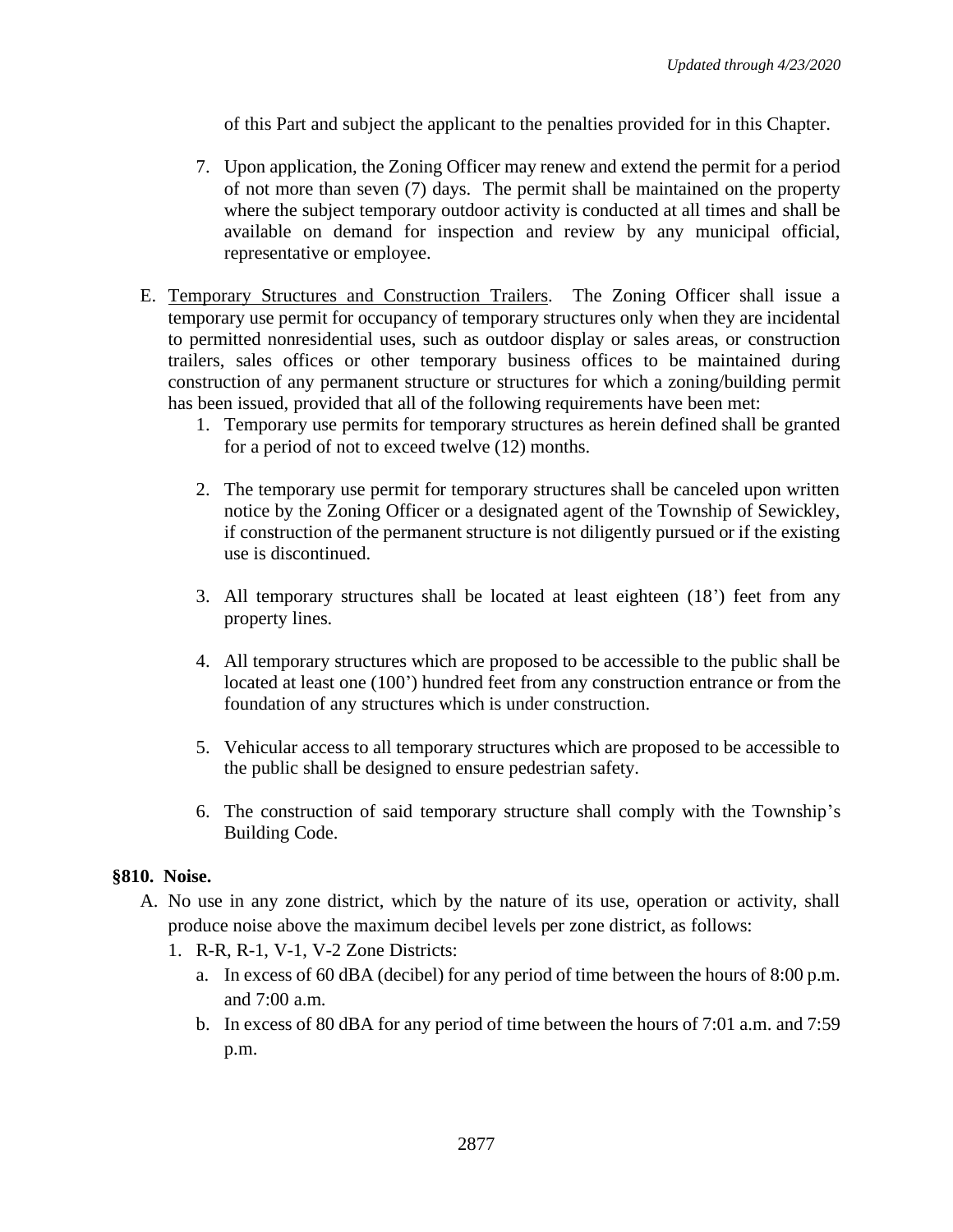of this Part and subject the applicant to the penalties provided for in this Chapter.

7. Upon application, the Zoning Officer may renew and extend the permit for a period of not more than seven (7) days. The permit shall be maintained on the property where the subject temporary outdoor activity is conducted at all times and shall be available on demand for inspection and review by any municipal official, representative or employee.

E. Temporary Structures and Construction Trailers. The Zoning Officer shall issue a temporary use permit for occupancy of temporary structures only when they are incidental to permitted nonresidential uses, such as outdoor display or sales areas, or construction trailers, sales offices or other temporary business offices to be maintained during construction of any permanent structure or structures for which a zoning/building permit has been issued, provided that all of the following requirements have been met:
   1. Temporary use permits for temporary structures as herein defined shall be granted for a period of not to exceed twelve (12) months.
   2. The temporary use permit for temporary structures shall be canceled upon written notice by the Zoning Officer or a designated agent of the Township of Sewickley, if construction of the permanent structure is not diligently pursued or if the existing use is discontinued.
   3. All temporary structures shall be located at least eighteen (18') feet from any property lines.
   4. All temporary structures which are proposed to be accessible to the public shall be located at least one (100') hundred feet from any construction entrance or from the foundation of any structures which is under construction.
   5. Vehicular access to all temporary structures which are proposed to be accessible to the public shall be designed to ensure pedestrian safety.
   6. The construction of said temporary structure shall comply with the Township's Building Code.

**§810. Noise.**

A. No use in any zone district, which by the nature of its use, operation or activity, shall produce noise above the maximum decibel levels per zone district, as follows:
   1. R-R, R-1, V-1, V-2 Zone Districts:
      a. In excess of 60 dBA (decibel) for any period of time between the hours of 8:00 p.m. and 7:00 a.m.
      b. In excess of 80 dBA for any period of time between the hours of 7:01 a.m. and 7:59 p.m.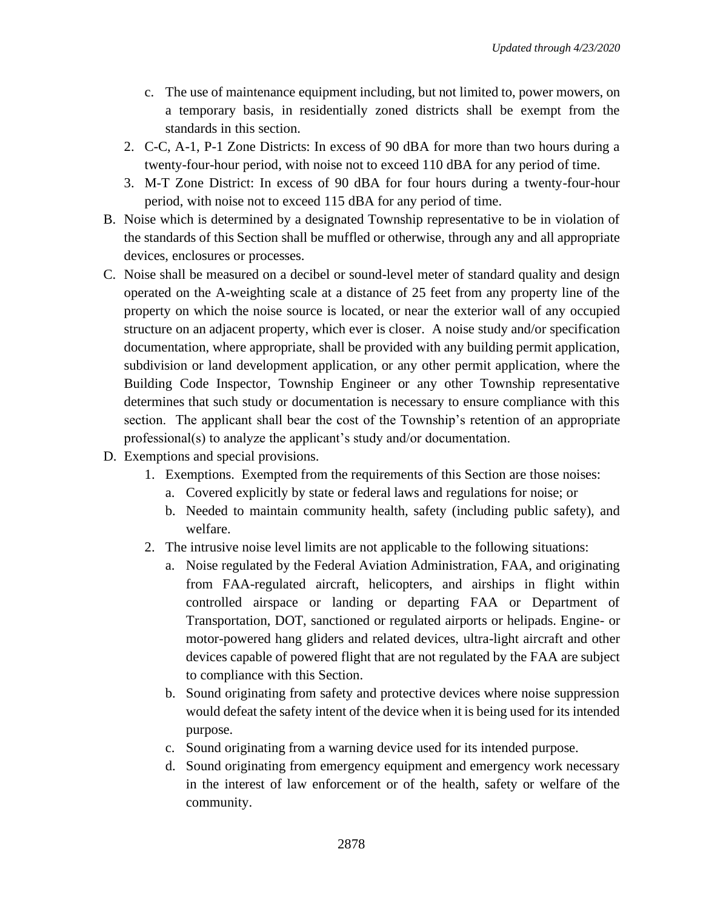c. The use of maintenance equipment including, but not limited to, power mowers, on a temporary basis, in residentially zoned districts shall be exempt from the standards in this section.

2. C-C, A-1, P-1 Zone Districts: In excess of 90 dBA for more than two hours during a twenty-four-hour period, with noise not to exceed 110 dBA for any period of time.
3. M-T Zone District: In excess of 90 dBA for four hours during a twenty-four-hour period, with noise not to exceed 115 dBA for any period of time.

B. Noise which is determined by a designated Township representative to be in violation of the standards of this Section shall be muffled or otherwise, through any and all appropriate devices, enclosures or processes.

C. Noise shall be measured on a decibel or sound-level meter of standard quality and design operated on the A-weighting scale at a distance of 25 feet from any property line of the property on which the noise source is located, or near the exterior wall of any occupied structure on an adjacent property, which ever is closer. A noise study and/or specification documentation, where appropriate, shall be provided with any building permit application, subdivision or land development application, or any other permit application, where the Building Code Inspector, Township Engineer or any other Township representative determines that such study or documentation is necessary to ensure compliance with this section. The applicant shall bear the cost of the Township's retention of an appropriate professional(s) to analyze the applicant's study and/or documentation.

D. Exemptions and special provisions.

1. Exemptions. Exempted from the requirements of this Section are those noises:
   a. Covered explicitly by state or federal laws and regulations for noise; or
   b. Needed to maintain community health, safety (including public safety), and welfare.
2. The intrusive noise level limits are not applicable to the following situations:
   a. Noise regulated by the Federal Aviation Administration, FAA, and originating from FAA-regulated aircraft, helicopters, and airships in flight within controlled airspace or landing or departing FAA or Department of Transportation, DOT, sanctioned or regulated airports or helipads. Engine- or motor-powered hang gliders and related devices, ultra-light aircraft and other devices capable of powered flight that are not regulated by the FAA are subject to compliance with this Section.
   b. Sound originating from safety and protective devices where noise suppression would defeat the safety intent of the device when it is being used for its intended purpose.
   c. Sound originating from a warning device used for its intended purpose.
   d. Sound originating from emergency equipment and emergency work necessary in the interest of law enforcement or of the health, safety or welfare of the community.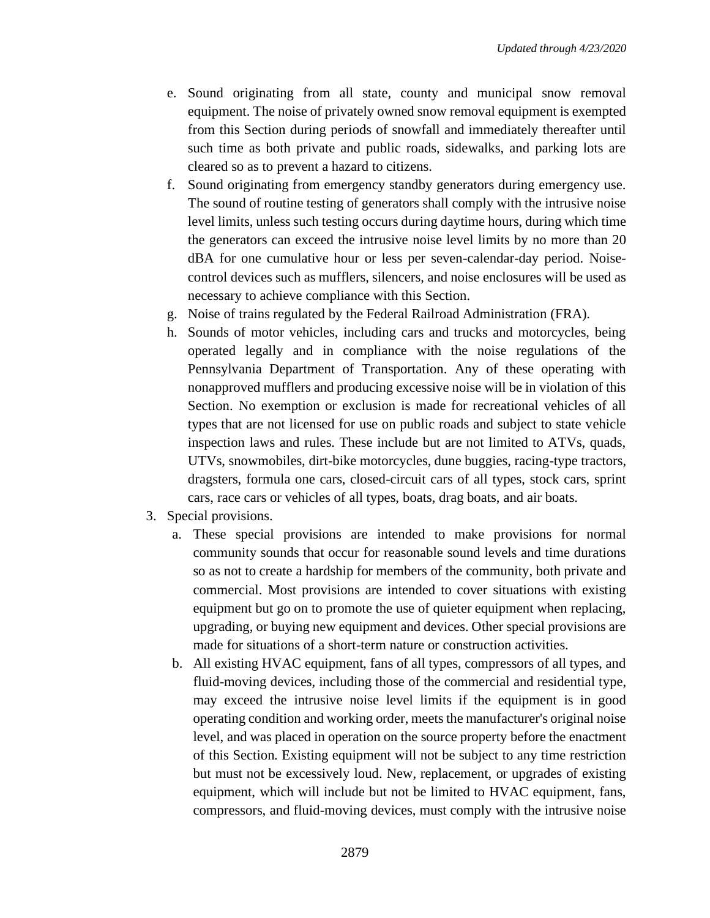e. Sound originating from all state, county and municipal snow removal equipment. The noise of privately owned snow removal equipment is exempted from this Section during periods of snowfall and immediately thereafter until such time as both private and public roads, sidewalks, and parking lots are cleared so as to prevent a hazard to citizens.
f. Sound originating from emergency standby generators during emergency use. The sound of routine testing of generators shall comply with the intrusive noise level limits, unless such testing occurs during daytime hours, during which time the generators can exceed the intrusive noise level limits by no more than 20 dBA for one cumulative hour or less per seven-calendar-day period. Noise-control devices such as mufflers, silencers, and noise enclosures will be used as necessary to achieve compliance with this Section.
g. Noise of trains regulated by the Federal Railroad Administration (FRA).
h. Sounds of motor vehicles, including cars and trucks and motorcycles, being operated legally and in compliance with the noise regulations of the Pennsylvania Department of Transportation. Any of these operating with nonapproved mufflers and producing excessive noise will be in violation of this Section. No exemption or exclusion is made for recreational vehicles of all types that are not licensed for use on public roads and subject to state vehicle inspection laws and rules. These include but are not limited to ATVs, quads, UTVs, snowmobiles, dirt-bike motorcycles, dune buggies, racing-type tractors, dragsters, formula one cars, closed-circuit cars of all types, stock cars, sprint cars, race cars or vehicles of all types, boats, drag boats, and air boats.

3. Special provisions.
   a. These special provisions are intended to make provisions for normal community sounds that occur for reasonable sound levels and time durations so as not to create a hardship for members of the community, both private and commercial. Most provisions are intended to cover situations with existing equipment but go on to promote the use of quieter equipment when replacing, upgrading, or buying new equipment and devices. Other special provisions are made for situations of a short-term nature or construction activities.
   b. All existing HVAC equipment, fans of all types, compressors of all types, and fluid-moving devices, including those of the commercial and residential type, may exceed the intrusive noise level limits if the equipment is in good operating condition and working order, meets the manufacturer's original noise level, and was placed in operation on the source property before the enactment of this Section. Existing equipment will not be subject to any time restriction but must not be excessively loud. New, replacement, or upgrades of existing equipment, which will include but not be limited to HVAC equipment, fans, compressors, and fluid-moving devices, must comply with the intrusive noise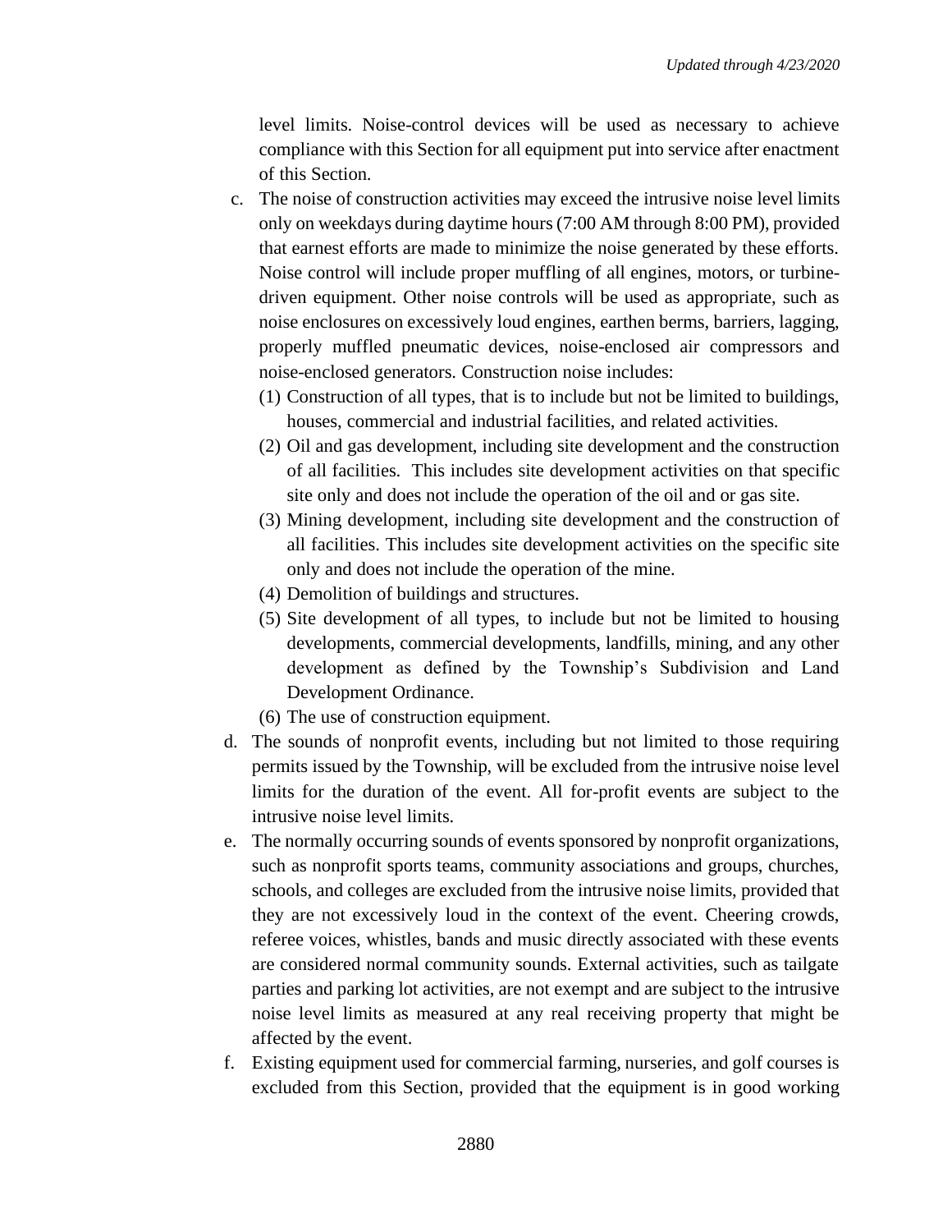level limits. Noise-control devices will be used as necessary to achieve compliance with this Section for all equipment put into service after enactment of this Section.

c. The noise of construction activities may exceed the intrusive noise level limits only on weekdays during daytime hours (7:00 AM through 8:00 PM), provided that earnest efforts are made to minimize the noise generated by these efforts. Noise control will include proper muffling of all engines, motors, or turbine-driven equipment. Other noise controls will be used as appropriate, such as noise enclosures on excessively loud engines, earthen berms, barriers, lagging, properly muffled pneumatic devices, noise-enclosed air compressors and noise-enclosed generators. Construction noise includes:
   (1) Construction of all types, that is to include but not be limited to buildings, houses, commercial and industrial facilities, and related activities.
   (2) Oil and gas development, including site development and the construction of all facilities. This includes site development activities on that specific site only and does not include the operation of the oil and or gas site.
   (3) Mining development, including site development and the construction of all facilities. This includes site development activities on the specific site only and does not include the operation of the mine.
   (4) Demolition of buildings and structures.
   (5) Site development of all types, to include but not be limited to housing developments, commercial developments, landfills, mining, and any other development as defined by the Township's Subdivision and Land Development Ordinance.
   (6) The use of construction equipment.

d. The sounds of nonprofit events, including but not limited to those requiring permits issued by the Township, will be excluded from the intrusive noise level limits for the duration of the event. All for-profit events are subject to the intrusive noise level limits.

e. The normally occurring sounds of events sponsored by nonprofit organizations, such as nonprofit sports teams, community associations and groups, churches, schools, and colleges are excluded from the intrusive noise limits, provided that they are not excessively loud in the context of the event. Cheering crowds, referee voices, whistles, bands and music directly associated with these events are considered normal community sounds. External activities, such as tailgate parties and parking lot activities, are not exempt and are subject to the intrusive noise level limits as measured at any real receiving property that might be affected by the event.

f. Existing equipment used for commercial farming, nurseries, and golf courses is excluded from this Section, provided that the equipment is in good working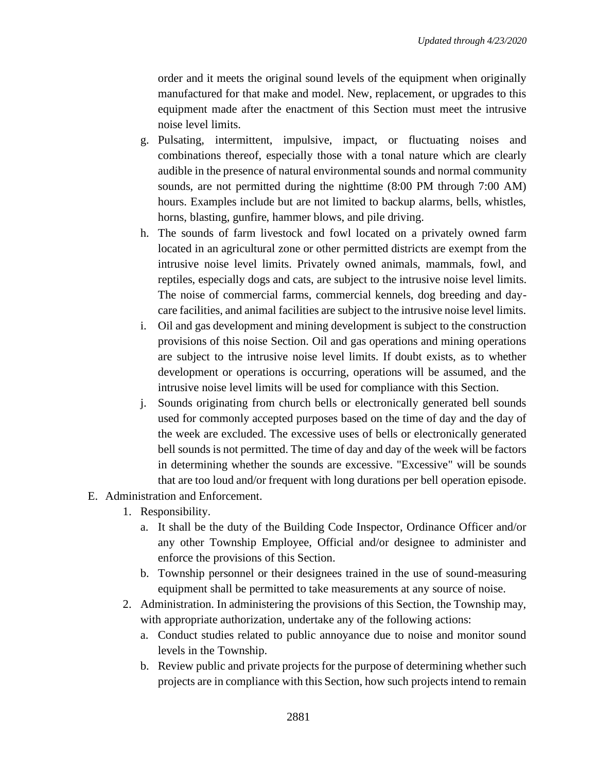order and it meets the original sound levels of the equipment when originally manufactured for that make and model. New, replacement, or upgrades to this equipment made after the enactment of this Section must meet the intrusive noise level limits.

g. Pulsating, intermittent, impulsive, impact, or fluctuating noises and combinations thereof, especially those with a tonal nature which are clearly audible in the presence of natural environmental sounds and normal community sounds, are not permitted during the nighttime (8:00 PM through 7:00 AM) hours. Examples include but are not limited to backup alarms, bells, whistles, horns, blasting, gunfire, hammer blows, and pile driving.

h. The sounds of farm livestock and fowl located on a privately owned farm located in an agricultural zone or other permitted districts are exempt from the intrusive noise level limits. Privately owned animals, mammals, fowl, and reptiles, especially dogs and cats, are subject to the intrusive noise level limits. The noise of commercial farms, commercial kennels, dog breeding and day-care facilities, and animal facilities are subject to the intrusive noise level limits.

i. Oil and gas development and mining development is subject to the construction provisions of this noise Section. Oil and gas operations and mining operations are subject to the intrusive noise level limits. If doubt exists, as to whether development or operations is occurring, operations will be assumed, and the intrusive noise level limits will be used for compliance with this Section.

j. Sounds originating from church bells or electronically generated bell sounds used for commonly accepted purposes based on the time of day and the day of the week are excluded. The excessive uses of bells or electronically generated bell sounds is not permitted. The time of day and day of the week will be factors in determining whether the sounds are excessive. "Excessive" will be sounds that are too loud and/or frequent with long durations per bell operation episode.

E. Administration and Enforcement.

1. Responsibility.

   a. It shall be the duty of the Building Code Inspector, Ordinance Officer and/or any other Township Employee, Official and/or designee to administer and enforce the provisions of this Section.

   b. Township personnel or their designees trained in the use of sound-measuring equipment shall be permitted to take measurements at any source of noise.

2. Administration. In administering the provisions of this Section, the Township may, with appropriate authorization, undertake any of the following actions:

   a. Conduct studies related to public annoyance due to noise and monitor sound levels in the Township.

   b. Review public and private projects for the purpose of determining whether such projects are in compliance with this Section, how such projects intend to remain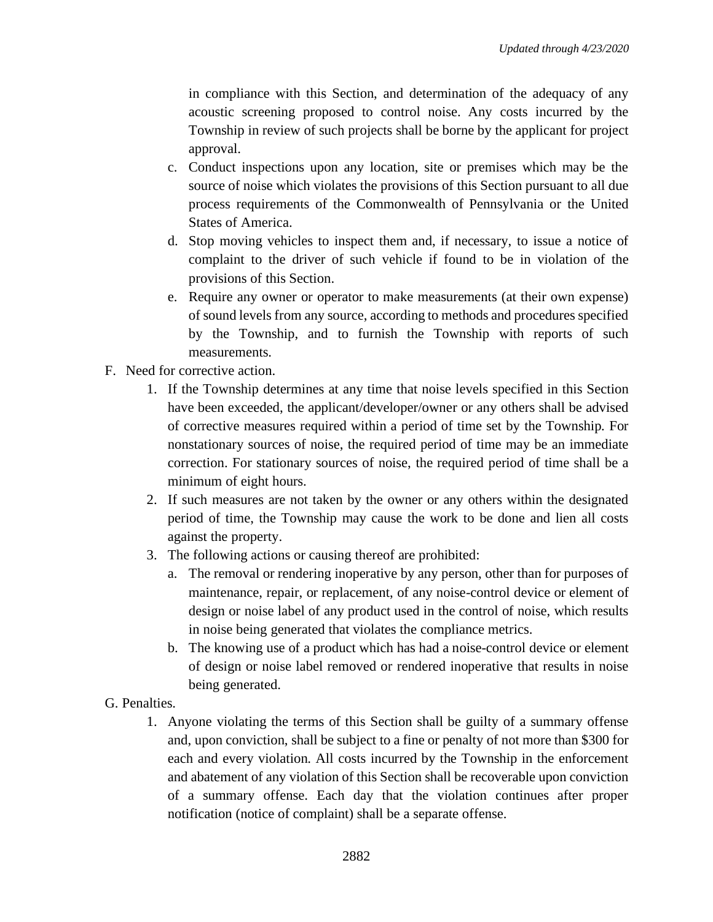in compliance with this Section, and determination of the adequacy of any acoustic screening proposed to control noise. Any costs incurred by the Township in review of such projects shall be borne by the applicant for project approval.

   c. Conduct inspections upon any location, site or premises which may be the source of noise which violates the provisions of this Section pursuant to all due process requirements of the Commonwealth of Pennsylvania or the United States of America.
   d. Stop moving vehicles to inspect them and, if necessary, to issue a notice of complaint to the driver of such vehicle if found to be in violation of the provisions of this Section.
   e. Require any owner or operator to make measurements (at their own expense) of sound levels from any source, according to methods and procedures specified by the Township, and to furnish the Township with reports of such measurements.

F. Need for corrective action.

1. If the Township determines at any time that noise levels specified in this Section have been exceeded, the applicant/developer/owner or any others shall be advised of corrective measures required within a period of time set by the Township. For nonstationary sources of noise, the required period of time may be an immediate correction. For stationary sources of noise, the required period of time shall be a minimum of eight hours.
2. If such measures are not taken by the owner or any others within the designated period of time, the Township may cause the work to be done and lien all costs against the property.
3. The following actions or causing thereof are prohibited:
   a. The removal or rendering inoperative by any person, other than for purposes of maintenance, repair, or replacement, of any noise-control device or element of design or noise label of any product used in the control of noise, which results in noise being generated that violates the compliance metrics.
   b. The knowing use of a product which has had a noise-control device or element of design or noise label removed or rendered inoperative that results in noise being generated.

G. Penalties.

1. Anyone violating the terms of this Section shall be guilty of a summary offense and, upon conviction, shall be subject to a fine or penalty of not more than $300 for each and every violation. All costs incurred by the Township in the enforcement and abatement of any violation of this Section shall be recoverable upon conviction of a summary offense. Each day that the violation continues after proper notification (notice of complaint) shall be a separate offense.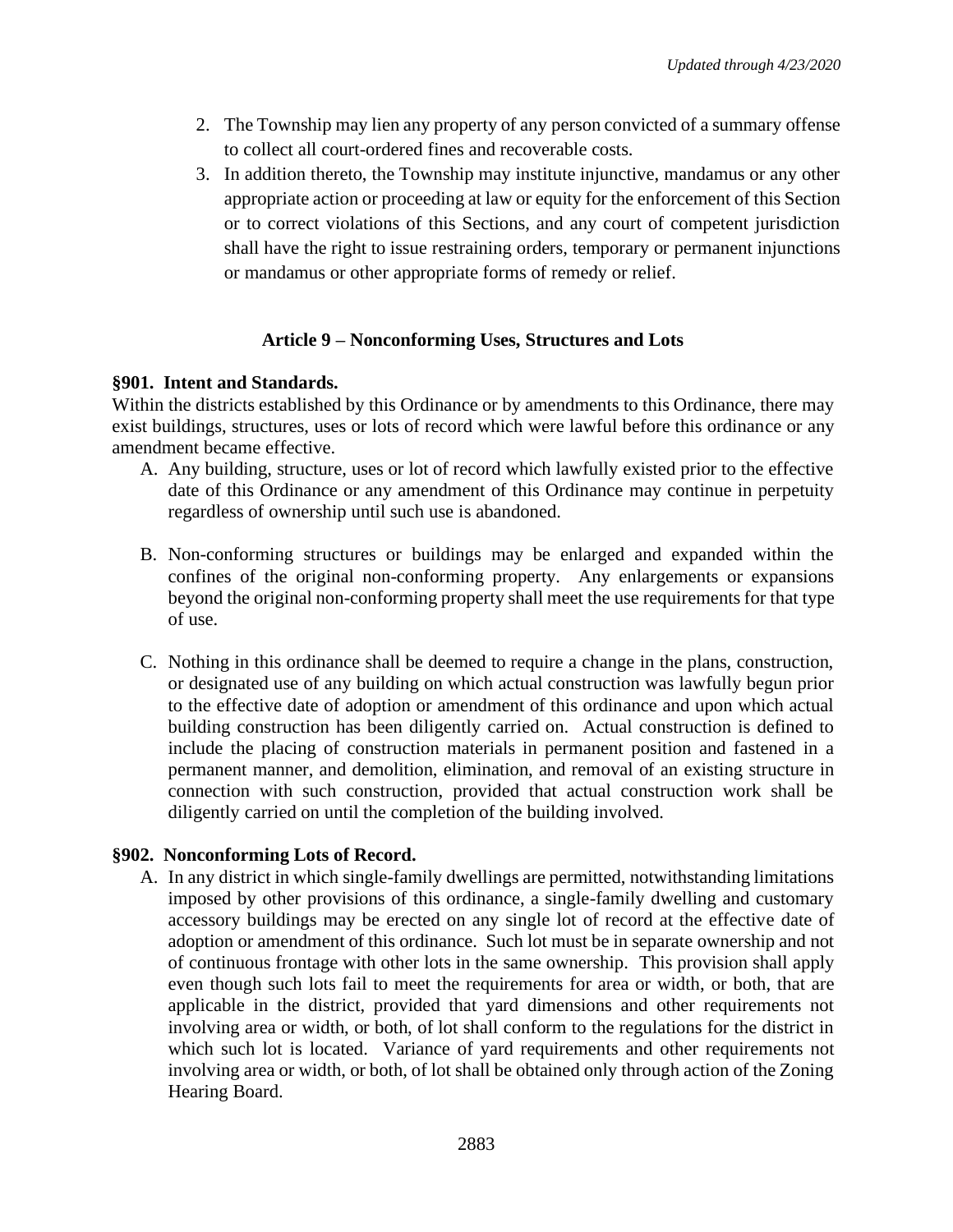2. The Township may lien any property of any person convicted of a summary offense to collect all court-ordered fines and recoverable costs.
3. In addition thereto, the Township may institute injunctive, mandamus or any other appropriate action or proceeding at law or equity for the enforcement of this Section or to correct violations of this Sections, and any court of competent jurisdiction shall have the right to issue restraining orders, temporary or permanent injunctions or mandamus or other appropriate forms of remedy or relief.

## Article 9 – Nonconforming Uses, Structures and Lots

### §901. Intent and Standards.

Within the districts established by this Ordinance or by amendments to this Ordinance, there may exist buildings, structures, uses or lots of record which were lawful before this ordinance or any amendment became effective.

A. Any building, structure, uses or lot of record which lawfully existed prior to the effective date of this Ordinance or any amendment of this Ordinance may continue in perpetuity regardless of ownership until such use is abandoned.

B. Non-conforming structures or buildings may be enlarged and expanded within the confines of the original non-conforming property. Any enlargements or expansions beyond the original non-conforming property shall meet the use requirements for that type of use.

C. Nothing in this ordinance shall be deemed to require a change in the plans, construction, or designated use of any building on which actual construction was lawfully begun prior to the effective date of adoption or amendment of this ordinance and upon which actual building construction has been diligently carried on. Actual construction is defined to include the placing of construction materials in permanent position and fastened in a permanent manner, and demolition, elimination, and removal of an existing structure in connection with such construction, provided that actual construction work shall be diligently carried on until the completion of the building involved.

### §902. Nonconforming Lots of Record.

A. In any district in which single-family dwellings are permitted, notwithstanding limitations imposed by other provisions of this ordinance, a single-family dwelling and customary accessory buildings may be erected on any single lot of record at the effective date of adoption or amendment of this ordinance. Such lot must be in separate ownership and not of continuous frontage with other lots in the same ownership. This provision shall apply even though such lots fail to meet the requirements for area or width, or both, that are applicable in the district, provided that yard dimensions and other requirements not involving area or width, or both, of lot shall conform to the regulations for the district in which such lot is located. Variance of yard requirements and other requirements not involving area or width, or both, of lot shall be obtained only through action of the Zoning Hearing Board.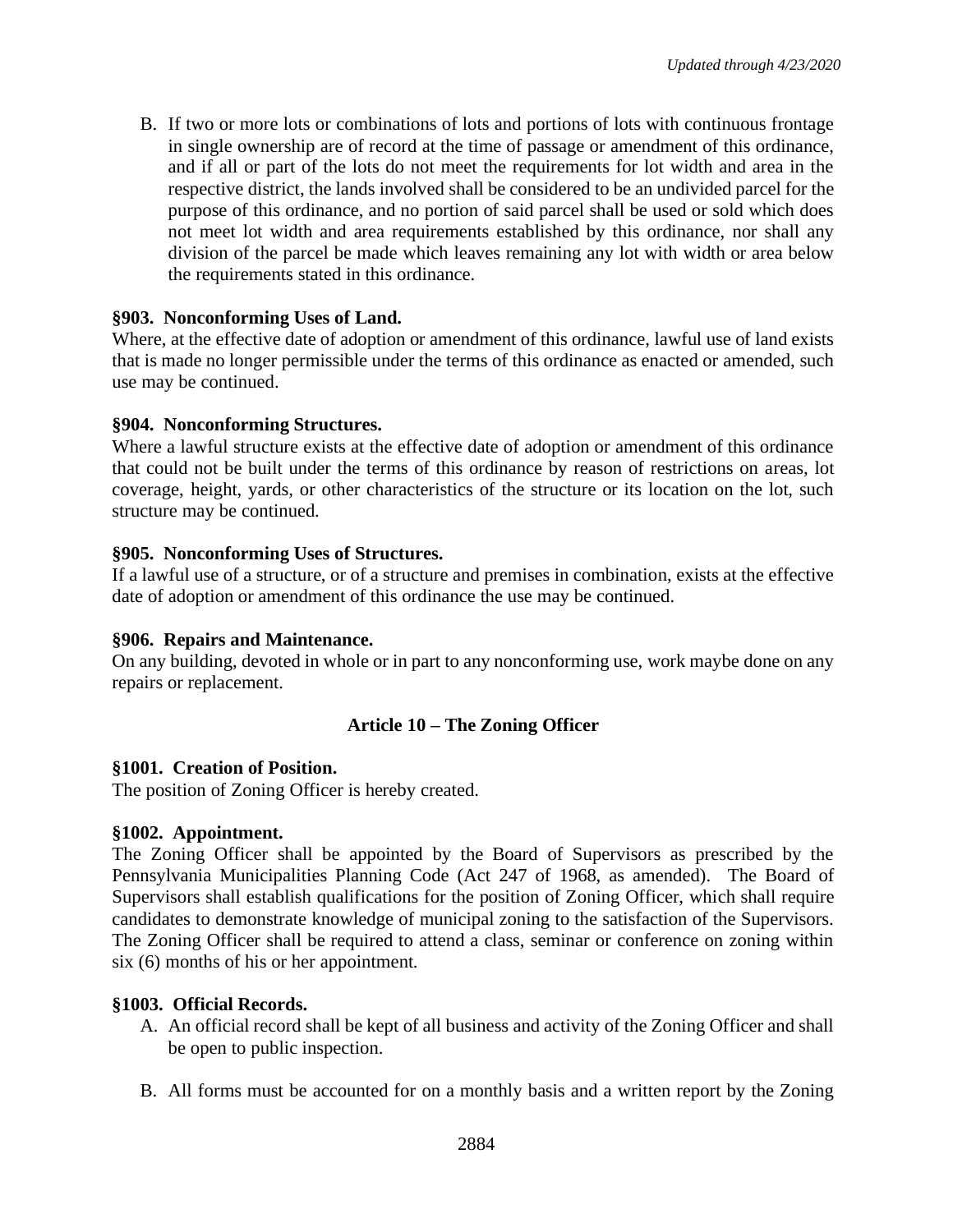B. If two or more lots or combinations of lots and portions of lots with continuous frontage in single ownership are of record at the time of passage or amendment of this ordinance, and if all or part of the lots do not meet the requirements for lot width and area in the respective district, the lands involved shall be considered to be an undivided parcel for the purpose of this ordinance, and no portion of said parcel shall be used or sold which does not meet lot width and area requirements established by this ordinance, nor shall any division of the parcel be made which leaves remaining any lot with width or area below the requirements stated in this ordinance.

**§903. Nonconforming Uses of Land.**
Where, at the effective date of adoption or amendment of this ordinance, lawful use of land exists that is made no longer permissible under the terms of this ordinance as enacted or amended, such use may be continued.

**§904. Nonconforming Structures.**
Where a lawful structure exists at the effective date of adoption or amendment of this ordinance that could not be built under the terms of this ordinance by reason of restrictions on areas, lot coverage, height, yards, or other characteristics of the structure or its location on the lot, such structure may be continued.

**§905. Nonconforming Uses of Structures.**
If a lawful use of a structure, or of a structure and premises in combination, exists at the effective date of adoption or amendment of this ordinance the use may be continued.

**§906. Repairs and Maintenance.**
On any building, devoted in whole or in part to any nonconforming use, work maybe done on any repairs or replacement.

## Article 10 – The Zoning Officer

**§1001. Creation of Position.**
The position of Zoning Officer is hereby created.

**§1002. Appointment.**
The Zoning Officer shall be appointed by the Board of Supervisors as prescribed by the Pennsylvania Municipalities Planning Code (Act 247 of 1968, as amended). The Board of Supervisors shall establish qualifications for the position of Zoning Officer, which shall require candidates to demonstrate knowledge of municipal zoning to the satisfaction of the Supervisors. The Zoning Officer shall be required to attend a class, seminar or conference on zoning within six (6) months of his or her appointment.

**§1003. Official Records.**

A. An official record shall be kept of all business and activity of the Zoning Officer and shall be open to public inspection.

B. All forms must be accounted for on a monthly basis and a written report by the Zoning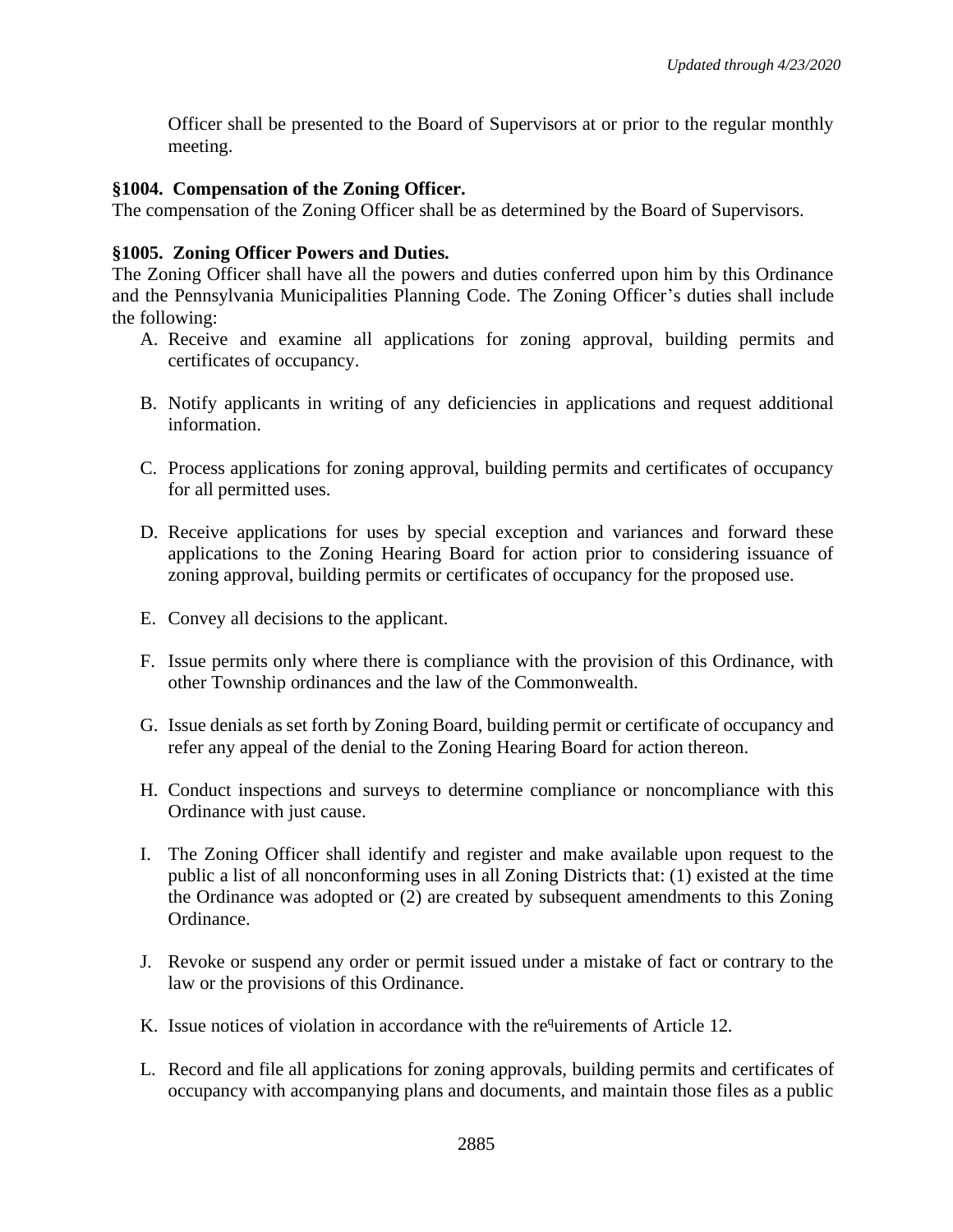Officer shall be presented to the Board of Supervisors at or prior to the regular monthly meeting.

**§1004. Compensation of the Zoning Officer.**

The compensation of the Zoning Officer shall be as determined by the Board of Supervisors.

**§1005. Zoning Officer Powers and Duties.**

The Zoning Officer shall have all the powers and duties conferred upon him by this Ordinance and the Pennsylvania Municipalities Planning Code. The Zoning Officer's duties shall include the following:

A. Receive and examine all applications for zoning approval, building permits and certificates of occupancy.

B. Notify applicants in writing of any deficiencies in applications and request additional information.

C. Process applications for zoning approval, building permits and certificates of occupancy for all permitted uses.

D. Receive applications for uses by special exception and variances and forward these applications to the Zoning Hearing Board for action prior to considering issuance of zoning approval, building permits or certificates of occupancy for the proposed use.

E. Convey all decisions to the applicant.

F. Issue permits only where there is compliance with the provision of this Ordinance, with other Township ordinances and the law of the Commonwealth.

G. Issue denials as set forth by Zoning Board, building permit or certificate of occupancy and refer any appeal of the denial to the Zoning Hearing Board for action thereon.

H. Conduct inspections and surveys to determine compliance or noncompliance with this Ordinance with just cause.

I. The Zoning Officer shall identify and register and make available upon request to the public a list of all nonconforming uses in all Zoning Districts that: (1) existed at the time the Ordinance was adopted or (2) are created by subsequent amendments to this Zoning Ordinance.

J. Revoke or suspend any order or permit issued under a mistake of fact or contrary to the law or the provisions of this Ordinance.

K. Issue notices of violation in accordance with the requirements of Article 12.

L. Record and file all applications for zoning approvals, building permits and certificates of occupancy with accompanying plans and documents, and maintain those files as a public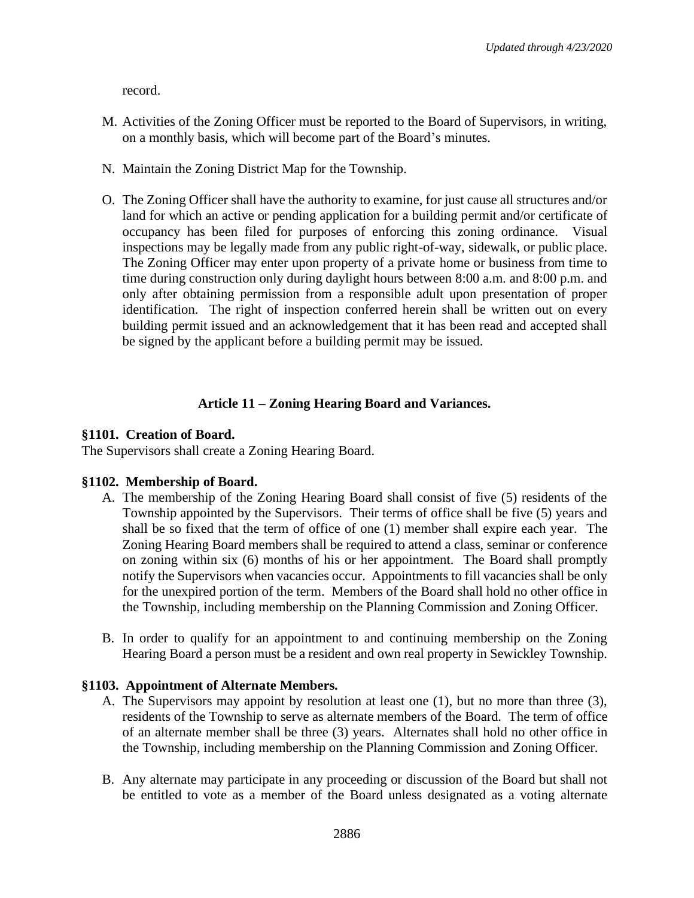record.

M. Activities of the Zoning Officer must be reported to the Board of Supervisors, in writing, on a monthly basis, which will become part of the Board's minutes.

N. Maintain the Zoning District Map for the Township.

O. The Zoning Officer shall have the authority to examine, for just cause all structures and/or land for which an active or pending application for a building permit and/or certificate of occupancy has been filed for purposes of enforcing this zoning ordinance. Visual inspections may be legally made from any public right-of-way, sidewalk, or public place. The Zoning Officer may enter upon property of a private home or business from time to time during construction only during daylight hours between 8:00 a.m. and 8:00 p.m. and only after obtaining permission from a responsible adult upon presentation of proper identification. The right of inspection conferred herein shall be written out on every building permit issued and an acknowledgement that it has been read and accepted shall be signed by the applicant before a building permit may be issued.

## Article 11 – Zoning Hearing Board and Variances.

**§1101. Creation of Board.**

The Supervisors shall create a Zoning Hearing Board.

**§1102. Membership of Board.**

A. The membership of the Zoning Hearing Board shall consist of five (5) residents of the Township appointed by the Supervisors. Their terms of office shall be five (5) years and shall be so fixed that the term of office of one (1) member shall expire each year. The Zoning Hearing Board members shall be required to attend a class, seminar or conference on zoning within six (6) months of his or her appointment. The Board shall promptly notify the Supervisors when vacancies occur. Appointments to fill vacancies shall be only for the unexpired portion of the term. Members of the Board shall hold no other office in the Township, including membership on the Planning Commission and Zoning Officer.

B. In order to qualify for an appointment to and continuing membership on the Zoning Hearing Board a person must be a resident and own real property in Sewickley Township.

**§1103. Appointment of Alternate Members.**

A. The Supervisors may appoint by resolution at least one (1), but no more than three (3), residents of the Township to serve as alternate members of the Board. The term of office of an alternate member shall be three (3) years. Alternates shall hold no other office in the Township, including membership on the Planning Commission and Zoning Officer.

B. Any alternate may participate in any proceeding or discussion of the Board but shall not be entitled to vote as a member of the Board unless designated as a voting alternate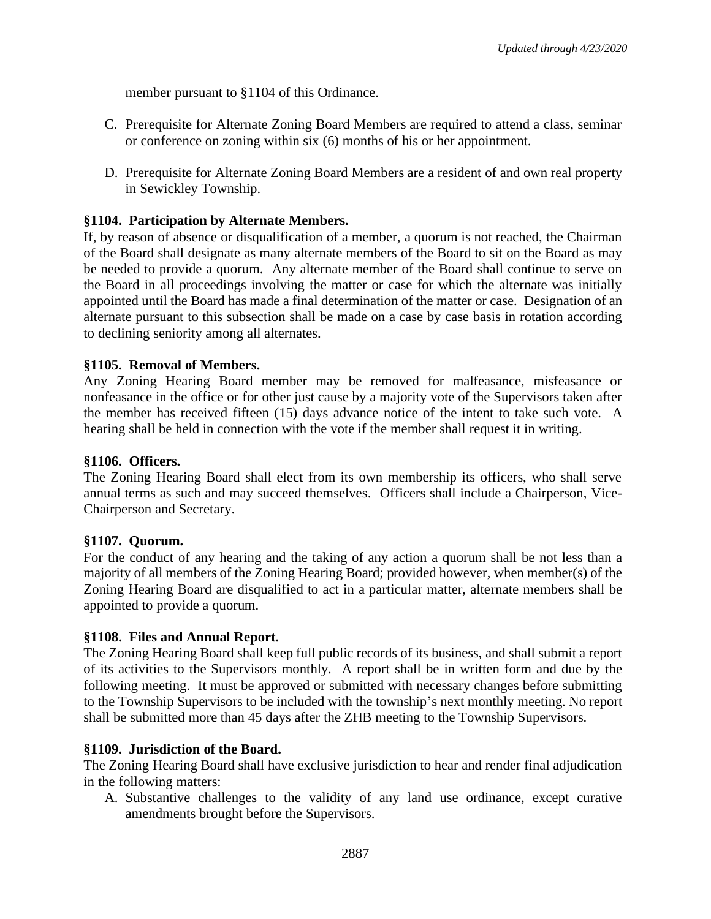member pursuant to §1104 of this Ordinance.

C. Prerequisite for Alternate Zoning Board Members are required to attend a class, seminar or conference on zoning within six (6) months of his or her appointment.

D. Prerequisite for Alternate Zoning Board Members are a resident of and own real property in Sewickley Township.

### §1104. Participation by Alternate Members.

If, by reason of absence or disqualification of a member, a quorum is not reached, the Chairman of the Board shall designate as many alternate members of the Board to sit on the Board as may be needed to provide a quorum. Any alternate member of the Board shall continue to serve on the Board in all proceedings involving the matter or case for which the alternate was initially appointed until the Board has made a final determination of the matter or case. Designation of an alternate pursuant to this subsection shall be made on a case by case basis in rotation according to declining seniority among all alternates.

### §1105. Removal of Members.

Any Zoning Hearing Board member may be removed for malfeasance, misfeasance or nonfeasance in the office or for other just cause by a majority vote of the Supervisors taken after the member has received fifteen (15) days advance notice of the intent to take such vote. A hearing shall be held in connection with the vote if the member shall request it in writing.

### §1106. Officers.

The Zoning Hearing Board shall elect from its own membership its officers, who shall serve annual terms as such and may succeed themselves. Officers shall include a Chairperson, Vice-Chairperson and Secretary.

### §1107. Quorum.

For the conduct of any hearing and the taking of any action a quorum shall be not less than a majority of all members of the Zoning Hearing Board; provided however, when member(s) of the Zoning Hearing Board are disqualified to act in a particular matter, alternate members shall be appointed to provide a quorum.

### §1108. Files and Annual Report.

The Zoning Hearing Board shall keep full public records of its business, and shall submit a report of its activities to the Supervisors monthly. A report shall be in written form and due by the following meeting. It must be approved or submitted with necessary changes before submitting to the Township Supervisors to be included with the township's next monthly meeting. No report shall be submitted more than 45 days after the ZHB meeting to the Township Supervisors.

### §1109. Jurisdiction of the Board.

The Zoning Hearing Board shall have exclusive jurisdiction to hear and render final adjudication in the following matters:

A. Substantive challenges to the validity of any land use ordinance, except curative amendments brought before the Supervisors.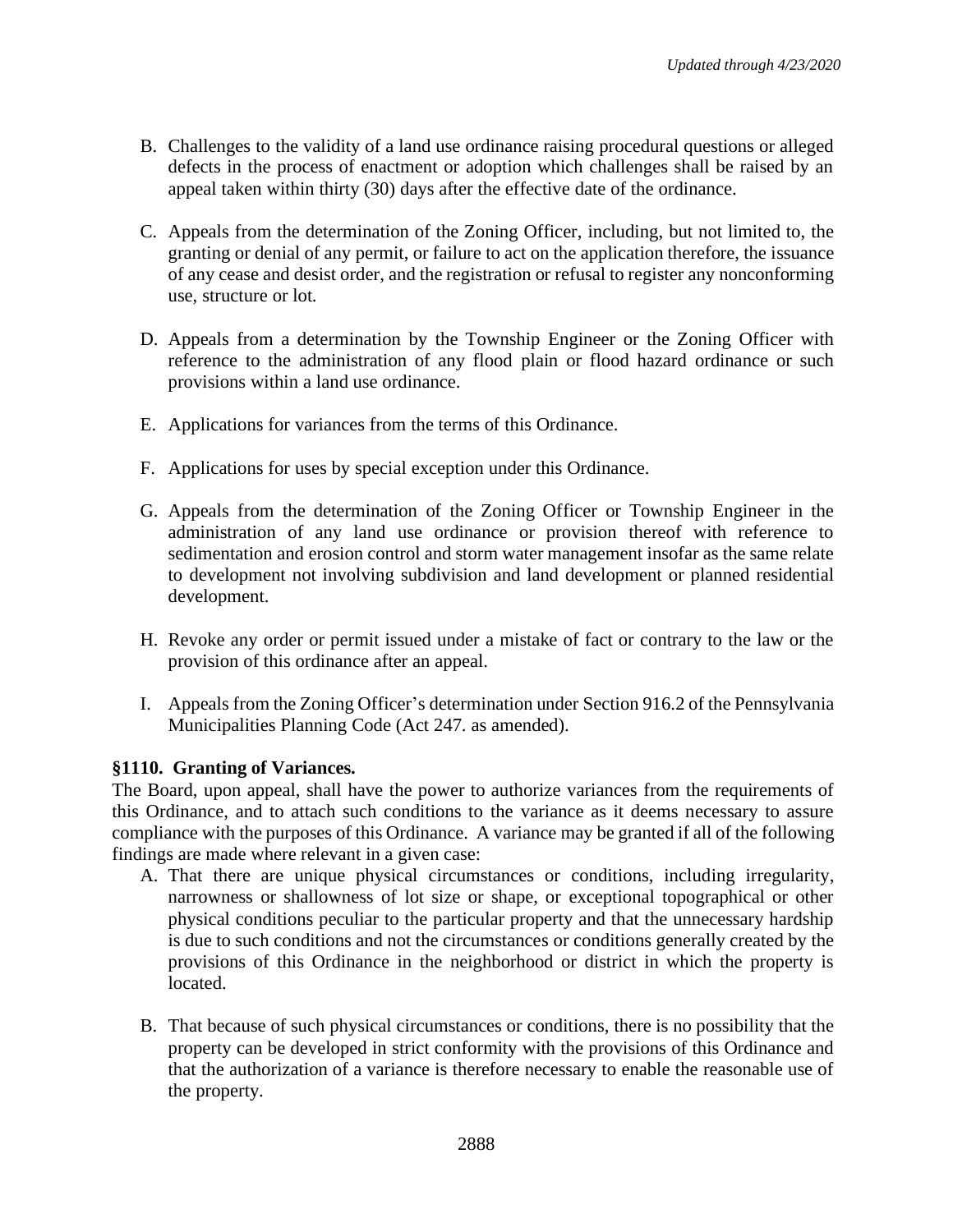B. Challenges to the validity of a land use ordinance raising procedural questions or alleged defects in the process of enactment or adoption which challenges shall be raised by an appeal taken within thirty (30) days after the effective date of the ordinance.

C. Appeals from the determination of the Zoning Officer, including, but not limited to, the granting or denial of any permit, or failure to act on the application therefore, the issuance of any cease and desist order, and the registration or refusal to register any nonconforming use, structure or lot.

D. Appeals from a determination by the Township Engineer or the Zoning Officer with reference to the administration of any flood plain or flood hazard ordinance or such provisions within a land use ordinance.

E. Applications for variances from the terms of this Ordinance.

F. Applications for uses by special exception under this Ordinance.

G. Appeals from the determination of the Zoning Officer or Township Engineer in the administration of any land use ordinance or provision thereof with reference to sedimentation and erosion control and storm water management insofar as the same relate to development not involving subdivision and land development or planned residential development.

H. Revoke any order or permit issued under a mistake of fact or contrary to the law or the provision of this ordinance after an appeal.

I. Appeals from the Zoning Officer's determination under Section 916.2 of the Pennsylvania Municipalities Planning Code (Act 247. as amended).

**§1110. Granting of Variances.**

The Board, upon appeal, shall have the power to authorize variances from the requirements of this Ordinance, and to attach such conditions to the variance as it deems necessary to assure compliance with the purposes of this Ordinance. A variance may be granted if all of the following findings are made where relevant in a given case:

A. That there are unique physical circumstances or conditions, including irregularity, narrowness or shallowness of lot size or shape, or exceptional topographical or other physical conditions peculiar to the particular property and that the unnecessary hardship is due to such conditions and not the circumstances or conditions generally created by the provisions of this Ordinance in the neighborhood or district in which the property is located.

B. That because of such physical circumstances or conditions, there is no possibility that the property can be developed in strict conformity with the provisions of this Ordinance and that the authorization of a variance is therefore necessary to enable the reasonable use of the property.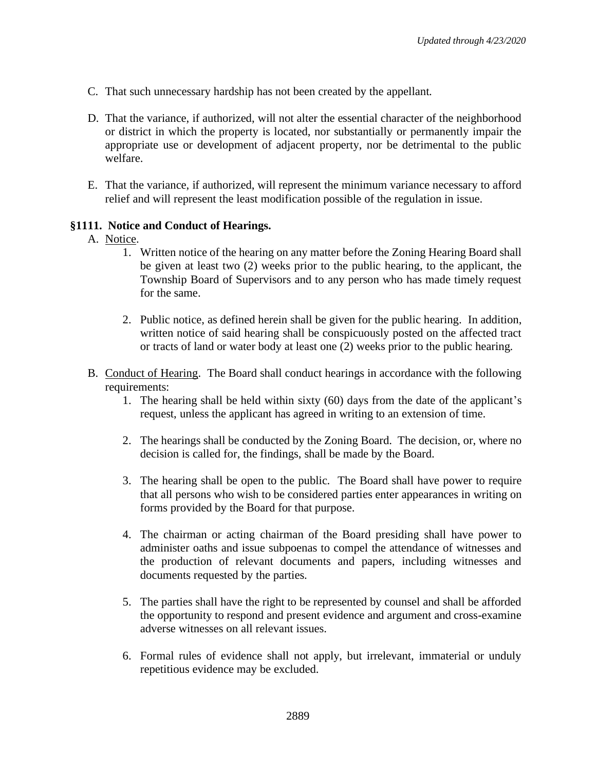C. That such unnecessary hardship has not been created by the appellant.

D. That the variance, if authorized, will not alter the essential character of the neighborhood or district in which the property is located, nor substantially or permanently impair the appropriate use or development of adjacent property, nor be detrimental to the public welfare.

E. That the variance, if authorized, will represent the minimum variance necessary to afford relief and will represent the least modification possible of the regulation in issue.

### §1111. Notice and Conduct of Hearings.

A. Notice.

1. Written notice of the hearing on any matter before the Zoning Hearing Board shall be given at least two (2) weeks prior to the public hearing, to the applicant, the Township Board of Supervisors and to any person who has made timely request for the same.

2. Public notice, as defined herein shall be given for the public hearing. In addition, written notice of said hearing shall be conspicuously posted on the affected tract or tracts of land or water body at least one (2) weeks prior to the public hearing.

B. Conduct of Hearing. The Board shall conduct hearings in accordance with the following requirements:

1. The hearing shall be held within sixty (60) days from the date of the applicant's request, unless the applicant has agreed in writing to an extension of time.

2. The hearings shall be conducted by the Zoning Board. The decision, or, where no decision is called for, the findings, shall be made by the Board.

3. The hearing shall be open to the public. The Board shall have power to require that all persons who wish to be considered parties enter appearances in writing on forms provided by the Board for that purpose.

4. The chairman or acting chairman of the Board presiding shall have power to administer oaths and issue subpoenas to compel the attendance of witnesses and the production of relevant documents and papers, including witnesses and documents requested by the parties.

5. The parties shall have the right to be represented by counsel and shall be afforded the opportunity to respond and present evidence and argument and cross-examine adverse witnesses on all relevant issues.

6. Formal rules of evidence shall not apply, but irrelevant, immaterial or unduly repetitious evidence may be excluded.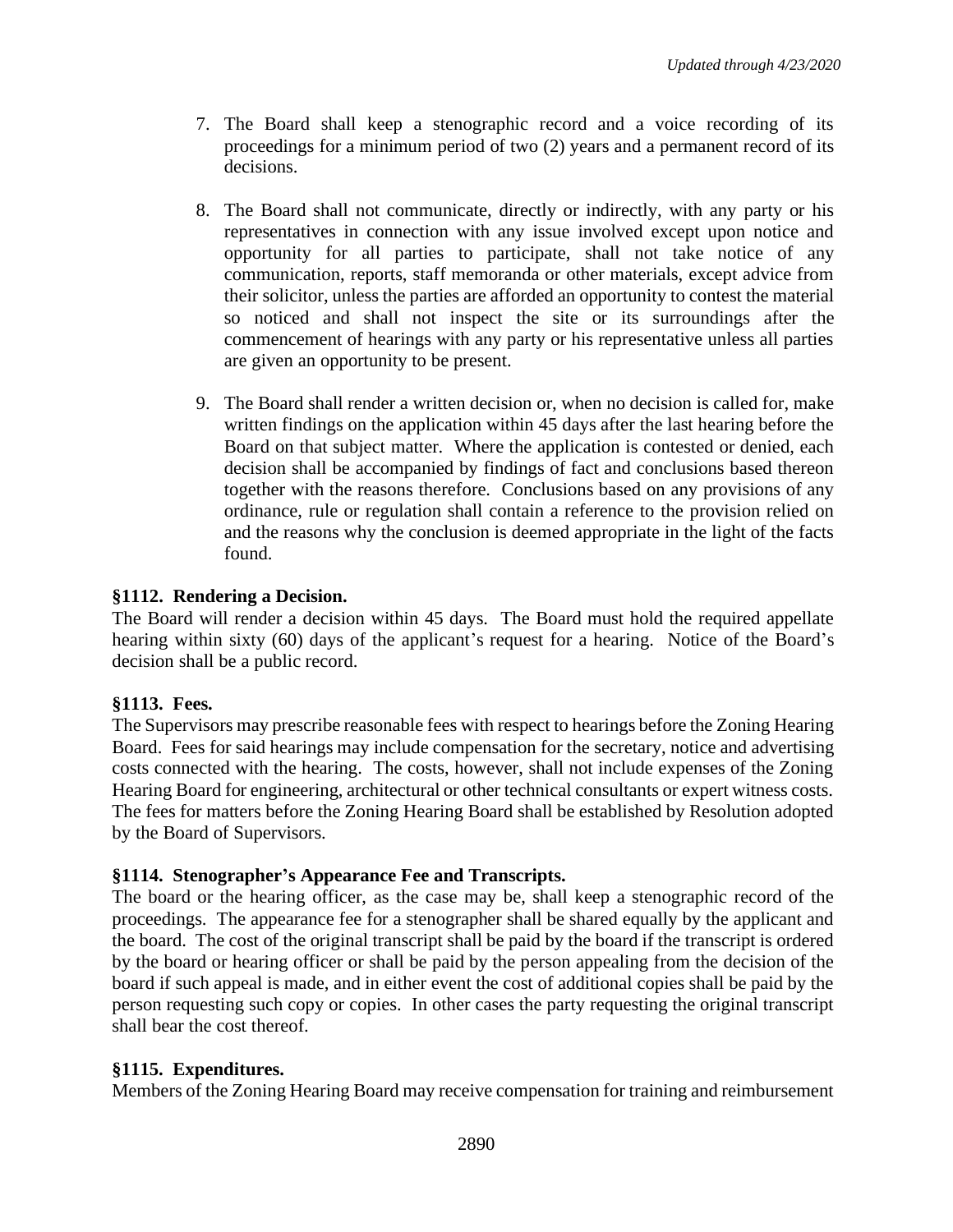7. The Board shall keep a stenographic record and a voice recording of its proceedings for a minimum period of two (2) years and a permanent record of its decisions.

8. The Board shall not communicate, directly or indirectly, with any party or his representatives in connection with any issue involved except upon notice and opportunity for all parties to participate, shall not take notice of any communication, reports, staff memoranda or other materials, except advice from their solicitor, unless the parties are afforded an opportunity to contest the material so noticed and shall not inspect the site or its surroundings after the commencement of hearings with any party or his representative unless all parties are given an opportunity to be present.

9. The Board shall render a written decision or, when no decision is called for, make written findings on the application within 45 days after the last hearing before the Board on that subject matter. Where the application is contested or denied, each decision shall be accompanied by findings of fact and conclusions based thereon together with the reasons therefore. Conclusions based on any provisions of any ordinance, rule or regulation shall contain a reference to the provision relied on and the reasons why the conclusion is deemed appropriate in the light of the facts found.

**§1112. Rendering a Decision.**

The Board will render a decision within 45 days. The Board must hold the required appellate hearing within sixty (60) days of the applicant's request for a hearing. Notice of the Board's decision shall be a public record.

**§1113. Fees.**

The Supervisors may prescribe reasonable fees with respect to hearings before the Zoning Hearing Board. Fees for said hearings may include compensation for the secretary, notice and advertising costs connected with the hearing. The costs, however, shall not include expenses of the Zoning Hearing Board for engineering, architectural or other technical consultants or expert witness costs. The fees for matters before the Zoning Hearing Board shall be established by Resolution adopted by the Board of Supervisors.

**§1114. Stenographer's Appearance Fee and Transcripts.**

The board or the hearing officer, as the case may be, shall keep a stenographic record of the proceedings. The appearance fee for a stenographer shall be shared equally by the applicant and the board. The cost of the original transcript shall be paid by the board if the transcript is ordered by the board or hearing officer or shall be paid by the person appealing from the decision of the board if such appeal is made, and in either event the cost of additional copies shall be paid by the person requesting such copy or copies. In other cases the party requesting the original transcript shall bear the cost thereof.

**§1115. Expenditures.**

Members of the Zoning Hearing Board may receive compensation for training and reimbursement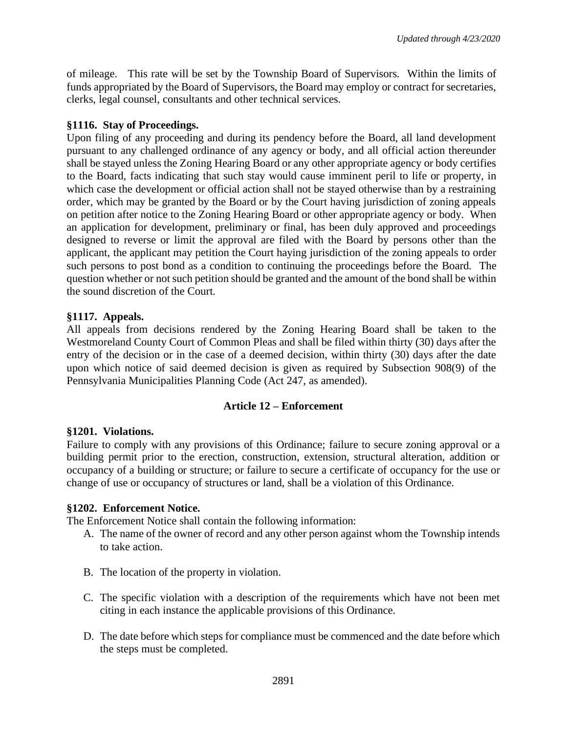of mileage. This rate will be set by the Township Board of Supervisors. Within the limits of funds appropriated by the Board of Supervisors, the Board may employ or contract for secretaries, clerks, legal counsel, consultants and other technical services.

**§1116. Stay of Proceedings.**
Upon filing of any proceeding and during its pendency before the Board, all land development pursuant to any challenged ordinance of any agency or body, and all official action thereunder shall be stayed unless the Zoning Hearing Board or any other appropriate agency or body certifies to the Board, facts indicating that such stay would cause imminent peril to life or property, in which case the development or official action shall not be stayed otherwise than by a restraining order, which may be granted by the Board or by the Court having jurisdiction of zoning appeals on petition after notice to the Zoning Hearing Board or other appropriate agency or body. When an application for development, preliminary or final, has been duly approved and proceedings designed to reverse or limit the approval are filed with the Board by persons other than the applicant, the applicant may petition the Court haying jurisdiction of the zoning appeals to order such persons to post bond as a condition to continuing the proceedings before the Board. The question whether or not such petition should be granted and the amount of the bond shall be within the sound discretion of the Court.

**§1117. Appeals.**
All appeals from decisions rendered by the Zoning Hearing Board shall be taken to the Westmoreland County Court of Common Pleas and shall be filed within thirty (30) days after the entry of the decision or in the case of a deemed decision, within thirty (30) days after the date upon which notice of said deemed decision is given as required by Subsection 908(9) of the Pennsylvania Municipalities Planning Code (Act 247, as amended).

## Article 12 – Enforcement

**§1201. Violations.**
Failure to comply with any provisions of this Ordinance; failure to secure zoning approval or a building permit prior to the erection, construction, extension, structural alteration, addition or occupancy of a building or structure; or failure to secure a certificate of occupancy for the use or change of use or occupancy of structures or land, shall be a violation of this Ordinance.

**§1202. Enforcement Notice.**
The Enforcement Notice shall contain the following information:

A. The name of the owner of record and any other person against whom the Township intends to take action.

B. The location of the property in violation.

C. The specific violation with a description of the requirements which have not been met citing in each instance the applicable provisions of this Ordinance.

D. The date before which steps for compliance must be commenced and the date before which the steps must be completed.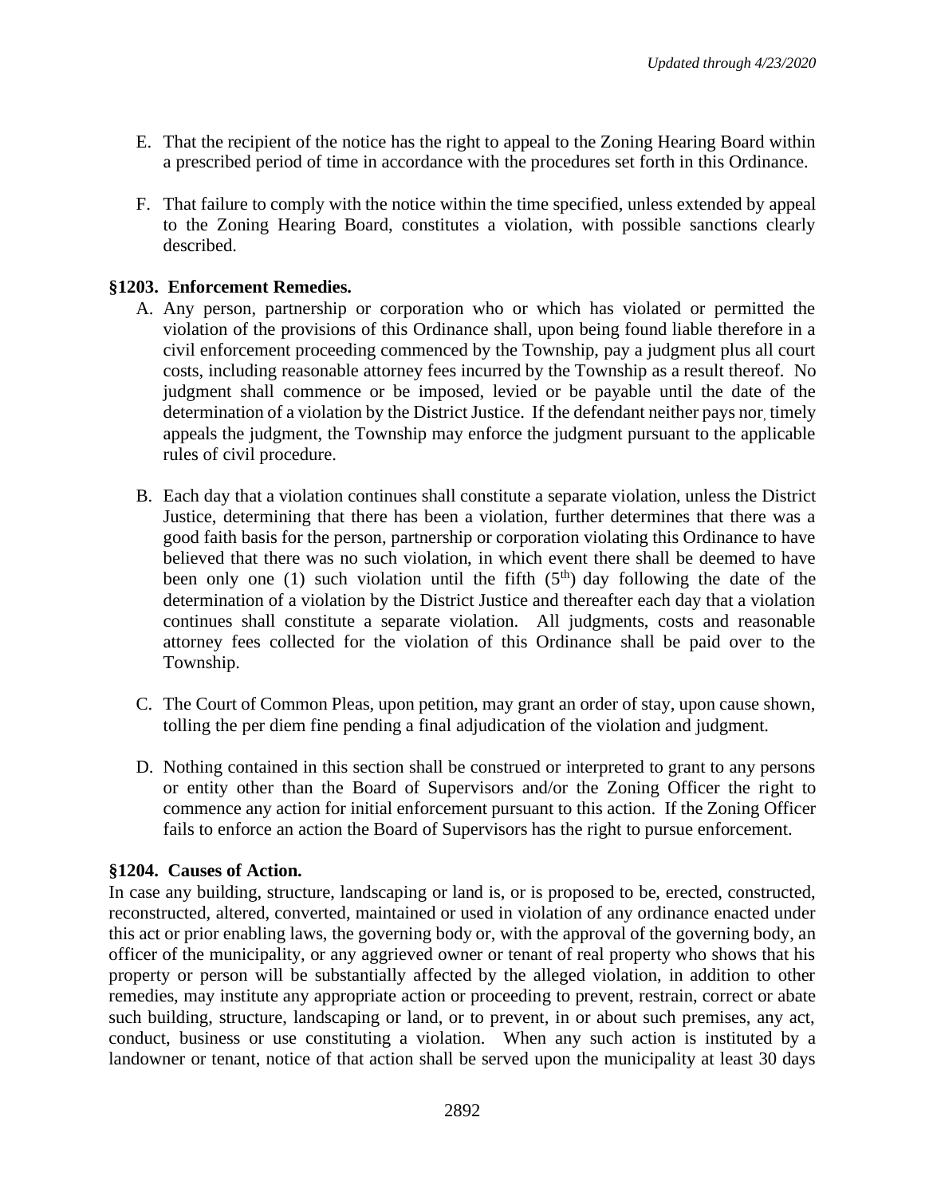E. That the recipient of the notice has the right to appeal to the Zoning Hearing Board within a prescribed period of time in accordance with the procedures set forth in this Ordinance.

F. That failure to comply with the notice within the time specified, unless extended by appeal to the Zoning Hearing Board, constitutes a violation, with possible sanctions clearly described.

**§1203. Enforcement Remedies.**

A. Any person, partnership or corporation who or which has violated or permitted the violation of the provisions of this Ordinance shall, upon being found liable therefore in a civil enforcement proceeding commenced by the Township, pay a judgment plus all court costs, including reasonable attorney fees incurred by the Township as a result thereof. No judgment shall commence or be imposed, levied or be payable until the date of the determination of a violation by the District Justice. If the defendant neither pays nor, timely appeals the judgment, the Township may enforce the judgment pursuant to the applicable rules of civil procedure.

B. Each day that a violation continues shall constitute a separate violation, unless the District Justice, determining that there has been a violation, further determines that there was a good faith basis for the person, partnership or corporation violating this Ordinance to have believed that there was no such violation, in which event there shall be deemed to have been only one (1) such violation until the fifth (5th) day following the date of the determination of a violation by the District Justice and thereafter each day that a violation continues shall constitute a separate violation. All judgments, costs and reasonable attorney fees collected for the violation of this Ordinance shall be paid over to the Township.

C. The Court of Common Pleas, upon petition, may grant an order of stay, upon cause shown, tolling the per diem fine pending a final adjudication of the violation and judgment.

D. Nothing contained in this section shall be construed or interpreted to grant to any persons or entity other than the Board of Supervisors and/or the Zoning Officer the right to commence any action for initial enforcement pursuant to this action. If the Zoning Officer fails to enforce an action the Board of Supervisors has the right to pursue enforcement.

**§1204. Causes of Action.**

In case any building, structure, landscaping or land is, or is proposed to be, erected, constructed, reconstructed, altered, converted, maintained or used in violation of any ordinance enacted under this act or prior enabling laws, the governing body or, with the approval of the governing body, an officer of the municipality, or any aggrieved owner or tenant of real property who shows that his property or person will be substantially affected by the alleged violation, in addition to other remedies, may institute any appropriate action or proceeding to prevent, restrain, correct or abate such building, structure, landscaping or land, or to prevent, in or about such premises, any act, conduct, business or use constituting a violation. When any such action is instituted by a landowner or tenant, notice of that action shall be served upon the municipality at least 30 days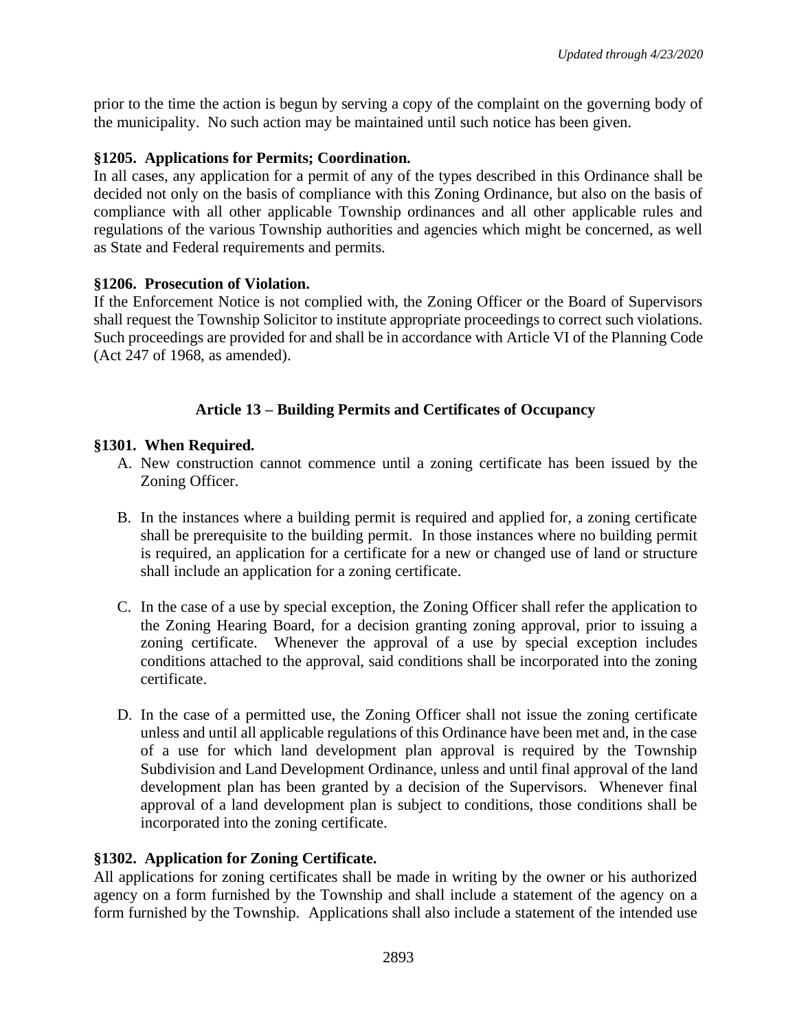prior to the time the action is begun by serving a copy of the complaint on the governing body of the municipality. No such action may be maintained until such notice has been given.

**§1205. Applications for Permits; Coordination.**

In all cases, any application for a permit of any of the types described in this Ordinance shall be decided not only on the basis of compliance with this Zoning Ordinance, but also on the basis of compliance with all other applicable Township ordinances and all other applicable rules and regulations of the various Township authorities and agencies which might be concerned, as well as State and Federal requirements and permits.

**§1206. Prosecution of Violation.**

If the Enforcement Notice is not complied with, the Zoning Officer or the Board of Supervisors shall request the Township Solicitor to institute appropriate proceedings to correct such violations. Such proceedings are provided for and shall be in accordance with Article VI of the Planning Code (Act 247 of 1968, as amended).

## Article 13 – Building Permits and Certificates of Occupancy

**§1301. When Required.**

A. New construction cannot commence until a zoning certificate has been issued by the Zoning Officer.

B. In the instances where a building permit is required and applied for, a zoning certificate shall be prerequisite to the building permit. In those instances where no building permit is required, an application for a certificate for a new or changed use of land or structure shall include an application for a zoning certificate.

C. In the case of a use by special exception, the Zoning Officer shall refer the application to the Zoning Hearing Board, for a decision granting zoning approval, prior to issuing a zoning certificate. Whenever the approval of a use by special exception includes conditions attached to the approval, said conditions shall be incorporated into the zoning certificate.

D. In the case of a permitted use, the Zoning Officer shall not issue the zoning certificate unless and until all applicable regulations of this Ordinance have been met and, in the case of a use for which land development plan approval is required by the Township Subdivision and Land Development Ordinance, unless and until final approval of the land development plan has been granted by a decision of the Supervisors. Whenever final approval of a land development plan is subject to conditions, those conditions shall be incorporated into the zoning certificate.

**§1302. Application for Zoning Certificate.**

All applications for zoning certificates shall be made in writing by the owner or his authorized agency on a form furnished by the Township and shall include a statement of the agency on a form furnished by the Township. Applications shall also include a statement of the intended use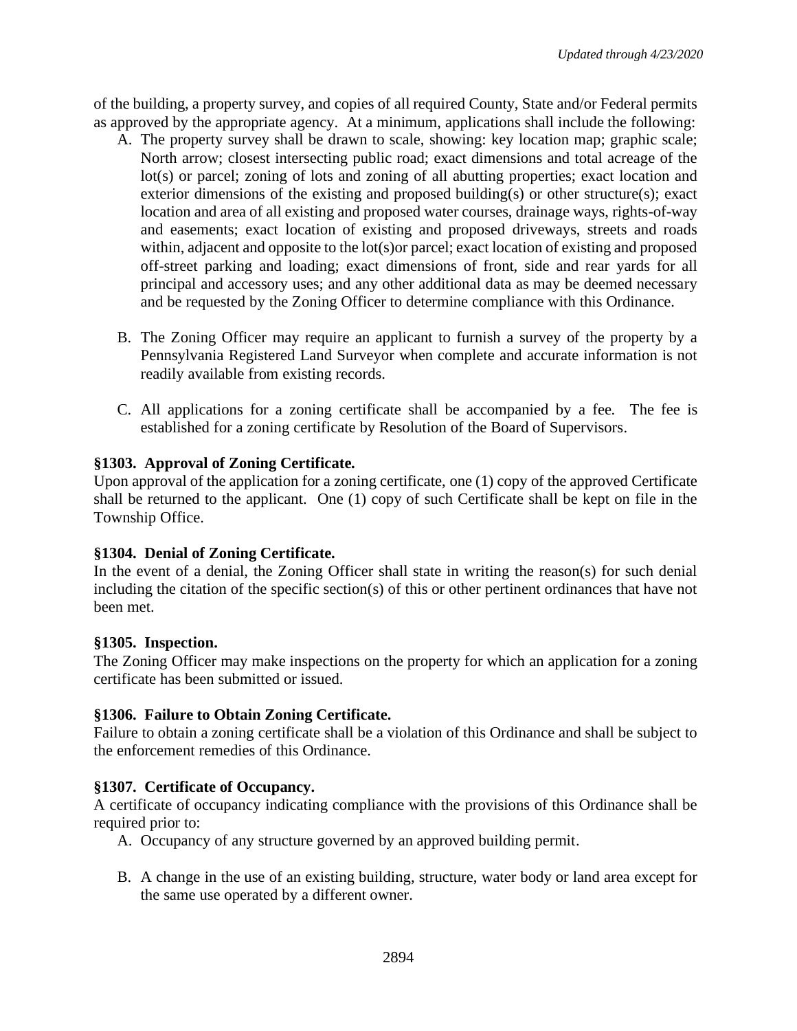of the building, a property survey, and copies of all required County, State and/or Federal permits as approved by the appropriate agency. At a minimum, applications shall include the following:

A. The property survey shall be drawn to scale, showing: key location map; graphic scale; North arrow; closest intersecting public road; exact dimensions and total acreage of the lot(s) or parcel; zoning of lots and zoning of all abutting properties; exact location and exterior dimensions of the existing and proposed building(s) or other structure(s); exact location and area of all existing and proposed water courses, drainage ways, rights-of-way and easements; exact location of existing and proposed driveways, streets and roads within, adjacent and opposite to the lot(s)or parcel; exact location of existing and proposed off-street parking and loading; exact dimensions of front, side and rear yards for all principal and accessory uses; and any other additional data as may be deemed necessary and be requested by the Zoning Officer to determine compliance with this Ordinance.

B. The Zoning Officer may require an applicant to furnish a survey of the property by a Pennsylvania Registered Land Surveyor when complete and accurate information is not readily available from existing records.

C. All applications for a zoning certificate shall be accompanied by a fee. The fee is established for a zoning certificate by Resolution of the Board of Supervisors.

**§1303. Approval of Zoning Certificate.**

Upon approval of the application for a zoning certificate, one (1) copy of the approved Certificate shall be returned to the applicant. One (1) copy of such Certificate shall be kept on file in the Township Office.

**§1304. Denial of Zoning Certificate.**

In the event of a denial, the Zoning Officer shall state in writing the reason(s) for such denial including the citation of the specific section(s) of this or other pertinent ordinances that have not been met.

**§1305. Inspection.**

The Zoning Officer may make inspections on the property for which an application for a zoning certificate has been submitted or issued.

**§1306. Failure to Obtain Zoning Certificate.**

Failure to obtain a zoning certificate shall be a violation of this Ordinance and shall be subject to the enforcement remedies of this Ordinance.

**§1307. Certificate of Occupancy.**

A certificate of occupancy indicating compliance with the provisions of this Ordinance shall be required prior to:

A. Occupancy of any structure governed by an approved building permit.

B. A change in the use of an existing building, structure, water body or land area except for the same use operated by a different owner.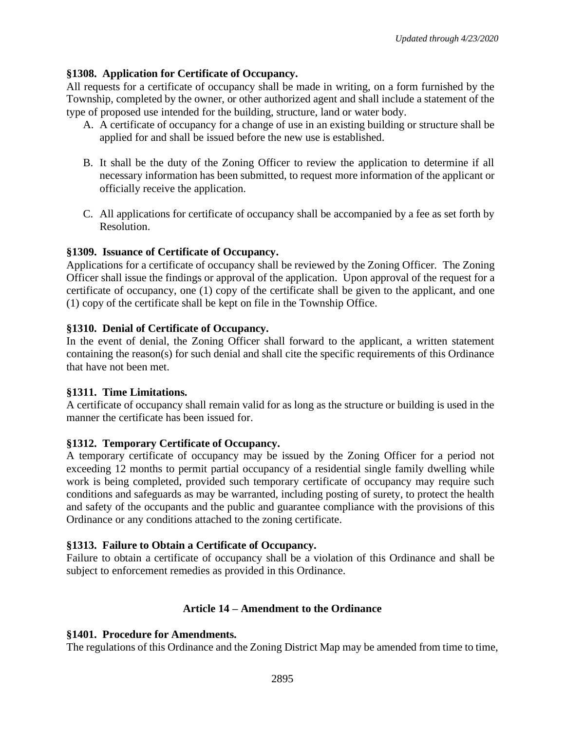### §1308. Application for Certificate of Occupancy.

All requests for a certificate of occupancy shall be made in writing, on a form furnished by the Township, completed by the owner, or other authorized agent and shall include a statement of the type of proposed use intended for the building, structure, land or water body.

A. A certificate of occupancy for a change of use in an existing building or structure shall be applied for and shall be issued before the new use is established.

B. It shall be the duty of the Zoning Officer to review the application to determine if all necessary information has been submitted, to request more information of the applicant or officially receive the application.

C. All applications for certificate of occupancy shall be accompanied by a fee as set forth by Resolution.

### §1309. Issuance of Certificate of Occupancy.

Applications for a certificate of occupancy shall be reviewed by the Zoning Officer. The Zoning Officer shall issue the findings or approval of the application. Upon approval of the request for a certificate of occupancy, one (1) copy of the certificate shall be given to the applicant, and one (1) copy of the certificate shall be kept on file in the Township Office.

### §1310. Denial of Certificate of Occupancy.

In the event of denial, the Zoning Officer shall forward to the applicant, a written statement containing the reason(s) for such denial and shall cite the specific requirements of this Ordinance that have not been met.

### §1311. Time Limitations.

A certificate of occupancy shall remain valid for as long as the structure or building is used in the manner the certificate has been issued for.

### §1312. Temporary Certificate of Occupancy.

A temporary certificate of occupancy may be issued by the Zoning Officer for a period not exceeding 12 months to permit partial occupancy of a residential single family dwelling while work is being completed, provided such temporary certificate of occupancy may require such conditions and safeguards as may be warranted, including posting of surety, to protect the health and safety of the occupants and the public and guarantee compliance with the provisions of this Ordinance or any conditions attached to the zoning certificate.

### §1313. Failure to Obtain a Certificate of Occupancy.

Failure to obtain a certificate of occupancy shall be a violation of this Ordinance and shall be subject to enforcement remedies as provided in this Ordinance.

## Article 14 – Amendment to the Ordinance

### §1401. Procedure for Amendments.

The regulations of this Ordinance and the Zoning District Map may be amended from time to time,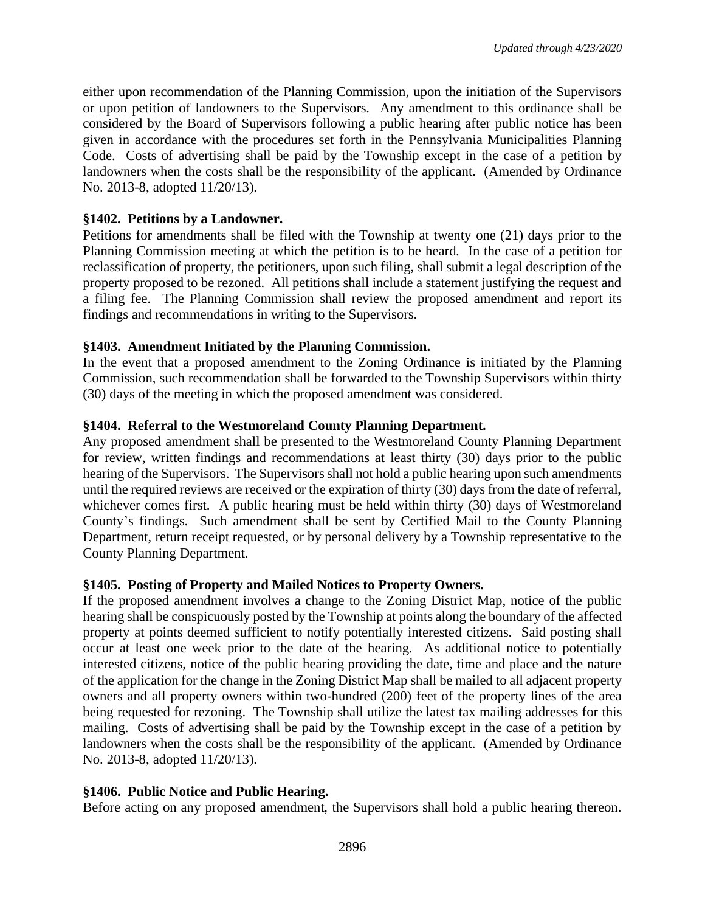either upon recommendation of the Planning Commission, upon the initiation of the Supervisors or upon petition of landowners to the Supervisors. Any amendment to this ordinance shall be considered by the Board of Supervisors following a public hearing after public notice has been given in accordance with the procedures set forth in the Pennsylvania Municipalities Planning Code. Costs of advertising shall be paid by the Township except in the case of a petition by landowners when the costs shall be the responsibility of the applicant. (Amended by Ordinance No. 2013-8, adopted 11/20/13).

**§1402. Petitions by a Landowner.**

Petitions for amendments shall be filed with the Township at twenty one (21) days prior to the Planning Commission meeting at which the petition is to be heard. In the case of a petition for reclassification of property, the petitioners, upon such filing, shall submit a legal description of the property proposed to be rezoned. All petitions shall include a statement justifying the request and a filing fee. The Planning Commission shall review the proposed amendment and report its findings and recommendations in writing to the Supervisors.

**§1403. Amendment Initiated by the Planning Commission.**

In the event that a proposed amendment to the Zoning Ordinance is initiated by the Planning Commission, such recommendation shall be forwarded to the Township Supervisors within thirty (30) days of the meeting in which the proposed amendment was considered.

**§1404. Referral to the Westmoreland County Planning Department.**

Any proposed amendment shall be presented to the Westmoreland County Planning Department for review, written findings and recommendations at least thirty (30) days prior to the public hearing of the Supervisors. The Supervisors shall not hold a public hearing upon such amendments until the required reviews are received or the expiration of thirty (30) days from the date of referral, whichever comes first. A public hearing must be held within thirty (30) days of Westmoreland County's findings. Such amendment shall be sent by Certified Mail to the County Planning Department, return receipt requested, or by personal delivery by a Township representative to the County Planning Department.

**§1405. Posting of Property and Mailed Notices to Property Owners.**

If the proposed amendment involves a change to the Zoning District Map, notice of the public hearing shall be conspicuously posted by the Township at points along the boundary of the affected property at points deemed sufficient to notify potentially interested citizens. Said posting shall occur at least one week prior to the date of the hearing. As additional notice to potentially interested citizens, notice of the public hearing providing the date, time and place and the nature of the application for the change in the Zoning District Map shall be mailed to all adjacent property owners and all property owners within two-hundred (200) feet of the property lines of the area being requested for rezoning. The Township shall utilize the latest tax mailing addresses for this mailing. Costs of advertising shall be paid by the Township except in the case of a petition by landowners when the costs shall be the responsibility of the applicant. (Amended by Ordinance No. 2013-8, adopted 11/20/13).

**§1406. Public Notice and Public Hearing.**

Before acting on any proposed amendment, the Supervisors shall hold a public hearing thereon.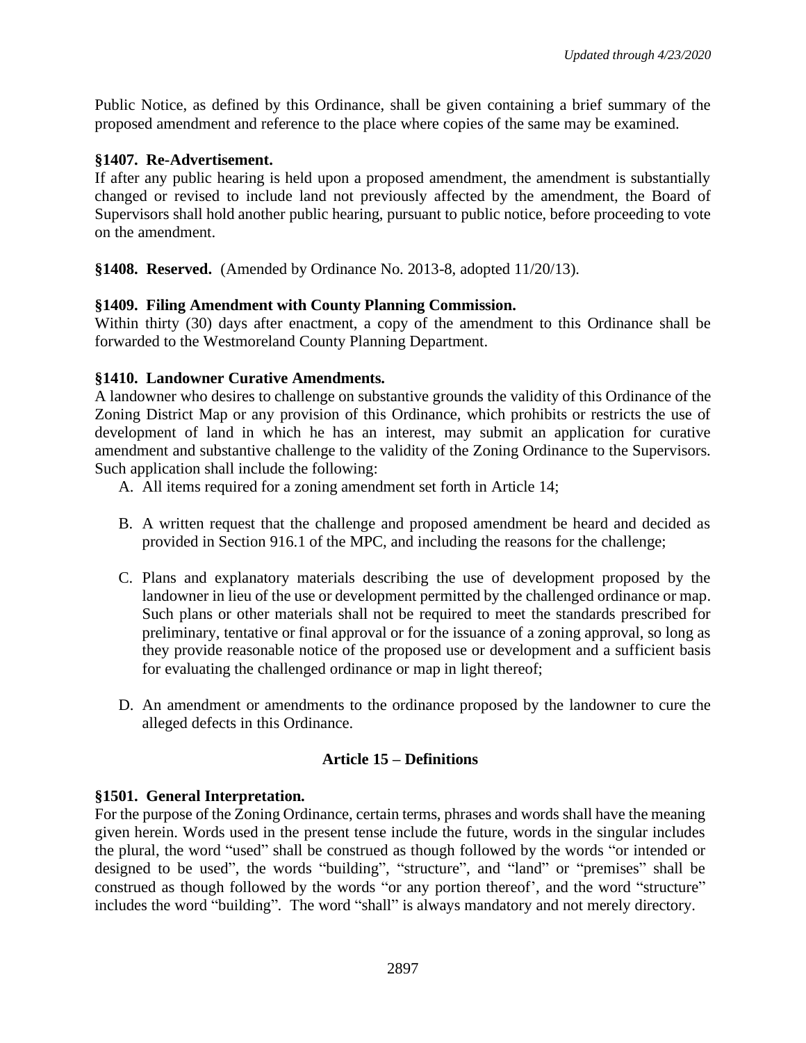Public Notice, as defined by this Ordinance, shall be given containing a brief summary of the proposed amendment and reference to the place where copies of the same may be examined.

**§1407. Re-Advertisement.**
If after any public hearing is held upon a proposed amendment, the amendment is substantially changed or revised to include land not previously affected by the amendment, the Board of Supervisors shall hold another public hearing, pursuant to public notice, before proceeding to vote on the amendment.

**§1408. Reserved.** (Amended by Ordinance No. 2013-8, adopted 11/20/13).

**§1409. Filing Amendment with County Planning Commission.**
Within thirty (30) days after enactment, a copy of the amendment to this Ordinance shall be forwarded to the Westmoreland County Planning Department.

**§1410. Landowner Curative Amendments.**
A landowner who desires to challenge on substantive grounds the validity of this Ordinance of the Zoning District Map or any provision of this Ordinance, which prohibits or restricts the use of development of land in which he has an interest, may submit an application for curative amendment and substantive challenge to the validity of the Zoning Ordinance to the Supervisors. Such application shall include the following:

A. All items required for a zoning amendment set forth in Article 14;

B. A written request that the challenge and proposed amendment be heard and decided as provided in Section 916.1 of the MPC, and including the reasons for the challenge;

C. Plans and explanatory materials describing the use of development proposed by the landowner in lieu of the use or development permitted by the challenged ordinance or map. Such plans or other materials shall not be required to meet the standards prescribed for preliminary, tentative or final approval or for the issuance of a zoning approval, so long as they provide reasonable notice of the proposed use or development and a sufficient basis for evaluating the challenged ordinance or map in light thereof;

D. An amendment or amendments to the ordinance proposed by the landowner to cure the alleged defects in this Ordinance.

## Article 15 – Definitions

**§1501. General Interpretation.**
For the purpose of the Zoning Ordinance, certain terms, phrases and words shall have the meaning given herein. Words used in the present tense include the future, words in the singular includes the plural, the word "used" shall be construed as though followed by the words "or intended or designed to be used", the words "building", "structure", and "land" or "premises" shall be construed as though followed by the words "or any portion thereof', and the word "structure" includes the word "building". The word "shall" is always mandatory and not merely directory.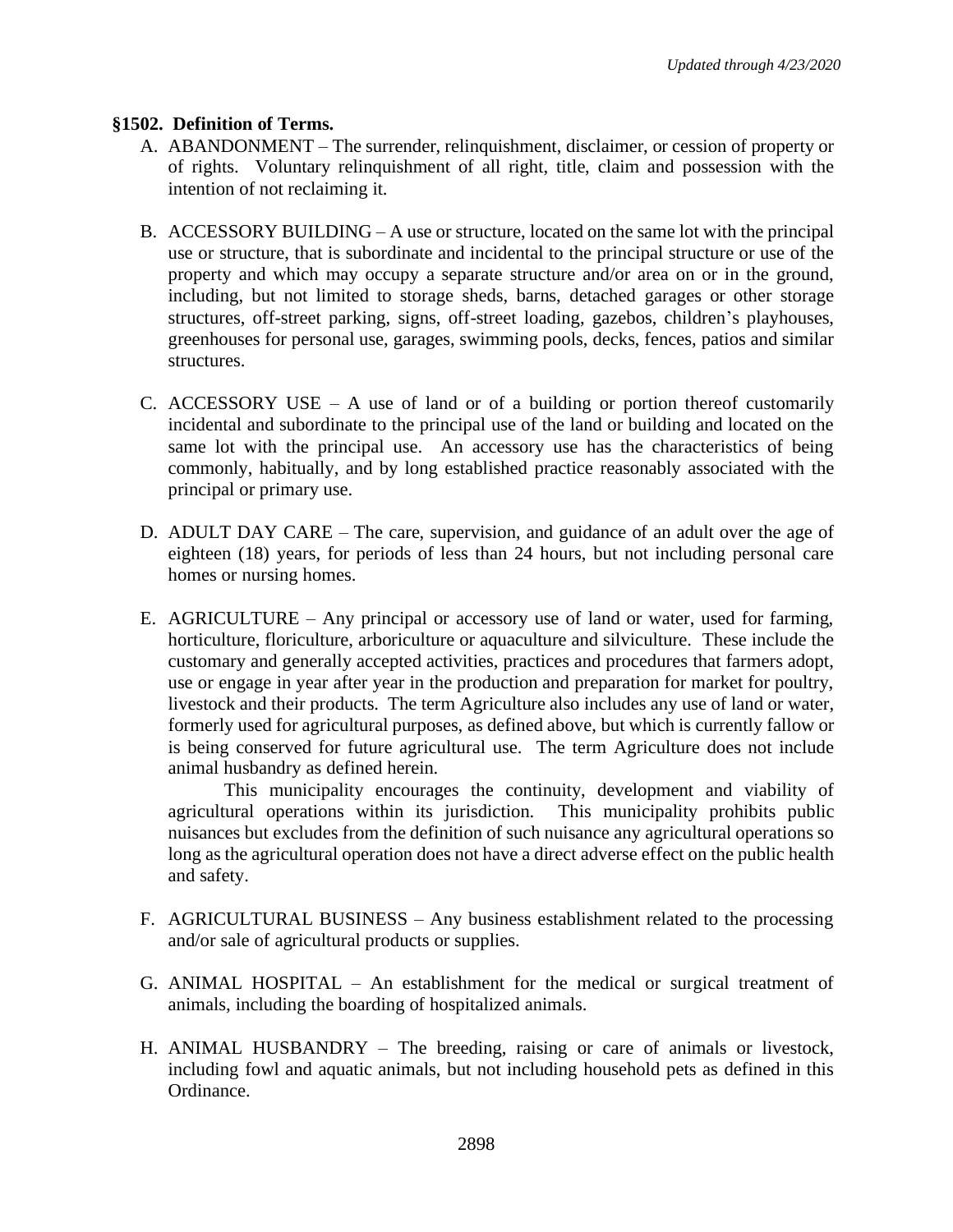### §1502. Definition of Terms.

A. ABANDONMENT – The surrender, relinquishment, disclaimer, or cession of property or of rights. Voluntary relinquishment of all right, title, claim and possession with the intention of not reclaiming it.

B. ACCESSORY BUILDING – A use or structure, located on the same lot with the principal use or structure, that is subordinate and incidental to the principal structure or use of the property and which may occupy a separate structure and/or area on or in the ground, including, but not limited to storage sheds, barns, detached garages or other storage structures, off-street parking, signs, off-street loading, gazebos, children's playhouses, greenhouses for personal use, garages, swimming pools, decks, fences, patios and similar structures.

C. ACCESSORY USE – A use of land or of a building or portion thereof customarily incidental and subordinate to the principal use of the land or building and located on the same lot with the principal use. An accessory use has the characteristics of being commonly, habitually, and by long established practice reasonably associated with the principal or primary use.

D. ADULT DAY CARE – The care, supervision, and guidance of an adult over the age of eighteen (18) years, for periods of less than 24 hours, but not including personal care homes or nursing homes.

E. AGRICULTURE – Any principal or accessory use of land or water, used for farming, horticulture, floriculture, arboriculture or aquaculture and silviculture. These include the customary and generally accepted activities, practices and procedures that farmers adopt, use or engage in year after year in the production and preparation for market for poultry, livestock and their products. The term Agriculture also includes any use of land or water, formerly used for agricultural purposes, as defined above, but which is currently fallow or is being conserved for future agricultural use. The term Agriculture does not include animal husbandry as defined herein.

   This municipality encourages the continuity, development and viability of agricultural operations within its jurisdiction. This municipality prohibits public nuisances but excludes from the definition of such nuisance any agricultural operations so long as the agricultural operation does not have a direct adverse effect on the public health and safety.

F. AGRICULTURAL BUSINESS – Any business establishment related to the processing and/or sale of agricultural products or supplies.

G. ANIMAL HOSPITAL – An establishment for the medical or surgical treatment of animals, including the boarding of hospitalized animals.

H. ANIMAL HUSBANDRY – The breeding, raising or care of animals or livestock, including fowl and aquatic animals, but not including household pets as defined in this Ordinance.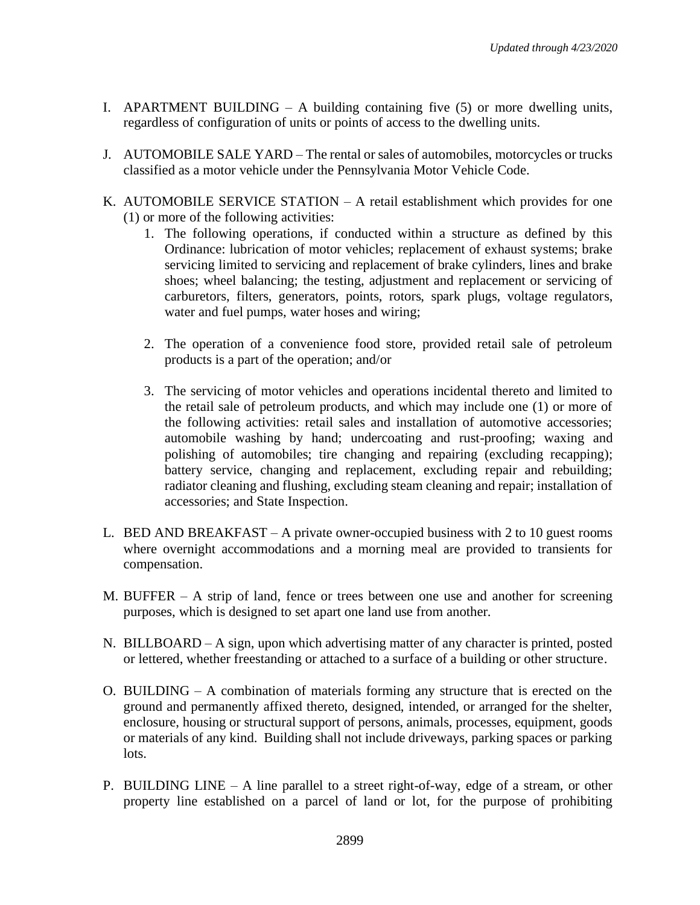I. APARTMENT BUILDING – A building containing five (5) or more dwelling units, regardless of configuration of units or points of access to the dwelling units.

J. AUTOMOBILE SALE YARD – The rental or sales of automobiles, motorcycles or trucks classified as a motor vehicle under the Pennsylvania Motor Vehicle Code.

K. AUTOMOBILE SERVICE STATION – A retail establishment which provides for one (1) or more of the following activities:

   1. The following operations, if conducted within a structure as defined by this Ordinance: lubrication of motor vehicles; replacement of exhaust systems; brake servicing limited to servicing and replacement of brake cylinders, lines and brake shoes; wheel balancing; the testing, adjustment and replacement or servicing of carburetors, filters, generators, points, rotors, spark plugs, voltage regulators, water and fuel pumps, water hoses and wiring;

   2. The operation of a convenience food store, provided retail sale of petroleum products is a part of the operation; and/or

   3. The servicing of motor vehicles and operations incidental thereto and limited to the retail sale of petroleum products, and which may include one (1) or more of the following activities: retail sales and installation of automotive accessories; automobile washing by hand; undercoating and rust-proofing; waxing and polishing of automobiles; tire changing and repairing (excluding recapping); battery service, changing and replacement, excluding repair and rebuilding; radiator cleaning and flushing, excluding steam cleaning and repair; installation of accessories; and State Inspection.

L. BED AND BREAKFAST – A private owner-occupied business with 2 to 10 guest rooms where overnight accommodations and a morning meal are provided to transients for compensation.

M. BUFFER – A strip of land, fence or trees between one use and another for screening purposes, which is designed to set apart one land use from another.

N. BILLBOARD – A sign, upon which advertising matter of any character is printed, posted or lettered, whether freestanding or attached to a surface of a building or other structure.

O. BUILDING – A combination of materials forming any structure that is erected on the ground and permanently affixed thereto, designed, intended, or arranged for the shelter, enclosure, housing or structural support of persons, animals, processes, equipment, goods or materials of any kind. Building shall not include driveways, parking spaces or parking lots.

P. BUILDING LINE – A line parallel to a street right-of-way, edge of a stream, or other property line established on a parcel of land or lot, for the purpose of prohibiting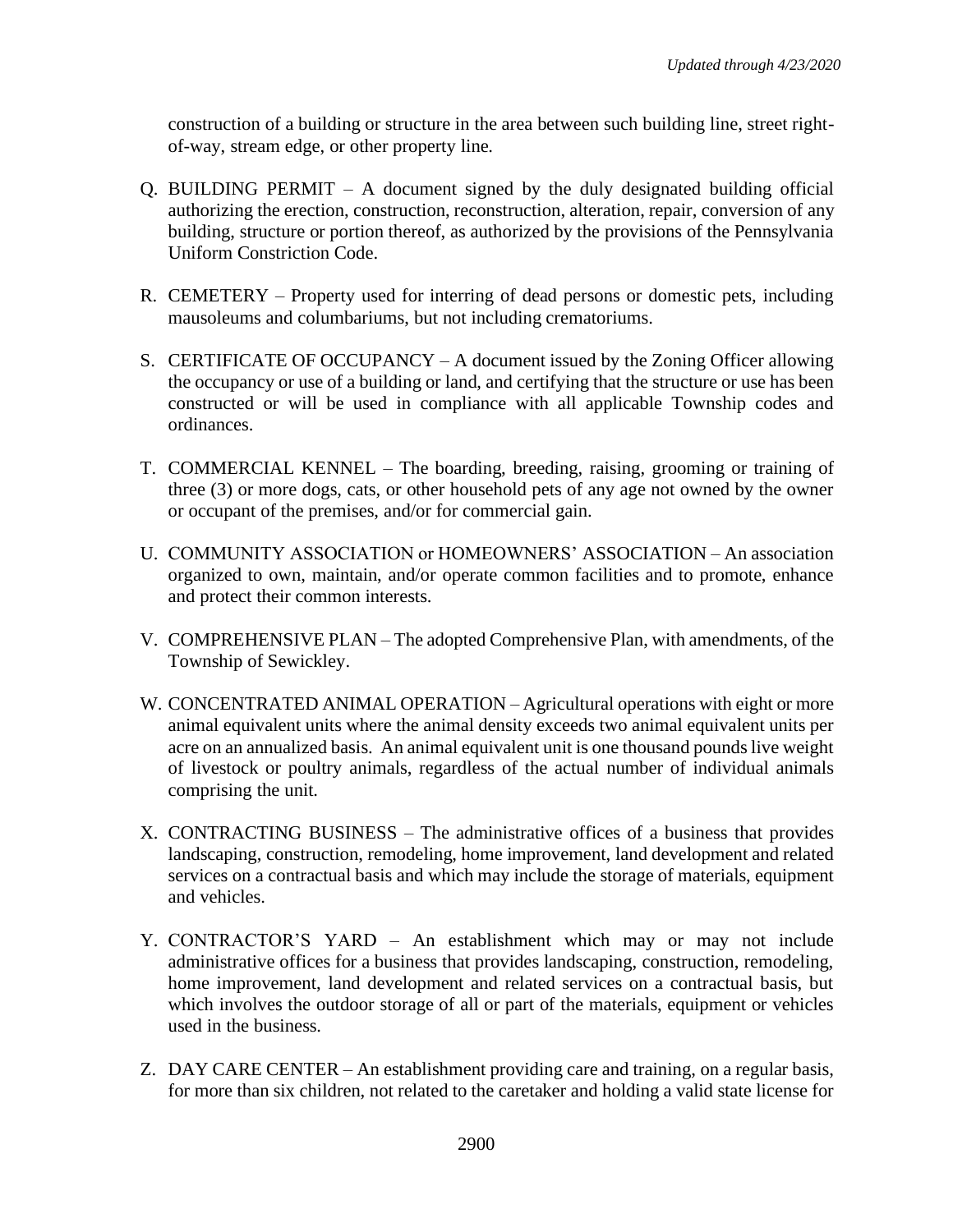construction of a building or structure in the area between such building line, street right-of-way, stream edge, or other property line.

Q. BUILDING PERMIT – A document signed by the duly designated building official authorizing the erection, construction, reconstruction, alteration, repair, conversion of any building, structure or portion thereof, as authorized by the provisions of the Pennsylvania Uniform Constriction Code.

R. CEMETERY – Property used for interring of dead persons or domestic pets, including mausoleums and columbariums, but not including crematoriums.

S. CERTIFICATE OF OCCUPANCY – A document issued by the Zoning Officer allowing the occupancy or use of a building or land, and certifying that the structure or use has been constructed or will be used in compliance with all applicable Township codes and ordinances.

T. COMMERCIAL KENNEL – The boarding, breeding, raising, grooming or training of three (3) or more dogs, cats, or other household pets of any age not owned by the owner or occupant of the premises, and/or for commercial gain.

U. COMMUNITY ASSOCIATION or HOMEOWNERS' ASSOCIATION – An association organized to own, maintain, and/or operate common facilities and to promote, enhance and protect their common interests.

V. COMPREHENSIVE PLAN – The adopted Comprehensive Plan, with amendments, of the Township of Sewickley.

W. CONCENTRATED ANIMAL OPERATION – Agricultural operations with eight or more animal equivalent units where the animal density exceeds two animal equivalent units per acre on an annualized basis. An animal equivalent unit is one thousand pounds live weight of livestock or poultry animals, regardless of the actual number of individual animals comprising the unit.

X. CONTRACTING BUSINESS – The administrative offices of a business that provides landscaping, construction, remodeling, home improvement, land development and related services on a contractual basis and which may include the storage of materials, equipment and vehicles.

Y. CONTRACTOR'S YARD – An establishment which may or may not include administrative offices for a business that provides landscaping, construction, remodeling, home improvement, land development and related services on a contractual basis, but which involves the outdoor storage of all or part of the materials, equipment or vehicles used in the business.

Z. DAY CARE CENTER – An establishment providing care and training, on a regular basis, for more than six children, not related to the caretaker and holding a valid state license for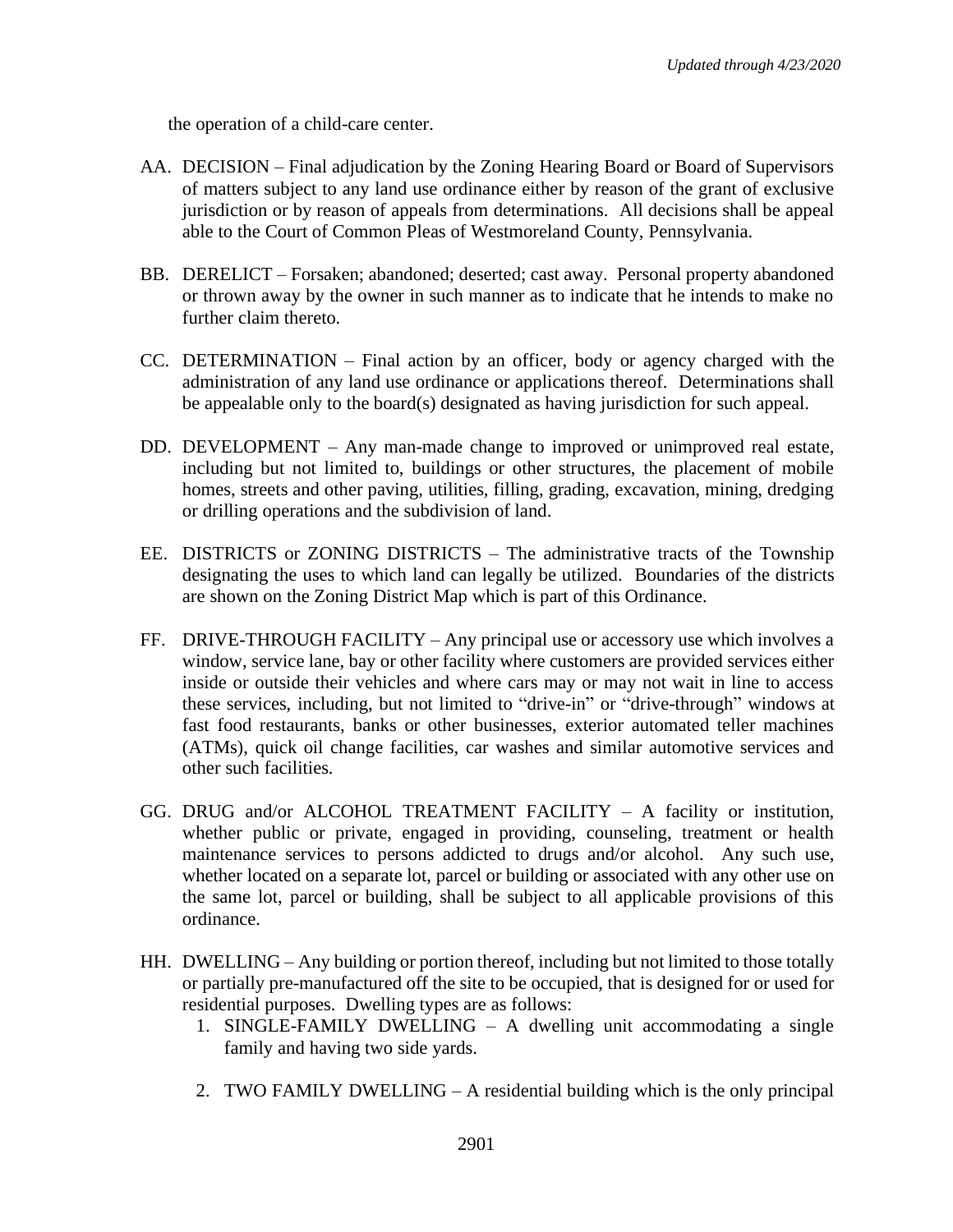the operation of a child-care center.

AA. DECISION – Final adjudication by the Zoning Hearing Board or Board of Supervisors of matters subject to any land use ordinance either by reason of the grant of exclusive jurisdiction or by reason of appeals from determinations. All decisions shall be appeal able to the Court of Common Pleas of Westmoreland County, Pennsylvania.

BB. DERELICT – Forsaken; abandoned; deserted; cast away. Personal property abandoned or thrown away by the owner in such manner as to indicate that he intends to make no further claim thereto.

CC. DETERMINATION – Final action by an officer, body or agency charged with the administration of any land use ordinance or applications thereof. Determinations shall be appealable only to the board(s) designated as having jurisdiction for such appeal.

DD. DEVELOPMENT – Any man-made change to improved or unimproved real estate, including but not limited to, buildings or other structures, the placement of mobile homes, streets and other paving, utilities, filling, grading, excavation, mining, dredging or drilling operations and the subdivision of land.

EE. DISTRICTS or ZONING DISTRICTS – The administrative tracts of the Township designating the uses to which land can legally be utilized. Boundaries of the districts are shown on the Zoning District Map which is part of this Ordinance.

FF. DRIVE-THROUGH FACILITY – Any principal use or accessory use which involves a window, service lane, bay or other facility where customers are provided services either inside or outside their vehicles and where cars may or may not wait in line to access these services, including, but not limited to "drive-in" or "drive-through" windows at fast food restaurants, banks or other businesses, exterior automated teller machines (ATMs), quick oil change facilities, car washes and similar automotive services and other such facilities.

GG. DRUG and/or ALCOHOL TREATMENT FACILITY – A facility or institution, whether public or private, engaged in providing, counseling, treatment or health maintenance services to persons addicted to drugs and/or alcohol. Any such use, whether located on a separate lot, parcel or building or associated with any other use on the same lot, parcel or building, shall be subject to all applicable provisions of this ordinance.

HH. DWELLING – Any building or portion thereof, including but not limited to those totally or partially pre-manufactured off the site to be occupied, that is designed for or used for residential purposes. Dwelling types are as follows:

1. SINGLE-FAMILY DWELLING – A dwelling unit accommodating a single family and having two side yards.

2. TWO FAMILY DWELLING – A residential building which is the only principal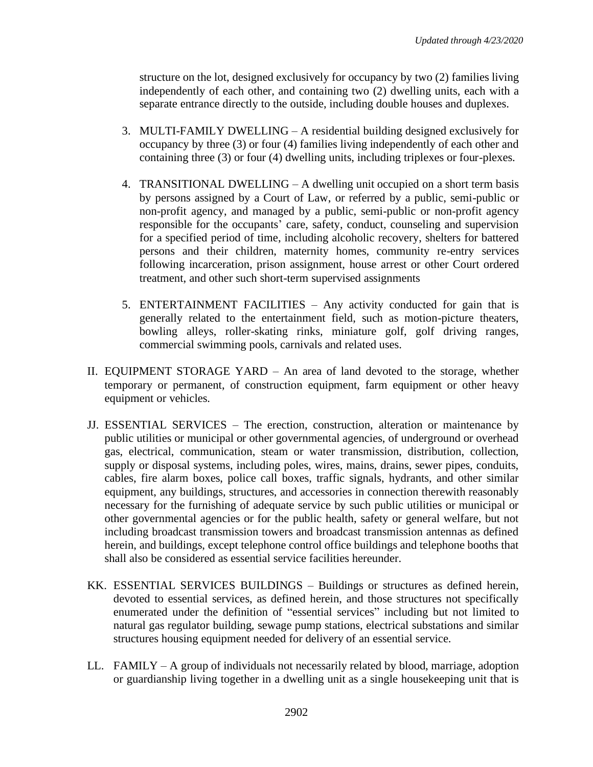structure on the lot, designed exclusively for occupancy by two (2) families living independently of each other, and containing two (2) dwelling units, each with a separate entrance directly to the outside, including double houses and duplexes.

3. MULTI-FAMILY DWELLING – A residential building designed exclusively for occupancy by three (3) or four (4) families living independently of each other and containing three (3) or four (4) dwelling units, including triplexes or four-plexes.

4. TRANSITIONAL DWELLING – A dwelling unit occupied on a short term basis by persons assigned by a Court of Law, or referred by a public, semi-public or non-profit agency, and managed by a public, semi-public or non-profit agency responsible for the occupants' care, safety, conduct, counseling and supervision for a specified period of time, including alcoholic recovery, shelters for battered persons and their children, maternity homes, community re-entry services following incarceration, prison assignment, house arrest or other Court ordered treatment, and other such short-term supervised assignments

5. ENTERTAINMENT FACILITIES – Any activity conducted for gain that is generally related to the entertainment field, such as motion-picture theaters, bowling alleys, roller-skating rinks, miniature golf, golf driving ranges, commercial swimming pools, carnivals and related uses.

II. EQUIPMENT STORAGE YARD – An area of land devoted to the storage, whether temporary or permanent, of construction equipment, farm equipment or other heavy equipment or vehicles.

JJ. ESSENTIAL SERVICES – The erection, construction, alteration or maintenance by public utilities or municipal or other governmental agencies, of underground or overhead gas, electrical, communication, steam or water transmission, distribution, collection, supply or disposal systems, including poles, wires, mains, drains, sewer pipes, conduits, cables, fire alarm boxes, police call boxes, traffic signals, hydrants, and other similar equipment, any buildings, structures, and accessories in connection therewith reasonably necessary for the furnishing of adequate service by such public utilities or municipal or other governmental agencies or for the public health, safety or general welfare, but not including broadcast transmission towers and broadcast transmission antennas as defined herein, and buildings, except telephone control office buildings and telephone booths that shall also be considered as essential service facilities hereunder.

KK. ESSENTIAL SERVICES BUILDINGS – Buildings or structures as defined herein, devoted to essential services, as defined herein, and those structures not specifically enumerated under the definition of "essential services" including but not limited to natural gas regulator building, sewage pump stations, electrical substations and similar structures housing equipment needed for delivery of an essential service.

LL. FAMILY – A group of individuals not necessarily related by blood, marriage, adoption or guardianship living together in a dwelling unit as a single housekeeping unit that is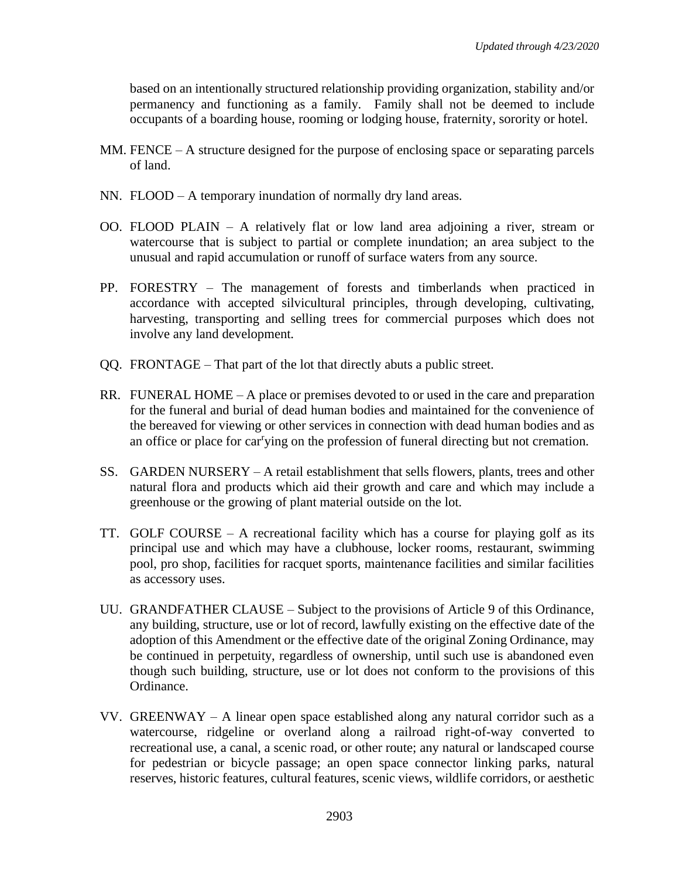based on an intentionally structured relationship providing organization, stability and/or permanency and functioning as a family. Family shall not be deemed to include occupants of a boarding house, rooming or lodging house, fraternity, sorority or hotel.

MM. FENCE – A structure designed for the purpose of enclosing space or separating parcels of land.

NN. FLOOD – A temporary inundation of normally dry land areas.

OO. FLOOD PLAIN – A relatively flat or low land area adjoining a river, stream or watercourse that is subject to partial or complete inundation; an area subject to the unusual and rapid accumulation or runoff of surface waters from any source.

PP. FORESTRY – The management of forests and timberlands when practiced in accordance with accepted silvicultural principles, through developing, cultivating, harvesting, transporting and selling trees for commercial purposes which does not involve any land development.

QQ. FRONTAGE – That part of the lot that directly abuts a public street.

RR. FUNERAL HOME – A place or premises devoted to or used in the care and preparation for the funeral and burial of dead human bodies and maintained for the convenience of the bereaved for viewing or other services in connection with dead human bodies and as an office or place for carrying on the profession of funeral directing but not cremation.

SS. GARDEN NURSERY – A retail establishment that sells flowers, plants, trees and other natural flora and products which aid their growth and care and which may include a greenhouse or the growing of plant material outside on the lot.

TT. GOLF COURSE – A recreational facility which has a course for playing golf as its principal use and which may have a clubhouse, locker rooms, restaurant, swimming pool, pro shop, facilities for racquet sports, maintenance facilities and similar facilities as accessory uses.

UU. GRANDFATHER CLAUSE – Subject to the provisions of Article 9 of this Ordinance, any building, structure, use or lot of record, lawfully existing on the effective date of the adoption of this Amendment or the effective date of the original Zoning Ordinance, may be continued in perpetuity, regardless of ownership, until such use is abandoned even though such building, structure, use or lot does not conform to the provisions of this Ordinance.

VV. GREENWAY – A linear open space established along any natural corridor such as a watercourse, ridgeline or overland along a railroad right-of-way converted to recreational use, a canal, a scenic road, or other route; any natural or landscaped course for pedestrian or bicycle passage; an open space connector linking parks, natural reserves, historic features, cultural features, scenic views, wildlife corridors, or aesthetic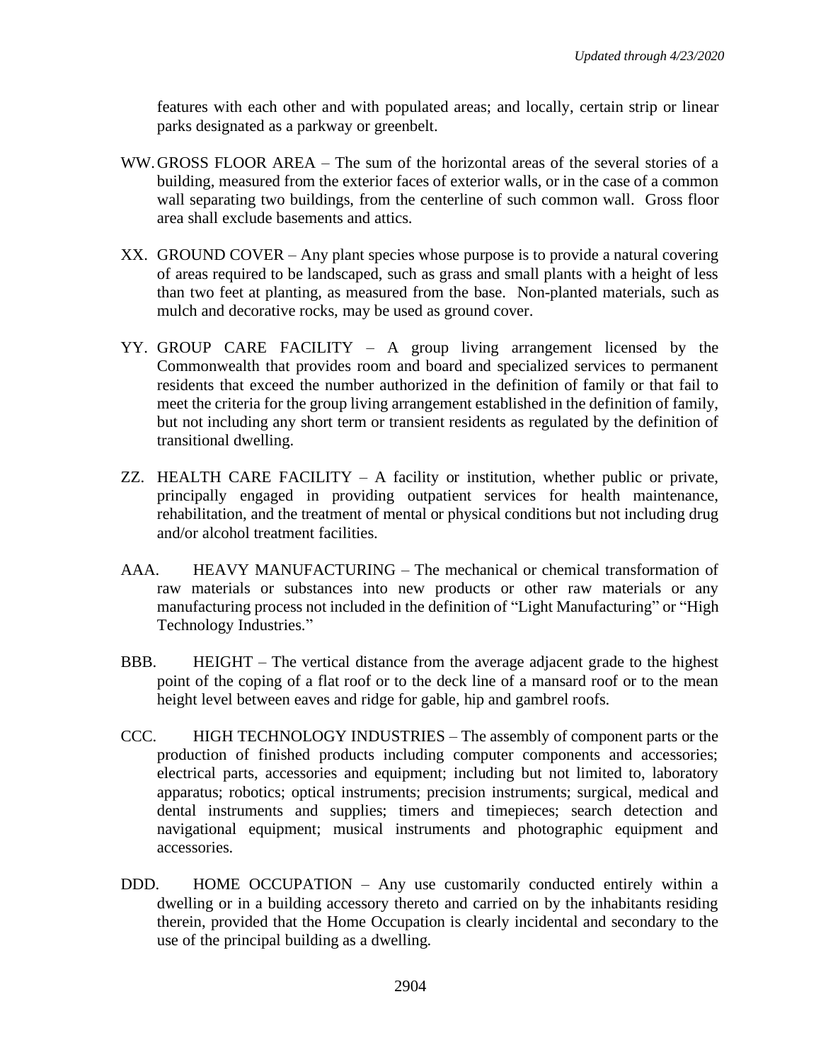features with each other and with populated areas; and locally, certain strip or linear parks designated as a parkway or greenbelt.

WW. GROSS FLOOR AREA – The sum of the horizontal areas of the several stories of a building, measured from the exterior faces of exterior walls, or in the case of a common wall separating two buildings, from the centerline of such common wall. Gross floor area shall exclude basements and attics.

XX. GROUND COVER – Any plant species whose purpose is to provide a natural covering of areas required to be landscaped, such as grass and small plants with a height of less than two feet at planting, as measured from the base. Non-planted materials, such as mulch and decorative rocks, may be used as ground cover.

YY. GROUP CARE FACILITY – A group living arrangement licensed by the Commonwealth that provides room and board and specialized services to permanent residents that exceed the number authorized in the definition of family or that fail to meet the criteria for the group living arrangement established in the definition of family, but not including any short term or transient residents as regulated by the definition of transitional dwelling.

ZZ. HEALTH CARE FACILITY – A facility or institution, whether public or private, principally engaged in providing outpatient services for health maintenance, rehabilitation, and the treatment of mental or physical conditions but not including drug and/or alcohol treatment facilities.

AAA. HEAVY MANUFACTURING – The mechanical or chemical transformation of raw materials or substances into new products or other raw materials or any manufacturing process not included in the definition of "Light Manufacturing" or "High Technology Industries."

BBB. HEIGHT – The vertical distance from the average adjacent grade to the highest point of the coping of a flat roof or to the deck line of a mansard roof or to the mean height level between eaves and ridge for gable, hip and gambrel roofs.

CCC. HIGH TECHNOLOGY INDUSTRIES – The assembly of component parts or the production of finished products including computer components and accessories; electrical parts, accessories and equipment; including but not limited to, laboratory apparatus; robotics; optical instruments; precision instruments; surgical, medical and dental instruments and supplies; timers and timepieces; search detection and navigational equipment; musical instruments and photographic equipment and accessories.

DDD. HOME OCCUPATION – Any use customarily conducted entirely within a dwelling or in a building accessory thereto and carried on by the inhabitants residing therein, provided that the Home Occupation is clearly incidental and secondary to the use of the principal building as a dwelling.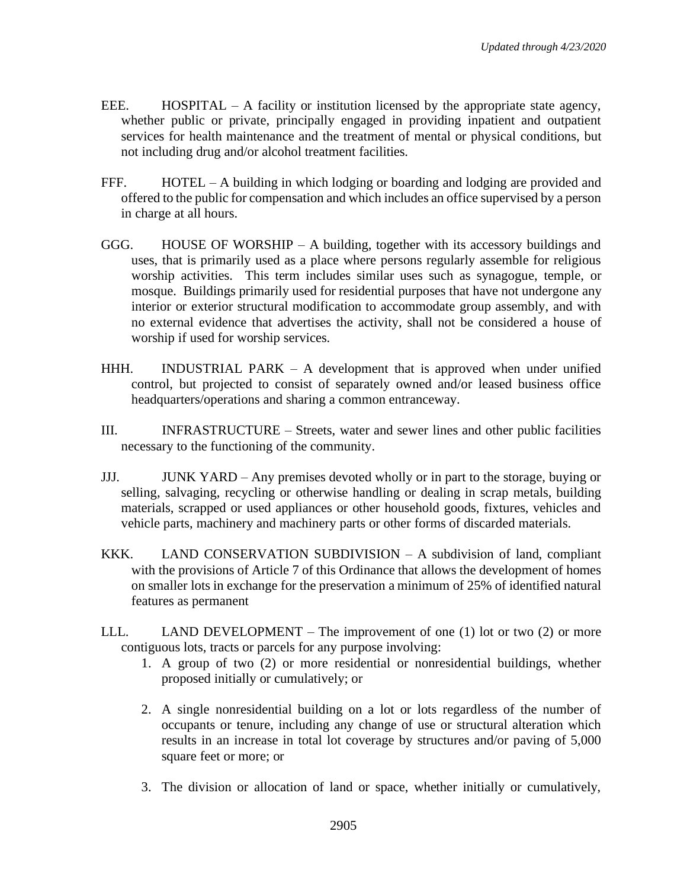EEE. HOSPITAL – A facility or institution licensed by the appropriate state agency, whether public or private, principally engaged in providing inpatient and outpatient services for health maintenance and the treatment of mental or physical conditions, but not including drug and/or alcohol treatment facilities.

FFF. HOTEL – A building in which lodging or boarding and lodging are provided and offered to the public for compensation and which includes an office supervised by a person in charge at all hours.

GGG. HOUSE OF WORSHIP – A building, together with its accessory buildings and uses, that is primarily used as a place where persons regularly assemble for religious worship activities. This term includes similar uses such as synagogue, temple, or mosque. Buildings primarily used for residential purposes that have not undergone any interior or exterior structural modification to accommodate group assembly, and with no external evidence that advertises the activity, shall not be considered a house of worship if used for worship services.

HHH. INDUSTRIAL PARK – A development that is approved when under unified control, but projected to consist of separately owned and/or leased business office headquarters/operations and sharing a common entranceway.

III. INFRASTRUCTURE – Streets, water and sewer lines and other public facilities necessary to the functioning of the community.

JJJ. JUNK YARD – Any premises devoted wholly or in part to the storage, buying or selling, salvaging, recycling or otherwise handling or dealing in scrap metals, building materials, scrapped or used appliances or other household goods, fixtures, vehicles and vehicle parts, machinery and machinery parts or other forms of discarded materials.

KKK. LAND CONSERVATION SUBDIVISION – A subdivision of land, compliant with the provisions of Article 7 of this Ordinance that allows the development of homes on smaller lots in exchange for the preservation a minimum of 25% of identified natural features as permanent

LLL. LAND DEVELOPMENT – The improvement of one (1) lot or two (2) or more contiguous lots, tracts or parcels for any purpose involving:

1. A group of two (2) or more residential or nonresidential buildings, whether proposed initially or cumulatively; or
2. A single nonresidential building on a lot or lots regardless of the number of occupants or tenure, including any change of use or structural alteration which results in an increase in total lot coverage by structures and/or paving of 5,000 square feet or more; or
3. The division or allocation of land or space, whether initially or cumulatively,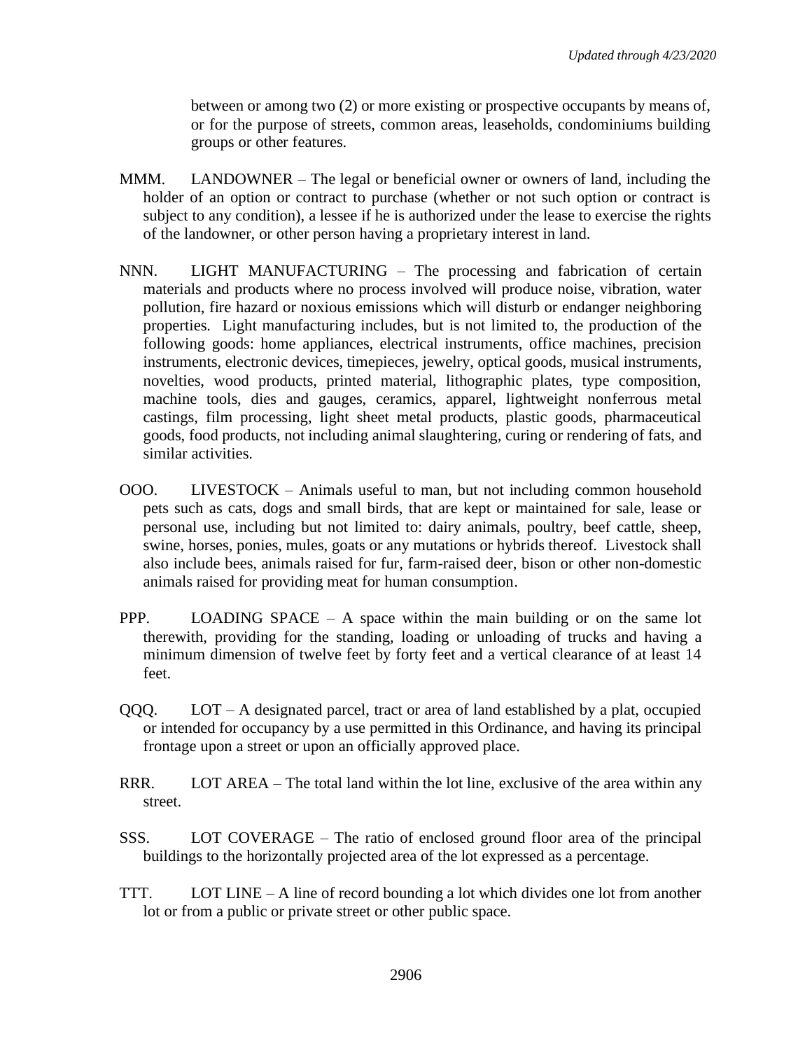between or among two (2) or more existing or prospective occupants by means of, or for the purpose of streets, common areas, leaseholds, condominiums building groups or other features.

MMM. LANDOWNER – The legal or beneficial owner or owners of land, including the holder of an option or contract to purchase (whether or not such option or contract is subject to any condition), a lessee if he is authorized under the lease to exercise the rights of the landowner, or other person having a proprietary interest in land.

NNN. LIGHT MANUFACTURING – The processing and fabrication of certain materials and products where no process involved will produce noise, vibration, water pollution, fire hazard or noxious emissions which will disturb or endanger neighboring properties. Light manufacturing includes, but is not limited to, the production of the following goods: home appliances, electrical instruments, office machines, precision instruments, electronic devices, timepieces, jewelry, optical goods, musical instruments, novelties, wood products, printed material, lithographic plates, type composition, machine tools, dies and gauges, ceramics, apparel, lightweight nonferrous metal castings, film processing, light sheet metal products, plastic goods, pharmaceutical goods, food products, not including animal slaughtering, curing or rendering of fats, and similar activities.

OOO. LIVESTOCK – Animals useful to man, but not including common household pets such as cats, dogs and small birds, that are kept or maintained for sale, lease or personal use, including but not limited to: dairy animals, poultry, beef cattle, sheep, swine, horses, ponies, mules, goats or any mutations or hybrids thereof. Livestock shall also include bees, animals raised for fur, farm-raised deer, bison or other non-domestic animals raised for providing meat for human consumption.

PPP. LOADING SPACE – A space within the main building or on the same lot therewith, providing for the standing, loading or unloading of trucks and having a minimum dimension of twelve feet by forty feet and a vertical clearance of at least 14 feet.

QQQ. LOT – A designated parcel, tract or area of land established by a plat, occupied or intended for occupancy by a use permitted in this Ordinance, and having its principal frontage upon a street or upon an officially approved place.

RRR. LOT AREA – The total land within the lot line, exclusive of the area within any street.

SSS. LOT COVERAGE – The ratio of enclosed ground floor area of the principal buildings to the horizontally projected area of the lot expressed as a percentage.

TTT. LOT LINE – A line of record bounding a lot which divides one lot from another lot or from a public or private street or other public space.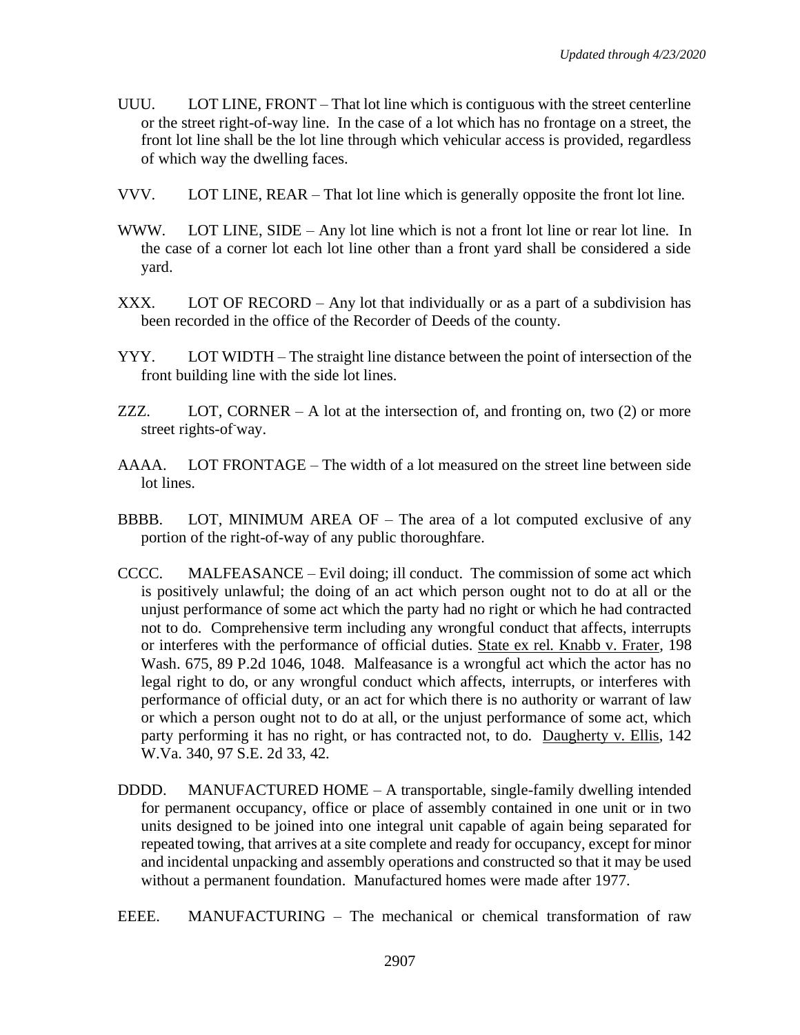UUU. LOT LINE, FRONT – That lot line which is contiguous with the street centerline or the street right-of-way line. In the case of a lot which has no frontage on a street, the front lot line shall be the lot line through which vehicular access is provided, regardless of which way the dwelling faces.

VVV. LOT LINE, REAR – That lot line which is generally opposite the front lot line.

WWW. LOT LINE, SIDE – Any lot line which is not a front lot line or rear lot line. In the case of a corner lot each lot line other than a front yard shall be considered a side yard.

XXX. LOT OF RECORD – Any lot that individually or as a part of a subdivision has been recorded in the office of the Recorder of Deeds of the county.

YYY. LOT WIDTH – The straight line distance between the point of intersection of the front building line with the side lot lines.

ZZZ. LOT, CORNER – A lot at the intersection of, and fronting on, two (2) or more street rights-of-way.

AAAA. LOT FRONTAGE – The width of a lot measured on the street line between side lot lines.

BBBB. LOT, MINIMUM AREA OF – The area of a lot computed exclusive of any portion of the right-of-way of any public thoroughfare.

CCCC. MALFEASANCE – Evil doing; ill conduct. The commission of some act which is positively unlawful; the doing of an act which person ought not to do at all or the unjust performance of some act which the party had no right or which he had contracted not to do. Comprehensive term including any wrongful conduct that affects, interrupts or interferes with the performance of official duties. State ex rel. Knabb v. Frater, 198 Wash. 675, 89 P.2d 1046, 1048. Malfeasance is a wrongful act which the actor has no legal right to do, or any wrongful conduct which affects, interrupts, or interferes with performance of official duty, or an act for which there is no authority or warrant of law or which a person ought not to do at all, or the unjust performance of some act, which party performing it has no right, or has contracted not, to do. Daugherty v. Ellis, 142 W.Va. 340, 97 S.E. 2d 33, 42.

DDDD. MANUFACTURED HOME – A transportable, single-family dwelling intended for permanent occupancy, office or place of assembly contained in one unit or in two units designed to be joined into one integral unit capable of again being separated for repeated towing, that arrives at a site complete and ready for occupancy, except for minor and incidental unpacking and assembly operations and constructed so that it may be used without a permanent foundation. Manufactured homes were made after 1977.

EEEE. MANUFACTURING – The mechanical or chemical transformation of raw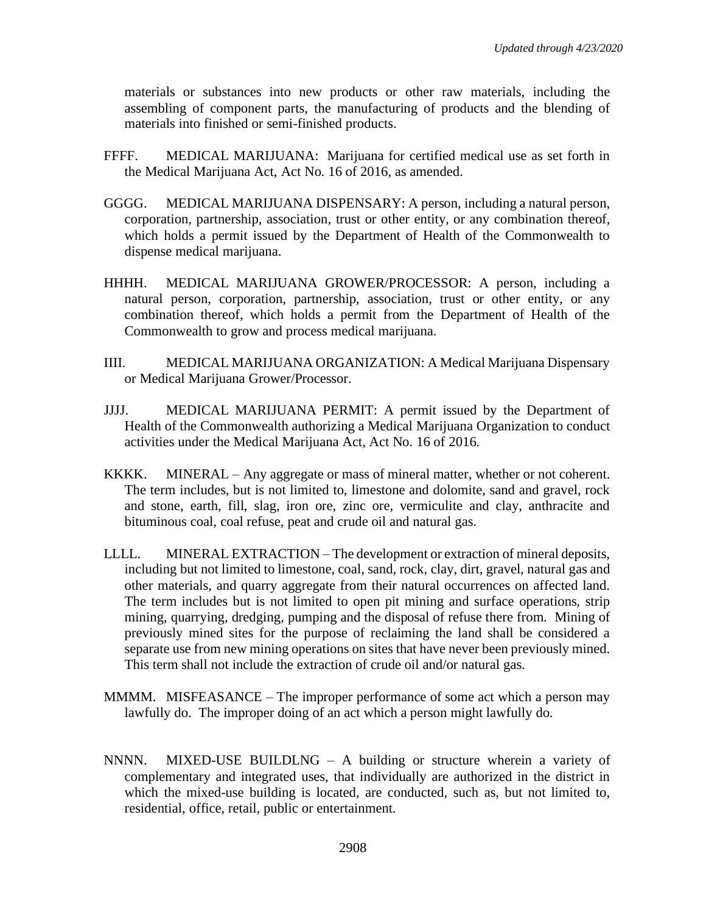materials or substances into new products or other raw materials, including the assembling of component parts, the manufacturing of products and the blending of materials into finished or semi-finished products.

FFFF. MEDICAL MARIJUANA: Marijuana for certified medical use as set forth in the Medical Marijuana Act, Act No. 16 of 2016, as amended.

GGGG. MEDICAL MARIJUANA DISPENSARY: A person, including a natural person, corporation, partnership, association, trust or other entity, or any combination thereof, which holds a permit issued by the Department of Health of the Commonwealth to dispense medical marijuana.

HHHH. MEDICAL MARIJUANA GROWER/PROCESSOR: A person, including a natural person, corporation, partnership, association, trust or other entity, or any combination thereof, which holds a permit from the Department of Health of the Commonwealth to grow and process medical marijuana.

IIII. MEDICAL MARIJUANA ORGANIZATION: A Medical Marijuana Dispensary or Medical Marijuana Grower/Processor.

JJJJ. MEDICAL MARIJUANA PERMIT: A permit issued by the Department of Health of the Commonwealth authorizing a Medical Marijuana Organization to conduct activities under the Medical Marijuana Act, Act No. 16 of 2016.

KKKK. MINERAL – Any aggregate or mass of mineral matter, whether or not coherent. The term includes, but is not limited to, limestone and dolomite, sand and gravel, rock and stone, earth, fill, slag, iron ore, zinc ore, vermiculite and clay, anthracite and bituminous coal, coal refuse, peat and crude oil and natural gas.

LLLL. MINERAL EXTRACTION – The development or extraction of mineral deposits, including but not limited to limestone, coal, sand, rock, clay, dirt, gravel, natural gas and other materials, and quarry aggregate from their natural occurrences on affected land. The term includes but is not limited to open pit mining and surface operations, strip mining, quarrying, dredging, pumping and the disposal of refuse there from. Mining of previously mined sites for the purpose of reclaiming the land shall be considered a separate use from new mining operations on sites that have never been previously mined. This term shall not include the extraction of crude oil and/or natural gas.

MMMM. MISFEASANCE – The improper performance of some act which a person may lawfully do. The improper doing of an act which a person might lawfully do.

NNNN. MIXED-USE BUILDLNG – A building or structure wherein a variety of complementary and integrated uses, that individually are authorized in the district in which the mixed-use building is located, are conducted, such as, but not limited to, residential, office, retail, public or entertainment.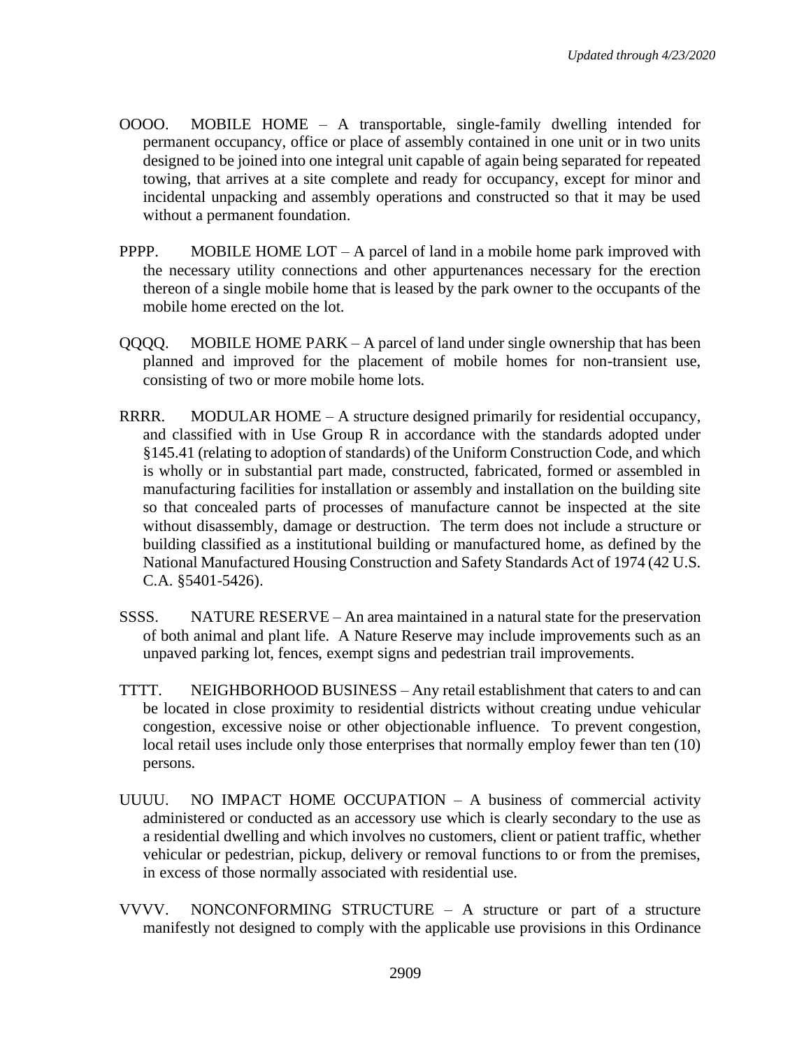OOOO. MOBILE HOME – A transportable, single-family dwelling intended for permanent occupancy, office or place of assembly contained in one unit or in two units designed to be joined into one integral unit capable of again being separated for repeated towing, that arrives at a site complete and ready for occupancy, except for minor and incidental unpacking and assembly operations and constructed so that it may be used without a permanent foundation.

PPPP. MOBILE HOME LOT – A parcel of land in a mobile home park improved with the necessary utility connections and other appurtenances necessary for the erection thereon of a single mobile home that is leased by the park owner to the occupants of the mobile home erected on the lot.

QQQQ. MOBILE HOME PARK – A parcel of land under single ownership that has been planned and improved for the placement of mobile homes for non-transient use, consisting of two or more mobile home lots.

RRRR. MODULAR HOME – A structure designed primarily for residential occupancy, and classified with in Use Group R in accordance with the standards adopted under §145.41 (relating to adoption of standards) of the Uniform Construction Code, and which is wholly or in substantial part made, constructed, fabricated, formed or assembled in manufacturing facilities for installation or assembly and installation on the building site so that concealed parts of processes of manufacture cannot be inspected at the site without disassembly, damage or destruction. The term does not include a structure or building classified as a institutional building or manufactured home, as defined by the National Manufactured Housing Construction and Safety Standards Act of 1974 (42 U.S. C.A. §5401-5426).

SSSS. NATURE RESERVE – An area maintained in a natural state for the preservation of both animal and plant life. A Nature Reserve may include improvements such as an unpaved parking lot, fences, exempt signs and pedestrian trail improvements.

TTTT. NEIGHBORHOOD BUSINESS – Any retail establishment that caters to and can be located in close proximity to residential districts without creating undue vehicular congestion, excessive noise or other objectionable influence. To prevent congestion, local retail uses include only those enterprises that normally employ fewer than ten (10) persons.

UUUU. NO IMPACT HOME OCCUPATION – A business of commercial activity administered or conducted as an accessory use which is clearly secondary to the use as a residential dwelling and which involves no customers, client or patient traffic, whether vehicular or pedestrian, pickup, delivery or removal functions to or from the premises, in excess of those normally associated with residential use.

VVVV. NONCONFORMING STRUCTURE – A structure or part of a structure manifestly not designed to comply with the applicable use provisions in this Ordinance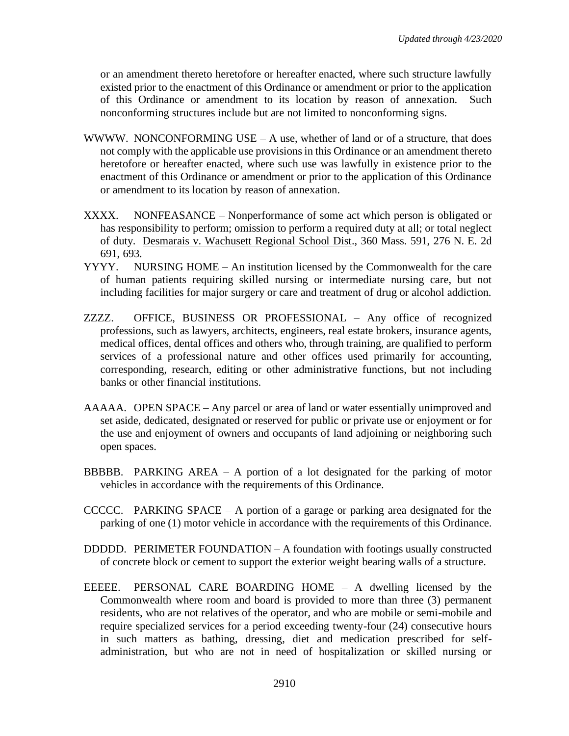or an amendment thereto heretofore or hereafter enacted, where such structure lawfully existed prior to the enactment of this Ordinance or amendment or prior to the application of this Ordinance or amendment to its location by reason of annexation. Such nonconforming structures include but are not limited to nonconforming signs.

WWWW. NONCONFORMING USE – A use, whether of land or of a structure, that does not comply with the applicable use provisions in this Ordinance or an amendment thereto heretofore or hereafter enacted, where such use was lawfully in existence prior to the enactment of this Ordinance or amendment or prior to the application of this Ordinance or amendment to its location by reason of annexation.

XXXX. NONFEASANCE – Nonperformance of some act which person is obligated or has responsibility to perform; omission to perform a required duty at all; or total neglect of duty. Desmarais v. Wachusett Regional School Dist., 360 Mass. 591, 276 N. E. 2d 691, 693.

YYYY. NURSING HOME – An institution licensed by the Commonwealth for the care of human patients requiring skilled nursing or intermediate nursing care, but not including facilities for major surgery or care and treatment of drug or alcohol addiction.

ZZZZ. OFFICE, BUSINESS OR PROFESSIONAL – Any office of recognized professions, such as lawyers, architects, engineers, real estate brokers, insurance agents, medical offices, dental offices and others who, through training, are qualified to perform services of a professional nature and other offices used primarily for accounting, corresponding, research, editing or other administrative functions, but not including banks or other financial institutions.

AAAAA. OPEN SPACE – Any parcel or area of land or water essentially unimproved and set aside, dedicated, designated or reserved for public or private use or enjoyment or for the use and enjoyment of owners and occupants of land adjoining or neighboring such open spaces.

BBBBB. PARKING AREA – A portion of a lot designated for the parking of motor vehicles in accordance with the requirements of this Ordinance.

CCCCC. PARKING SPACE – A portion of a garage or parking area designated for the parking of one (1) motor vehicle in accordance with the requirements of this Ordinance.

DDDDD. PERIMETER FOUNDATION – A foundation with footings usually constructed of concrete block or cement to support the exterior weight bearing walls of a structure.

EEEEE. PERSONAL CARE BOARDING HOME – A dwelling licensed by the Commonwealth where room and board is provided to more than three (3) permanent residents, who are not relatives of the operator, and who are mobile or semi-mobile and require specialized services for a period exceeding twenty-four (24) consecutive hours in such matters as bathing, dressing, diet and medication prescribed for self-administration, but who are not in need of hospitalization or skilled nursing or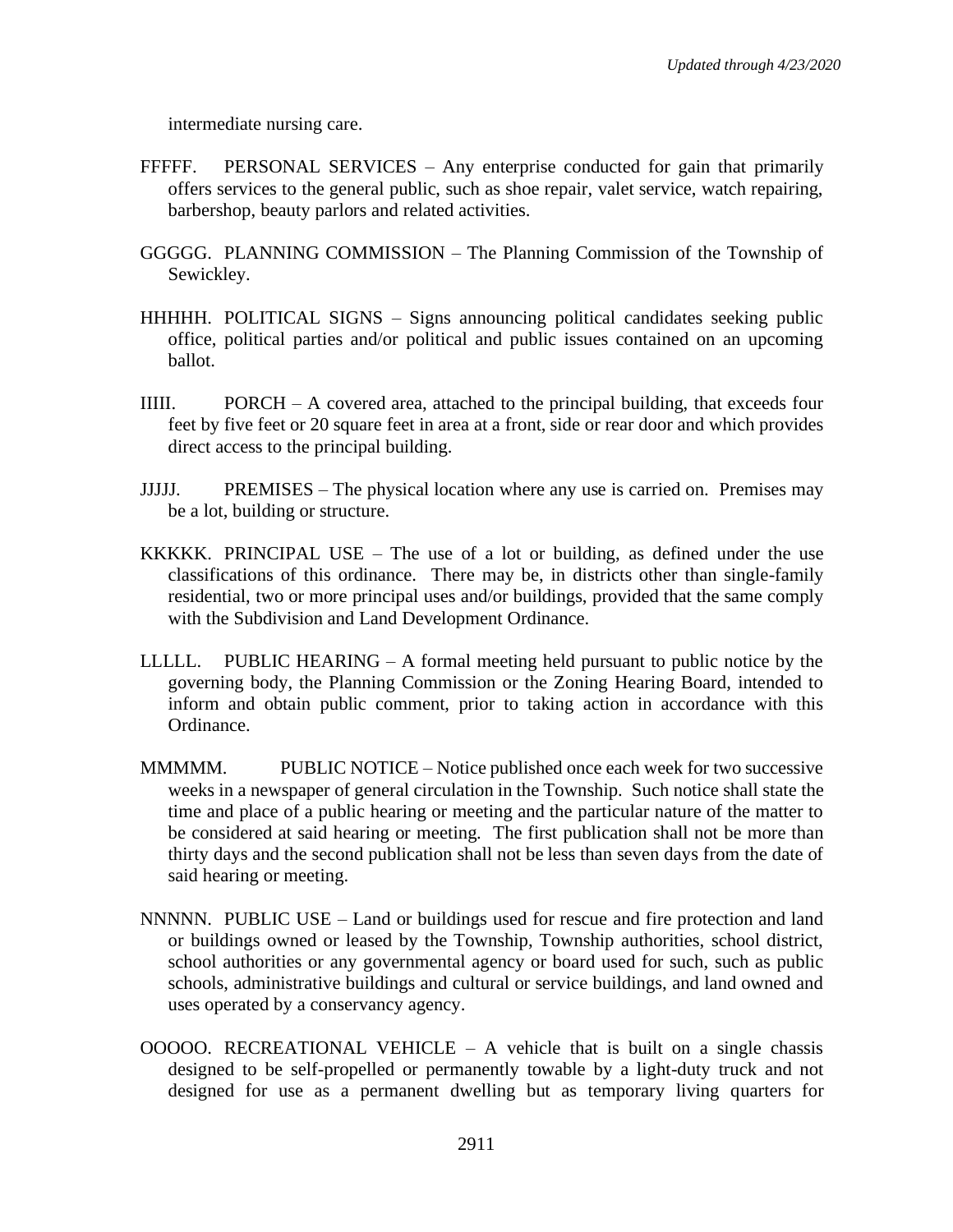intermediate nursing care.

FFFFF. PERSONAL SERVICES – Any enterprise conducted for gain that primarily offers services to the general public, such as shoe repair, valet service, watch repairing, barbershop, beauty parlors and related activities.

GGGGG. PLANNING COMMISSION – The Planning Commission of the Township of Sewickley.

HHHHH. POLITICAL SIGNS – Signs announcing political candidates seeking public office, political parties and/or political and public issues contained on an upcoming ballot.

IIIII. PORCH – A covered area, attached to the principal building, that exceeds four feet by five feet or 20 square feet in area at a front, side or rear door and which provides direct access to the principal building.

JJJJJ. PREMISES – The physical location where any use is carried on. Premises may be a lot, building or structure.

KKKKK. PRINCIPAL USE – The use of a lot or building, as defined under the use classifications of this ordinance. There may be, in districts other than single-family residential, two or more principal uses and/or buildings, provided that the same comply with the Subdivision and Land Development Ordinance.

LLLLL. PUBLIC HEARING – A formal meeting held pursuant to public notice by the governing body, the Planning Commission or the Zoning Hearing Board, intended to inform and obtain public comment, prior to taking action in accordance with this Ordinance.

MMMMM. PUBLIC NOTICE – Notice published once each week for two successive weeks in a newspaper of general circulation in the Township. Such notice shall state the time and place of a public hearing or meeting and the particular nature of the matter to be considered at said hearing or meeting. The first publication shall not be more than thirty days and the second publication shall not be less than seven days from the date of said hearing or meeting.

NNNNN. PUBLIC USE – Land or buildings used for rescue and fire protection and land or buildings owned or leased by the Township, Township authorities, school district, school authorities or any governmental agency or board used for such, such as public schools, administrative buildings and cultural or service buildings, and land owned and uses operated by a conservancy agency.

OOOOO. RECREATIONAL VEHICLE – A vehicle that is built on a single chassis designed to be self-propelled or permanently towable by a light-duty truck and not designed for use as a permanent dwelling but as temporary living quarters for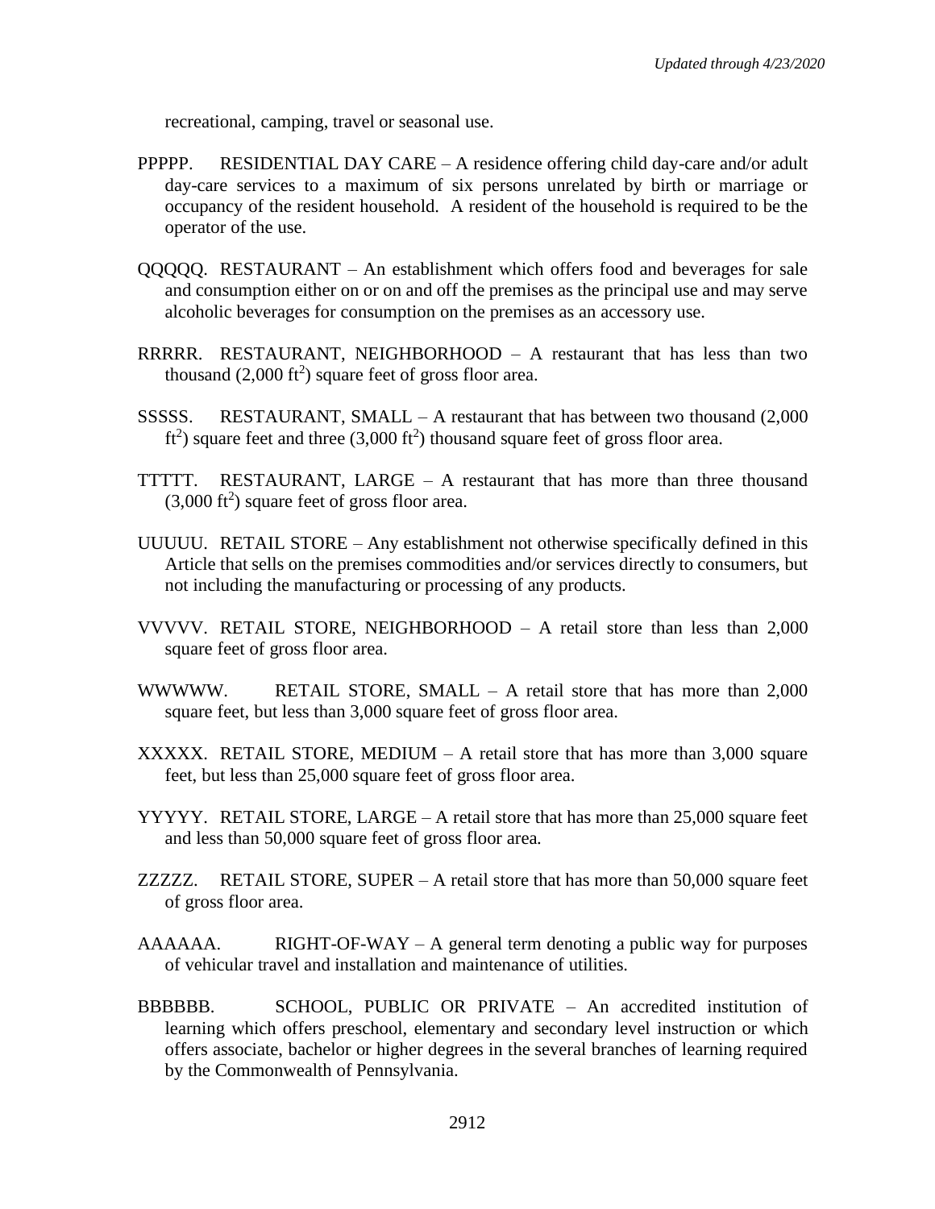recreational, camping, travel or seasonal use.

PPPPP. RESIDENTIAL DAY CARE – A residence offering child day-care and/or adult day-care services to a maximum of six persons unrelated by birth or marriage or occupancy of the resident household. A resident of the household is required to be the operator of the use.

QQQQQ. RESTAURANT – An establishment which offers food and beverages for sale and consumption either on or on and off the premises as the principal use and may serve alcoholic beverages for consumption on the premises as an accessory use.

RRRRR. RESTAURANT, NEIGHBORHOOD – A restaurant that has less than two thousand (2,000 $ft^2$) square feet of gross floor area.

SSSSS. RESTAURANT, SMALL – A restaurant that has between two thousand (2,000 $ft^2$) square feet and three (3,000 $ft^2$) thousand square feet of gross floor area.

TTTTT. RESTAURANT, LARGE – A restaurant that has more than three thousand (3,000 $ft^2$) square feet of gross floor area.

UUUUU. RETAIL STORE – Any establishment not otherwise specifically defined in this Article that sells on the premises commodities and/or services directly to consumers, but not including the manufacturing or processing of any products.

VVVVV. RETAIL STORE, NEIGHBORHOOD – A retail store than less than 2,000 square feet of gross floor area.

WWWWW. RETAIL STORE, SMALL – A retail store that has more than 2,000 square feet, but less than 3,000 square feet of gross floor area.

XXXXX. RETAIL STORE, MEDIUM – A retail store that has more than 3,000 square feet, but less than 25,000 square feet of gross floor area.

YYYYY. RETAIL STORE, LARGE – A retail store that has more than 25,000 square feet and less than 50,000 square feet of gross floor area.

ZZZZZ. RETAIL STORE, SUPER – A retail store that has more than 50,000 square feet of gross floor area.

AAAAAA. RIGHT-OF-WAY – A general term denoting a public way for purposes of vehicular travel and installation and maintenance of utilities.

BBBBBB. SCHOOL, PUBLIC OR PRIVATE – An accredited institution of learning which offers preschool, elementary and secondary level instruction or which offers associate, bachelor or higher degrees in the several branches of learning required by the Commonwealth of Pennsylvania.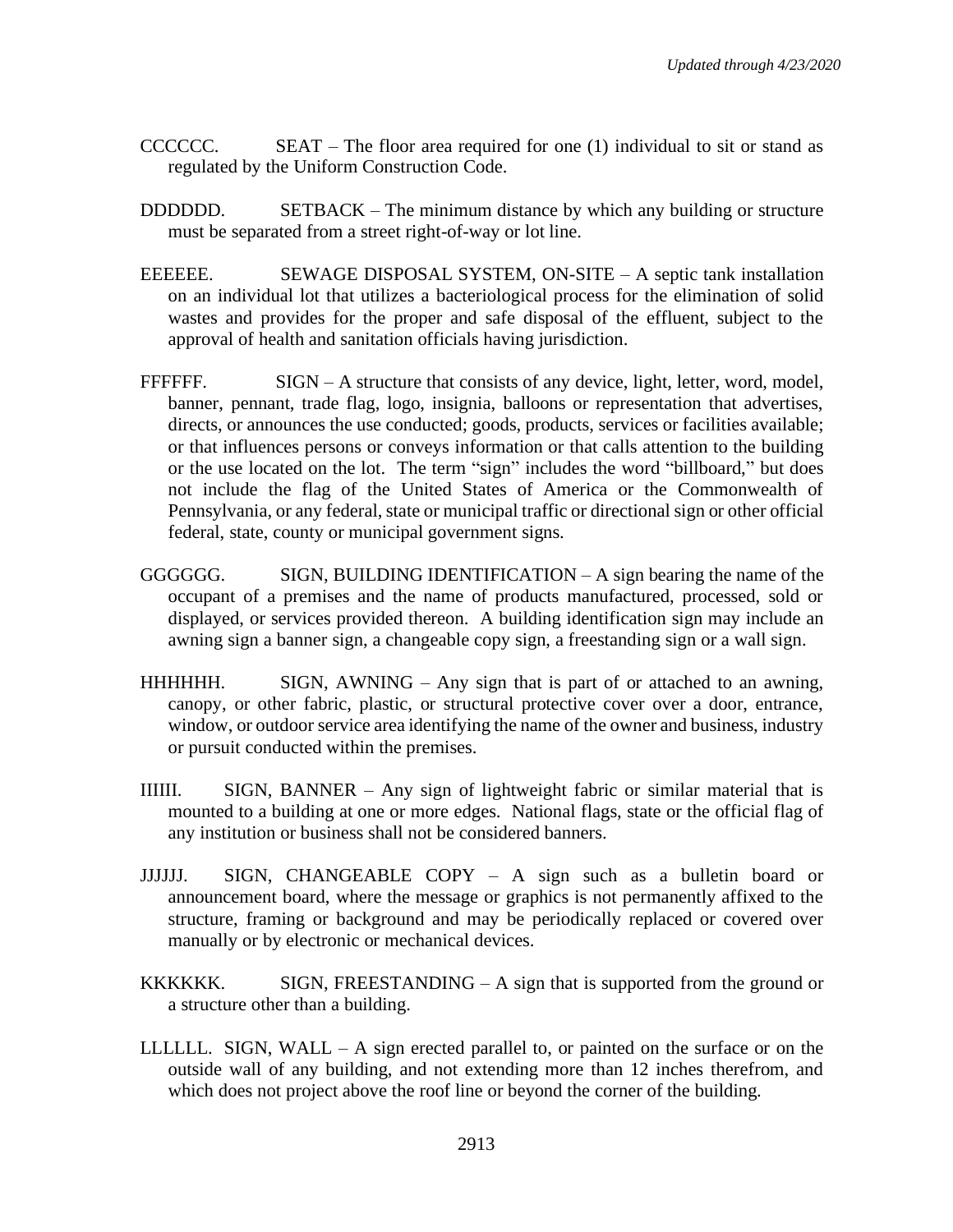CCCCCC. SEAT – The floor area required for one (1) individual to sit or stand as regulated by the Uniform Construction Code.

DDDDDD. SETBACK – The minimum distance by which any building or structure must be separated from a street right-of-way or lot line.

EEEEEE. SEWAGE DISPOSAL SYSTEM, ON-SITE – A septic tank installation on an individual lot that utilizes a bacteriological process for the elimination of solid wastes and provides for the proper and safe disposal of the effluent, subject to the approval of health and sanitation officials having jurisdiction.

FFFFFF. SIGN – A structure that consists of any device, light, letter, word, model, banner, pennant, trade flag, logo, insignia, balloons or representation that advertises, directs, or announces the use conducted; goods, products, services or facilities available; or that influences persons or conveys information or that calls attention to the building or the use located on the lot. The term "sign" includes the word "billboard," but does not include the flag of the United States of America or the Commonwealth of Pennsylvania, or any federal, state or municipal traffic or directional sign or other official federal, state, county or municipal government signs.

GGGGGG. SIGN, BUILDING IDENTIFICATION – A sign bearing the name of the occupant of a premises and the name of products manufactured, processed, sold or displayed, or services provided thereon. A building identification sign may include an awning sign a banner sign, a changeable copy sign, a freestanding sign or a wall sign.

HHHHHH. SIGN, AWNING – Any sign that is part of or attached to an awning, canopy, or other fabric, plastic, or structural protective cover over a door, entrance, window, or outdoor service area identifying the name of the owner and business, industry or pursuit conducted within the premises.

IIIIII. SIGN, BANNER – Any sign of lightweight fabric or similar material that is mounted to a building at one or more edges. National flags, state or the official flag of any institution or business shall not be considered banners.

JJJJJJ. SIGN, CHANGEABLE COPY – A sign such as a bulletin board or announcement board, where the message or graphics is not permanently affixed to the structure, framing or background and may be periodically replaced or covered over manually or by electronic or mechanical devices.

KKKKKK. SIGN, FREESTANDING – A sign that is supported from the ground or a structure other than a building.

LLLLLL. SIGN, WALL – A sign erected parallel to, or painted on the surface or on the outside wall of any building, and not extending more than 12 inches therefrom, and which does not project above the roof line or beyond the corner of the building.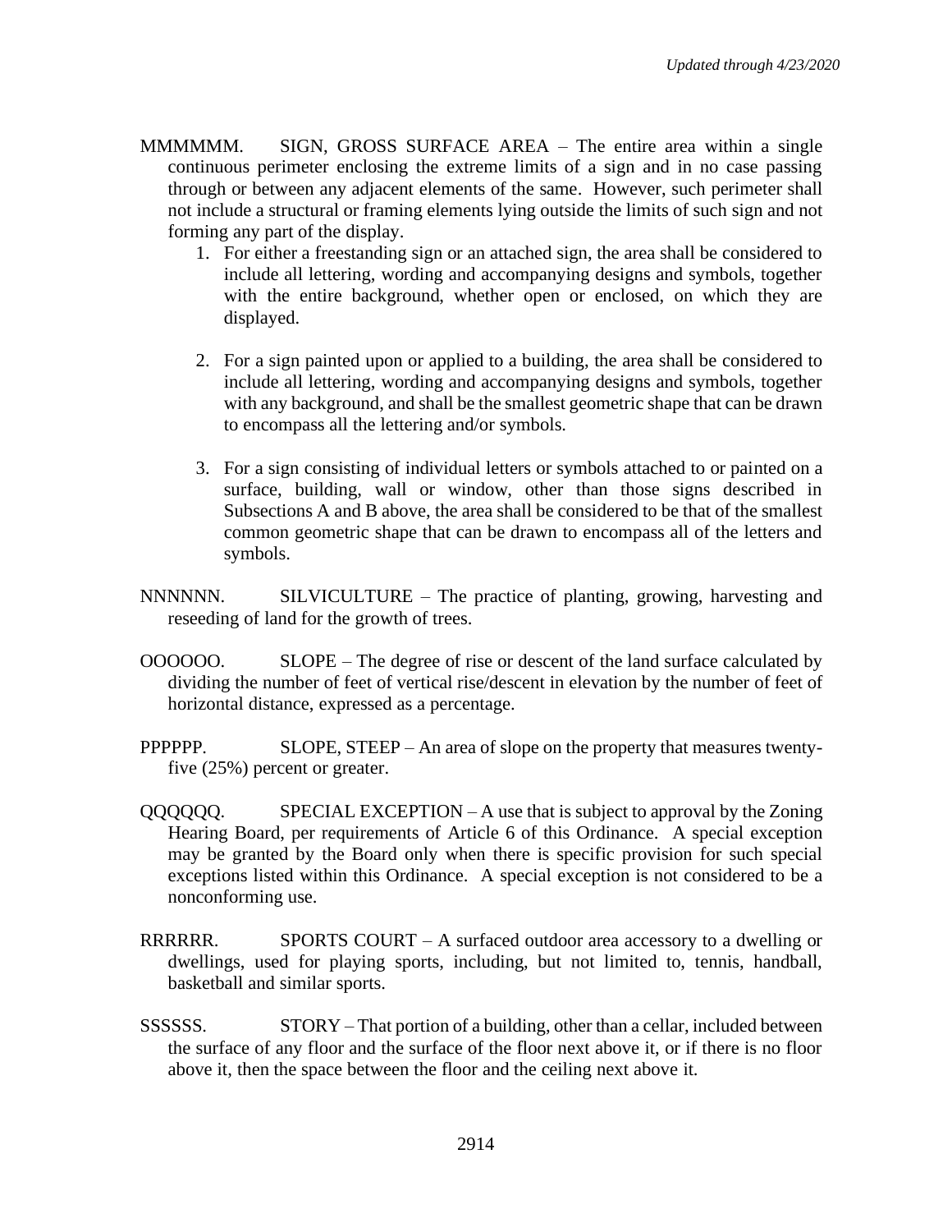MMMMMM. SIGN, GROSS SURFACE AREA – The entire area within a single continuous perimeter enclosing the extreme limits of a sign and in no case passing through or between any adjacent elements of the same. However, such perimeter shall not include a structural or framing elements lying outside the limits of such sign and not forming any part of the display.

1. For either a freestanding sign or an attached sign, the area shall be considered to include all lettering, wording and accompanying designs and symbols, together with the entire background, whether open or enclosed, on which they are displayed.

2. For a sign painted upon or applied to a building, the area shall be considered to include all lettering, wording and accompanying designs and symbols, together with any background, and shall be the smallest geometric shape that can be drawn to encompass all the lettering and/or symbols.

3. For a sign consisting of individual letters or symbols attached to or painted on a surface, building, wall or window, other than those signs described in Subsections A and B above, the area shall be considered to be that of the smallest common geometric shape that can be drawn to encompass all of the letters and symbols.

NNNNNN. SILVICULTURE – The practice of planting, growing, harvesting and reseeding of land for the growth of trees.

OOOOOO. SLOPE – The degree of rise or descent of the land surface calculated by dividing the number of feet of vertical rise/descent in elevation by the number of feet of horizontal distance, expressed as a percentage.

PPPPPP. SLOPE, STEEP – An area of slope on the property that measures twenty-five (25%) percent or greater.

QQQQQQ. SPECIAL EXCEPTION – A use that is subject to approval by the Zoning Hearing Board, per requirements of Article 6 of this Ordinance. A special exception may be granted by the Board only when there is specific provision for such special exceptions listed within this Ordinance. A special exception is not considered to be a nonconforming use.

RRRRRR. SPORTS COURT – A surfaced outdoor area accessory to a dwelling or dwellings, used for playing sports, including, but not limited to, tennis, handball, basketball and similar sports.

SSSSSS. STORY – That portion of a building, other than a cellar, included between the surface of any floor and the surface of the floor next above it, or if there is no floor above it, then the space between the floor and the ceiling next above it.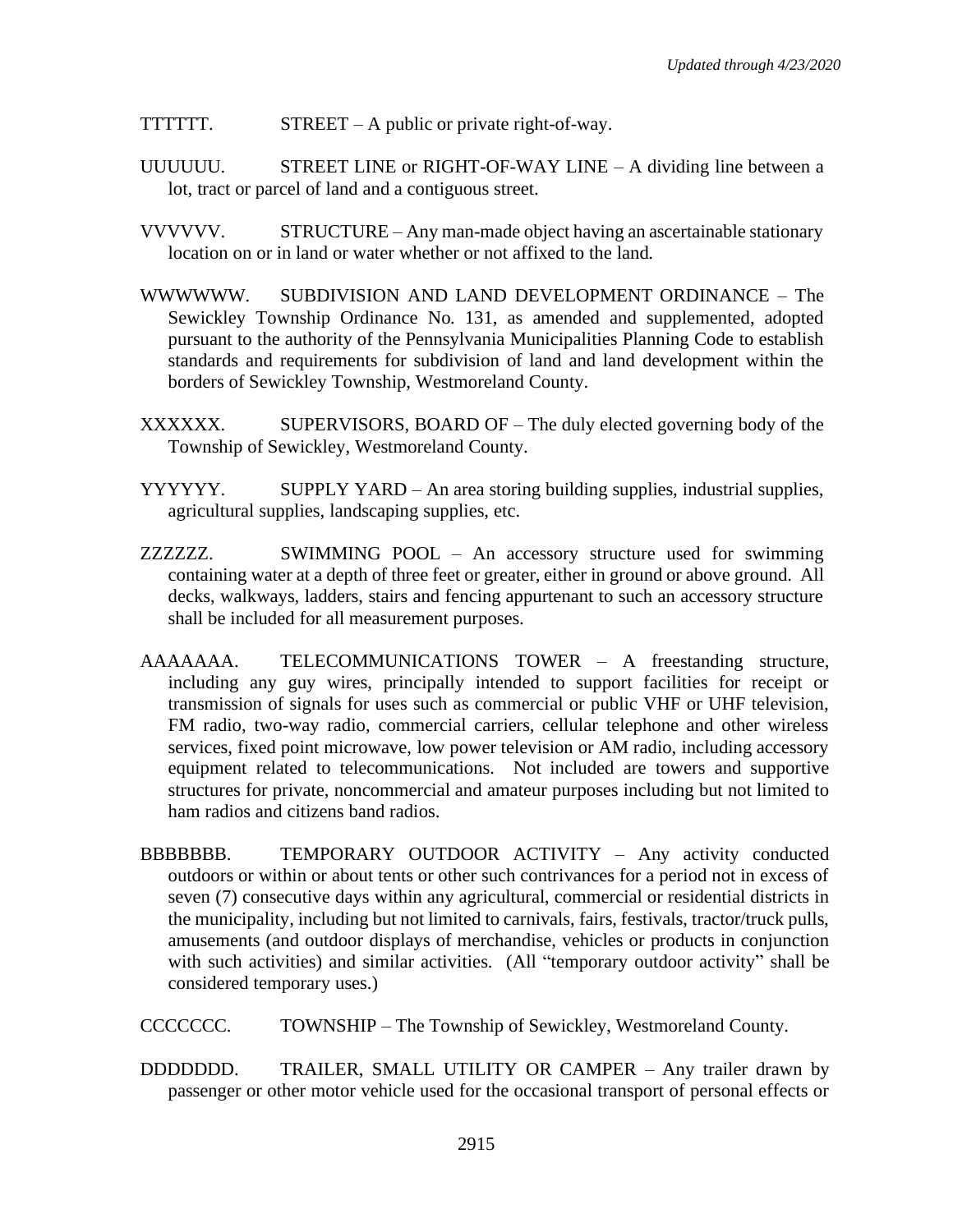TTTTTT. STREET – A public or private right-of-way.

UUUUUU. STREET LINE or RIGHT-OF-WAY LINE – A dividing line between a lot, tract or parcel of land and a contiguous street.

VVVVVV. STRUCTURE – Any man-made object having an ascertainable stationary location on or in land or water whether or not affixed to the land.

WWWWWW. SUBDIVISION AND LAND DEVELOPMENT ORDINANCE – The Sewickley Township Ordinance No. 131, as amended and supplemented, adopted pursuant to the authority of the Pennsylvania Municipalities Planning Code to establish standards and requirements for subdivision of land and land development within the borders of Sewickley Township, Westmoreland County.

XXXXXX. SUPERVISORS, BOARD OF – The duly elected governing body of the Township of Sewickley, Westmoreland County.

YYYYYY. SUPPLY YARD – An area storing building supplies, industrial supplies, agricultural supplies, landscaping supplies, etc.

ZZZZZZ. SWIMMING POOL – An accessory structure used for swimming containing water at a depth of three feet or greater, either in ground or above ground. All decks, walkways, ladders, stairs and fencing appurtenant to such an accessory structure shall be included for all measurement purposes.

AAAAAAA. TELECOMMUNICATIONS TOWER – A freestanding structure, including any guy wires, principally intended to support facilities for receipt or transmission of signals for uses such as commercial or public VHF or UHF television, FM radio, two-way radio, commercial carriers, cellular telephone and other wireless services, fixed point microwave, low power television or AM radio, including accessory equipment related to telecommunications. Not included are towers and supportive structures for private, noncommercial and amateur purposes including but not limited to ham radios and citizens band radios.

BBBBBBB. TEMPORARY OUTDOOR ACTIVITY – Any activity conducted outdoors or within or about tents or other such contrivances for a period not in excess of seven (7) consecutive days within any agricultural, commercial or residential districts in the municipality, including but not limited to carnivals, fairs, festivals, tractor/truck pulls, amusements (and outdoor displays of merchandise, vehicles or products in conjunction with such activities) and similar activities. (All "temporary outdoor activity" shall be considered temporary uses.)

CCCCCCC. TOWNSHIP – The Township of Sewickley, Westmoreland County.

DDDDDDD. TRAILER, SMALL UTILITY OR CAMPER – Any trailer drawn by passenger or other motor vehicle used for the occasional transport of personal effects or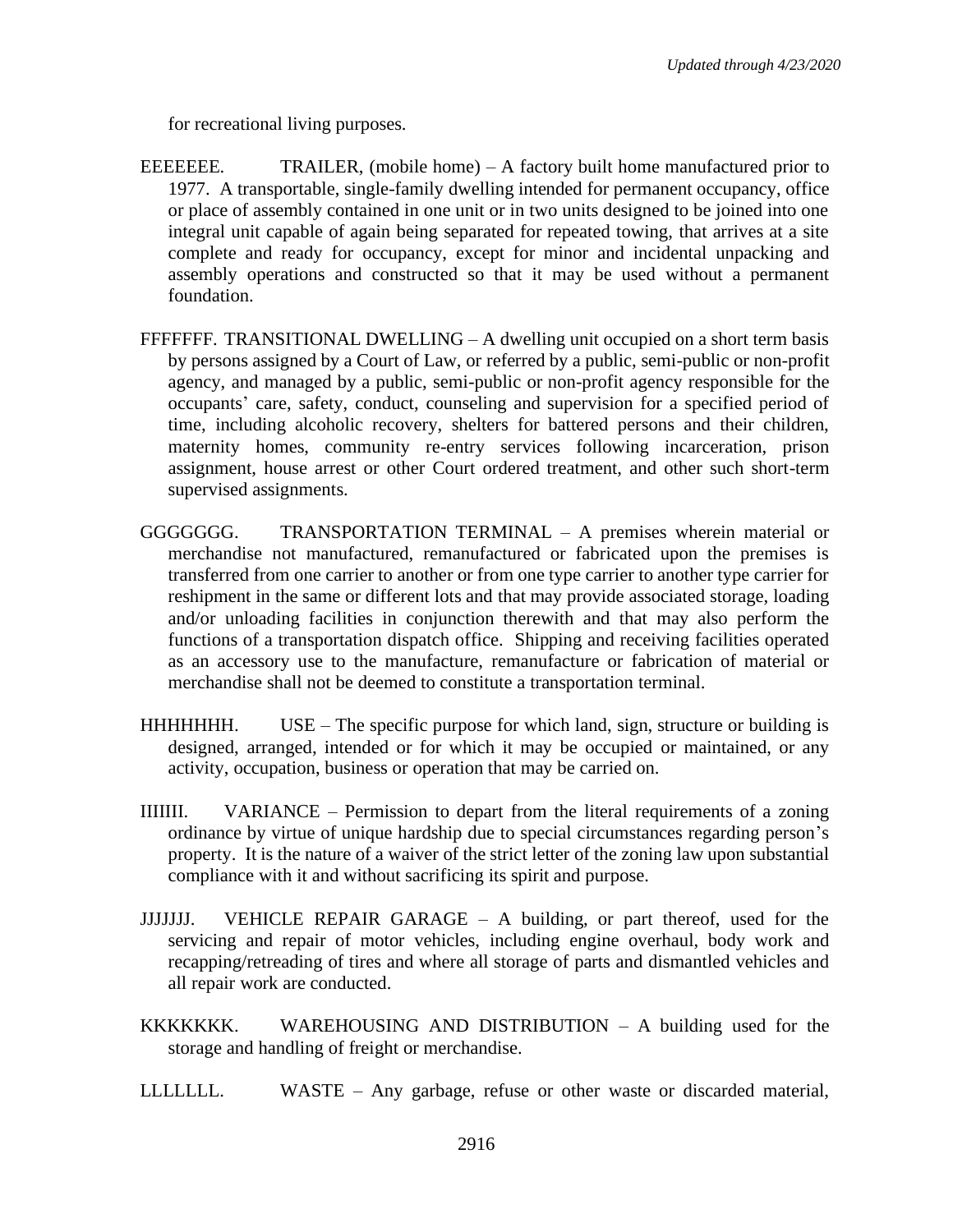for recreational living purposes.

EEEEEEE. TRAILER, (mobile home) – A factory built home manufactured prior to 1977. A transportable, single-family dwelling intended for permanent occupancy, office or place of assembly contained in one unit or in two units designed to be joined into one integral unit capable of again being separated for repeated towing, that arrives at a site complete and ready for occupancy, except for minor and incidental unpacking and assembly operations and constructed so that it may be used without a permanent foundation.

FFFFFFF. TRANSITIONAL DWELLING – A dwelling unit occupied on a short term basis by persons assigned by a Court of Law, or referred by a public, semi-public or non-profit agency, and managed by a public, semi-public or non-profit agency responsible for the occupants' care, safety, conduct, counseling and supervision for a specified period of time, including alcoholic recovery, shelters for battered persons and their children, maternity homes, community re-entry services following incarceration, prison assignment, house arrest or other Court ordered treatment, and other such short-term supervised assignments.

GGGGGGG. TRANSPORTATION TERMINAL – A premises wherein material or merchandise not manufactured, remanufactured or fabricated upon the premises is transferred from one carrier to another or from one type carrier to another type carrier for reshipment in the same or different lots and that may provide associated storage, loading and/or unloading facilities in conjunction therewith and that may also perform the functions of a transportation dispatch office. Shipping and receiving facilities operated as an accessory use to the manufacture, remanufacture or fabrication of material or merchandise shall not be deemed to constitute a transportation terminal.

HHHHHHH. USE – The specific purpose for which land, sign, structure or building is designed, arranged, intended or for which it may be occupied or maintained, or any activity, occupation, business or operation that may be carried on.

IIIIIII. VARIANCE – Permission to depart from the literal requirements of a zoning ordinance by virtue of unique hardship due to special circumstances regarding person's property. It is the nature of a waiver of the strict letter of the zoning law upon substantial compliance with it and without sacrificing its spirit and purpose.

JJJJJJJ. VEHICLE REPAIR GARAGE – A building, or part thereof, used for the servicing and repair of motor vehicles, including engine overhaul, body work and recapping/retreading of tires and where all storage of parts and dismantled vehicles and all repair work are conducted.

KKKKKKK. WAREHOUSING AND DISTRIBUTION – A building used for the storage and handling of freight or merchandise.

LLLLLLL. WASTE – Any garbage, refuse or other waste or discarded material,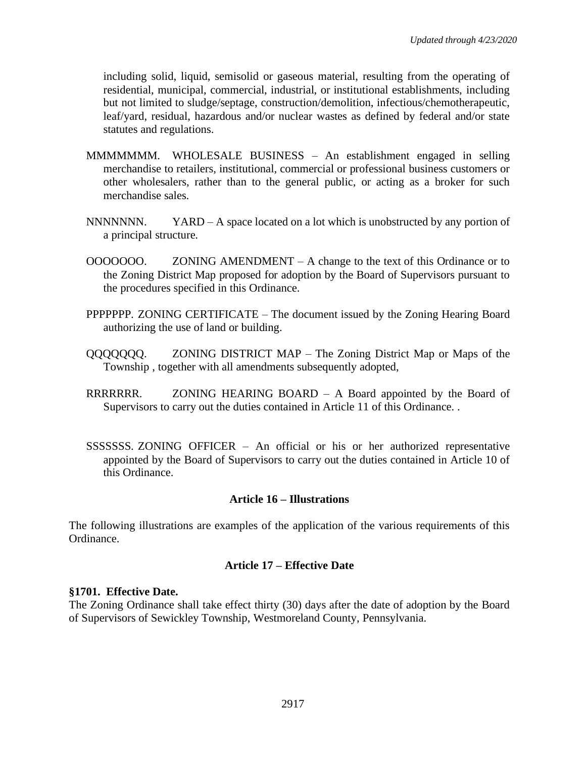including solid, liquid, semisolid or gaseous material, resulting from the operating of residential, municipal, commercial, industrial, or institutional establishments, including but not limited to sludge/septage, construction/demolition, infectious/chemotherapeutic, leaf/yard, residual, hazardous and/or nuclear wastes as defined by federal and/or state statutes and regulations.

MMMMMMM. WHOLESALE BUSINESS – An establishment engaged in selling merchandise to retailers, institutional, commercial or professional business customers or other wholesalers, rather than to the general public, or acting as a broker for such merchandise sales.

NNNNNNN. YARD – A space located on a lot which is unobstructed by any portion of a principal structure.

OOOOOOO. ZONING AMENDMENT – A change to the text of this Ordinance or to the Zoning District Map proposed for adoption by the Board of Supervisors pursuant to the procedures specified in this Ordinance.

PPPPPPP. ZONING CERTIFICATE – The document issued by the Zoning Hearing Board authorizing the use of land or building.

QQQQQQQ. ZONING DISTRICT MAP – The Zoning District Map or Maps of the Township , together with all amendments subsequently adopted,

RRRRRRR. ZONING HEARING BOARD – A Board appointed by the Board of Supervisors to carry out the duties contained in Article 11 of this Ordinance. .

SSSSSSS. ZONING OFFICER – An official or his or her authorized representative appointed by the Board of Supervisors to carry out the duties contained in Article 10 of this Ordinance.

## Article 16 – Illustrations

The following illustrations are examples of the application of the various requirements of this Ordinance.

## Article 17 – Effective Date

**§1701. Effective Date.**
The Zoning Ordinance shall take effect thirty (30) days after the date of adoption by the Board of Supervisors of Sewickley Township, Westmoreland County, Pennsylvania.